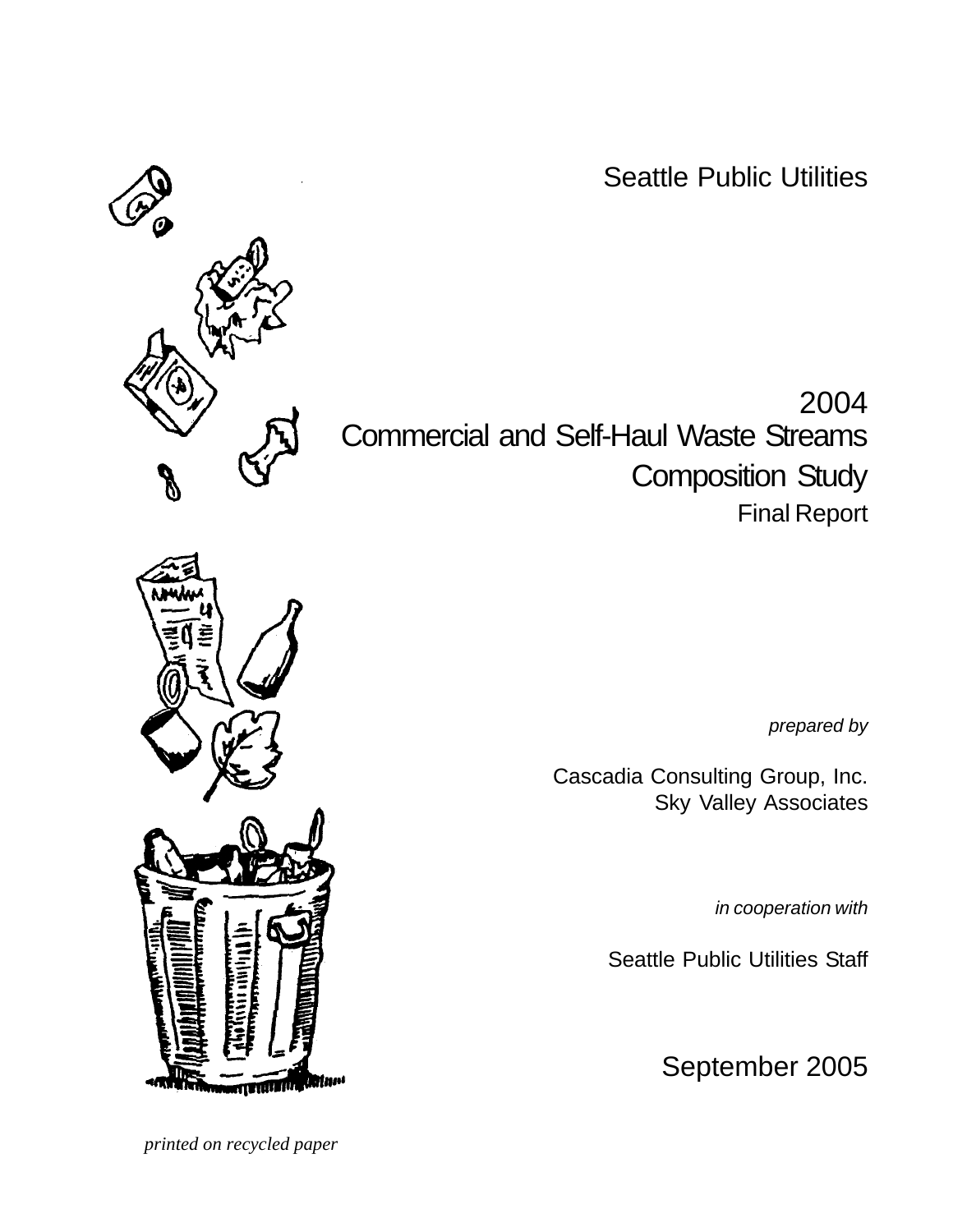Seattle Public Utilities

# 2004 Commercial and Self-Haul Waste Streams Composition Study

## Final Report

*prepared by*

Cascadia Consulting Group, Inc.
Sky Valley Associates

*in cooperation with*

Seattle Public Utilities Staff

September 2005

*printed on recycled paper*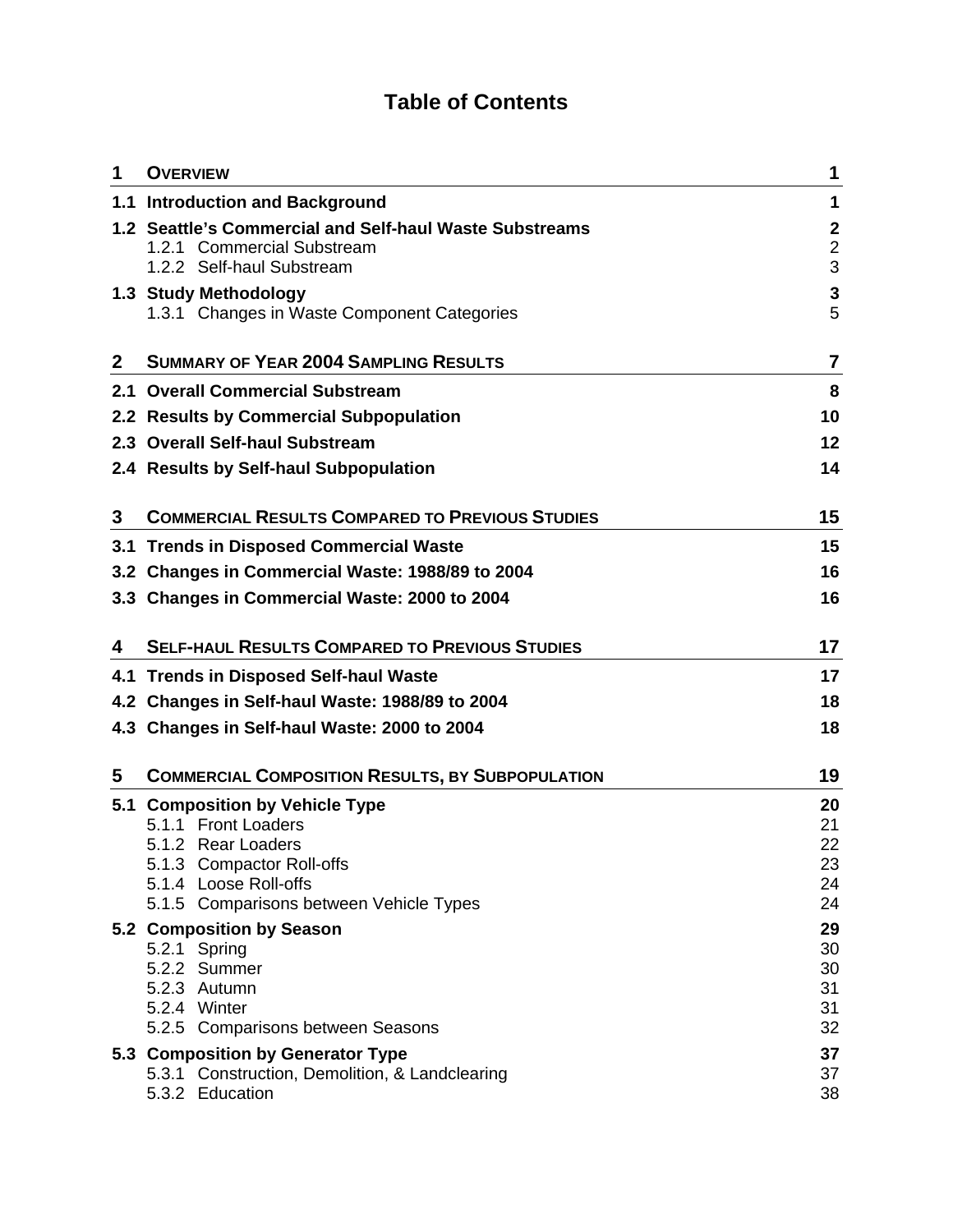# Table of Contents

| | | |
|---|---|---|
| **1** | **OVERVIEW** | **1** |
| **1.1** | **Introduction and Background** | **1** |
| **1.2** | **Seattle's Commercial and Self-haul Waste Substreams** | **2** |
| | 1.2.1 Commercial Substream | 2 |
| | 1.2.2 Self-haul Substream | 3 |
| **1.3** | **Study Methodology** | **3** |
| | 1.3.1 Changes in Waste Component Categories | 5 |
| **2** | **SUMMARY OF YEAR 2004 SAMPLING RESULTS** | **7** |
| **2.1** | **Overall Commercial Substream** | **8** |
| **2.2** | **Results by Commercial Subpopulation** | **10** |
| **2.3** | **Overall Self-haul Substream** | **12** |
| **2.4** | **Results by Self-haul Subpopulation** | **14** |
| **3** | **COMMERCIAL RESULTS COMPARED TO PREVIOUS STUDIES** | **15** |
| **3.1** | **Trends in Disposed Commercial Waste** | **15** |
| **3.2** | **Changes in Commercial Waste: 1988/89 to 2004** | **16** |
| **3.3** | **Changes in Commercial Waste: 2000 to 2004** | **16** |
| **4** | **SELF-HAUL RESULTS COMPARED TO PREVIOUS STUDIES** | **17** |
| **4.1** | **Trends in Disposed Self-haul Waste** | **17** |
| **4.2** | **Changes in Self-haul Waste: 1988/89 to 2004** | **18** |
| **4.3** | **Changes in Self-haul Waste: 2000 to 2004** | **18** |
| **5** | **COMMERCIAL COMPOSITION RESULTS, BY SUBPOPULATION** | **19** |
| **5.1** | **Composition by Vehicle Type** | **20** |
| | 5.1.1 Front Loaders | 21 |
| | 5.1.2 Rear Loaders | 22 |
| | 5.1.3 Compactor Roll-offs | 23 |
| | 5.1.4 Loose Roll-offs | 24 |
| | 5.1.5 Comparisons between Vehicle Types | 24 |
| **5.2** | **Composition by Season** | **29** |
| | 5.2.1 Spring | 30 |
| | 5.2.2 Summer | 30 |
| | 5.2.3 Autumn | 31 |
| | 5.2.4 Winter | 31 |
| | 5.2.5 Comparisons between Seasons | 32 |
| **5.3** | **Composition by Generator Type** | **37** |
| | 5.3.1 Construction, Demolition, & Landclearing | 37 |
| | 5.3.2 Education | 38 |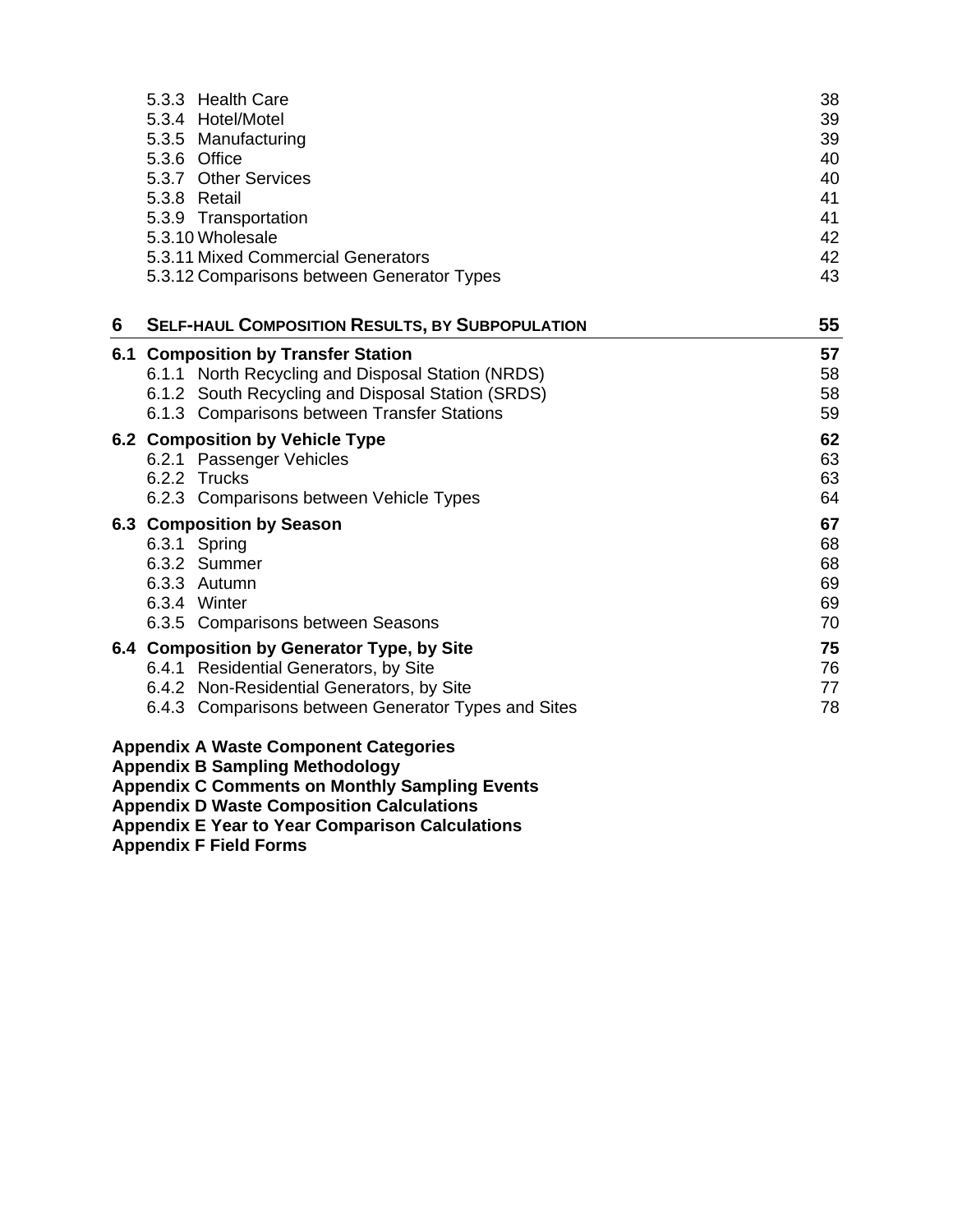| | | |
|---|---|---|
| | 5.3.3 Health Care | 38 |
| | 5.3.4 Hotel/Motel | 39 |
| | 5.3.5 Manufacturing | 39 |
| | 5.3.6 Office | 40 |
| | 5.3.7 Other Services | 40 |
| | 5.3.8 Retail | 41 |
| | 5.3.9 Transportation | 41 |
| | 5.3.10 Wholesale | 42 |
| | 5.3.11 Mixed Commercial Generators | 42 |
| | 5.3.12 Comparisons between Generator Types | 43 |
| **6** | **SELF-HAUL COMPOSITION RESULTS, BY SUBPOPULATION** | **55** |
| **6.1** | **Composition by Transfer Station** | **57** |
| | 6.1.1 North Recycling and Disposal Station (NRDS) | 58 |
| | 6.1.2 South Recycling and Disposal Station (SRDS) | 58 |
| | 6.1.3 Comparisons between Transfer Stations | 59 |
| **6.2** | **Composition by Vehicle Type** | **62** |
| | 6.2.1 Passenger Vehicles | 63 |
| | 6.2.2 Trucks | 63 |
| | 6.2.3 Comparisons between Vehicle Types | 64 |
| **6.3** | **Composition by Season** | **67** |
| | 6.3.1 Spring | 68 |
| | 6.3.2 Summer | 68 |
| | 6.3.3 Autumn | 69 |
| | 6.3.4 Winter | 69 |
| | 6.3.5 Comparisons between Seasons | 70 |
| **6.4** | **Composition by Generator Type, by Site** | **75** |
| | 6.4.1 Residential Generators, by Site | 76 |
| | 6.4.2 Non-Residential Generators, by Site | 77 |
| | 6.4.3 Comparisons between Generator Types and Sites | 78 |

**Appendix A Waste Component Categories**
**Appendix B Sampling Methodology**
**Appendix C Comments on Monthly Sampling Events**
**Appendix D Waste Composition Calculations**
**Appendix E Year to Year Comparison Calculations**
**Appendix F Field Forms**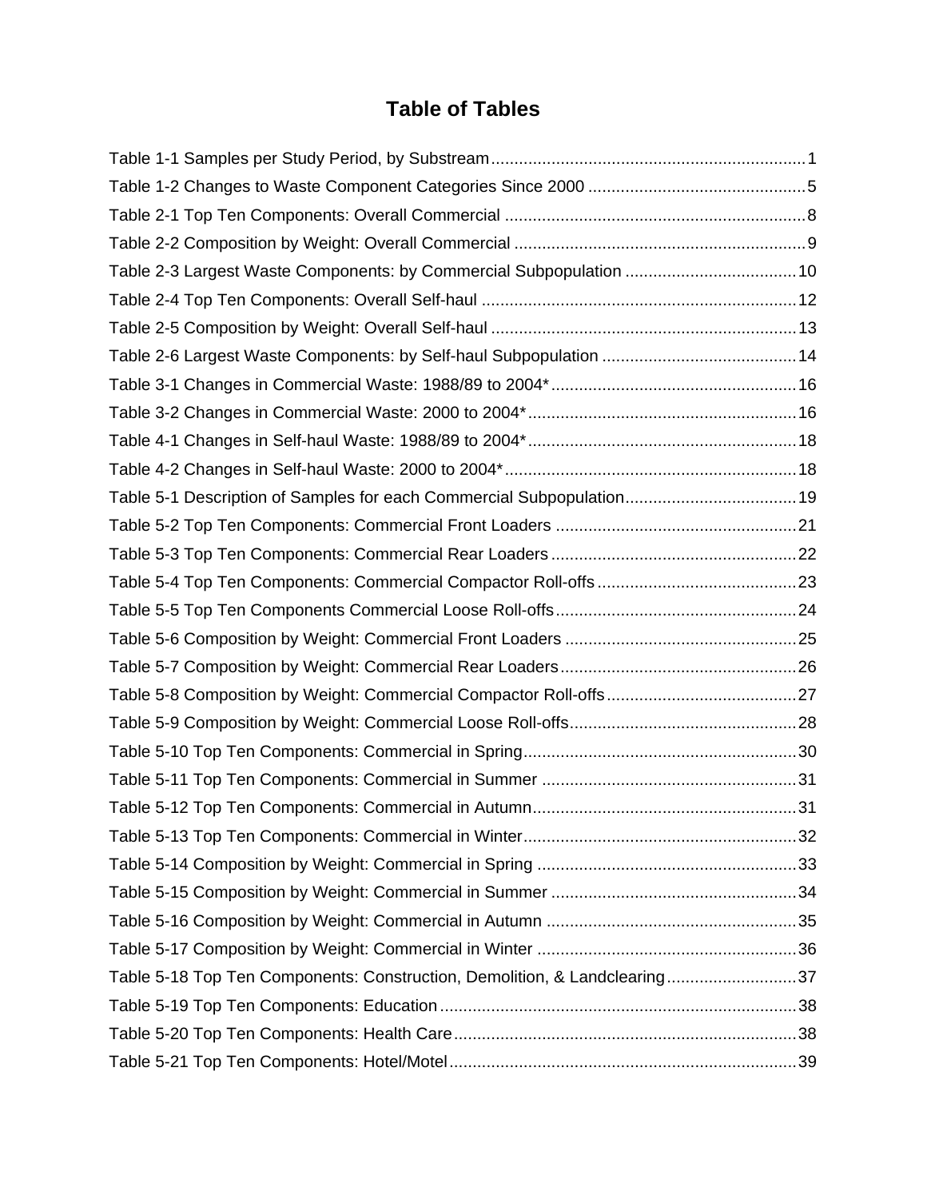# Table of Tables

Table 1-1 Samples per Study Period, by Substream .......... 1
Table 1-2 Changes to Waste Component Categories Since 2000 .......... 5
Table 2-1 Top Ten Components: Overall Commercial .......... 8
Table 2-2 Composition by Weight: Overall Commercial .......... 9
Table 2-3 Largest Waste Components: by Commercial Subpopulation .......... 10
Table 2-4 Top Ten Components: Overall Self-haul .......... 12
Table 2-5 Composition by Weight: Overall Self-haul .......... 13
Table 2-6 Largest Waste Components: by Self-haul Subpopulation .......... 14
Table 3-1 Changes in Commercial Waste: 1988/89 to 2004* .......... 16
Table 3-2 Changes in Commercial Waste: 2000 to 2004* .......... 16
Table 4-1 Changes in Self-haul Waste: 1988/89 to 2004* .......... 18
Table 4-2 Changes in Self-haul Waste: 2000 to 2004* .......... 18
Table 5-1 Description of Samples for each Commercial Subpopulation .......... 19
Table 5-2 Top Ten Components: Commercial Front Loaders .......... 21
Table 5-3 Top Ten Components: Commercial Rear Loaders .......... 22
Table 5-4 Top Ten Components: Commercial Compactor Roll-offs .......... 23
Table 5-5 Top Ten Components Commercial Loose Roll-offs .......... 24
Table 5-6 Composition by Weight: Commercial Front Loaders .......... 25
Table 5-7 Composition by Weight: Commercial Rear Loaders .......... 26
Table 5-8 Composition by Weight: Commercial Compactor Roll-offs .......... 27
Table 5-9 Composition by Weight: Commercial Loose Roll-offs .......... 28
Table 5-10 Top Ten Components: Commercial in Spring .......... 30
Table 5-11 Top Ten Components: Commercial in Summer .......... 31
Table 5-12 Top Ten Components: Commercial in Autumn .......... 31
Table 5-13 Top Ten Components: Commercial in Winter .......... 32
Table 5-14 Composition by Weight: Commercial in Spring .......... 33
Table 5-15 Composition by Weight: Commercial in Summer .......... 34
Table 5-16 Composition by Weight: Commercial in Autumn .......... 35
Table 5-17 Composition by Weight: Commercial in Winter .......... 36
Table 5-18 Top Ten Components: Construction, Demolition, & Landclearing .......... 37
Table 5-19 Top Ten Components: Education .......... 38
Table 5-20 Top Ten Components: Health Care .......... 38
Table 5-21 Top Ten Components: Hotel/Motel .......... 39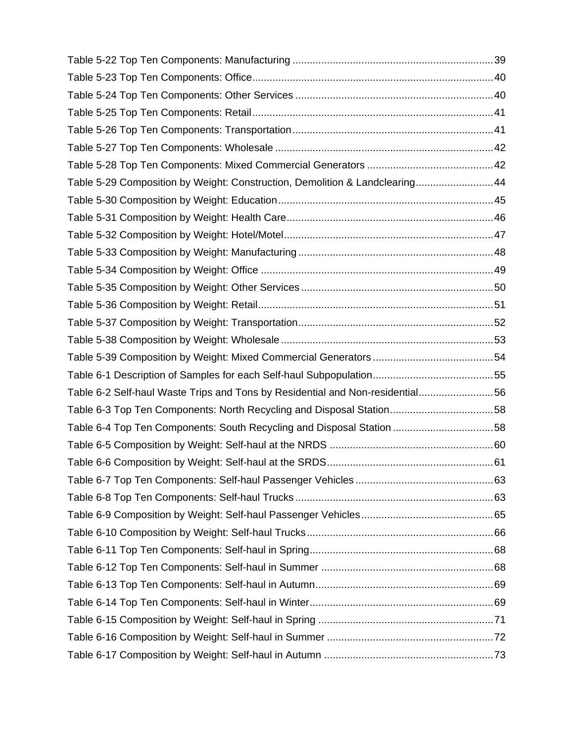Table 5-22 Top Ten Components: Manufacturing ....................................................................39

Table 5-23 Top Ten Components: Office....................................................................................40

Table 5-24 Top Ten Components: Other Services ....................................................................40

Table 5-25 Top Ten Components: Retail....................................................................................41

Table 5-26 Top Ten Components: Transportation.....................................................................41

Table 5-27 Top Ten Components: Wholesale ...........................................................................42

Table 5-28 Top Ten Components: Mixed Commercial Generators ...........................................42

Table 5-29 Composition by Weight: Construction, Demolition & Landclearing..........................44

Table 5-30 Composition by Weight: Education..........................................................................45

Table 5-31 Composition by Weight: Health Care.......................................................................46

Table 5-32 Composition by Weight: Hotel/Motel........................................................................47

Table 5-33 Composition by Weight: Manufacturing ...................................................................48

Table 5-34 Composition by Weight: Office ................................................................................49

Table 5-35 Composition by Weight: Other Services ..................................................................50

Table 5-36 Composition by Weight: Retail.................................................................................51

Table 5-37 Composition by Weight: Transportation...................................................................52

Table 5-38 Composition by Weight: Wholesale .........................................................................53

Table 5-39 Composition by Weight: Mixed Commercial Generators ..........................................54

Table 6-1 Description of Samples for each Self-haul Subpopulation..........................................55

Table 6-2 Self-haul Waste Trips and Tons by Residential and Non-residential..........................56

Table 6-3 Top Ten Components: North Recycling and Disposal Station....................................58

Table 6-4 Top Ten Components: South Recycling and Disposal Station ...................................58

Table 6-5 Composition by Weight: Self-haul at the NRDS .........................................................60

Table 6-6 Composition by Weight: Self-haul at the SRDS..........................................................61

Table 6-7 Top Ten Components: Self-haul Passenger Vehicles ................................................63

Table 6-8 Top Ten Components: Self-haul Trucks .....................................................................63

Table 6-9 Composition by Weight: Self-haul Passenger Vehicles ..............................................65

Table 6-10 Composition by Weight: Self-haul Trucks.................................................................66

Table 6-11 Top Ten Components: Self-haul in Spring................................................................68

Table 6-12 Top Ten Components: Self-haul in Summer ............................................................68

Table 6-13 Top Ten Components: Self-haul in Autumn..............................................................69

Table 6-14 Top Ten Components: Self-haul in Winter................................................................69

Table 6-15 Composition by Weight: Self-haul in Spring .............................................................71

Table 6-16 Composition by Weight: Self-haul in Summer ..........................................................72

Table 6-17 Composition by Weight: Self-haul in Autumn ...........................................................73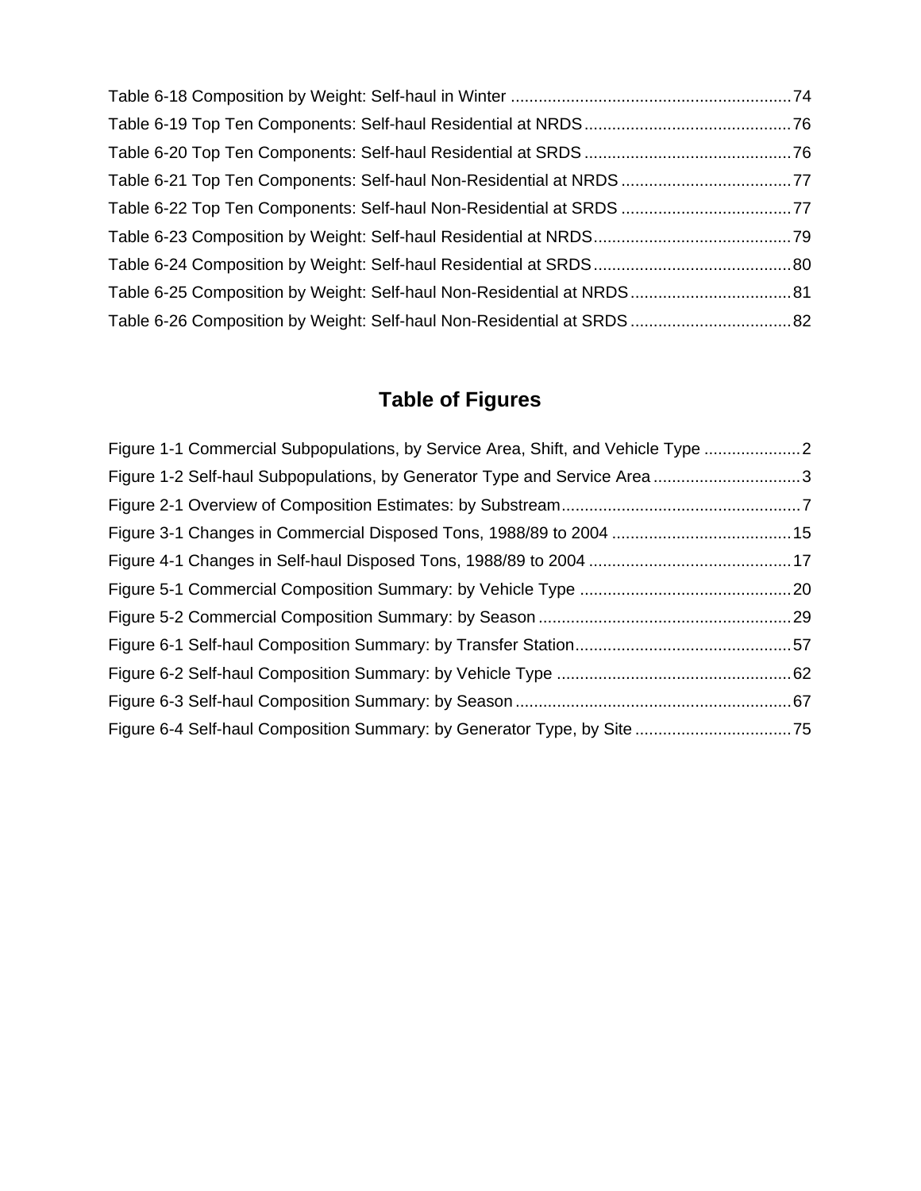Table 6-18 Composition by Weight: Self-haul in Winter ............................................................74

Table 6-19 Top Ten Components: Self-haul Residential at NRDS............................................76

Table 6-20 Top Ten Components: Self-haul Residential at SRDS ............................................76

Table 6-21 Top Ten Components: Self-haul Non-Residential at NRDS ....................................77

Table 6-22 Top Ten Components: Self-haul Non-Residential at SRDS ....................................77

Table 6-23 Composition by Weight: Self-haul Residential at NRDS..........................................79

Table 6-24 Composition by Weight: Self-haul Residential at SRDS..........................................80

Table 6-25 Composition by Weight: Self-haul Non-Residential at NRDS..................................81

Table 6-26 Composition by Weight: Self-haul Non-Residential at SRDS ..................................82

## Table of Figures

Figure 1-1 Commercial Subpopulations, by Service Area, Shift, and Vehicle Type .....................2

Figure 1-2 Self-haul Subpopulations, by Generator Type and Service Area ................................3

Figure 2-1 Overview of Composition Estimates: by Substream....................................................7

Figure 3-1 Changes in Commercial Disposed Tons, 1988/89 to 2004 .......................................15

Figure 4-1 Changes in Self-haul Disposed Tons, 1988/89 to 2004 ............................................17

Figure 5-1 Commercial Composition Summary: by Vehicle Type .............................................20

Figure 5-2 Commercial Composition Summary: by Season .......................................................29

Figure 6-1 Self-haul Composition Summary: by Transfer Station...............................................57

Figure 6-2 Self-haul Composition Summary: by Vehicle Type ...................................................62

Figure 6-3 Self-haul Composition Summary: by Season ............................................................67

Figure 6-4 Self-haul Composition Summary: by Generator Type, by Site ..................................75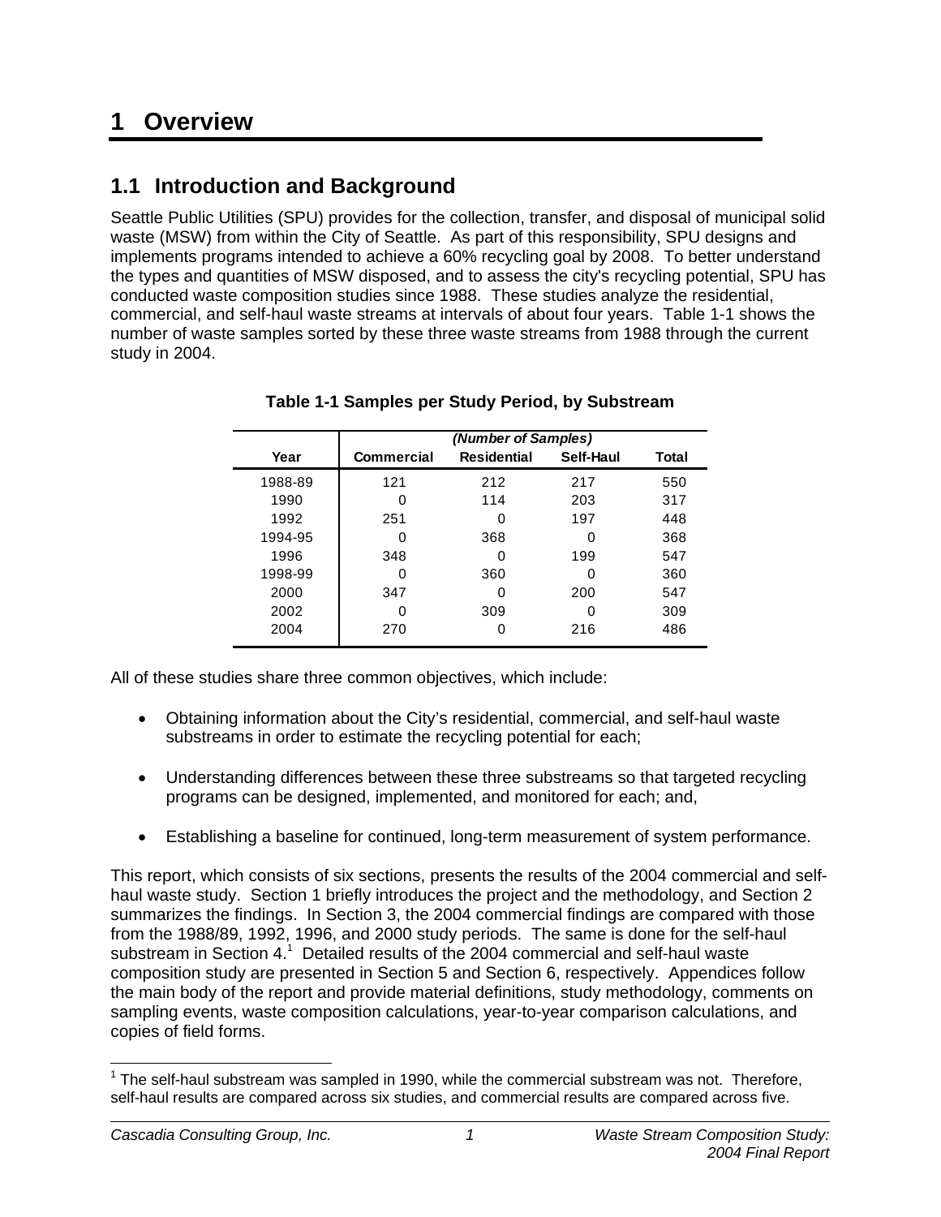# 1 Overview

## 1.1 Introduction and Background

Seattle Public Utilities (SPU) provides for the collection, transfer, and disposal of municipal solid waste (MSW) from within the City of Seattle. As part of this responsibility, SPU designs and implements programs intended to achieve a 60% recycling goal by 2008. To better understand the types and quantities of MSW disposed, and to assess the city's recycling potential, SPU has conducted waste composition studies since 1988. These studies analyze the residential, commercial, and self-haul waste streams at intervals of about four years. Table 1-1 shows the number of waste samples sorted by these three waste streams from 1988 through the current study in 2004.

**Table 1-1 Samples per Study Period, by Substream**

| | *(Number of Samples)* | | | |
|---|---|---|---|---|
| **Year** | **Commercial** | **Residential** | **Self-Haul** | **Total** |
| 1988-89 | 121 | 212 | 217 | 550 |
| 1990 | 0 | 114 | 203 | 317 |
| 1992 | 251 | 0 | 197 | 448 |
| 1994-95 | 0 | 368 | 0 | 368 |
| 1996 | 348 | 0 | 199 | 547 |
| 1998-99 | 0 | 360 | 0 | 360 |
| 2000 | 347 | 0 | 200 | 547 |
| 2002 | 0 | 309 | 0 | 309 |
| 2004 | 270 | 0 | 216 | 486 |

All of these studies share three common objectives, which include:

- Obtaining information about the City's residential, commercial, and self-haul waste substreams in order to estimate the recycling potential for each;
- Understanding differences between these three substreams so that targeted recycling programs can be designed, implemented, and monitored for each; and,
- Establishing a baseline for continued, long-term measurement of system performance.

This report, which consists of six sections, presents the results of the 2004 commercial and self-haul waste study. Section 1 briefly introduces the project and the methodology, and Section 2 summarizes the findings. In Section 3, the 2004 commercial findings are compared with those from the 1988/89, 1992, 1996, and 2000 study periods. The same is done for the self-haul substream in Section 4.[1] Detailed results of the 2004 commercial and self-haul waste composition study are presented in Section 5 and Section 6, respectively. Appendices follow the main body of the report and provide material definitions, study methodology, comments on sampling events, waste composition calculations, year-to-year comparison calculations, and copies of field forms.

[1] The self-haul substream was sampled in 1990, while the commercial substream was not. Therefore, self-haul results are compared across six studies, and commercial results are compared across five.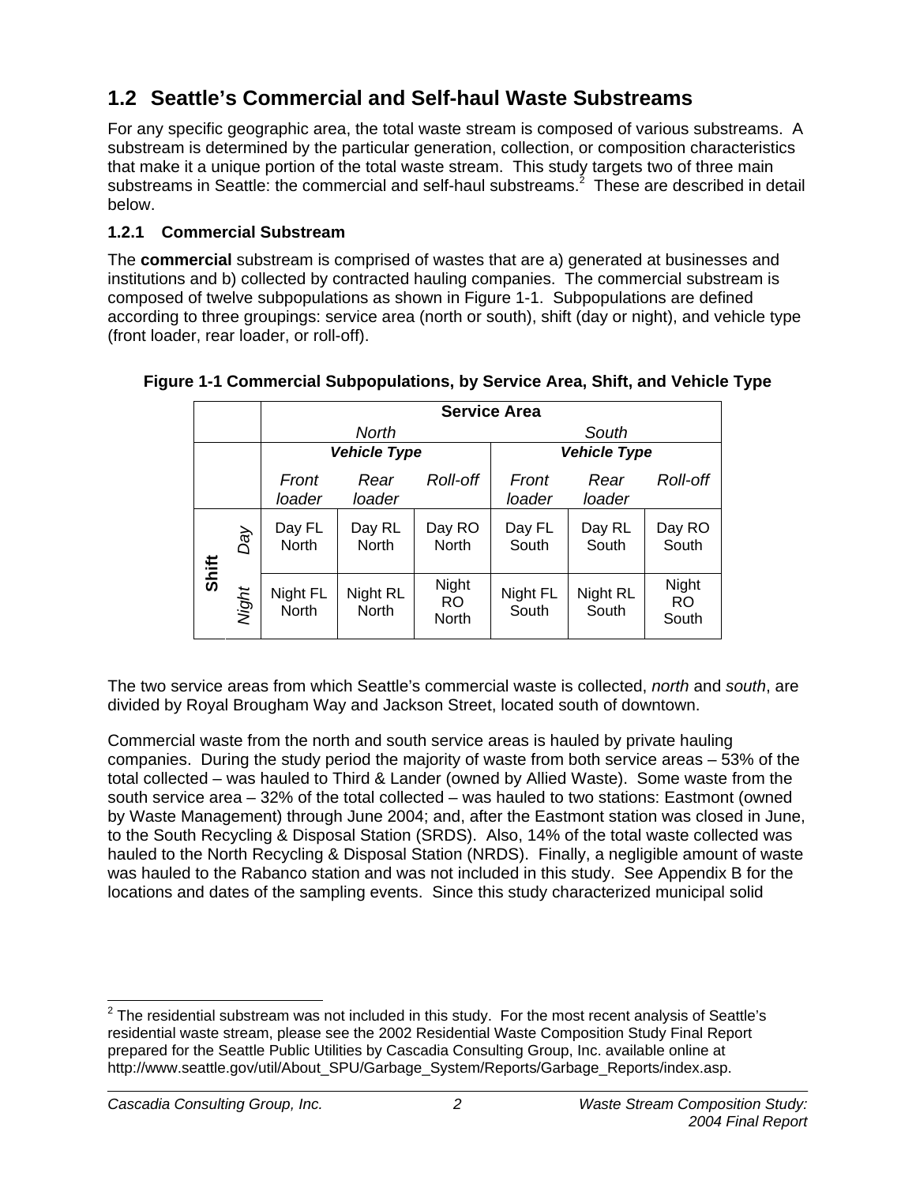## 1.2 Seattle's Commercial and Self-haul Waste Substreams

For any specific geographic area, the total waste stream is composed of various substreams. A substream is determined by the particular generation, collection, or composition characteristics that make it a unique portion of the total waste stream. This study targets two of three main substreams in Seattle: the commercial and self-haul substreams.[2] These are described in detail below.

### 1.2.1 Commercial Substream

The **commercial** substream is comprised of wastes that are a) generated at businesses and institutions and b) collected by contracted hauling companies. The commercial substream is composed of twelve subpopulations as shown in Figure 1-1. Subpopulations are defined according to three groupings: service area (north or south), shift (day or night), and vehicle type (front loader, rear loader, or roll-off).

**Figure 1-1 Commercial Subpopulations, by Service Area, Shift, and Vehicle Type**

| | | **Service Area** | | | | | |
|---|---|---|---|---|---|---|---|
| | | *North* | | | *South* | | |
| | | ***Vehicle Type*** | | | ***Vehicle Type*** | | |
| | | *Front loader* | *Rear loader* | *Roll-off* | *Front loader* | *Rear loader* | *Roll-off* |
| **Shift** | *Day* | Day FL North | Day RL North | Day RO North | Day FL South | Day RL South | Day RO South |
| | *Night* | Night FL North | Night RL North | Night RO North | Night FL South | Night RL South | Night RO South |

The two service areas from which Seattle's commercial waste is collected, *north* and *south*, are divided by Royal Brougham Way and Jackson Street, located south of downtown.

Commercial waste from the north and south service areas is hauled by private hauling companies. During the study period the majority of waste from both service areas – 53% of the total collected – was hauled to Third & Lander (owned by Allied Waste). Some waste from the south service area – 32% of the total collected – was hauled to two stations: Eastmont (owned by Waste Management) through June 2004; and, after the Eastmont station was closed in June, to the South Recycling & Disposal Station (SRDS). Also, 14% of the total waste collected was hauled to the North Recycling & Disposal Station (NRDS). Finally, a negligible amount of waste was hauled to the Rabanco station and was not included in this study. See Appendix B for the locations and dates of the sampling events. Since this study characterized municipal solid

[2] The residential substream was not included in this study. For the most recent analysis of Seattle's residential waste stream, please see the 2002 Residential Waste Composition Study Final Report prepared for the Seattle Public Utilities by Cascadia Consulting Group, Inc. available online at http://www.seattle.gov/util/About_SPU/Garbage_System/Reports/Garbage_Reports/index.asp.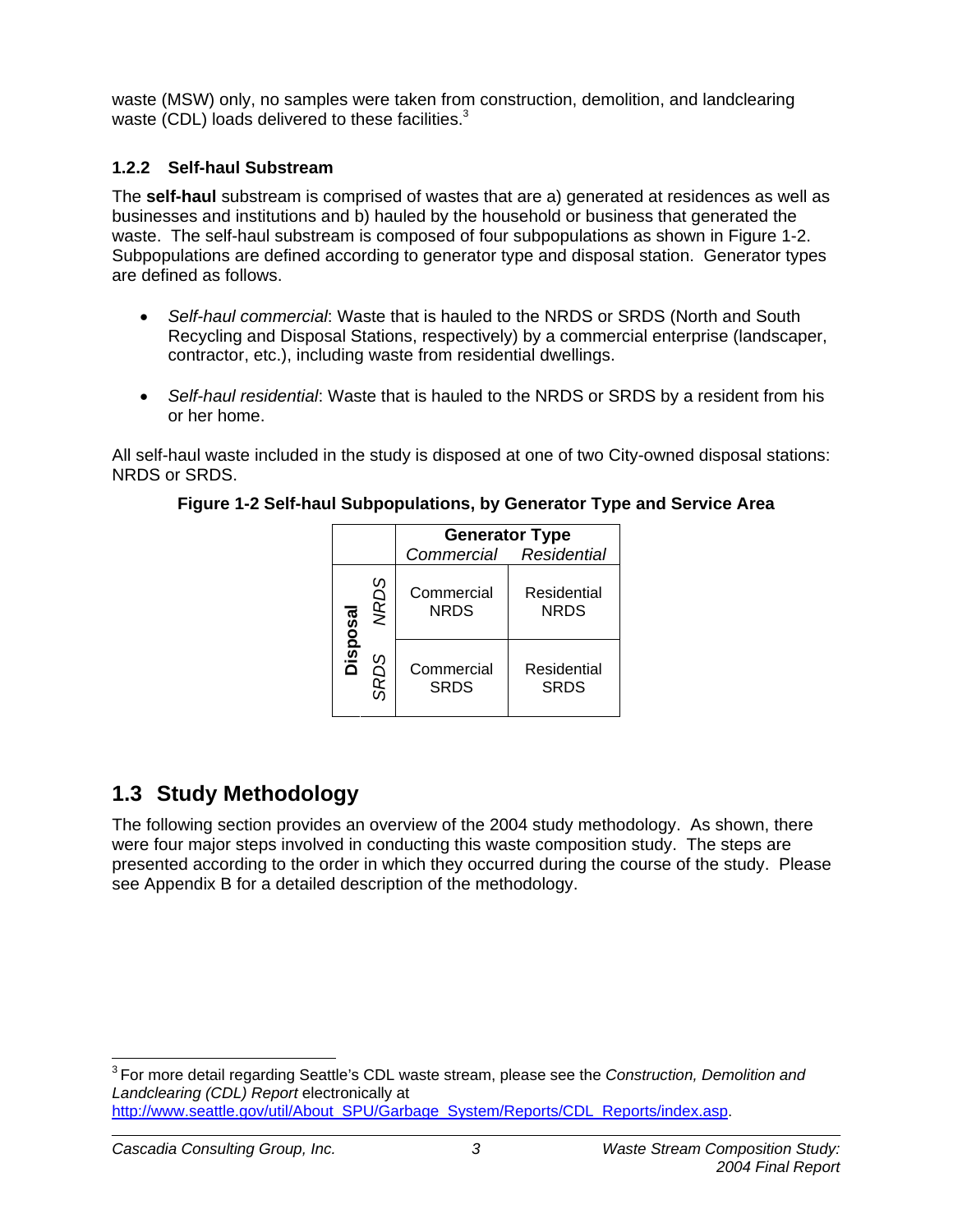waste (MSW) only, no samples were taken from construction, demolition, and landclearing waste (CDL) loads delivered to these facilities.[3]

### 1.2.2 Self-haul Substream

The **self-haul** substream is comprised of wastes that are a) generated at residences as well as businesses and institutions and b) hauled by the household or business that generated the waste. The self-haul substream is composed of four subpopulations as shown in Figure 1-2. Subpopulations are defined according to generator type and disposal station. Generator types are defined as follows.

- *Self-haul commercial*: Waste that is hauled to the NRDS or SRDS (North and South Recycling and Disposal Stations, respectively) by a commercial enterprise (landscaper, contractor, etc.), including waste from residential dwellings.

- *Self-haul residential*: Waste that is hauled to the NRDS or SRDS by a resident from his or her home.

All self-haul waste included in the study is disposed at one of two City-owned disposal stations: NRDS or SRDS.

**Figure 1-2 Self-haul Subpopulations, by Generator Type and Service Area**

| | | **Generator Type** | |
|---|---|---|---|
| | | *Commercial* | *Residential* |
| **Disposal** | *NRDS* | Commercial NRDS | Residential NRDS |
| | *SRDS* | Commercial SRDS | Residential SRDS |

## 1.3 Study Methodology

The following section provides an overview of the 2004 study methodology. As shown, there were four major steps involved in conducting this waste composition study. The steps are presented according to the order in which they occurred during the course of the study. Please see Appendix B for a detailed description of the methodology.

---

[3] For more detail regarding Seattle's CDL waste stream, please see the *Construction, Demolition and Landclearing (CDL) Report* electronically at http://www.seattle.gov/util/About_SPU/Garbage_System/Reports/CDL_Reports/index.asp.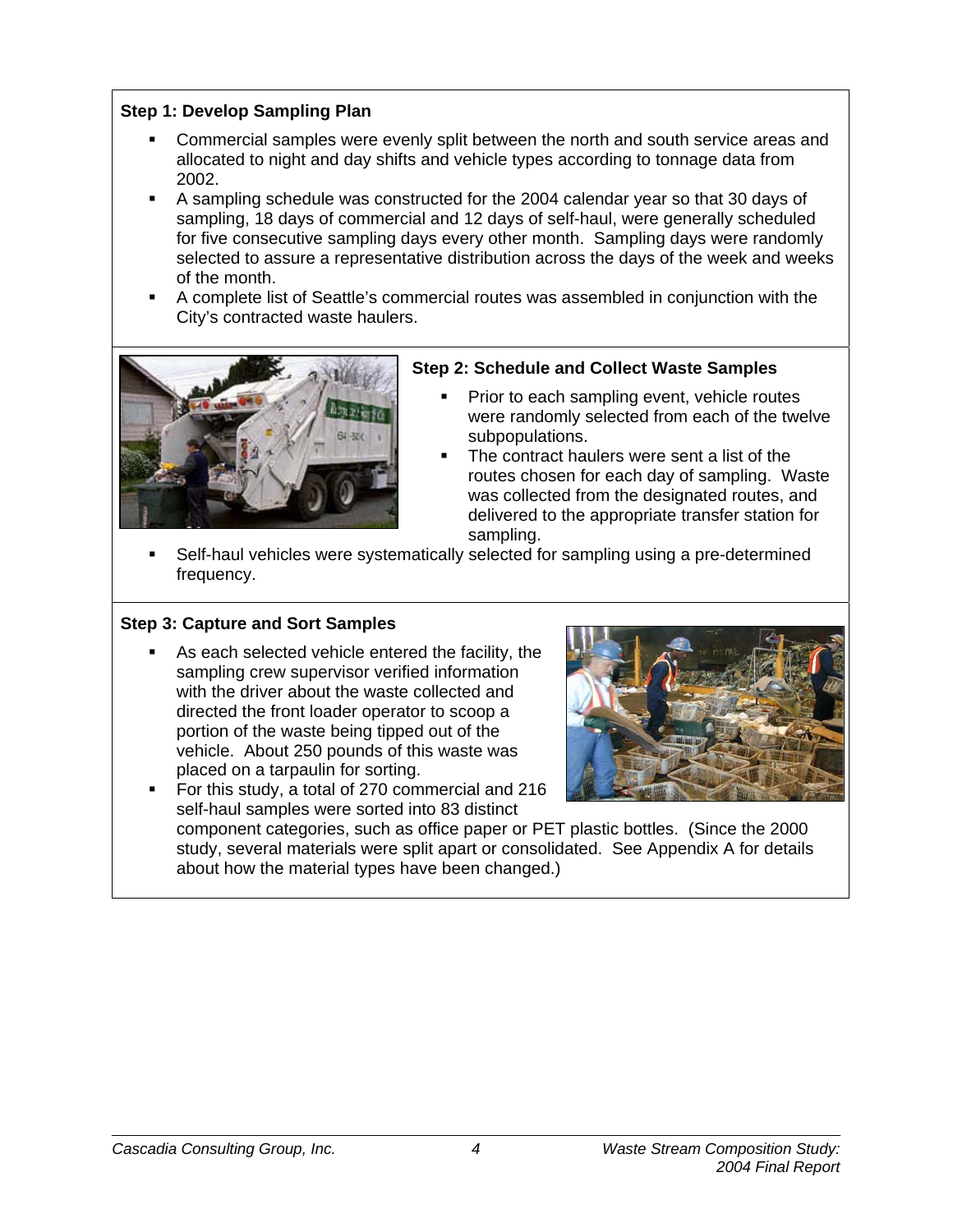**Step 1: Develop Sampling Plan**

- Commercial samples were evenly split between the north and south service areas and allocated to night and day shifts and vehicle types according to tonnage data from 2002.
- A sampling schedule was constructed for the 2004 calendar year so that 30 days of sampling, 18 days of commercial and 12 days of self-haul, were generally scheduled for five consecutive sampling days every other month. Sampling days were randomly selected to assure a representative distribution across the days of the week and weeks of the month.
- A complete list of Seattle's commercial routes was assembled in conjunction with the City's contracted waste haulers.

**Step 2: Schedule and Collect Waste Samples**

- Prior to each sampling event, vehicle routes were randomly selected from each of the twelve subpopulations.
- The contract haulers were sent a list of the routes chosen for each day of sampling. Waste was collected from the designated routes, and delivered to the appropriate transfer station for sampling.
- Self-haul vehicles were systematically selected for sampling using a pre-determined frequency.

**Step 3: Capture and Sort Samples**

- As each selected vehicle entered the facility, the sampling crew supervisor verified information with the driver about the waste collected and directed the front loader operator to scoop a portion of the waste being tipped out of the vehicle. About 250 pounds of this waste was placed on a tarpaulin for sorting.
- For this study, a total of 270 commercial and 216 self-haul samples were sorted into 83 distinct component categories, such as office paper or PET plastic bottles. (Since the 2000 study, several materials were split apart or consolidated. See Appendix A for details about how the material types have been changed.)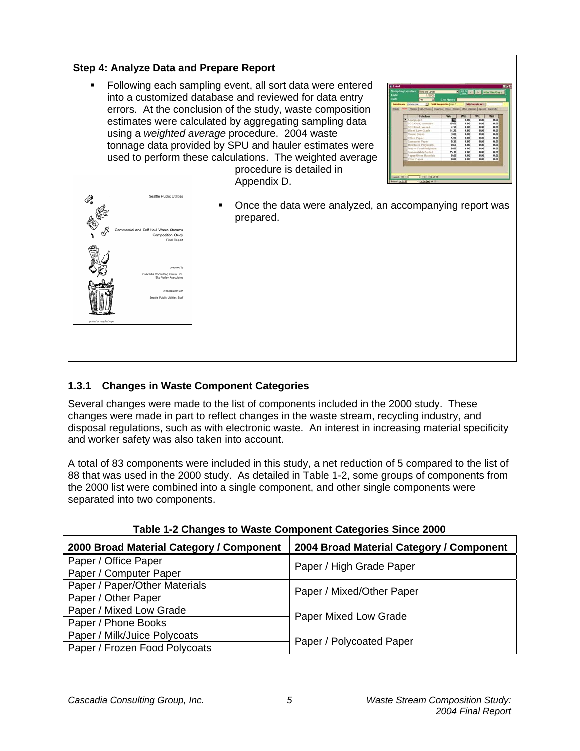**Step 4: Analyze Data and Prepare Report**

- Following each sampling event, all sort data were entered into a customized database and reviewed for data entry errors. At the conclusion of the study, waste composition estimates were calculated by aggregating sampling data using a *weighted average* procedure. 2004 waste tonnage data provided by SPU and hauler estimates were used to perform these calculations. The weighted average procedure is detailed in Appendix D.
- Once the data were analyzed, an accompanying report was prepared.

### 1.3.1 Changes in Waste Component Categories

Several changes were made to the list of components included in the 2000 study. These changes were made in part to reflect changes in the waste stream, recycling industry, and disposal regulations, such as with electronic waste. An interest in increasing material specificity and worker safety was also taken into account.

A total of 83 components were included in this study, a net reduction of 5 compared to the list of 88 that was used in the 2000 study. As detailed in Table 1-2, some groups of components from the 2000 list were combined into a single component, and other single components were separated into two components.

**Table 1-2 Changes to Waste Component Categories Since 2000**

| 2000 Broad Material Category / Component | 2004 Broad Material Category / Component |
|---|---|
| Paper / Office Paper | Paper / High Grade Paper |
| Paper / Computer Paper | |
| Paper / Paper/Other Materials | Paper / Mixed/Other Paper |
| Paper / Other Paper | |
| Paper / Mixed Low Grade | Paper Mixed Low Grade |
| Paper / Phone Books | |
| Paper / Milk/Juice Polycoats | Paper / Polycoated Paper |
| Paper / Frozen Food Polycoats | |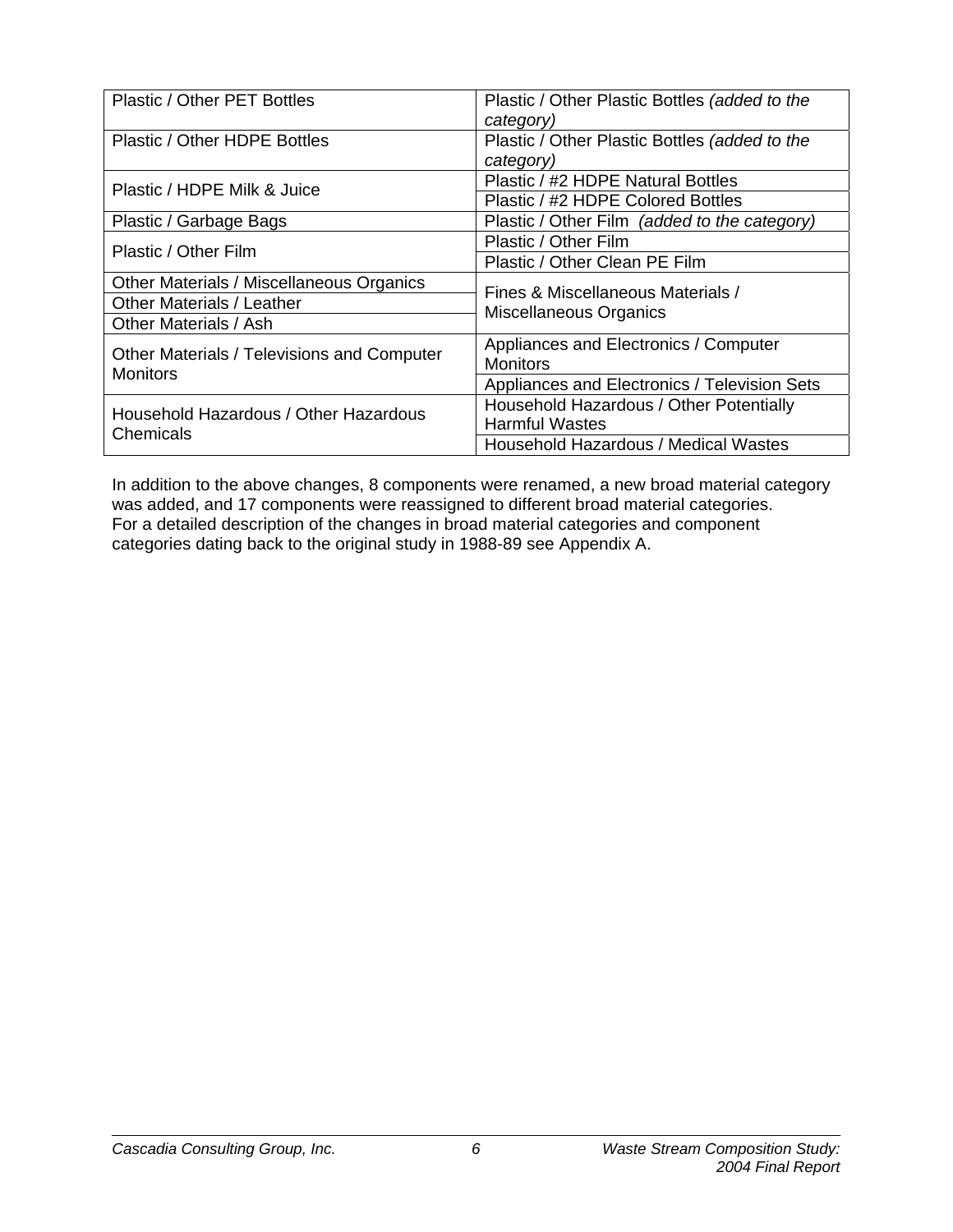| | |
|---|---|
| Plastic / Other PET Bottles | Plastic / Other Plastic Bottles *(added to the category)* |
| Plastic / Other HDPE Bottles | Plastic / Other Plastic Bottles *(added to the category)* |
| Plastic / HDPE Milk & Juice | Plastic / #2 HDPE Natural Bottles |
| | Plastic / #2 HDPE Colored Bottles |
| Plastic / Garbage Bags | Plastic / Other Film *(added to the category)* |
| Plastic / Other Film | Plastic / Other Film |
| | Plastic / Other Clean PE Film |
| Other Materials / Miscellaneous Organics | Fines & Miscellaneous Materials / Miscellaneous Organics |
| Other Materials / Leather | |
| Other Materials / Ash | |
| Other Materials / Televisions and Computer Monitors | Appliances and Electronics / Computer Monitors |
| | Appliances and Electronics / Television Sets |
| Household Hazardous / Other Hazardous Chemicals | Household Hazardous / Other Potentially Harmful Wastes |
| | Household Hazardous / Medical Wastes |

In addition to the above changes, 8 components were renamed, a new broad material category was added, and 17 components were reassigned to different broad material categories. For a detailed description of the changes in broad material categories and component categories dating back to the original study in 1988-89 see Appendix A.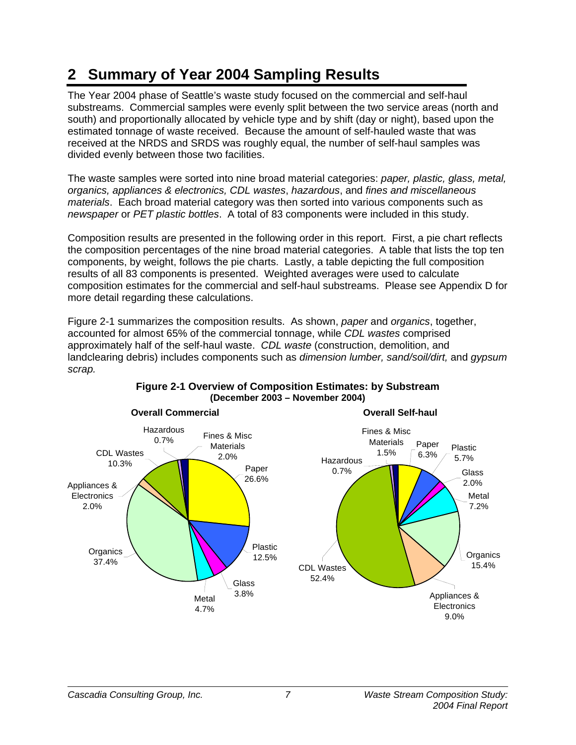# 2 Summary of Year 2004 Sampling Results

The Year 2004 phase of Seattle's waste study focused on the commercial and self-haul substreams. Commercial samples were evenly split between the two service areas (north and south) and proportionally allocated by vehicle type and by shift (day or night), based upon the estimated tonnage of waste received. Because the amount of self-hauled waste that was received at the NRDS and SRDS was roughly equal, the number of self-haul samples was divided evenly between those two facilities.

The waste samples were sorted into nine broad material categories: *paper, plastic, glass, metal, organics, appliances & electronics, CDL wastes*, *hazardous*, and *fines and miscellaneous materials*. Each broad material category was then sorted into various components such as *newspaper* or *PET plastic bottles*. A total of 83 components were included in this study.

Composition results are presented in the following order in this report. First, a pie chart reflects the composition percentages of the nine broad material categories. A table that lists the top ten components, by weight, follows the pie charts. Lastly, a table depicting the full composition results of all 83 components is presented. Weighted averages were used to calculate composition estimates for the commercial and self-haul substreams. Please see Appendix D for more detail regarding these calculations.

Figure 2-1 summarizes the composition results. As shown, *paper* and *organics*, together, accounted for almost 65% of the commercial tonnage, while *CDL wastes* comprised approximately half of the self-haul waste. *CDL waste* (construction, demolition, and landclearing debris) includes components such as *dimension lumber, sand/soil/dirt,* and *gypsum scrap.*

**Figure 2-1 Overview of Composition Estimates: by Substream (December 2003 – November 2004)**

| Material Category | Overall Commercial | Overall Self-haul |
|---|---|---|
| Paper | 26.6% | 6.3% |
| Plastic | 12.5% | 5.7% |
| Glass | 3.8% | 2.0% |
| Metal | 4.7% | 7.2% |
| Organics | 37.4% | 15.4% |
| Appliances & Electronics | 2.0% | 9.0% |
| CDL Wastes | 10.3% | 52.4% |
| Hazardous | 0.7% | 0.7% |
| Fines & Misc Materials | 2.0% | 1.5% |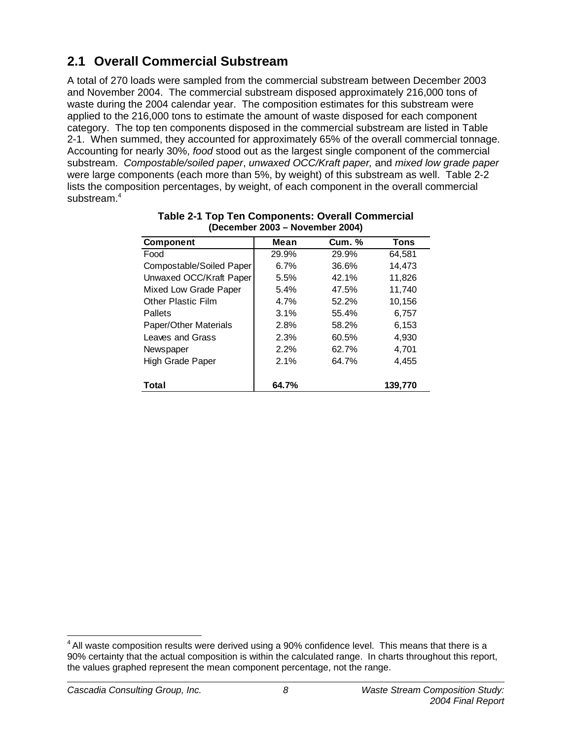## 2.1 Overall Commercial Substream

A total of 270 loads were sampled from the commercial substream between December 2003 and November 2004. The commercial substream disposed approximately 216,000 tons of waste during the 2004 calendar year. The composition estimates for this substream were applied to the 216,000 tons to estimate the amount of waste disposed for each component category. The top ten components disposed in the commercial substream are listed in Table 2-1. When summed, they accounted for approximately 65% of the overall commercial tonnage. Accounting for nearly 30%, *food* stood out as the largest single component of the commercial substream. *Compostable/soiled paper*, *unwaxed OCC/Kraft paper,* and *mixed low grade paper* were large components (each more than 5%, by weight) of this substream as well. Table 2-2 lists the composition percentages, by weight, of each component in the overall commercial substream.[4]

**Table 2-1 Top Ten Components: Overall Commercial (December 2003 – November 2004)**

| Component | Mean | Cum. % | Tons |
|---|---|---|---|
| Food | 29.9% | 29.9% | 64,581 |
| Compostable/Soiled Paper | 6.7% | 36.6% | 14,473 |
| Unwaxed OCC/Kraft Paper | 5.5% | 42.1% | 11,826 |
| Mixed Low Grade Paper | 5.4% | 47.5% | 11,740 |
| Other Plastic Film | 4.7% | 52.2% | 10,156 |
| Pallets | 3.1% | 55.4% | 6,757 |
| Paper/Other Materials | 2.8% | 58.2% | 6,153 |
| Leaves and Grass | 2.3% | 60.5% | 4,930 |
| Newspaper | 2.2% | 62.7% | 4,701 |
| High Grade Paper | 2.1% | 64.7% | 4,455 |
| **Total** | **64.7%** | | **139,770** |

[4] All waste composition results were derived using a 90% confidence level. This means that there is a 90% certainty that the actual composition is within the calculated range. In charts throughout this report, the values graphed represent the mean component percentage, not the range.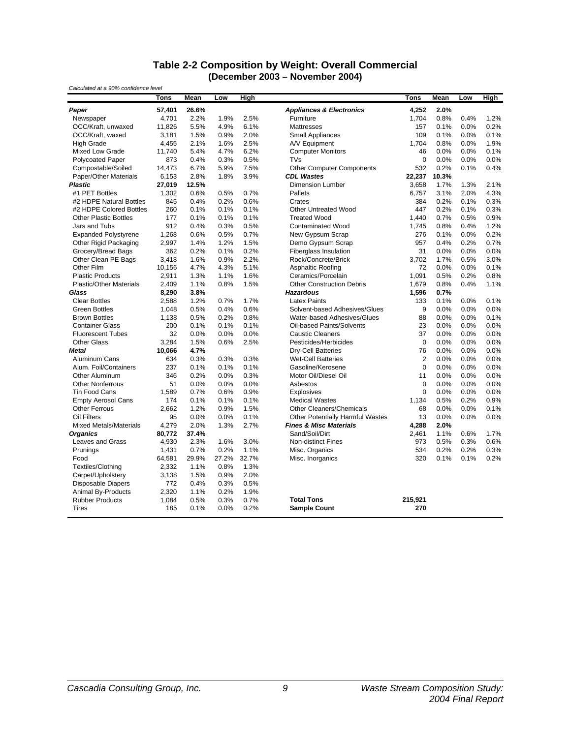# Table 2-2 Composition by Weight: Overall Commercial
## (December 2003 – November 2004)

*Calculated at a 90% confidence level*

| | Tons | Mean | Low | High | | Tons | Mean | Low | High |
|---|---|---|---|---|---|---|---|---|---|
| ***Paper*** | **57,401** | **26.6%** | | | ***Appliances & Electronics*** | **4,252** | **2.0%** | | |
| Newspaper | 4,701 | 2.2% | 1.9% | 2.5% | Furniture | 1,704 | 0.8% | 0.4% | 1.2% |
| OCC/Kraft, unwaxed | 11,826 | 5.5% | 4.9% | 6.1% | Mattresses | 157 | 0.1% | 0.0% | 0.2% |
| OCC/Kraft, waxed | 3,181 | 1.5% | 0.9% | 2.0% | Small Appliances | 109 | 0.1% | 0.0% | 0.1% |
| High Grade | 4,455 | 2.1% | 1.6% | 2.5% | A/V Equipment | 1,704 | 0.8% | 0.0% | 1.9% |
| Mixed Low Grade | 11,740 | 5.4% | 4.7% | 6.2% | Computer Monitors | 46 | 0.0% | 0.0% | 0.1% |
| Polycoated Paper | 873 | 0.4% | 0.3% | 0.5% | TVs | 0 | 0.0% | 0.0% | 0.0% |
| Compostable/Soiled | 14,473 | 6.7% | 5.9% | 7.5% | Other Computer Components | 532 | 0.2% | 0.1% | 0.4% |
| Paper/Other Materials | 6,153 | 2.8% | 1.8% | 3.9% | ***CDL Wastes*** | **22,237** | **10.3%** | | |
| ***Plastic*** | **27,019** | **12.5%** | | | Dimension Lumber | 3,658 | 1.7% | 1.3% | 2.1% |
| #1 PET Bottles | 1,302 | 0.6% | 0.5% | 0.7% | Pallets | 6,757 | 3.1% | 2.0% | 4.3% |
| #2 HDPE Natural Bottles | 845 | 0.4% | 0.2% | 0.6% | Crates | 384 | 0.2% | 0.1% | 0.3% |
| #2 HDPE Colored Bottles | 260 | 0.1% | 0.1% | 0.1% | Other Untreated Wood | 447 | 0.2% | 0.1% | 0.3% |
| Other Plastic Bottles | 177 | 0.1% | 0.1% | 0.1% | Treated Wood | 1,440 | 0.7% | 0.5% | 0.9% |
| Jars and Tubs | 912 | 0.4% | 0.3% | 0.5% | Contaminated Wood | 1,745 | 0.8% | 0.4% | 1.2% |
| Expanded Polystyrene | 1,268 | 0.6% | 0.5% | 0.7% | New Gypsum Scrap | 276 | 0.1% | 0.0% | 0.2% |
| Other Rigid Packaging | 2,997 | 1.4% | 1.2% | 1.5% | Demo Gypsum Scrap | 957 | 0.4% | 0.2% | 0.7% |
| Grocery/Bread Bags | 362 | 0.2% | 0.1% | 0.2% | Fiberglass Insulation | 31 | 0.0% | 0.0% | 0.0% |
| Other Clean PE Bags | 3,418 | 1.6% | 0.9% | 2.2% | Rock/Concrete/Brick | 3,702 | 1.7% | 0.5% | 3.0% |
| Other Film | 10,156 | 4.7% | 4.3% | 5.1% | Asphaltic Roofing | 72 | 0.0% | 0.0% | 0.1% |
| Plastic Products | 2,911 | 1.3% | 1.1% | 1.6% | Ceramics/Porcelain | 1,091 | 0.5% | 0.2% | 0.8% |
| Plastic/Other Materials | 2,409 | 1.1% | 0.8% | 1.5% | Other Construction Debris | 1,679 | 0.8% | 0.4% | 1.1% |
| ***Glass*** | **8,290** | **3.8%** | | | ***Hazardous*** | **1,596** | **0.7%** | | |
| Clear Bottles | 2,588 | 1.2% | 0.7% | 1.7% | Latex Paints | 133 | 0.1% | 0.0% | 0.1% |
| Green Bottles | 1,048 | 0.5% | 0.4% | 0.6% | Solvent-based Adhesives/Glues | 9 | 0.0% | 0.0% | 0.0% |
| Brown Bottles | 1,138 | 0.5% | 0.2% | 0.8% | Water-based Adhesives/Glues | 88 | 0.0% | 0.0% | 0.1% |
| Container Glass | 200 | 0.1% | 0.1% | 0.1% | Oil-based Paints/Solvents | 23 | 0.0% | 0.0% | 0.0% |
| Fluorescent Tubes | 32 | 0.0% | 0.0% | 0.0% | Caustic Cleaners | 37 | 0.0% | 0.0% | 0.0% |
| Other Glass | 3,284 | 1.5% | 0.6% | 2.5% | Pesticides/Herbicides | 0 | 0.0% | 0.0% | 0.0% |
| ***Metal*** | **10,066** | **4.7%** | | | Dry-Cell Batteries | 76 | 0.0% | 0.0% | 0.0% |
| Aluminum Cans | 634 | 0.3% | 0.3% | 0.3% | Wet-Cell Batteries | 2 | 0.0% | 0.0% | 0.0% |
| Alum. Foil/Containers | 237 | 0.1% | 0.1% | 0.1% | Gasoline/Kerosene | 0 | 0.0% | 0.0% | 0.0% |
| Other Aluminum | 346 | 0.2% | 0.0% | 0.3% | Motor Oil/Diesel Oil | 11 | 0.0% | 0.0% | 0.0% |
| Other Nonferrous | 51 | 0.0% | 0.0% | 0.0% | Asbestos | 0 | 0.0% | 0.0% | 0.0% |
| Tin Food Cans | 1,589 | 0.7% | 0.6% | 0.9% | Explosives | 0 | 0.0% | 0.0% | 0.0% |
| Empty Aerosol Cans | 174 | 0.1% | 0.1% | 0.1% | Medical Wastes | 1,134 | 0.5% | 0.2% | 0.9% |
| Other Ferrous | 2,662 | 1.2% | 0.9% | 1.5% | Other Cleaners/Chemicals | 68 | 0.0% | 0.0% | 0.1% |
| Oil Filters | 95 | 0.0% | 0.0% | 0.1% | Other Potentially Harmful Wastes | 13 | 0.0% | 0.0% | 0.0% |
| Mixed Metals/Materials | 4,279 | 2.0% | 1.3% | 2.7% | ***Fines & Misc Materials*** | **4,288** | **2.0%** | | |
| ***Organics*** | **80,772** | **37.4%** | | | Sand/Soil/Dirt | 2,461 | 1.1% | 0.6% | 1.7% |
| Leaves and Grass | 4,930 | 2.3% | 1.6% | 3.0% | Non-distinct Fines | 973 | 0.5% | 0.3% | 0.6% |
| Prunings | 1,431 | 0.7% | 0.2% | 1.1% | Misc. Organics | 534 | 0.2% | 0.2% | 0.3% |
| Food | 64,581 | 29.9% | 27.2% | 32.7% | Misc. Inorganics | 320 | 0.1% | 0.1% | 0.2% |
| Textiles/Clothing | 2,332 | 1.1% | 0.8% | 1.3% | | | | | |
| Carpet/Upholstery | 3,138 | 1.5% | 0.9% | 2.0% | | | | | |
| Disposable Diapers | 772 | 0.4% | 0.3% | 0.5% | | | | | |
| Animal By-Products | 2,320 | 1.1% | 0.2% | 1.9% | | | | | |
| Rubber Products | 1,084 | 0.5% | 0.3% | 0.7% | **Total Tons** | **215,921** | | | |
| Tires | 185 | 0.1% | 0.0% | 0.2% | **Sample Count** | **270** | | | |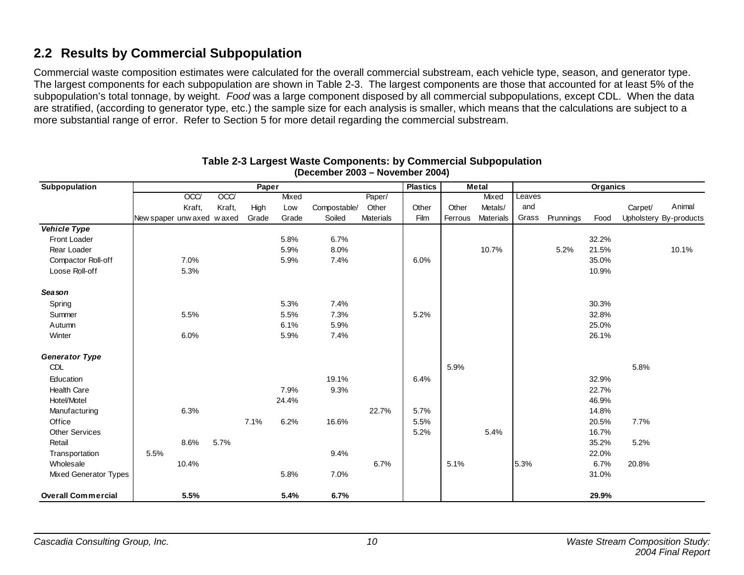## 2.2 Results by Commercial Subpopulation

Commercial waste composition estimates were calculated for the overall commercial substream, each vehicle type, season, and generator type. The largest components for each subpopulation are shown in Table 2-3. The largest components are those that accounted for at least 5% of the subpopulation's total tonnage, by weight. *Food* was a large component disposed by all commercial subpopulations, except CDL. When the data are stratified, (according to generator type, etc.) the sample size for each analysis is smaller, which means that the calculations are subject to a more substantial range of error. Refer to Section 5 for more detail regarding the commercial substream.

**Table 2-3 Largest Waste Components: by Commercial Subpopulation (December 2003 – November 2004)**

| Subpopulation | Paper | | | | | | | Plastics | Metal | | Organics | | | | |
|---|---|---|---|---|---|---|---|---|---|---|---|---|---|---|---|
| | Newspaper | OCC/ Kraft, unwaxed | OCC/ Kraft, waxed | High Grade | Mixed Low Grade | Compostable/ Soiled | Paper/ Other Materials | Other Film | Other Ferrous | Mixed Metals/ Materials | Leaves and Grass | Prunnings | Food | Carpet/ Upholstery | Animal By-products |
| ***Vehicle Type*** | | | | | | | | | | | | | | | |
| Front Loader | | | | | 5.8% | 6.7% | | | | | | | 32.2% | | |
| Rear Loader | | | | | 5.9% | 8.0% | | | | 10.7% | | 5.2% | 21.5% | | 10.1% |
| Compactor Roll-off | | 7.0% | | | 5.9% | 7.4% | | 6.0% | | | | | 35.0% | | |
| Loose Roll-off | | 5.3% | | | | | | | | | | | 10.9% | | |
| ***Season*** | | | | | | | | | | | | | | | |
| Spring | | | | | 5.3% | 7.4% | | | | | | | 30.3% | | |
| Summer | | 5.5% | | | 5.5% | 7.3% | | 5.2% | | | | | 32.8% | | |
| Autumn | | | | | 6.1% | 5.9% | | | | | | | 25.0% | | |
| Winter | | 6.0% | | | 5.9% | 7.4% | | | | | | | 26.1% | | |
| ***Generator Type*** | | | | | | | | | | | | | | | |
| CDL | | | | | | | | | 5.9% | | | | | 5.8% | |
| Education | | | | | | 19.1% | | 6.4% | | | | | 32.9% | | |
| Health Care | | | | | 7.9% | 9.3% | | | | | | | 22.7% | | |
| Hotel/Motel | | | | | 24.4% | | | | | | | | 46.9% | | |
| Manufacturing | | 6.3% | | | | | 22.7% | 5.7% | | | | | 14.8% | | |
| Office | | | | 7.1% | 6.2% | 16.6% | | 5.5% | | | | | 20.5% | 7.7% | |
| Other Services | | | | | | | | 5.2% | | 5.4% | | | 16.7% | | |
| Retail | | 8.6% | 5.7% | | | | | | | | | | 35.2% | 5.2% | |
| Transportation | 5.5% | | | | | 9.4% | | | | | | | 22.0% | | |
| Wholesale | | 10.4% | | | | | 6.7% | | 5.1% | | 5.3% | | 6.7% | 20.8% | |
| Mixed Generator Types | | | | | 5.8% | 7.0% | | | | | | | 31.0% | | |
| **Overall Commercial** | | **5.5%** | | | **5.4%** | **6.7%** | | | | | | | **29.9%** | | |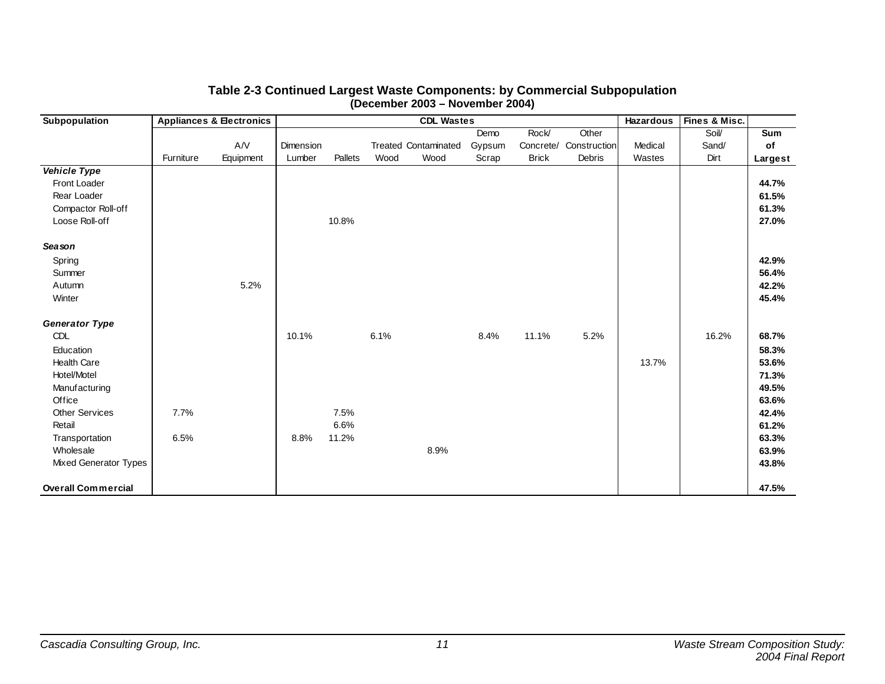**Table 2-3 Continued Largest Waste Components: by Commercial Subpopulation (December 2003 – November 2004)**

| Subpopulation | Appliances & Electronics | | CDL Wastes | | | | | | | Hazardous | Fines & Misc. | |
|---|---|---|---|---|---|---|---|---|---|---|---|---|
| | Furniture | A/V Equipment | Dimension Lumber | Pallets | Treated Wood | Contaminated Wood | Demo Gypsum Scrap | Rock/ Concrete/ Brick | Other Construction Debris | Medical Wastes | Soil/ Sand/ Dirt | Sum of Largest |
| ***Vehicle Type*** | | | | | | | | | | | | |
| Front Loader | | | | | | | | | | | | **44.7%** |
| Rear Loader | | | | | | | | | | | | **61.5%** |
| Compactor Roll-off | | | | | | | | | | | | **61.3%** |
| Loose Roll-off | | | | 10.8% | | | | | | | | **27.0%** |
| ***Season*** | | | | | | | | | | | | |
| Spring | | | | | | | | | | | | **42.9%** |
| Summer | | | | | | | | | | | | **56.4%** |
| Autumn | | 5.2% | | | | | | | | | | **42.2%** |
| Winter | | | | | | | | | | | | **45.4%** |
| ***Generator Type*** | | | | | | | | | | | | |
| CDL | | | 10.1% | | 6.1% | | 8.4% | 11.1% | 5.2% | | 16.2% | **68.7%** |
| Education | | | | | | | | | | | | **58.3%** |
| Health Care | | | | | | | | | | 13.7% | | **53.6%** |
| Hotel/Motel | | | | | | | | | | | | **71.3%** |
| Manufacturing | | | | | | | | | | | | **49.5%** |
| Office | | | | | | | | | | | | **63.6%** |
| Other Services | 7.7% | | | 7.5% | | | | | | | | **42.4%** |
| Retail | | | | 6.6% | | | | | | | | **61.2%** |
| Transportation | 6.5% | | 8.8% | 11.2% | | | | | | | | **63.3%** |
| Wholesale | | | | | | 8.9% | | | | | | **63.9%** |
| Mixed Generator Types | | | | | | | | | | | | **43.8%** |
| **Overall Commercial** | | | | | | | | | | | | **47.5%** |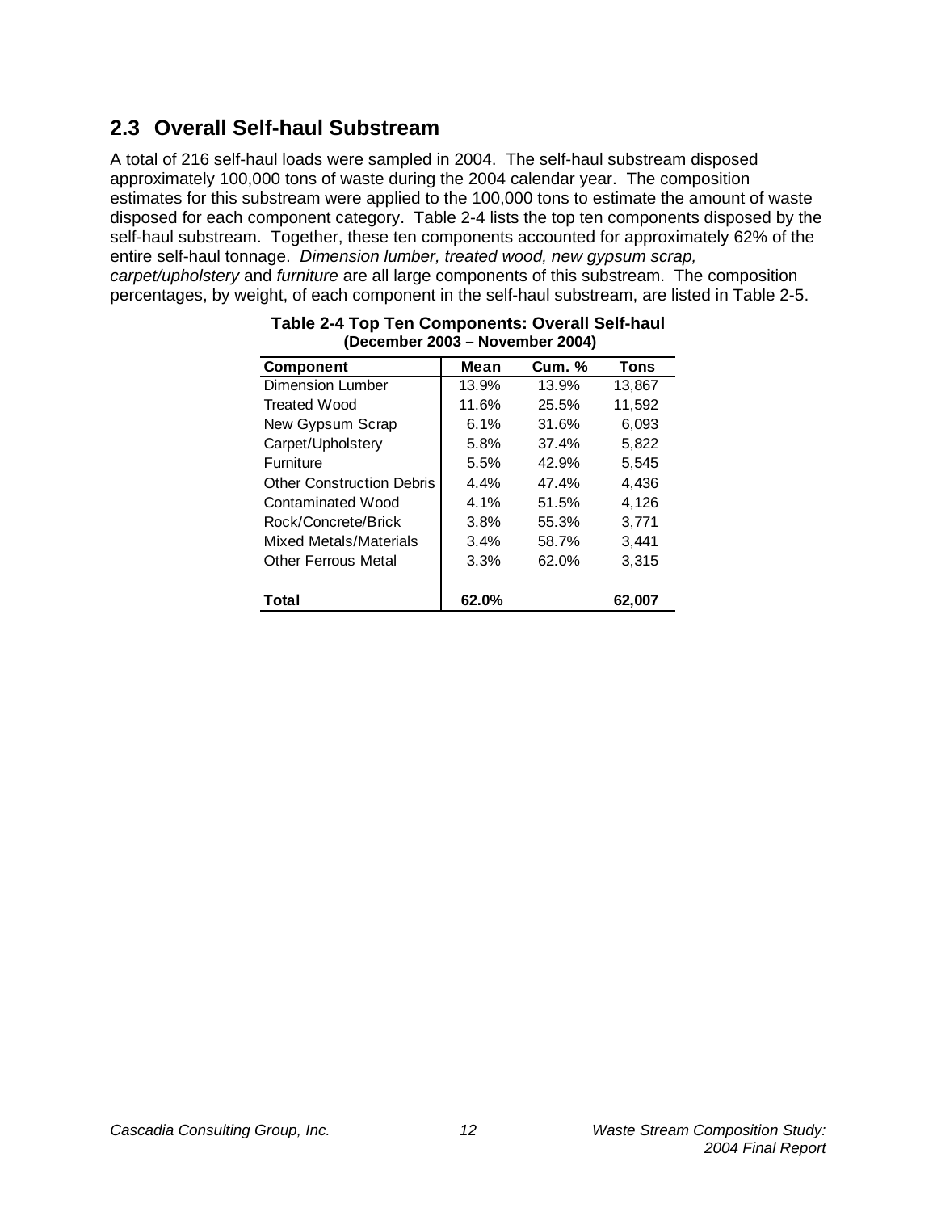## 2.3 Overall Self-haul Substream

A total of 216 self-haul loads were sampled in 2004. The self-haul substream disposed approximately 100,000 tons of waste during the 2004 calendar year. The composition estimates for this substream were applied to the 100,000 tons to estimate the amount of waste disposed for each component category. Table 2-4 lists the top ten components disposed by the self-haul substream. Together, these ten components accounted for approximately 62% of the entire self-haul tonnage. *Dimension lumber, treated wood, new gypsum scrap, carpet/upholstery* and *furniture* are all large components of this substream. The composition percentages, by weight, of each component in the self-haul substream, are listed in Table 2-5.

**Table 2-4 Top Ten Components: Overall Self-haul (December 2003 – November 2004)**

| Component | Mean | Cum. % | Tons |
|---|---|---|---|
| Dimension Lumber | 13.9% | 13.9% | 13,867 |
| Treated Wood | 11.6% | 25.5% | 11,592 |
| New Gypsum Scrap | 6.1% | 31.6% | 6,093 |
| Carpet/Upholstery | 5.8% | 37.4% | 5,822 |
| Furniture | 5.5% | 42.9% | 5,545 |
| Other Construction Debris | 4.4% | 47.4% | 4,436 |
| Contaminated Wood | 4.1% | 51.5% | 4,126 |
| Rock/Concrete/Brick | 3.8% | 55.3% | 3,771 |
| Mixed Metals/Materials | 3.4% | 58.7% | 3,441 |
| Other Ferrous Metal | 3.3% | 62.0% | 3,315 |
| **Total** | **62.0%** | | **62,007** |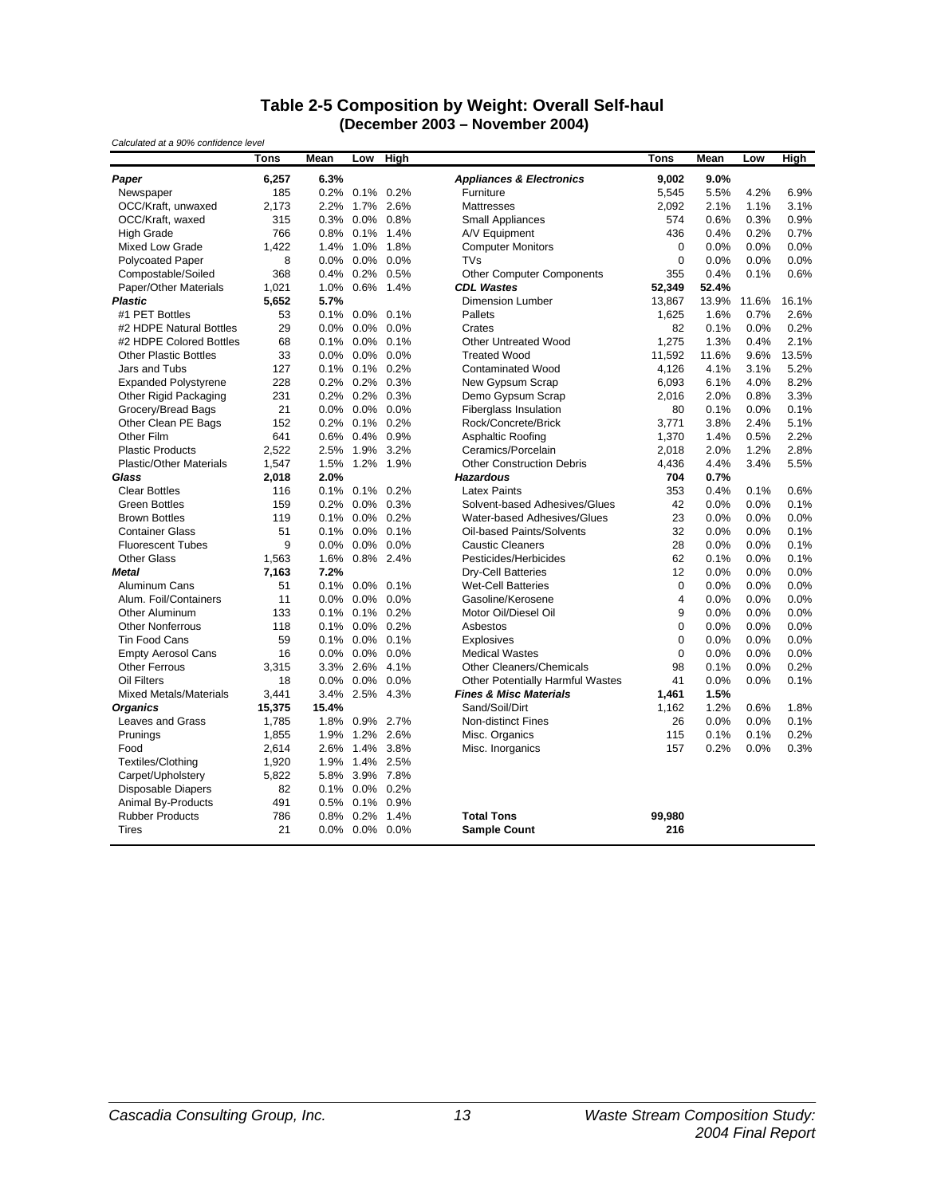## Table 2-5 Composition by Weight: Overall Self-haul
### (December 2003 – November 2004)

*Calculated at a 90% confidence level*

| | Tons | Mean | Low | High | | Tons | Mean | Low | High |
|---|---|---|---|---|---|---|---|---|---|
| ***Paper*** | **6,257** | **6.3%** | | | ***Appliances & Electronics*** | **9,002** | **9.0%** | | |
| Newspaper | 185 | 0.2% | 0.1% | 0.2% | Furniture | 5,545 | 5.5% | 4.2% | 6.9% |
| OCC/Kraft, unwaxed | 2,173 | 2.2% | 1.7% | 2.6% | Mattresses | 2,092 | 2.1% | 1.1% | 3.1% |
| OCC/Kraft, waxed | 315 | 0.3% | 0.0% | 0.8% | Small Appliances | 574 | 0.6% | 0.3% | 0.9% |
| High Grade | 766 | 0.8% | 0.1% | 1.4% | A/V Equipment | 436 | 0.4% | 0.2% | 0.7% |
| Mixed Low Grade | 1,422 | 1.4% | 1.0% | 1.8% | Computer Monitors | 0 | 0.0% | 0.0% | 0.0% |
| Polycoated Paper | 8 | 0.0% | 0.0% | 0.0% | TVs | 0 | 0.0% | 0.0% | 0.0% |
| Compostable/Soiled | 368 | 0.4% | 0.2% | 0.5% | Other Computer Components | 355 | 0.4% | 0.1% | 0.6% |
| Paper/Other Materials | 1,021 | 1.0% | 0.6% | 1.4% | ***CDL Wastes*** | **52,349** | **52.4%** | | |
| ***Plastic*** | **5,652** | **5.7%** | | | Dimension Lumber | 13,867 | 13.9% | 11.6% | 16.1% |
| #1 PET Bottles | 53 | 0.1% | 0.0% | 0.1% | Pallets | 1,625 | 1.6% | 0.7% | 2.6% |
| #2 HDPE Natural Bottles | 29 | 0.0% | 0.0% | 0.0% | Crates | 82 | 0.1% | 0.0% | 0.2% |
| #2 HDPE Colored Bottles | 68 | 0.1% | 0.0% | 0.1% | Other Untreated Wood | 1,275 | 1.3% | 0.4% | 2.1% |
| Other Plastic Bottles | 33 | 0.0% | 0.0% | 0.0% | Treated Wood | 11,592 | 11.6% | 9.6% | 13.5% |
| Jars and Tubs | 127 | 0.1% | 0.1% | 0.2% | Contaminated Wood | 4,126 | 4.1% | 3.1% | 5.2% |
| Expanded Polystyrene | 228 | 0.2% | 0.2% | 0.3% | New Gypsum Scrap | 6,093 | 6.1% | 4.0% | 8.2% |
| Other Rigid Packaging | 231 | 0.2% | 0.2% | 0.3% | Demo Gypsum Scrap | 2,016 | 2.0% | 0.8% | 3.3% |
| Grocery/Bread Bags | 21 | 0.0% | 0.0% | 0.0% | Fiberglass Insulation | 80 | 0.1% | 0.0% | 0.1% |
| Other Clean PE Bags | 152 | 0.2% | 0.1% | 0.2% | Rock/Concrete/Brick | 3,771 | 3.8% | 2.4% | 5.1% |
| Other Film | 641 | 0.6% | 0.4% | 0.9% | Asphaltic Roofing | 1,370 | 1.4% | 0.5% | 2.2% |
| Plastic Products | 2,522 | 2.5% | 1.9% | 3.2% | Ceramics/Porcelain | 2,018 | 2.0% | 1.2% | 2.8% |
| Plastic/Other Materials | 1,547 | 1.5% | 1.2% | 1.9% | Other Construction Debris | 4,436 | 4.4% | 3.4% | 5.5% |
| ***Glass*** | **2,018** | **2.0%** | | | ***Hazardous*** | **704** | **0.7%** | | |
| Clear Bottles | 116 | 0.1% | 0.1% | 0.2% | Latex Paints | 353 | 0.4% | 0.1% | 0.6% |
| Green Bottles | 159 | 0.2% | 0.0% | 0.3% | Solvent-based Adhesives/Glues | 42 | 0.0% | 0.0% | 0.1% |
| Brown Bottles | 119 | 0.1% | 0.0% | 0.2% | Water-based Adhesives/Glues | 23 | 0.0% | 0.0% | 0.0% |
| Container Glass | 51 | 0.1% | 0.0% | 0.1% | Oil-based Paints/Solvents | 32 | 0.0% | 0.0% | 0.1% |
| Fluorescent Tubes | 9 | 0.0% | 0.0% | 0.0% | Caustic Cleaners | 28 | 0.0% | 0.0% | 0.1% |
| Other Glass | 1,563 | 1.6% | 0.8% | 2.4% | Pesticides/Herbicides | 62 | 0.1% | 0.0% | 0.1% |
| ***Metal*** | **7,163** | **7.2%** | | | Dry-Cell Batteries | 12 | 0.0% | 0.0% | 0.0% |
| Aluminum Cans | 51 | 0.1% | 0.0% | 0.1% | Wet-Cell Batteries | 0 | 0.0% | 0.0% | 0.0% |
| Alum. Foil/Containers | 11 | 0.0% | 0.0% | 0.0% | Gasoline/Kerosene | 4 | 0.0% | 0.0% | 0.0% |
| Other Aluminum | 133 | 0.1% | 0.1% | 0.2% | Motor Oil/Diesel Oil | 9 | 0.0% | 0.0% | 0.0% |
| Other Nonferrous | 118 | 0.1% | 0.0% | 0.2% | Asbestos | 0 | 0.0% | 0.0% | 0.0% |
| Tin Food Cans | 59 | 0.1% | 0.0% | 0.1% | Explosives | 0 | 0.0% | 0.0% | 0.0% |
| Empty Aerosol Cans | 16 | 0.0% | 0.0% | 0.0% | Medical Wastes | 0 | 0.0% | 0.0% | 0.0% |
| Other Ferrous | 3,315 | 3.3% | 2.6% | 4.1% | Other Cleaners/Chemicals | 98 | 0.1% | 0.0% | 0.2% |
| Oil Filters | 18 | 0.0% | 0.0% | 0.0% | Other Potentially Harmful Wastes | 41 | 0.0% | 0.0% | 0.1% |
| Mixed Metals/Materials | 3,441 | 3.4% | 2.5% | 4.3% | ***Fines & Misc Materials*** | **1,461** | **1.5%** | | |
| ***Organics*** | **15,375** | **15.4%** | | | Sand/Soil/Dirt | 1,162 | 1.2% | 0.6% | 1.8% |
| Leaves and Grass | 1,785 | 1.8% | 0.9% | 2.7% | Non-distinct Fines | 26 | 0.0% | 0.0% | 0.1% |
| Prunings | 1,855 | 1.9% | 1.2% | 2.6% | Misc. Organics | 115 | 0.1% | 0.1% | 0.2% |
| Food | 2,614 | 2.6% | 1.4% | 3.8% | Misc. Inorganics | 157 | 0.2% | 0.0% | 0.3% |
| Textiles/Clothing | 1,920 | 1.9% | 1.4% | 2.5% | | | | | |
| Carpet/Upholstery | 5,822 | 5.8% | 3.9% | 7.8% | | | | | |
| Disposable Diapers | 82 | 0.1% | 0.0% | 0.2% | | | | | |
| Animal By-Products | 491 | 0.5% | 0.1% | 0.9% | | | | | |
| Rubber Products | 786 | 0.8% | 0.2% | 1.4% | **Total Tons** | **99,980** | | | |
| Tires | 21 | 0.0% | 0.0% | 0.0% | **Sample Count** | **216** | | | |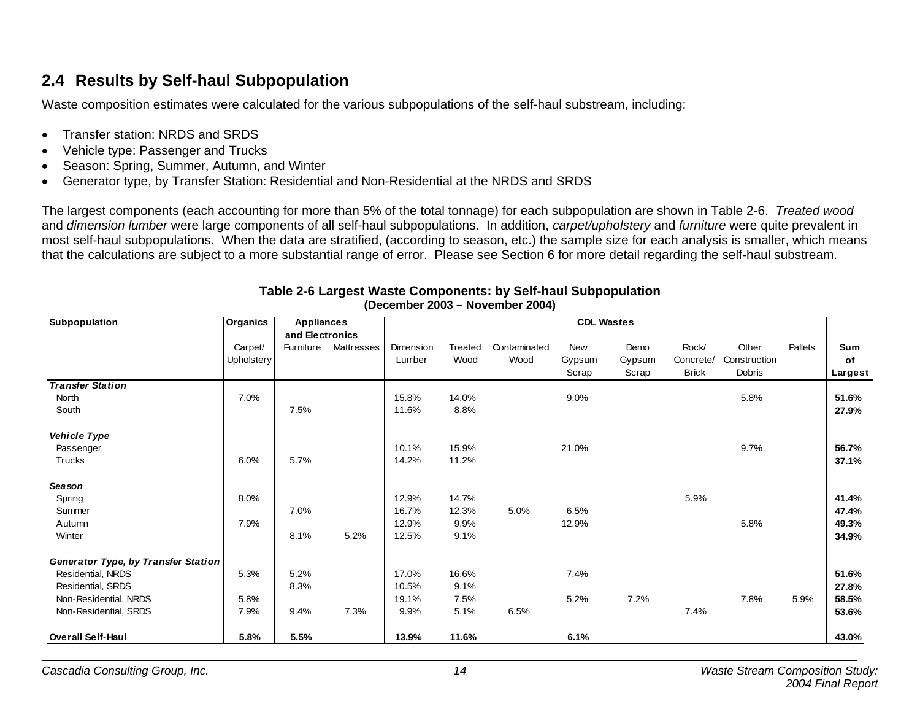## 2.4 Results by Self-haul Subpopulation

Waste composition estimates were calculated for the various subpopulations of the self-haul substream, including:

- Transfer station: NRDS and SRDS
- Vehicle type: Passenger and Trucks
- Season: Spring, Summer, Autumn, and Winter
- Generator type, by Transfer Station: Residential and Non-Residential at the NRDS and SRDS

The largest components (each accounting for more than 5% of the total tonnage) for each subpopulation are shown in Table 2-6. *Treated wood* and *dimension lumber* were large components of all self-haul subpopulations. In addition, *carpet/upholstery* and *furniture* were quite prevalent in most self-haul subpopulations. When the data are stratified, (according to season, etc.) the sample size for each analysis is smaller, which means that the calculations are subject to a more substantial range of error. Please see Section 6 for more detail regarding the self-haul substream.

**Table 2-6 Largest Waste Components: by Self-haul Subpopulation (December 2003 – November 2004)**

| Subpopulation | Organics | Appliances and Electronics | | CDL Wastes | | | | | | | | |
|---|---|---|---|---|---|---|---|---|---|---|---|---|
| | Carpet/ Upholstery | Furniture | Mattresses | Dimension Lumber | Treated Wood | Contaminated Wood | New Gypsum Scrap | Demo Gypsum Scrap | Rock/ Concrete/ Brick | Other Construction Debris | Pallets | Sum of Largest |
| ***Transfer Station*** | | | | | | | | | | | | |
| North | 7.0% | | | 15.8% | 14.0% | | 9.0% | | | 5.8% | | **51.6%** |
| South | | 7.5% | | 11.6% | 8.8% | | | | | | | **27.9%** |
| ***Vehicle Type*** | | | | | | | | | | | | |
| Passenger | | | | 10.1% | 15.9% | | 21.0% | | | 9.7% | | **56.7%** |
| Trucks | 6.0% | 5.7% | | 14.2% | 11.2% | | | | | | | **37.1%** |
| ***Season*** | | | | | | | | | | | | |
| Spring | 8.0% | | | 12.9% | 14.7% | | | | 5.9% | | | **41.4%** |
| Summer | | 7.0% | | 16.7% | 12.3% | 5.0% | 6.5% | | | | | **47.4%** |
| Autumn | 7.9% | | | 12.9% | 9.9% | | 12.9% | | | 5.8% | | **49.3%** |
| Winter | | 8.1% | 5.2% | 12.5% | 9.1% | | | | | | | **34.9%** |
| ***Generator Type, by Transfer Station*** | | | | | | | | | | | | |
| Residential, NRDS | 5.3% | 5.2% | | 17.0% | 16.6% | | 7.4% | | | | | **51.6%** |
| Residential, SRDS | | 8.3% | | 10.5% | 9.1% | | | | | | | **27.8%** |
| Non-Residential, NRDS | 5.8% | | | 19.1% | 7.5% | | 5.2% | 7.2% | | 7.8% | 5.9% | **58.5%** |
| Non-Residential, SRDS | 7.9% | 9.4% | 7.3% | 9.9% | 5.1% | 6.5% | | | 7.4% | | | **53.6%** |
| **Overall Self-Haul** | **5.8%** | **5.5%** | | **13.9%** | **11.6%** | | **6.1%** | | | | | **43.0%** |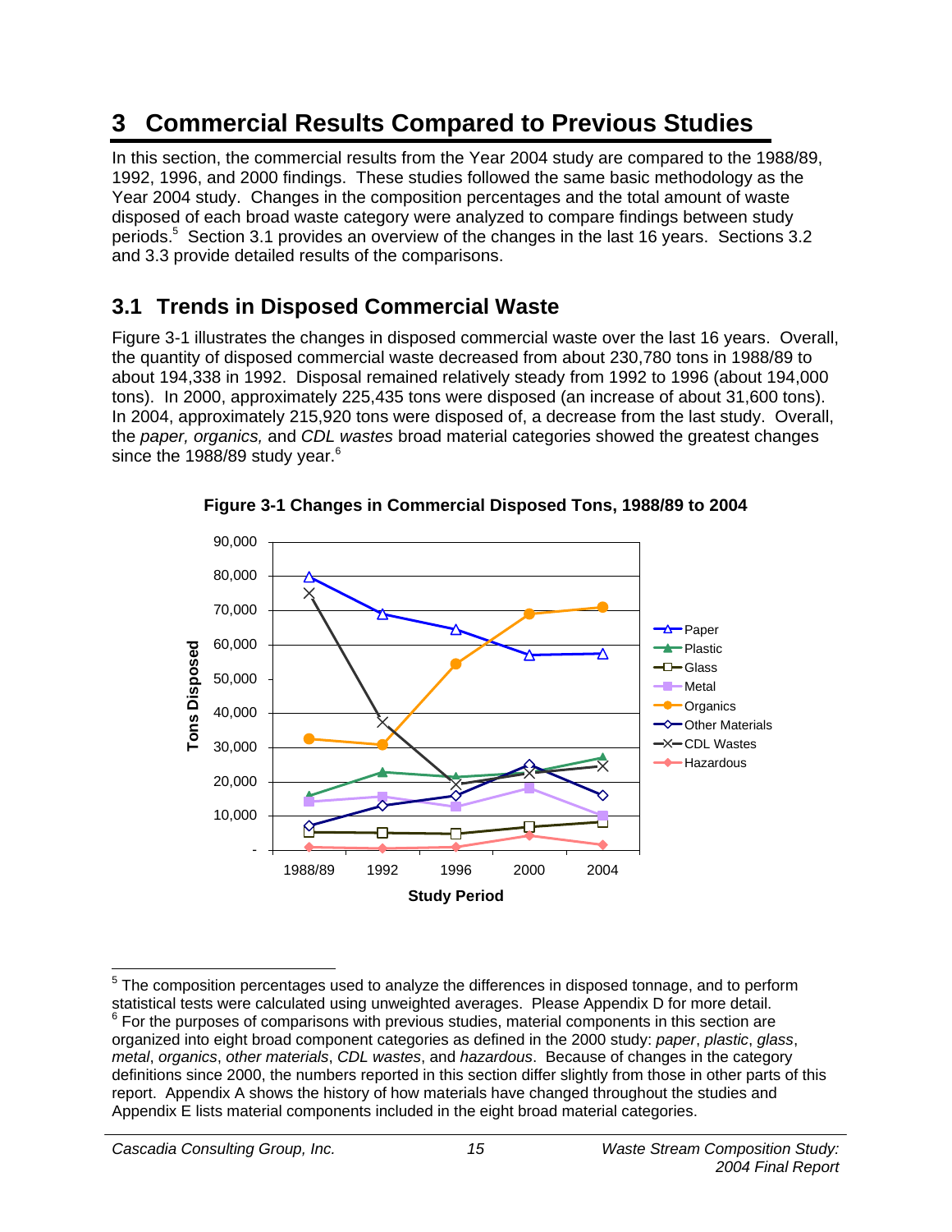# 3 Commercial Results Compared to Previous Studies

In this section, the commercial results from the Year 2004 study are compared to the 1988/89, 1992, 1996, and 2000 findings. These studies followed the same basic methodology as the Year 2004 study. Changes in the composition percentages and the total amount of waste disposed of each broad waste category were analyzed to compare findings between study periods.[5] Section 3.1 provides an overview of the changes in the last 16 years. Sections 3.2 and 3.3 provide detailed results of the comparisons.

## 3.1 Trends in Disposed Commercial Waste

Figure 3-1 illustrates the changes in disposed commercial waste over the last 16 years. Overall, the quantity of disposed commercial waste decreased from about 230,780 tons in 1988/89 to about 194,338 in 1992. Disposal remained relatively steady from 1992 to 1996 (about 194,000 tons). In 2000, approximately 225,435 tons were disposed (an increase of about 31,600 tons). In 2004, approximately 215,920 tons were disposed of, a decrease from the last study. Overall, the *paper, organics,* and *CDL wastes* broad material categories showed the greatest changes since the 1988/89 study year.[6]

**Figure 3-1 Changes in Commercial Disposed Tons, 1988/89 to 2004**

---

[5] The composition percentages used to analyze the differences in disposed tonnage, and to perform statistical tests were calculated using unweighted averages. Please Appendix D for more detail.

[6] For the purposes of comparisons with previous studies, material components in this section are organized into eight broad component categories as defined in the 2000 study: *paper*, *plastic*, *glass*, *metal*, *organics*, *other materials*, *CDL wastes*, and *hazardous*. Because of changes in the category definitions since 2000, the numbers reported in this section differ slightly from those in other parts of this report. Appendix A shows the history of how materials have changed throughout the studies and Appendix E lists material components included in the eight broad material categories.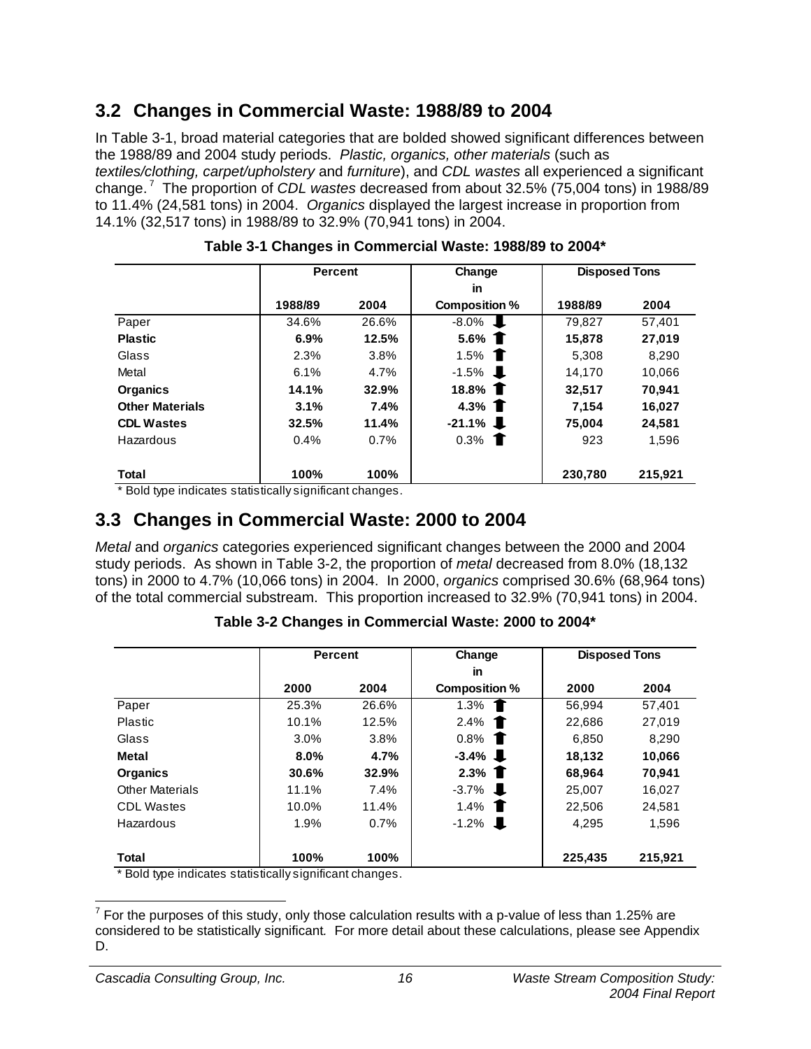## 3.2 Changes in Commercial Waste: 1988/89 to 2004

In Table 3-1, broad material categories that are bolded showed significant differences between the 1988/89 and 2004 study periods. *Plastic, organics, other materials* (such as *textiles/clothing, carpet/upholstery* and *furniture*), and *CDL wastes* all experienced a significant change.[7] The proportion of *CDL wastes* decreased from about 32.5% (75,004 tons) in 1988/89 to 11.4% (24,581 tons) in 2004. *Organics* displayed the largest increase in proportion from 14.1% (32,517 tons) in 1988/89 to 32.9% (70,941 tons) in 2004.

**Table 3-1 Changes in Commercial Waste: 1988/89 to 2004***

| | Percent | | Change in Composition % | Disposed Tons | |
|---|---|---|---|---|---|
| | 1988/89 | 2004 | | 1988/89 | 2004 |
| Paper | 34.6% | 26.6% | -8.0% ↓ | 79,827 | 57,401 |
| **Plastic** | **6.9%** | **12.5%** | **5.6% ↑** | **15,878** | **27,019** |
| Glass | 2.3% | 3.8% | 1.5% ↑ | 5,308 | 8,290 |
| Metal | 6.1% | 4.7% | -1.5% ↓ | 14,170 | 10,066 |
| **Organics** | **14.1%** | **32.9%** | **18.8% ↑** | **32,517** | **70,941** |
| **Other Materials** | **3.1%** | **7.4%** | **4.3% ↑** | **7,154** | **16,027** |
| **CDL Wastes** | **32.5%** | **11.4%** | **-21.1% ↓** | **75,004** | **24,581** |
| Hazardous | 0.4% | 0.7% | 0.3% ↑ | 923 | 1,596 |
| **Total** | **100%** | **100%** | | **230,780** | **215,921** |

* Bold type indicates statistically significant changes.

## 3.3 Changes in Commercial Waste: 2000 to 2004

*Metal* and *organics* categories experienced significant changes between the 2000 and 2004 study periods. As shown in Table 3-2, the proportion of *metal* decreased from 8.0% (18,132 tons) in 2000 to 4.7% (10,066 tons) in 2004. In 2000, *organics* comprised 30.6% (68,964 tons) of the total commercial substream. This proportion increased to 32.9% (70,941 tons) in 2004.

**Table 3-2 Changes in Commercial Waste: 2000 to 2004***

| | Percent | | Change in Composition % | Disposed Tons | |
|---|---|---|---|---|---|
| | 2000 | 2004 | | 2000 | 2004 |
| Paper | 25.3% | 26.6% | 1.3% ↑ | 56,994 | 57,401 |
| Plastic | 10.1% | 12.5% | 2.4% ↑ | 22,686 | 27,019 |
| Glass | 3.0% | 3.8% | 0.8% ↑ | 6,850 | 8,290 |
| **Metal** | **8.0%** | **4.7%** | **-3.4% ↓** | **18,132** | **10,066** |
| **Organics** | **30.6%** | **32.9%** | **2.3% ↑** | **68,964** | **70,941** |
| Other Materials | 11.1% | 7.4% | -3.7% ↓ | 25,007 | 16,027 |
| CDL Wastes | 10.0% | 11.4% | 1.4% ↑ | 22,506 | 24,581 |
| Hazardous | 1.9% | 0.7% | -1.2% ↓ | 4,295 | 1,596 |
| **Total** | **100%** | **100%** | | **225,435** | **215,921** |

* Bold type indicates statistically significant changes.

[7] For the purposes of this study, only those calculation results with a p-value of less than 1.25% are considered to be statistically significant. For more detail about these calculations, please see Appendix D.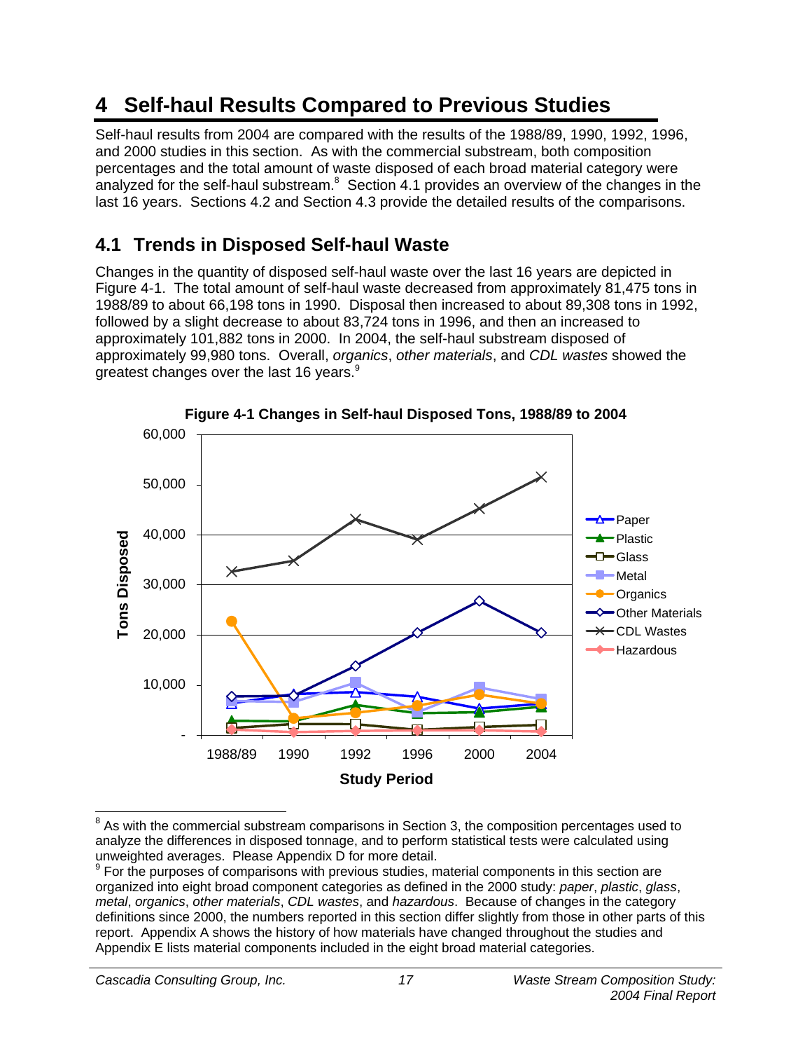# 4 Self-haul Results Compared to Previous Studies

Self-haul results from 2004 are compared with the results of the 1988/89, 1990, 1992, 1996, and 2000 studies in this section. As with the commercial substream, both composition percentages and the total amount of waste disposed of each broad material category were analyzed for the self-haul substream.[8] Section 4.1 provides an overview of the changes in the last 16 years. Sections 4.2 and Section 4.3 provide the detailed results of the comparisons.

## 4.1 Trends in Disposed Self-haul Waste

Changes in the quantity of disposed self-haul waste over the last 16 years are depicted in Figure 4-1. The total amount of self-haul waste decreased from approximately 81,475 tons in 1988/89 to about 66,198 tons in 1990. Disposal then increased to about 89,308 tons in 1992, followed by a slight decrease to about 83,724 tons in 1996, and then an increased to approximately 101,882 tons in 2000. In 2004, the self-haul substream disposed of approximately 99,980 tons. Overall, *organics*, *other materials*, and *CDL wastes* showed the greatest changes over the last 16 years.[9]

**Figure 4-1 Changes in Self-haul Disposed Tons, 1988/89 to 2004**

---

[8] As with the commercial substream comparisons in Section 3, the composition percentages used to analyze the differences in disposed tonnage, and to perform statistical tests were calculated using unweighted averages. Please Appendix D for more detail.

[9] For the purposes of comparisons with previous studies, material components in this section are organized into eight broad component categories as defined in the 2000 study: *paper*, *plastic*, *glass*, *metal*, *organics*, *other materials*, *CDL wastes*, and *hazardous*. Because of changes in the category definitions since 2000, the numbers reported in this section differ slightly from those in other parts of this report. Appendix A shows the history of how materials have changed throughout the studies and Appendix E lists material components included in the eight broad material categories.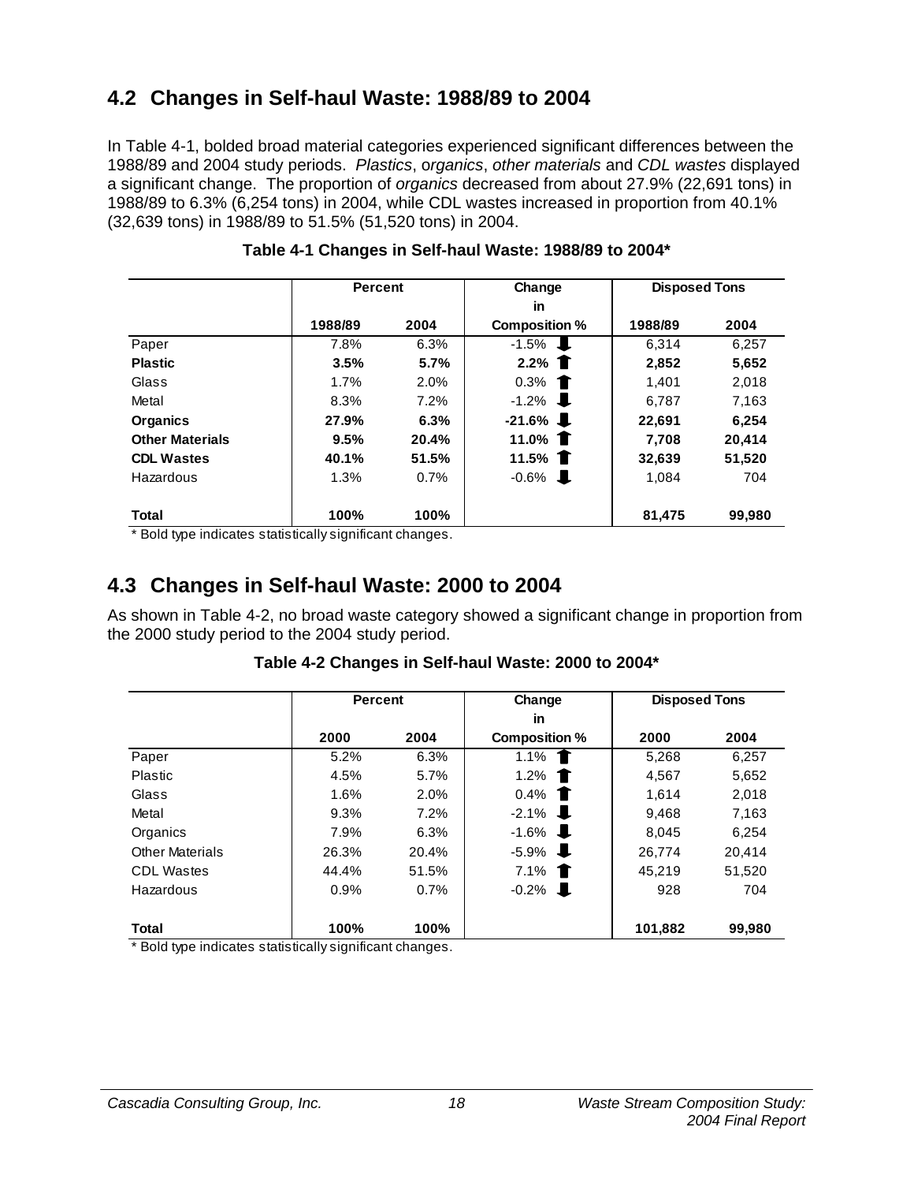## 4.2 Changes in Self-haul Waste: 1988/89 to 2004

In Table 4-1, bolded broad material categories experienced significant differences between the 1988/89 and 2004 study periods. *Plastics*, *organics*, *other materials* and *CDL wastes* displayed a significant change. The proportion of *organics* decreased from about 27.9% (22,691 tons) in 1988/89 to 6.3% (6,254 tons) in 2004, while CDL wastes increased in proportion from 40.1% (32,639 tons) in 1988/89 to 51.5% (51,520 tons) in 2004.

**Table 4-1 Changes in Self-haul Waste: 1988/89 to 2004***

| | Percent | | Change in Composition % | Disposed Tons | |
|---|---|---|---|---|---|
| | 1988/89 | 2004 | | 1988/89 | 2004 |
| Paper | 7.8% | 6.3% | -1.5% ⬇ | 6,314 | 6,257 |
| **Plastic** | **3.5%** | **5.7%** | **2.2%** ⬆ | **2,852** | **5,652** |
| Glass | 1.7% | 2.0% | 0.3% ⬆ | 1,401 | 2,018 |
| Metal | 8.3% | 7.2% | -1.2% ⬇ | 6,787 | 7,163 |
| **Organics** | **27.9%** | **6.3%** | **-21.6%** ⬇ | **22,691** | **6,254** |
| **Other Materials** | **9.5%** | **20.4%** | **11.0%** ⬆ | **7,708** | **20,414** |
| **CDL Wastes** | **40.1%** | **51.5%** | **11.5%** ⬆ | **32,639** | **51,520** |
| Hazardous | 1.3% | 0.7% | -0.6% ⬇ | 1,084 | 704 |
| **Total** | **100%** | **100%** | | **81,475** | **99,980** |

* Bold type indicates statistically significant changes.

## 4.3 Changes in Self-haul Waste: 2000 to 2004

As shown in Table 4-2, no broad waste category showed a significant change in proportion from the 2000 study period to the 2004 study period.

**Table 4-2 Changes in Self-haul Waste: 2000 to 2004***

| | Percent | | Change in Composition % | Disposed Tons | |
|---|---|---|---|---|---|
| | 2000 | 2004 | | 2000 | 2004 |
| Paper | 5.2% | 6.3% | 1.1% ⬆ | 5,268 | 6,257 |
| Plastic | 4.5% | 5.7% | 1.2% ⬆ | 4,567 | 5,652 |
| Glass | 1.6% | 2.0% | 0.4% ⬆ | 1,614 | 2,018 |
| Metal | 9.3% | 7.2% | -2.1% ⬇ | 9,468 | 7,163 |
| Organics | 7.9% | 6.3% | -1.6% ⬇ | 8,045 | 6,254 |
| Other Materials | 26.3% | 20.4% | -5.9% ⬇ | 26,774 | 20,414 |
| CDL Wastes | 44.4% | 51.5% | 7.1% ⬆ | 45,219 | 51,520 |
| Hazardous | 0.9% | 0.7% | -0.2% ⬇ | 928 | 704 |
| **Total** | **100%** | **100%** | | **101,882** | **99,980** |

* Bold type indicates statistically significant changes.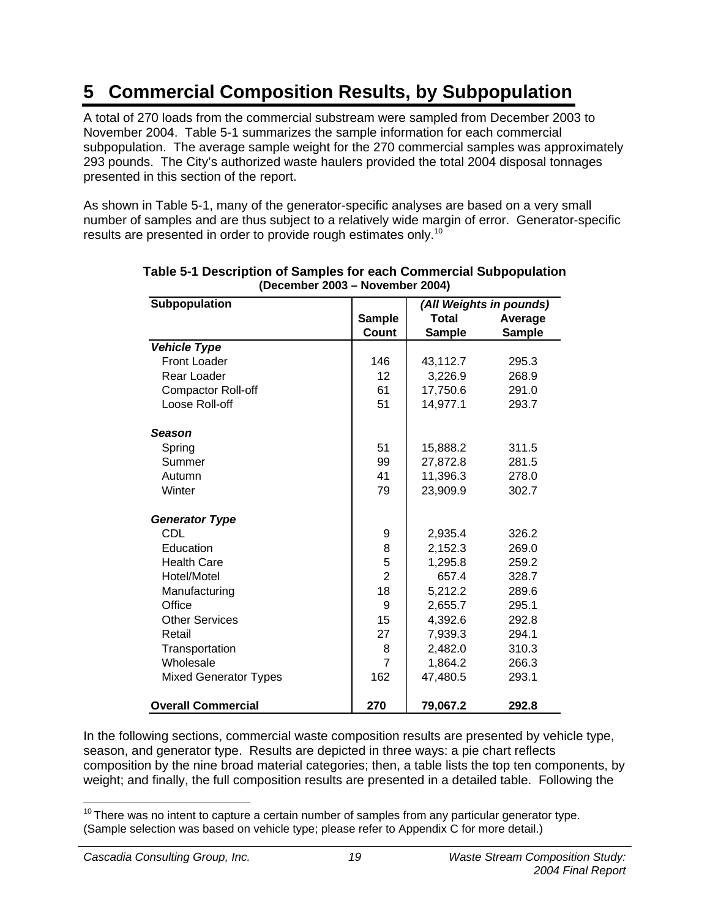# 5 Commercial Composition Results, by Subpopulation

A total of 270 loads from the commercial substream were sampled from December 2003 to November 2004. Table 5-1 summarizes the sample information for each commercial subpopulation. The average sample weight for the 270 commercial samples was approximately 293 pounds. The City's authorized waste haulers provided the total 2004 disposal tonnages presented in this section of the report.

As shown in Table 5-1, many of the generator-specific analyses are based on a very small number of samples and are thus subject to a relatively wide margin of error. Generator-specific results are presented in order to provide rough estimates only.[10]

**Table 5-1 Description of Samples for each Commercial Subpopulation (December 2003 – November 2004)**

| Subpopulation | | *(All Weights in pounds)* | |
|---|---|---|---|
| | **Sample Count** | **Total Sample** | **Average Sample** |
| ***Vehicle Type*** | | | |
| Front Loader | 146 | 43,112.7 | 295.3 |
| Rear Loader | 12 | 3,226.9 | 268.9 |
| Compactor Roll-off | 61 | 17,750.6 | 291.0 |
| Loose Roll-off | 51 | 14,977.1 | 293.7 |
| ***Season*** | | | |
| Spring | 51 | 15,888.2 | 311.5 |
| Summer | 99 | 27,872.8 | 281.5 |
| Autumn | 41 | 11,396.3 | 278.0 |
| Winter | 79 | 23,909.9 | 302.7 |
| ***Generator Type*** | | | |
| CDL | 9 | 2,935.4 | 326.2 |
| Education | 8 | 2,152.3 | 269.0 |
| Health Care | 5 | 1,295.8 | 259.2 |
| Hotel/Motel | 2 | 657.4 | 328.7 |
| Manufacturing | 18 | 5,212.2 | 289.6 |
| Office | 9 | 2,655.7 | 295.1 |
| Other Services | 15 | 4,392.6 | 292.8 |
| Retail | 27 | 7,939.3 | 294.1 |
| Transportation | 8 | 2,482.0 | 310.3 |
| Wholesale | 7 | 1,864.2 | 266.3 |
| Mixed Generator Types | 162 | 47,480.5 | 293.1 |
| **Overall Commercial** | **270** | **79,067.2** | **292.8** |

In the following sections, commercial waste composition results are presented by vehicle type, season, and generator type. Results are depicted in three ways: a pie chart reflects composition by the nine broad material categories; then, a table lists the top ten components, by weight; and finally, the full composition results are presented in a detailed table. Following the

[10] There was no intent to capture a certain number of samples from any particular generator type. (Sample selection was based on vehicle type; please refer to Appendix C for more detail.)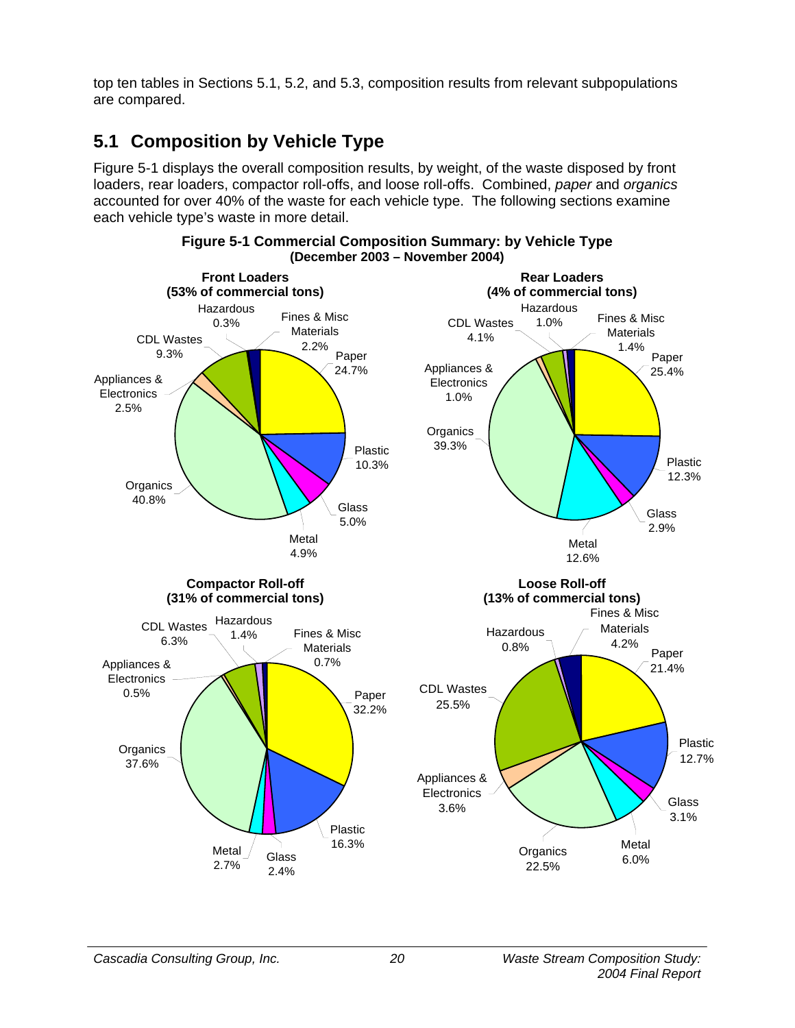top ten tables in Sections 5.1, 5.2, and 5.3, composition results from relevant subpopulations are compared.

## 5.1 Composition by Vehicle Type

Figure 5-1 displays the overall composition results, by weight, of the waste disposed by front loaders, rear loaders, compactor roll-offs, and loose roll-offs. Combined, *paper* and *organics* accounted for over 40% of the waste for each vehicle type. The following sections examine each vehicle type's waste in more detail.

**Figure 5-1 Commercial Composition Summary: by Vehicle Type (December 2003 – November 2004)**

**Front Loaders (53% of commercial tons)**

- Paper 24.7%
- Plastic 10.3%
- Glass 5.0%
- Metal 4.9%
- Organics 40.8%
- Appliances & Electronics 2.5%
- CDL Wastes 9.3%
- Hazardous 0.3%
- Fines & Misc Materials 2.2%

**Rear Loaders (4% of commercial tons)**

- Paper 25.4%
- Plastic 12.3%
- Glass 2.9%
- Metal 12.6%
- Organics 39.3%
- Appliances & Electronics 1.0%
- CDL Wastes 4.1%
- Hazardous 1.0%
- Fines & Misc Materials 1.4%

**Compactor Roll-off (31% of commercial tons)**

- Paper 32.2%
- Plastic 16.3%
- Glass 2.4%
- Metal 2.7%
- Organics 37.6%
- Appliances & Electronics 0.5%
- CDL Wastes 6.3%
- Hazardous 1.4%
- Fines & Misc Materials 0.7%

**Loose Roll-off (13% of commercial tons)**

- Paper 21.4%
- Plastic 12.7%
- Glass 3.1%
- Metal 6.0%
- Organics 22.5%
- Appliances & Electronics 3.6%
- CDL Wastes 25.5%
- Hazardous 0.8%
- Fines & Misc Materials 4.2%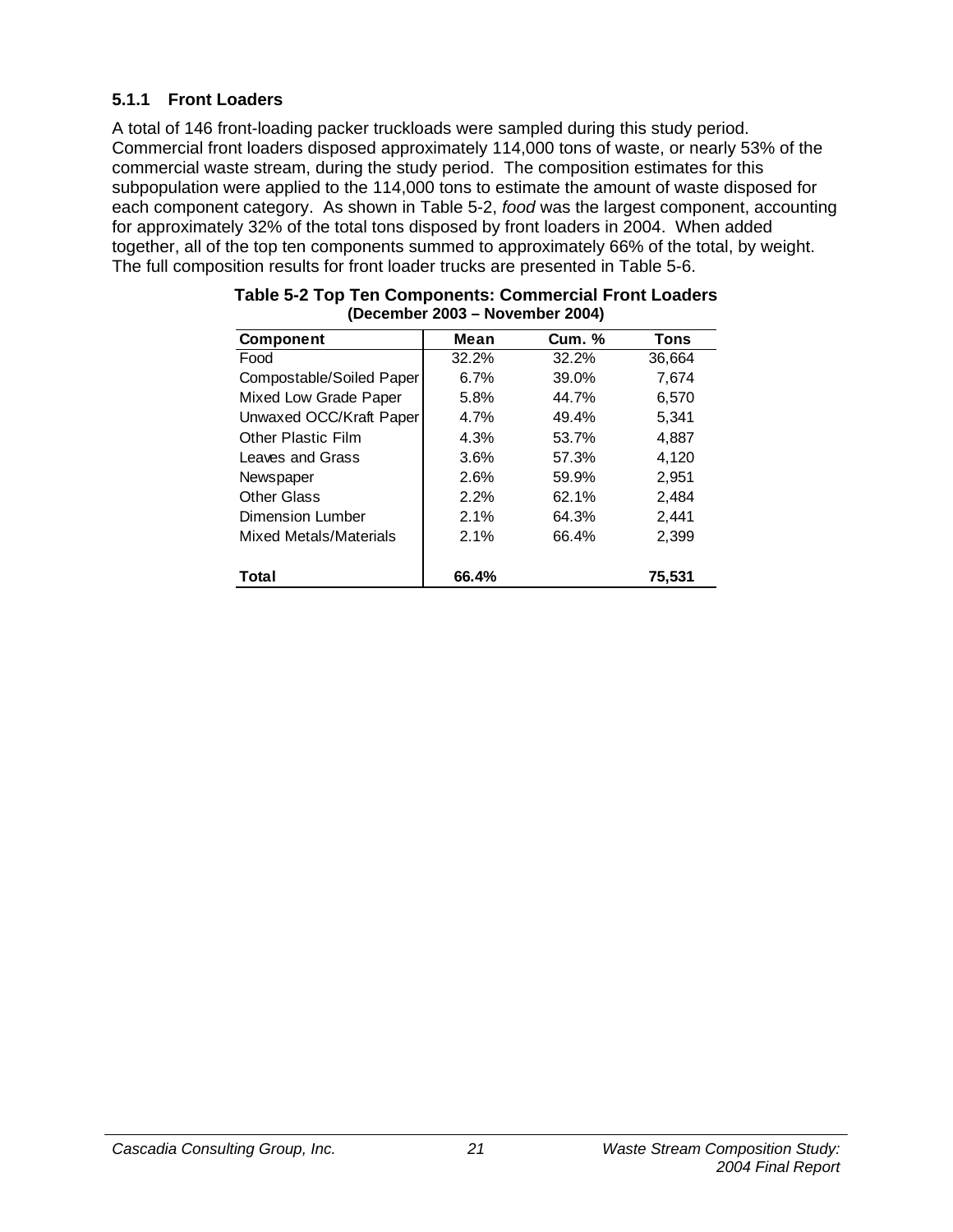### 5.1.1 Front Loaders

A total of 146 front-loading packer truckloads were sampled during this study period. Commercial front loaders disposed approximately 114,000 tons of waste, or nearly 53% of the commercial waste stream, during the study period. The composition estimates for this subpopulation were applied to the 114,000 tons to estimate the amount of waste disposed for each component category. As shown in Table 5-2, *food* was the largest component, accounting for approximately 32% of the total tons disposed by front loaders in 2004. When added together, all of the top ten components summed to approximately 66% of the total, by weight. The full composition results for front loader trucks are presented in Table 5-6.

**Table 5-2 Top Ten Components: Commercial Front Loaders (December 2003 – November 2004)**

| Component | Mean | Cum. % | Tons |
|---|---|---|---|
| Food | 32.2% | 32.2% | 36,664 |
| Compostable/Soiled Paper | 6.7% | 39.0% | 7,674 |
| Mixed Low Grade Paper | 5.8% | 44.7% | 6,570 |
| Unwaxed OCC/Kraft Paper | 4.7% | 49.4% | 5,341 |
| Other Plastic Film | 4.3% | 53.7% | 4,887 |
| Leaves and Grass | 3.6% | 57.3% | 4,120 |
| Newspaper | 2.6% | 59.9% | 2,951 |
| Other Glass | 2.2% | 62.1% | 2,484 |
| Dimension Lumber | 2.1% | 64.3% | 2,441 |
| Mixed Metals/Materials | 2.1% | 66.4% | 2,399 |
| **Total** | **66.4%** | | **75,531** |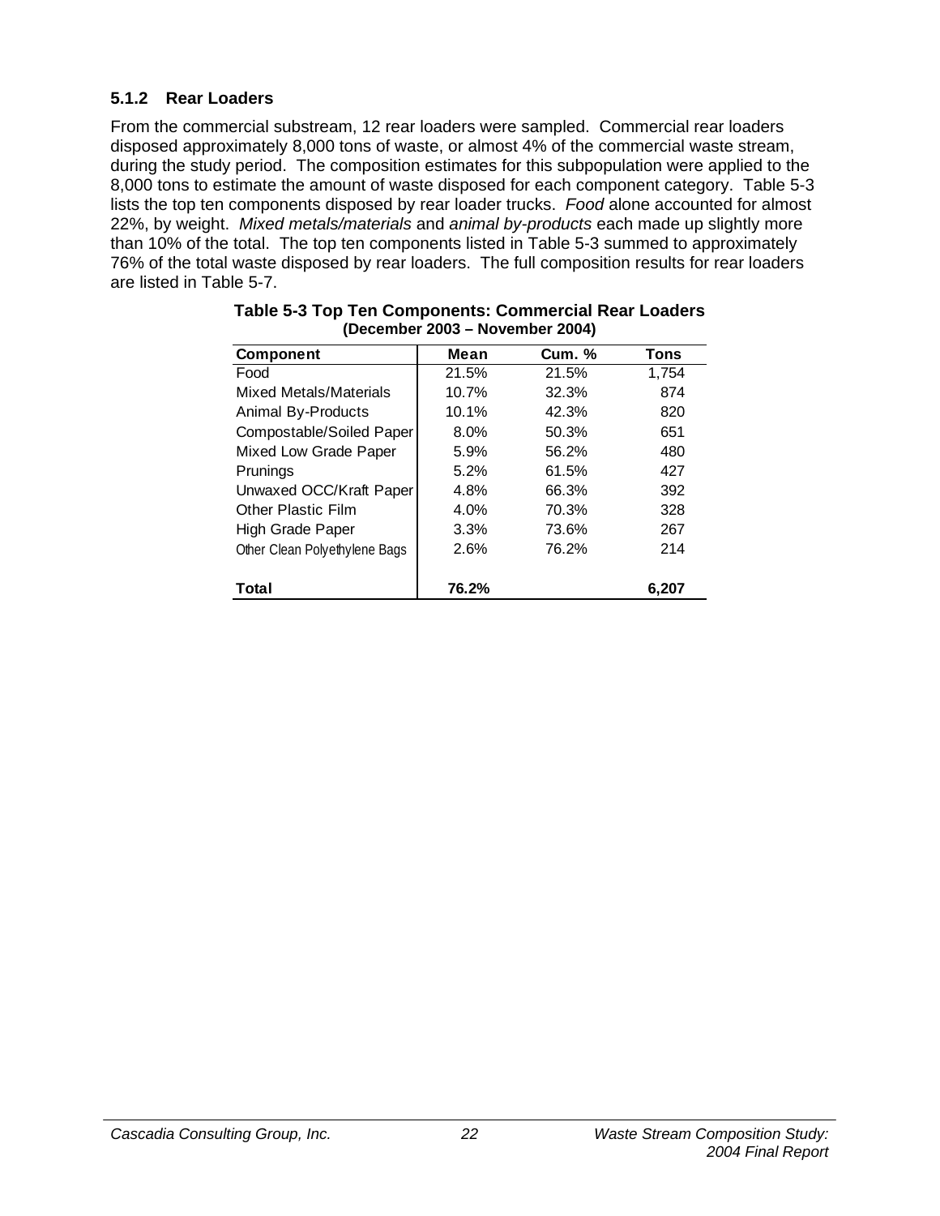### 5.1.2 Rear Loaders

From the commercial substream, 12 rear loaders were sampled. Commercial rear loaders disposed approximately 8,000 tons of waste, or almost 4% of the commercial waste stream, during the study period. The composition estimates for this subpopulation were applied to the 8,000 tons to estimate the amount of waste disposed for each component category. Table 5-3 lists the top ten components disposed by rear loader trucks. *Food* alone accounted for almost 22%, by weight. *Mixed metals/materials* and *animal by-products* each made up slightly more than 10% of the total. The top ten components listed in Table 5-3 summed to approximately 76% of the total waste disposed by rear loaders. The full composition results for rear loaders are listed in Table 5-7.

**Table 5-3 Top Ten Components: Commercial Rear Loaders (December 2003 – November 2004)**

| Component | Mean | Cum. % | Tons |
|---|---|---|---|
| Food | 21.5% | 21.5% | 1,754 |
| Mixed Metals/Materials | 10.7% | 32.3% | 874 |
| Animal By-Products | 10.1% | 42.3% | 820 |
| Compostable/Soiled Paper | 8.0% | 50.3% | 651 |
| Mixed Low Grade Paper | 5.9% | 56.2% | 480 |
| Prunings | 5.2% | 61.5% | 427 |
| Unwaxed OCC/Kraft Paper | 4.8% | 66.3% | 392 |
| Other Plastic Film | 4.0% | 70.3% | 328 |
| High Grade Paper | 3.3% | 73.6% | 267 |
| Other Clean Polyethylene Bags | 2.6% | 76.2% | 214 |
| **Total** | **76.2%** | | **6,207** |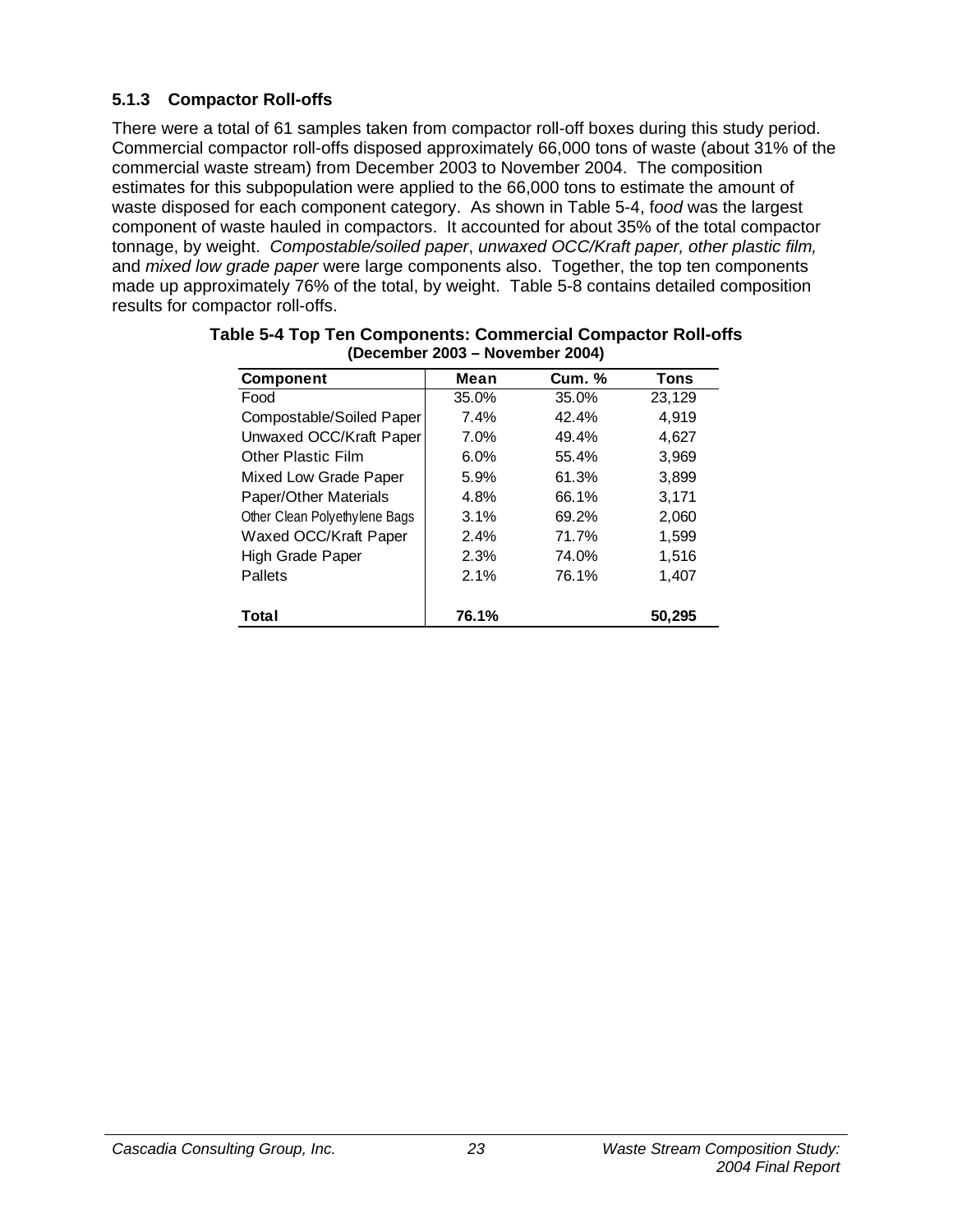### 5.1.3 Compactor Roll-offs

There were a total of 61 samples taken from compactor roll-off boxes during this study period. Commercial compactor roll-offs disposed approximately 66,000 tons of waste (about 31% of the commercial waste stream) from December 2003 to November 2004. The composition estimates for this subpopulation were applied to the 66,000 tons to estimate the amount of waste disposed for each component category. As shown in Table 5-4, f*ood* was the largest component of waste hauled in compactors. It accounted for about 35% of the total compactor tonnage, by weight. *Compostable/soiled paper*, *unwaxed OCC/Kraft paper, other plastic film,* and *mixed low grade paper* were large components also. Together, the top ten components made up approximately 76% of the total, by weight. Table 5-8 contains detailed composition results for compactor roll-offs.

**Table 5-4 Top Ten Components: Commercial Compactor Roll-offs (December 2003 – November 2004)**

| Component | Mean | Cum. % | Tons |
|---|---|---|---|
| Food | 35.0% | 35.0% | 23,129 |
| Compostable/Soiled Paper | 7.4% | 42.4% | 4,919 |
| Unwaxed OCC/Kraft Paper | 7.0% | 49.4% | 4,627 |
| Other Plastic Film | 6.0% | 55.4% | 3,969 |
| Mixed Low Grade Paper | 5.9% | 61.3% | 3,899 |
| Paper/Other Materials | 4.8% | 66.1% | 3,171 |
| Other Clean Polyethylene Bags | 3.1% | 69.2% | 2,060 |
| Waxed OCC/Kraft Paper | 2.4% | 71.7% | 1,599 |
| High Grade Paper | 2.3% | 74.0% | 1,516 |
| Pallets | 2.1% | 76.1% | 1,407 |
| **Total** | **76.1%** | | **50,295** |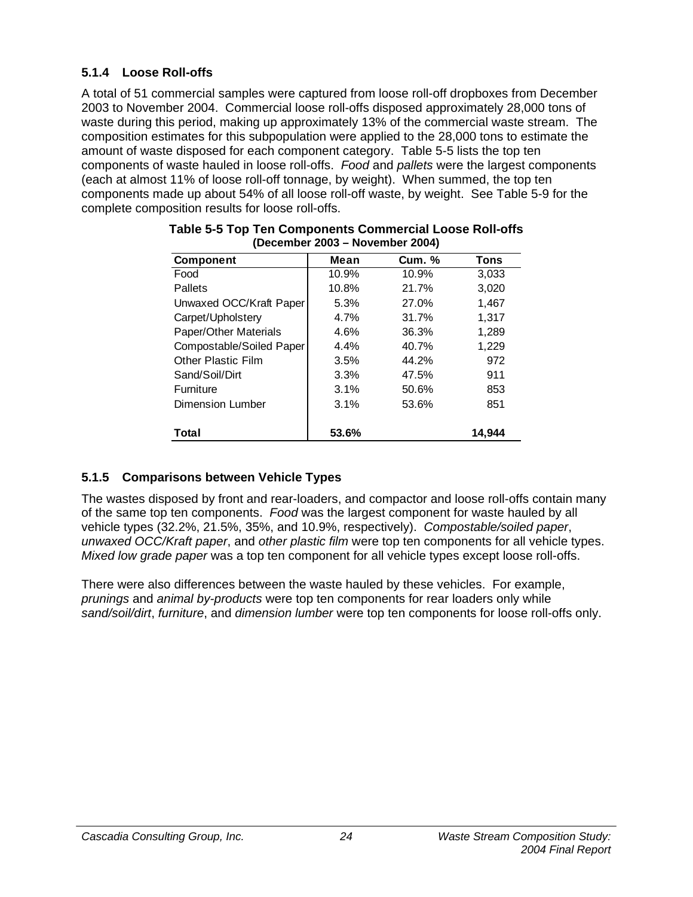### 5.1.4 Loose Roll-offs

A total of 51 commercial samples were captured from loose roll-off dropboxes from December 2003 to November 2004. Commercial loose roll-offs disposed approximately 28,000 tons of waste during this period, making up approximately 13% of the commercial waste stream. The composition estimates for this subpopulation were applied to the 28,000 tons to estimate the amount of waste disposed for each component category. Table 5-5 lists the top ten components of waste hauled in loose roll-offs. *Food* and *pallets* were the largest components (each at almost 11% of loose roll-off tonnage, by weight). When summed, the top ten components made up about 54% of all loose roll-off waste, by weight. See Table 5-9 for the complete composition results for loose roll-offs.

**Table 5-5 Top Ten Components Commercial Loose Roll-offs (December 2003 – November 2004)**

| Component | Mean | Cum. % | Tons |
|---|---|---|---|
| Food | 10.9% | 10.9% | 3,033 |
| Pallets | 10.8% | 21.7% | 3,020 |
| Unwaxed OCC/Kraft Paper | 5.3% | 27.0% | 1,467 |
| Carpet/Upholstery | 4.7% | 31.7% | 1,317 |
| Paper/Other Materials | 4.6% | 36.3% | 1,289 |
| Compostable/Soiled Paper | 4.4% | 40.7% | 1,229 |
| Other Plastic Film | 3.5% | 44.2% | 972 |
| Sand/Soil/Dirt | 3.3% | 47.5% | 911 |
| Furniture | 3.1% | 50.6% | 853 |
| Dimension Lumber | 3.1% | 53.6% | 851 |
| **Total** | **53.6%** | | **14,944** |

### 5.1.5 Comparisons between Vehicle Types

The wastes disposed by front and rear-loaders, and compactor and loose roll-offs contain many of the same top ten components. *Food* was the largest component for waste hauled by all vehicle types (32.2%, 21.5%, 35%, and 10.9%, respectively). *Compostable/soiled paper*, *unwaxed OCC/Kraft paper*, and *other plastic film* were top ten components for all vehicle types. *Mixed low grade paper* was a top ten component for all vehicle types except loose roll-offs.

There were also differences between the waste hauled by these vehicles. For example, *prunings* and *animal by-products* were top ten components for rear loaders only while *sand/soil/dirt*, *furniture*, and *dimension lumber* were top ten components for loose roll-offs only.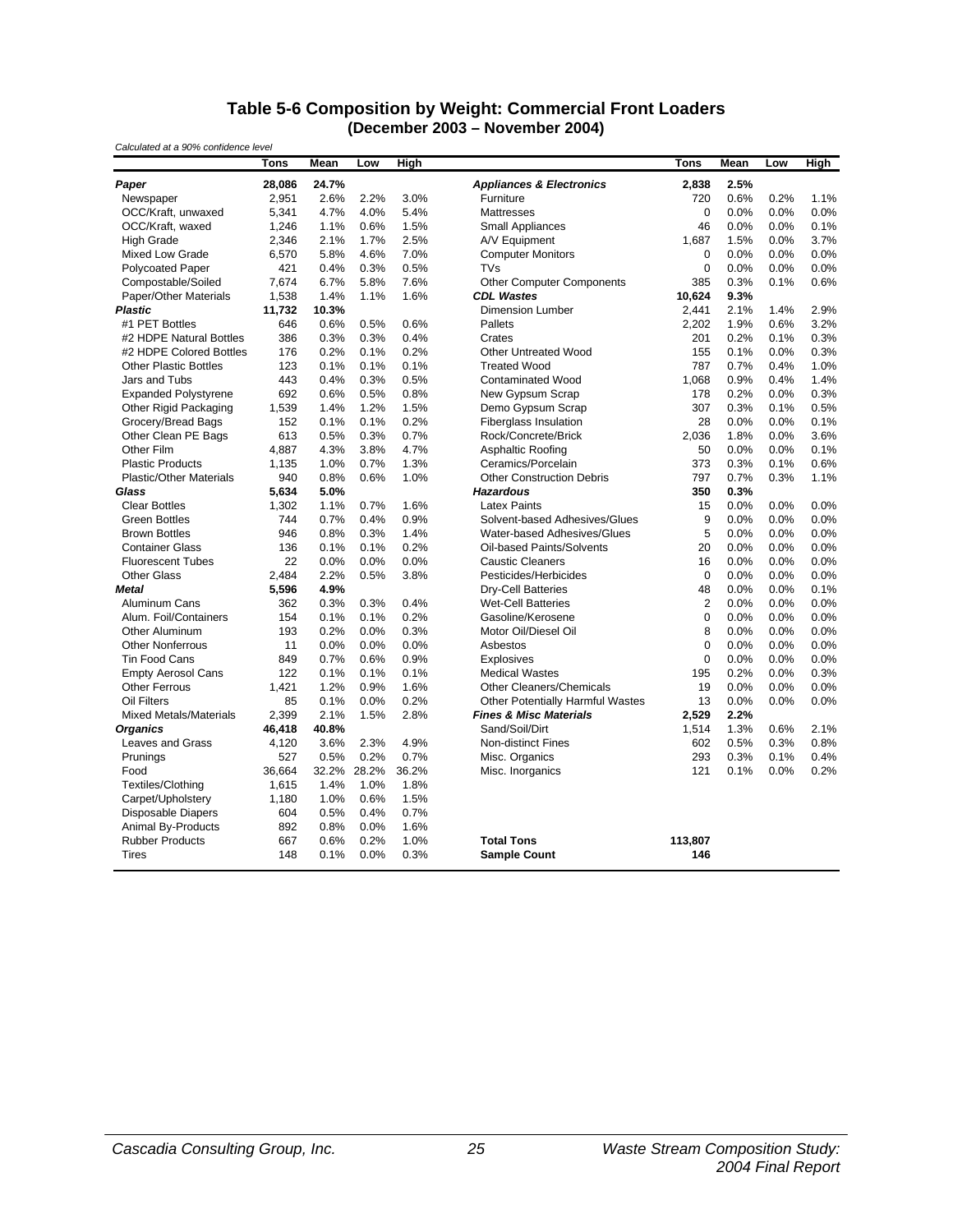### Table 5-6 Composition by Weight: Commercial Front Loaders
### (December 2003 – November 2004)

*Calculated at a 90% confidence level*

| | Tons | Mean | Low | High | | Tons | Mean | Low | High |
|---|---|---|---|---|---|---|---|---|---|
| ***Paper*** | **28,086** | **24.7%** | | | ***Appliances & Electronics*** | **2,838** | **2.5%** | | |
| Newspaper | 2,951 | 2.6% | 2.2% | 3.0% | Furniture | 720 | 0.6% | 0.2% | 1.1% |
| OCC/Kraft, unwaxed | 5,341 | 4.7% | 4.0% | 5.4% | Mattresses | 0 | 0.0% | 0.0% | 0.0% |
| OCC/Kraft, waxed | 1,246 | 1.1% | 0.6% | 1.5% | Small Appliances | 46 | 0.0% | 0.0% | 0.1% |
| High Grade | 2,346 | 2.1% | 1.7% | 2.5% | A/V Equipment | 1,687 | 1.5% | 0.0% | 3.7% |
| Mixed Low Grade | 6,570 | 5.8% | 4.6% | 7.0% | Computer Monitors | 0 | 0.0% | 0.0% | 0.0% |
| Polycoated Paper | 421 | 0.4% | 0.3% | 0.5% | TVs | 0 | 0.0% | 0.0% | 0.0% |
| Compostable/Soiled | 7,674 | 6.7% | 5.8% | 7.6% | Other Computer Components | 385 | 0.3% | 0.1% | 0.6% |
| Paper/Other Materials | 1,538 | 1.4% | 1.1% | 1.6% | ***CDL Wastes*** | **10,624** | **9.3%** | | |
| ***Plastic*** | **11,732** | **10.3%** | | | Dimension Lumber | 2,441 | 2.1% | 1.4% | 2.9% |
| #1 PET Bottles | 646 | 0.6% | 0.5% | 0.6% | Pallets | 2,202 | 1.9% | 0.6% | 3.2% |
| #2 HDPE Natural Bottles | 386 | 0.3% | 0.3% | 0.4% | Crates | 201 | 0.2% | 0.1% | 0.3% |
| #2 HDPE Colored Bottles | 176 | 0.2% | 0.1% | 0.2% | Other Untreated Wood | 155 | 0.1% | 0.0% | 0.3% |
| Other Plastic Bottles | 123 | 0.1% | 0.1% | 0.1% | Treated Wood | 787 | 0.7% | 0.4% | 1.0% |
| Jars and Tubs | 443 | 0.4% | 0.3% | 0.5% | Contaminated Wood | 1,068 | 0.9% | 0.4% | 1.4% |
| Expanded Polystyrene | 692 | 0.6% | 0.5% | 0.8% | New Gypsum Scrap | 178 | 0.2% | 0.0% | 0.3% |
| Other Rigid Packaging | 1,539 | 1.4% | 1.2% | 1.5% | Demo Gypsum Scrap | 307 | 0.3% | 0.1% | 0.5% |
| Grocery/Bread Bags | 152 | 0.1% | 0.1% | 0.2% | Fiberglass Insulation | 28 | 0.0% | 0.0% | 0.1% |
| Other Clean PE Bags | 613 | 0.5% | 0.3% | 0.7% | Rock/Concrete/Brick | 2,036 | 1.8% | 0.0% | 3.6% |
| Other Film | 4,887 | 4.3% | 3.8% | 4.7% | Asphaltic Roofing | 50 | 0.0% | 0.0% | 0.1% |
| Plastic Products | 1,135 | 1.0% | 0.7% | 1.3% | Ceramics/Porcelain | 373 | 0.3% | 0.1% | 0.6% |
| Plastic/Other Materials | 940 | 0.8% | 0.6% | 1.0% | Other Construction Debris | 797 | 0.7% | 0.3% | 1.1% |
| ***Glass*** | **5,634** | **5.0%** | | | ***Hazardous*** | **350** | **0.3%** | | |
| Clear Bottles | 1,302 | 1.1% | 0.7% | 1.6% | Latex Paints | 15 | 0.0% | 0.0% | 0.0% |
| Green Bottles | 744 | 0.7% | 0.4% | 0.9% | Solvent-based Adhesives/Glues | 9 | 0.0% | 0.0% | 0.0% |
| Brown Bottles | 946 | 0.8% | 0.3% | 1.4% | Water-based Adhesives/Glues | 5 | 0.0% | 0.0% | 0.0% |
| Container Glass | 136 | 0.1% | 0.1% | 0.2% | Oil-based Paints/Solvents | 20 | 0.0% | 0.0% | 0.0% |
| Fluorescent Tubes | 22 | 0.0% | 0.0% | 0.0% | Caustic Cleaners | 16 | 0.0% | 0.0% | 0.0% |
| Other Glass | 2,484 | 2.2% | 0.5% | 3.8% | Pesticides/Herbicides | 0 | 0.0% | 0.0% | 0.0% |
| ***Metal*** | **5,596** | **4.9%** | | | Dry-Cell Batteries | 48 | 0.0% | 0.0% | 0.1% |
| Aluminum Cans | 362 | 0.3% | 0.3% | 0.4% | Wet-Cell Batteries | 2 | 0.0% | 0.0% | 0.0% |
| Alum. Foil/Containers | 154 | 0.1% | 0.1% | 0.2% | Gasoline/Kerosene | 0 | 0.0% | 0.0% | 0.0% |
| Other Aluminum | 193 | 0.2% | 0.0% | 0.3% | Motor Oil/Diesel Oil | 8 | 0.0% | 0.0% | 0.0% |
| Other Nonferrous | 11 | 0.0% | 0.0% | 0.0% | Asbestos | 0 | 0.0% | 0.0% | 0.0% |
| Tin Food Cans | 849 | 0.7% | 0.6% | 0.9% | Explosives | 0 | 0.0% | 0.0% | 0.0% |
| Empty Aerosol Cans | 122 | 0.1% | 0.1% | 0.1% | Medical Wastes | 195 | 0.2% | 0.0% | 0.3% |
| Other Ferrous | 1,421 | 1.2% | 0.9% | 1.6% | Other Cleaners/Chemicals | 19 | 0.0% | 0.0% | 0.0% |
| Oil Filters | 85 | 0.1% | 0.0% | 0.2% | Other Potentially Harmful Wastes | 13 | 0.0% | 0.0% | 0.0% |
| Mixed Metals/Materials | 2,399 | 2.1% | 1.5% | 2.8% | ***Fines & Misc Materials*** | **2,529** | **2.2%** | | |
| ***Organics*** | **46,418** | **40.8%** | | | Sand/Soil/Dirt | 1,514 | 1.3% | 0.6% | 2.1% |
| Leaves and Grass | 4,120 | 3.6% | 2.3% | 4.9% | Non-distinct Fines | 602 | 0.5% | 0.3% | 0.8% |
| Prunings | 527 | 0.5% | 0.2% | 0.7% | Misc. Organics | 293 | 0.3% | 0.1% | 0.4% |
| Food | 36,664 | 32.2% | 28.2% | 36.2% | Misc. Inorganics | 121 | 0.1% | 0.0% | 0.2% |
| Textiles/Clothing | 1,615 | 1.4% | 1.0% | 1.8% | | | | | |
| Carpet/Upholstery | 1,180 | 1.0% | 0.6% | 1.5% | | | | | |
| Disposable Diapers | 604 | 0.5% | 0.4% | 0.7% | | | | | |
| Animal By-Products | 892 | 0.8% | 0.0% | 1.6% | | | | | |
| Rubber Products | 667 | 0.6% | 0.2% | 1.0% | **Total Tons** | **113,807** | | | |
| Tires | 148 | 0.1% | 0.0% | 0.3% | **Sample Count** | **146** | | | |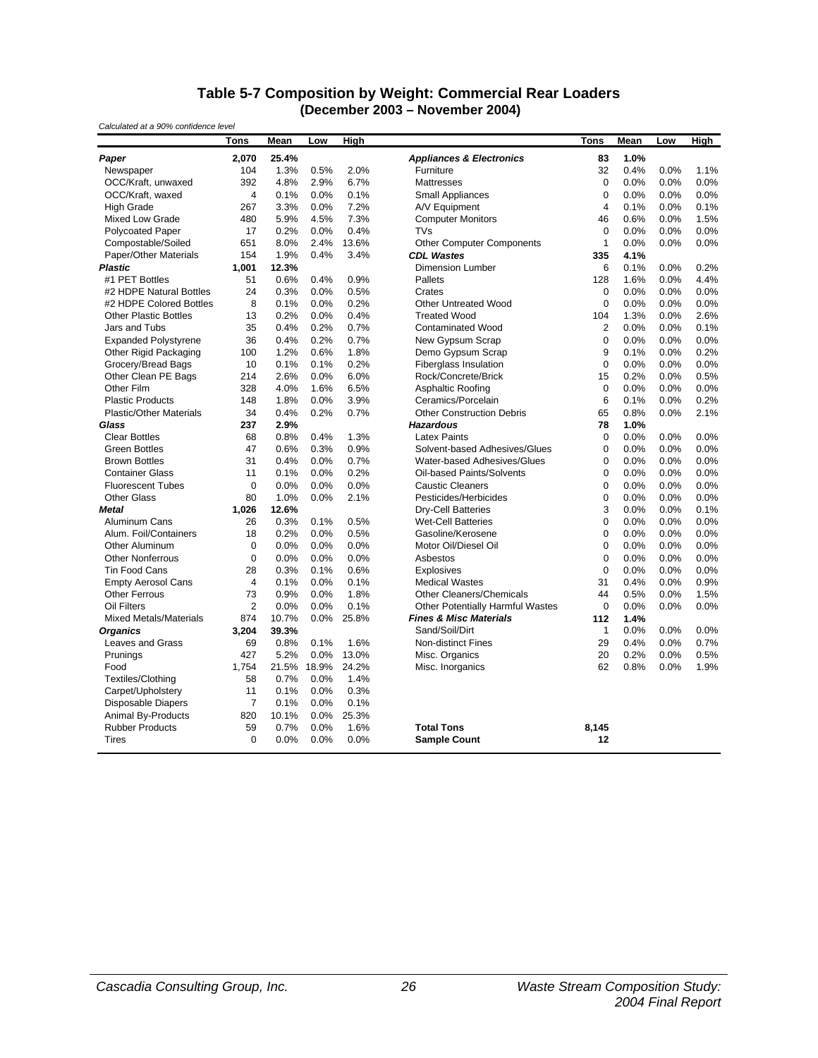## Table 5-7 Composition by Weight: Commercial Rear Loaders
## (December 2003 – November 2004)

*Calculated at a 90% confidence level*

| | Tons | Mean | Low | High | | Tons | Mean | Low | High |
|---|---|---|---|---|---|---|---|---|---|
| ***Paper*** | **2,070** | **25.4%** | | | ***Appliances & Electronics*** | **83** | **1.0%** | | |
| Newspaper | 104 | 1.3% | 0.5% | 2.0% | Furniture | 32 | 0.4% | 0.0% | 1.1% |
| OCC/Kraft, unwaxed | 392 | 4.8% | 2.9% | 6.7% | Mattresses | 0 | 0.0% | 0.0% | 0.0% |
| OCC/Kraft, waxed | 4 | 0.1% | 0.0% | 0.1% | Small Appliances | 0 | 0.0% | 0.0% | 0.0% |
| High Grade | 267 | 3.3% | 0.0% | 7.2% | A/V Equipment | 4 | 0.1% | 0.0% | 0.1% |
| Mixed Low Grade | 480 | 5.9% | 4.5% | 7.3% | Computer Monitors | 46 | 0.6% | 0.0% | 1.5% |
| Polycoated Paper | 17 | 0.2% | 0.0% | 0.4% | TVs | 0 | 0.0% | 0.0% | 0.0% |
| Compostable/Soiled | 651 | 8.0% | 2.4% | 13.6% | Other Computer Components | 1 | 0.0% | 0.0% | 0.0% |
| Paper/Other Materials | 154 | 1.9% | 0.4% | 3.4% | ***CDL Wastes*** | **335** | **4.1%** | | |
| ***Plastic*** | **1,001** | **12.3%** | | | Dimension Lumber | 6 | 0.1% | 0.0% | 0.2% |
| #1 PET Bottles | 51 | 0.6% | 0.4% | 0.9% | Pallets | 128 | 1.6% | 0.0% | 4.4% |
| #2 HDPE Natural Bottles | 24 | 0.3% | 0.0% | 0.5% | Crates | 0 | 0.0% | 0.0% | 0.0% |
| #2 HDPE Colored Bottles | 8 | 0.1% | 0.0% | 0.2% | Other Untreated Wood | 0 | 0.0% | 0.0% | 0.0% |
| Other Plastic Bottles | 13 | 0.2% | 0.0% | 0.4% | Treated Wood | 104 | 1.3% | 0.0% | 2.6% |
| Jars and Tubs | 35 | 0.4% | 0.2% | 0.7% | Contaminated Wood | 2 | 0.0% | 0.0% | 0.1% |
| Expanded Polystyrene | 36 | 0.4% | 0.2% | 0.7% | New Gypsum Scrap | 0 | 0.0% | 0.0% | 0.0% |
| Other Rigid Packaging | 100 | 1.2% | 0.6% | 1.8% | Demo Gypsum Scrap | 9 | 0.1% | 0.0% | 0.2% |
| Grocery/Bread Bags | 10 | 0.1% | 0.1% | 0.2% | Fiberglass Insulation | 0 | 0.0% | 0.0% | 0.0% |
| Other Clean PE Bags | 214 | 2.6% | 0.0% | 6.0% | Rock/Concrete/Brick | 15 | 0.2% | 0.0% | 0.5% |
| Other Film | 328 | 4.0% | 1.6% | 6.5% | Asphaltic Roofing | 0 | 0.0% | 0.0% | 0.0% |
| Plastic Products | 148 | 1.8% | 0.0% | 3.9% | Ceramics/Porcelain | 6 | 0.1% | 0.0% | 0.2% |
| Plastic/Other Materials | 34 | 0.4% | 0.2% | 0.7% | Other Construction Debris | 65 | 0.8% | 0.0% | 2.1% |
| ***Glass*** | **237** | **2.9%** | | | ***Hazardous*** | **78** | **1.0%** | | |
| Clear Bottles | 68 | 0.8% | 0.4% | 1.3% | Latex Paints | 0 | 0.0% | 0.0% | 0.0% |
| Green Bottles | 47 | 0.6% | 0.3% | 0.9% | Solvent-based Adhesives/Glues | 0 | 0.0% | 0.0% | 0.0% |
| Brown Bottles | 31 | 0.4% | 0.0% | 0.7% | Water-based Adhesives/Glues | 0 | 0.0% | 0.0% | 0.0% |
| Container Glass | 11 | 0.1% | 0.0% | 0.2% | Oil-based Paints/Solvents | 0 | 0.0% | 0.0% | 0.0% |
| Fluorescent Tubes | 0 | 0.0% | 0.0% | 0.0% | Caustic Cleaners | 0 | 0.0% | 0.0% | 0.0% |
| Other Glass | 80 | 1.0% | 0.0% | 2.1% | Pesticides/Herbicides | 0 | 0.0% | 0.0% | 0.0% |
| ***Metal*** | **1,026** | **12.6%** | | | Dry-Cell Batteries | 3 | 0.0% | 0.0% | 0.1% |
| Aluminum Cans | 26 | 0.3% | 0.1% | 0.5% | Wet-Cell Batteries | 0 | 0.0% | 0.0% | 0.0% |
| Alum. Foil/Containers | 18 | 0.2% | 0.0% | 0.5% | Gasoline/Kerosene | 0 | 0.0% | 0.0% | 0.0% |
| Other Aluminum | 0 | 0.0% | 0.0% | 0.0% | Motor Oil/Diesel Oil | 0 | 0.0% | 0.0% | 0.0% |
| Other Nonferrous | 0 | 0.0% | 0.0% | 0.0% | Asbestos | 0 | 0.0% | 0.0% | 0.0% |
| Tin Food Cans | 28 | 0.3% | 0.1% | 0.6% | Explosives | 0 | 0.0% | 0.0% | 0.0% |
| Empty Aerosol Cans | 4 | 0.1% | 0.0% | 0.1% | Medical Wastes | 31 | 0.4% | 0.0% | 0.9% |
| Other Ferrous | 73 | 0.9% | 0.0% | 1.8% | Other Cleaners/Chemicals | 44 | 0.5% | 0.0% | 1.5% |
| Oil Filters | 2 | 0.0% | 0.0% | 0.1% | Other Potentially Harmful Wastes | 0 | 0.0% | 0.0% | 0.0% |
| Mixed Metals/Materials | 874 | 10.7% | 0.0% | 25.8% | ***Fines & Misc Materials*** | **112** | **1.4%** | | |
| ***Organics*** | **3,204** | **39.3%** | | | Sand/Soil/Dirt | 1 | 0.0% | 0.0% | 0.0% |
| Leaves and Grass | 69 | 0.8% | 0.1% | 1.6% | Non-distinct Fines | 29 | 0.4% | 0.0% | 0.7% |
| Prunings | 427 | 5.2% | 0.0% | 13.0% | Misc. Organics | 20 | 0.2% | 0.0% | 0.5% |
| Food | 1,754 | 21.5% | 18.9% | 24.2% | Misc. Inorganics | 62 | 0.8% | 0.0% | 1.9% |
| Textiles/Clothing | 58 | 0.7% | 0.0% | 1.4% | | | | | |
| Carpet/Upholstery | 11 | 0.1% | 0.0% | 0.3% | | | | | |
| Disposable Diapers | 7 | 0.1% | 0.0% | 0.1% | | | | | |
| Animal By-Products | 820 | 10.1% | 0.0% | 25.3% | | | | | |
| Rubber Products | 59 | 0.7% | 0.0% | 1.6% | **Total Tons** | **8,145** | | | |
| Tires | 0 | 0.0% | 0.0% | 0.0% | **Sample Count** | **12** | | | |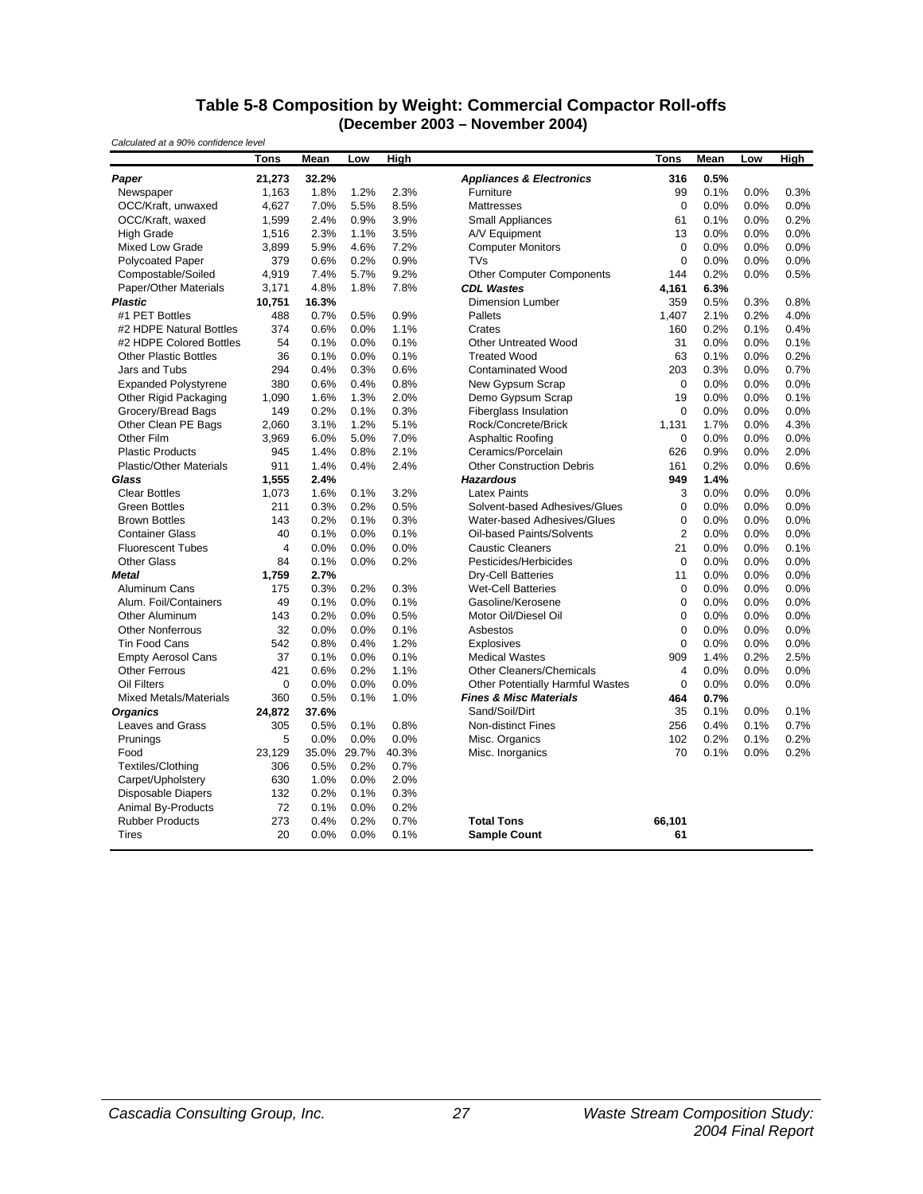## Table 5-8 Composition by Weight: Commercial Compactor Roll-offs (December 2003 – November 2004)

*Calculated at a 90% confidence level*

| | Tons | Mean | Low | High | | Tons | Mean | Low | High |
|---|---|---|---|---|---|---|---|---|---|
| ***Paper*** | **21,273** | **32.2%** | | | ***Appliances & Electronics*** | **316** | **0.5%** | | |
| Newspaper | 1,163 | 1.8% | 1.2% | 2.3% | Furniture | 99 | 0.1% | 0.0% | 0.3% |
| OCC/Kraft, unwaxed | 4,627 | 7.0% | 5.5% | 8.5% | Mattresses | 0 | 0.0% | 0.0% | 0.0% |
| OCC/Kraft, waxed | 1,599 | 2.4% | 0.9% | 3.9% | Small Appliances | 61 | 0.1% | 0.0% | 0.2% |
| High Grade | 1,516 | 2.3% | 1.1% | 3.5% | A/V Equipment | 13 | 0.0% | 0.0% | 0.0% |
| Mixed Low Grade | 3,899 | 5.9% | 4.6% | 7.2% | Computer Monitors | 0 | 0.0% | 0.0% | 0.0% |
| Polycoated Paper | 379 | 0.6% | 0.2% | 0.9% | TVs | 0 | 0.0% | 0.0% | 0.0% |
| Compostable/Soiled | 4,919 | 7.4% | 5.7% | 9.2% | Other Computer Components | 144 | 0.2% | 0.0% | 0.5% |
| Paper/Other Materials | 3,171 | 4.8% | 1.8% | 7.8% | ***CDL Wastes*** | **4,161** | **6.3%** | | |
| ***Plastic*** | **10,751** | **16.3%** | | | Dimension Lumber | 359 | 0.5% | 0.3% | 0.8% |
| #1 PET Bottles | 488 | 0.7% | 0.5% | 0.9% | Pallets | 1,407 | 2.1% | 0.2% | 4.0% |
| #2 HDPE Natural Bottles | 374 | 0.6% | 0.0% | 1.1% | Crates | 160 | 0.2% | 0.1% | 0.4% |
| #2 HDPE Colored Bottles | 54 | 0.1% | 0.0% | 0.1% | Other Untreated Wood | 31 | 0.0% | 0.0% | 0.1% |
| Other Plastic Bottles | 36 | 0.1% | 0.0% | 0.1% | Treated Wood | 63 | 0.1% | 0.0% | 0.2% |
| Jars and Tubs | 294 | 0.4% | 0.3% | 0.6% | Contaminated Wood | 203 | 0.3% | 0.0% | 0.7% |
| Expanded Polystyrene | 380 | 0.6% | 0.4% | 0.8% | New Gypsum Scrap | 0 | 0.0% | 0.0% | 0.0% |
| Other Rigid Packaging | 1,090 | 1.6% | 1.3% | 2.0% | Demo Gypsum Scrap | 19 | 0.0% | 0.0% | 0.1% |
| Grocery/Bread Bags | 149 | 0.2% | 0.1% | 0.3% | Fiberglass Insulation | 0 | 0.0% | 0.0% | 0.0% |
| Other Clean PE Bags | 2,060 | 3.1% | 1.2% | 5.1% | Rock/Concrete/Brick | 1,131 | 1.7% | 0.0% | 4.3% |
| Other Film | 3,969 | 6.0% | 5.0% | 7.0% | Asphaltic Roofing | 0 | 0.0% | 0.0% | 0.0% |
| Plastic Products | 945 | 1.4% | 0.8% | 2.1% | Ceramics/Porcelain | 626 | 0.9% | 0.0% | 2.0% |
| Plastic/Other Materials | 911 | 1.4% | 0.4% | 2.4% | Other Construction Debris | 161 | 0.2% | 0.0% | 0.6% |
| ***Glass*** | **1,555** | **2.4%** | | | ***Hazardous*** | **949** | **1.4%** | | |
| Clear Bottles | 1,073 | 1.6% | 0.1% | 3.2% | Latex Paints | 3 | 0.0% | 0.0% | 0.0% |
| Green Bottles | 211 | 0.3% | 0.2% | 0.5% | Solvent-based Adhesives/Glues | 0 | 0.0% | 0.0% | 0.0% |
| Brown Bottles | 143 | 0.2% | 0.1% | 0.3% | Water-based Adhesives/Glues | 0 | 0.0% | 0.0% | 0.0% |
| Container Glass | 40 | 0.1% | 0.0% | 0.1% | Oil-based Paints/Solvents | 2 | 0.0% | 0.0% | 0.0% |
| Fluorescent Tubes | 4 | 0.0% | 0.0% | 0.0% | Caustic Cleaners | 21 | 0.0% | 0.0% | 0.1% |
| Other Glass | 84 | 0.1% | 0.0% | 0.2% | Pesticides/Herbicides | 0 | 0.0% | 0.0% | 0.0% |
| ***Metal*** | **1,759** | **2.7%** | | | Dry-Cell Batteries | 11 | 0.0% | 0.0% | 0.0% |
| Aluminum Cans | 175 | 0.3% | 0.2% | 0.3% | Wet-Cell Batteries | 0 | 0.0% | 0.0% | 0.0% |
| Alum. Foil/Containers | 49 | 0.1% | 0.0% | 0.1% | Gasoline/Kerosene | 0 | 0.0% | 0.0% | 0.0% |
| Other Aluminum | 143 | 0.2% | 0.0% | 0.5% | Motor Oil/Diesel Oil | 0 | 0.0% | 0.0% | 0.0% |
| Other Nonferrous | 32 | 0.0% | 0.0% | 0.1% | Asbestos | 0 | 0.0% | 0.0% | 0.0% |
| Tin Food Cans | 542 | 0.8% | 0.4% | 1.2% | Explosives | 0 | 0.0% | 0.0% | 0.0% |
| Empty Aerosol Cans | 37 | 0.1% | 0.0% | 0.1% | Medical Wastes | 909 | 1.4% | 0.2% | 2.5% |
| Other Ferrous | 421 | 0.6% | 0.2% | 1.1% | Other Cleaners/Chemicals | 4 | 0.0% | 0.0% | 0.0% |
| Oil Filters | 0 | 0.0% | 0.0% | 0.0% | Other Potentially Harmful Wastes | 0 | 0.0% | 0.0% | 0.0% |
| Mixed Metals/Materials | 360 | 0.5% | 0.1% | 1.0% | ***Fines & Misc Materials*** | **464** | **0.7%** | | |
| ***Organics*** | **24,872** | **37.6%** | | | Sand/Soil/Dirt | 35 | 0.1% | 0.0% | 0.1% |
| Leaves and Grass | 305 | 0.5% | 0.1% | 0.8% | Non-distinct Fines | 256 | 0.4% | 0.1% | 0.7% |
| Prunings | 5 | 0.0% | 0.0% | 0.0% | Misc. Organics | 102 | 0.2% | 0.1% | 0.2% |
| Food | 23,129 | 35.0% | 29.7% | 40.3% | Misc. Inorganics | 70 | 0.1% | 0.0% | 0.2% |
| Textiles/Clothing | 306 | 0.5% | 0.2% | 0.7% | | | | | |
| Carpet/Upholstery | 630 | 1.0% | 0.0% | 2.0% | | | | | |
| Disposable Diapers | 132 | 0.2% | 0.1% | 0.3% | | | | | |
| Animal By-Products | 72 | 0.1% | 0.0% | 0.2% | | | | | |
| Rubber Products | 273 | 0.4% | 0.2% | 0.7% | **Total Tons** | **66,101** | | | |
| Tires | 20 | 0.0% | 0.0% | 0.1% | **Sample Count** | **61** | | | |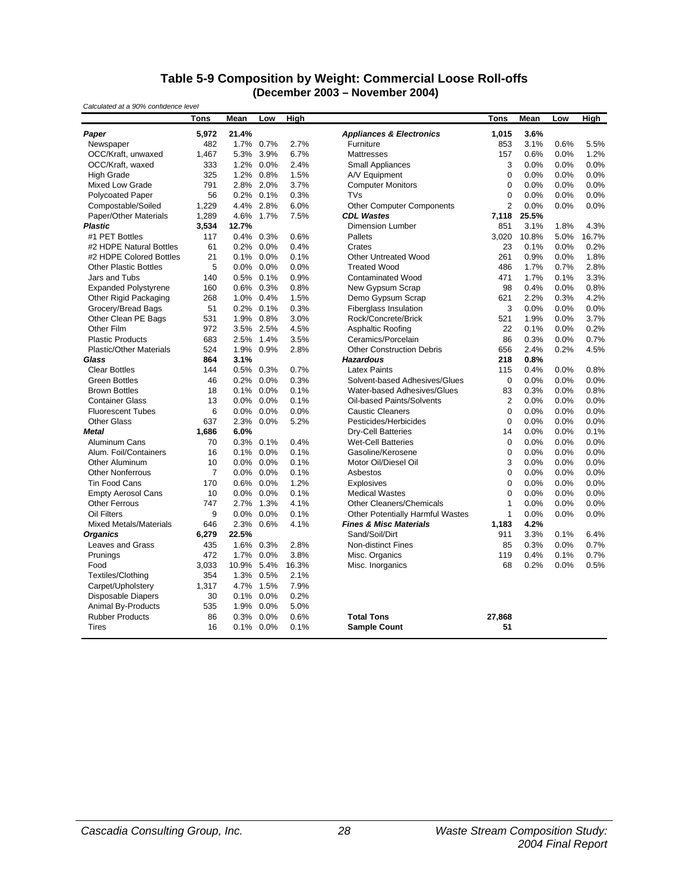## Table 5-9 Composition by Weight: Commercial Loose Roll-offs (December 2003 – November 2004)

*Calculated at a 90% confidence level*

| | Tons | Mean | Low | High | | Tons | Mean | Low | High |
|---|---|---|---|---|---|---|---|---|---|
| ***Paper*** | **5,972** | **21.4%** | | | ***Appliances & Electronics*** | **1,015** | **3.6%** | | |
| Newspaper | 482 | 1.7% | 0.7% | 2.7% | Furniture | 853 | 3.1% | 0.6% | 5.5% |
| OCC/Kraft, unwaxed | 1,467 | 5.3% | 3.9% | 6.7% | Mattresses | 157 | 0.6% | 0.0% | 1.2% |
| OCC/Kraft, waxed | 333 | 1.2% | 0.0% | 2.4% | Small Appliances | 3 | 0.0% | 0.0% | 0.0% |
| High Grade | 325 | 1.2% | 0.8% | 1.5% | A/V Equipment | 0 | 0.0% | 0.0% | 0.0% |
| Mixed Low Grade | 791 | 2.8% | 2.0% | 3.7% | Computer Monitors | 0 | 0.0% | 0.0% | 0.0% |
| Polycoated Paper | 56 | 0.2% | 0.1% | 0.3% | TVs | 0 | 0.0% | 0.0% | 0.0% |
| Compostable/Soiled | 1,229 | 4.4% | 2.8% | 6.0% | Other Computer Components | 2 | 0.0% | 0.0% | 0.0% |
| Paper/Other Materials | 1,289 | 4.6% | 1.7% | 7.5% | ***CDL Wastes*** | **7,118** | **25.5%** | | |
| ***Plastic*** | **3,534** | **12.7%** | | | Dimension Lumber | 851 | 3.1% | 1.8% | 4.3% |
| #1 PET Bottles | 117 | 0.4% | 0.3% | 0.6% | Pallets | 3,020 | 10.8% | 5.0% | 16.7% |
| #2 HDPE Natural Bottles | 61 | 0.2% | 0.0% | 0.4% | Crates | 23 | 0.1% | 0.0% | 0.2% |
| #2 HDPE Colored Bottles | 21 | 0.1% | 0.0% | 0.1% | Other Untreated Wood | 261 | 0.9% | 0.0% | 1.8% |
| Other Plastic Bottles | 5 | 0.0% | 0.0% | 0.0% | Treated Wood | 486 | 1.7% | 0.7% | 2.8% |
| Jars and Tubs | 140 | 0.5% | 0.1% | 0.9% | Contaminated Wood | 471 | 1.7% | 0.1% | 3.3% |
| Expanded Polystyrene | 160 | 0.6% | 0.3% | 0.8% | New Gypsum Scrap | 98 | 0.4% | 0.0% | 0.8% |
| Other Rigid Packaging | 268 | 1.0% | 0.4% | 1.5% | Demo Gypsum Scrap | 621 | 2.2% | 0.3% | 4.2% |
| Grocery/Bread Bags | 51 | 0.2% | 0.1% | 0.3% | Fiberglass Insulation | 3 | 0.0% | 0.0% | 0.0% |
| Other Clean PE Bags | 531 | 1.9% | 0.8% | 3.0% | Rock/Concrete/Brick | 521 | 1.9% | 0.0% | 3.7% |
| Other Film | 972 | 3.5% | 2.5% | 4.5% | Asphaltic Roofing | 22 | 0.1% | 0.0% | 0.2% |
| Plastic Products | 683 | 2.5% | 1.4% | 3.5% | Ceramics/Porcelain | 86 | 0.3% | 0.0% | 0.7% |
| Plastic/Other Materials | 524 | 1.9% | 0.9% | 2.8% | Other Construction Debris | 656 | 2.4% | 0.2% | 4.5% |
| ***Glass*** | **864** | **3.1%** | | | ***Hazardous*** | **218** | **0.8%** | | |
| Clear Bottles | 144 | 0.5% | 0.3% | 0.7% | Latex Paints | 115 | 0.4% | 0.0% | 0.8% |
| Green Bottles | 46 | 0.2% | 0.0% | 0.3% | Solvent-based Adhesives/Glues | 0 | 0.0% | 0.0% | 0.0% |
| Brown Bottles | 18 | 0.1% | 0.0% | 0.1% | Water-based Adhesives/Glues | 83 | 0.3% | 0.0% | 0.8% |
| Container Glass | 13 | 0.0% | 0.0% | 0.1% | Oil-based Paints/Solvents | 2 | 0.0% | 0.0% | 0.0% |
| Fluorescent Tubes | 6 | 0.0% | 0.0% | 0.0% | Caustic Cleaners | 0 | 0.0% | 0.0% | 0.0% |
| Other Glass | 637 | 2.3% | 0.0% | 5.2% | Pesticides/Herbicides | 0 | 0.0% | 0.0% | 0.0% |
| ***Metal*** | **1,686** | **6.0%** | | | Dry-Cell Batteries | 14 | 0.0% | 0.0% | 0.1% |
| Aluminum Cans | 70 | 0.3% | 0.1% | 0.4% | Wet-Cell Batteries | 0 | 0.0% | 0.0% | 0.0% |
| Alum. Foil/Containers | 16 | 0.1% | 0.0% | 0.1% | Gasoline/Kerosene | 0 | 0.0% | 0.0% | 0.0% |
| Other Aluminum | 10 | 0.0% | 0.0% | 0.1% | Motor Oil/Diesel Oil | 3 | 0.0% | 0.0% | 0.0% |
| Other Nonferrous | 7 | 0.0% | 0.0% | 0.1% | Asbestos | 0 | 0.0% | 0.0% | 0.0% |
| Tin Food Cans | 170 | 0.6% | 0.0% | 1.2% | Explosives | 0 | 0.0% | 0.0% | 0.0% |
| Empty Aerosol Cans | 10 | 0.0% | 0.0% | 0.1% | Medical Wastes | 0 | 0.0% | 0.0% | 0.0% |
| Other Ferrous | 747 | 2.7% | 1.3% | 4.1% | Other Cleaners/Chemicals | 1 | 0.0% | 0.0% | 0.0% |
| Oil Filters | 9 | 0.0% | 0.0% | 0.1% | Other Potentially Harmful Wastes | 1 | 0.0% | 0.0% | 0.0% |
| Mixed Metals/Materials | 646 | 2.3% | 0.6% | 4.1% | ***Fines & Misc Materials*** | **1,183** | **4.2%** | | |
| ***Organics*** | **6,279** | **22.5%** | | | Sand/Soil/Dirt | 911 | 3.3% | 0.1% | 6.4% |
| Leaves and Grass | 435 | 1.6% | 0.3% | 2.8% | Non-distinct Fines | 85 | 0.3% | 0.0% | 0.7% |
| Prunings | 472 | 1.7% | 0.0% | 3.8% | Misc. Organics | 119 | 0.4% | 0.1% | 0.7% |
| Food | 3,033 | 10.9% | 5.4% | 16.3% | Misc. Inorganics | 68 | 0.2% | 0.0% | 0.5% |
| Textiles/Clothing | 354 | 1.3% | 0.5% | 2.1% | | | | | |
| Carpet/Upholstery | 1,317 | 4.7% | 1.5% | 7.9% | | | | | |
| Disposable Diapers | 30 | 0.1% | 0.0% | 0.2% | | | | | |
| Animal By-Products | 535 | 1.9% | 0.0% | 5.0% | | | | | |
| Rubber Products | 86 | 0.3% | 0.0% | 0.6% | **Total Tons** | **27,868** | | | |
| Tires | 16 | 0.1% | 0.0% | 0.1% | **Sample Count** | **51** | | | |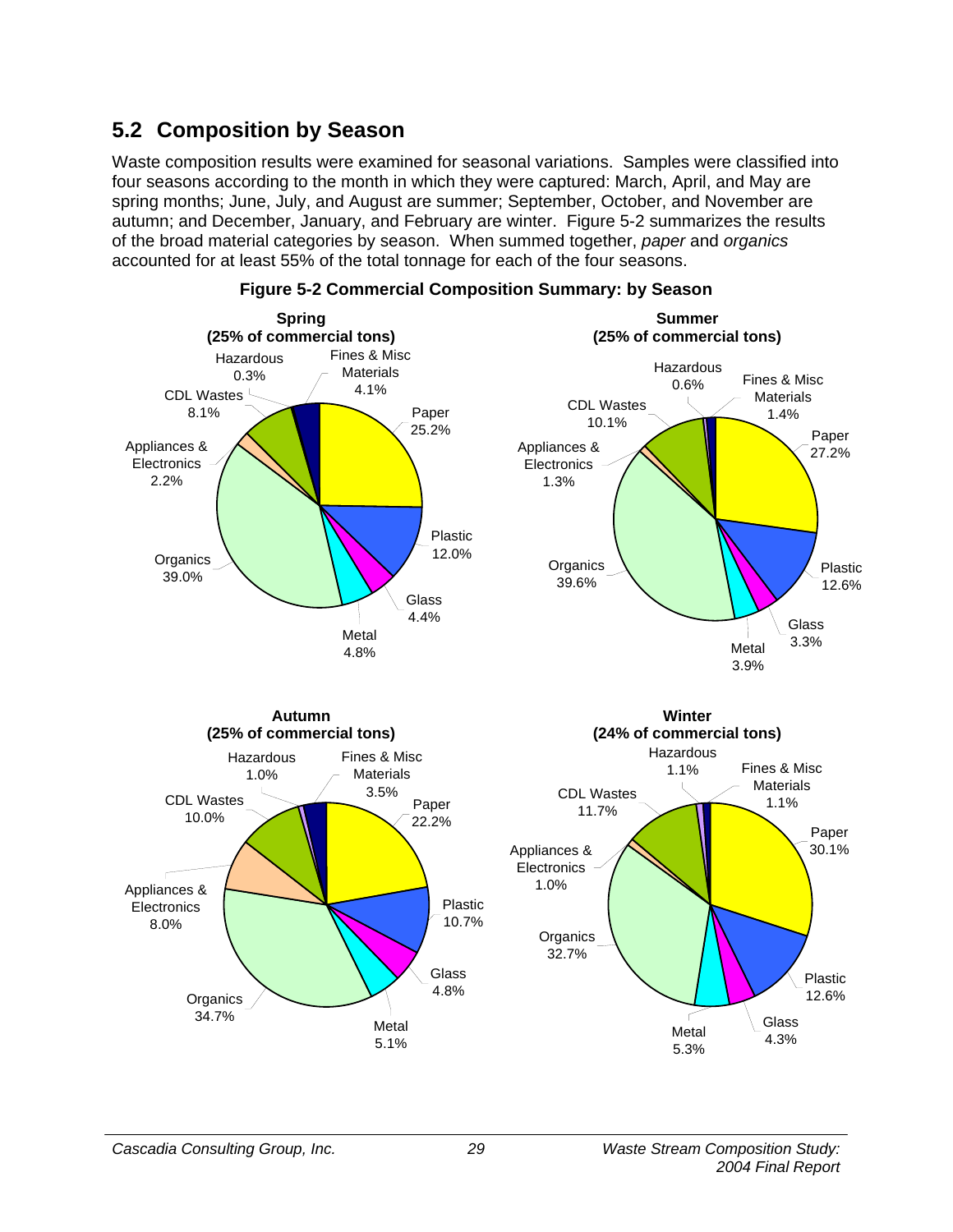## 5.2 Composition by Season

Waste composition results were examined for seasonal variations. Samples were classified into four seasons according to the month in which they were captured: March, April, and May are spring months; June, July, and August are summer; September, October, and November are autumn; and December, January, and February are winter. Figure 5-2 summarizes the results of the broad material categories by season. When summed together, *paper* and *organics* accounted for at least 55% of the total tonnage for each of the four seasons.

**Figure 5-2 Commercial Composition Summary: by Season**

| Material | Spring (25% of commercial tons) | Summer (25% of commercial tons) | Autumn (25% of commercial tons) | Winter (24% of commercial tons) |
|---|---|---|---|---|
| Paper | 25.2% | 27.2% | 22.2% | 30.1% |
| Plastic | 12.0% | 12.6% | 10.7% | 12.6% |
| Glass | 4.4% | 3.3% | 4.8% | 4.3% |
| Metal | 4.8% | 3.9% | 5.1% | 5.3% |
| Organics | 39.0% | 39.6% | 34.7% | 32.7% |
| Appliances & Electronics | 2.2% | 1.3% | 8.0% | 1.0% |
| CDL Wastes | 8.1% | 10.1% | 10.0% | 11.7% |
| Hazardous | 0.3% | 0.6% | 1.0% | 1.1% |
| Fines & Misc Materials | 4.1% | 1.4% | 3.5% | 1.1% |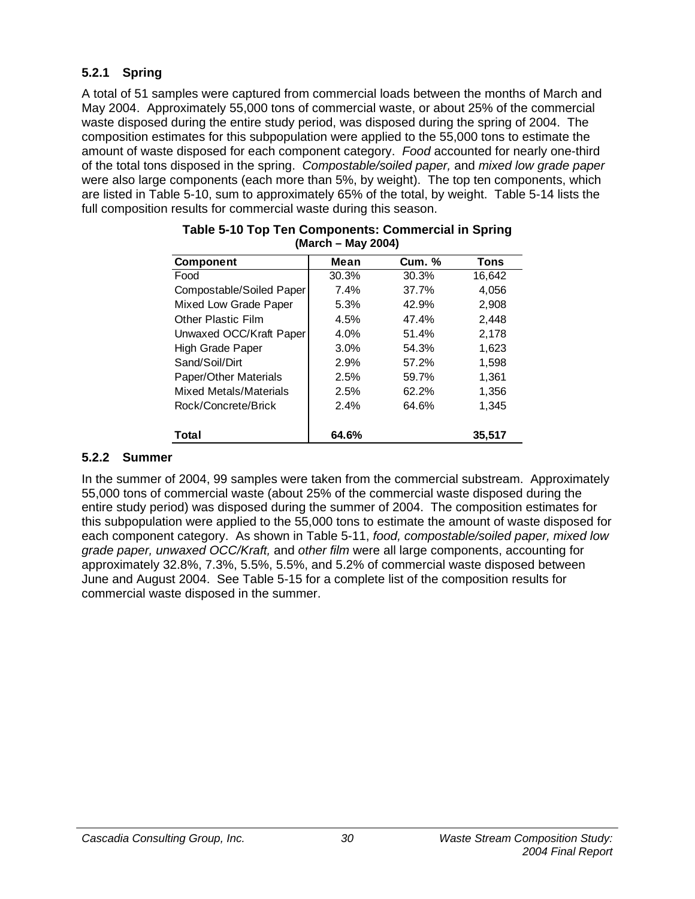### 5.2.1 Spring

A total of 51 samples were captured from commercial loads between the months of March and May 2004. Approximately 55,000 tons of commercial waste, or about 25% of the commercial waste disposed during the entire study period, was disposed during the spring of 2004. The composition estimates for this subpopulation were applied to the 55,000 tons to estimate the amount of waste disposed for each component category. *Food* accounted for nearly one-third of the total tons disposed in the spring. *Compostable/soiled paper,* and *mixed low grade paper* were also large components (each more than 5%, by weight). The top ten components, which are listed in Table 5-10, sum to approximately 65% of the total, by weight. Table 5-14 lists the full composition results for commercial waste during this season.

**Table 5-10 Top Ten Components: Commercial in Spring (March – May 2004)**

| Component | Mean | Cum. % | Tons |
|---|---|---|---|
| Food | 30.3% | 30.3% | 16,642 |
| Compostable/Soiled Paper | 7.4% | 37.7% | 4,056 |
| Mixed Low Grade Paper | 5.3% | 42.9% | 2,908 |
| Other Plastic Film | 4.5% | 47.4% | 2,448 |
| Unwaxed OCC/Kraft Paper | 4.0% | 51.4% | 2,178 |
| High Grade Paper | 3.0% | 54.3% | 1,623 |
| Sand/Soil/Dirt | 2.9% | 57.2% | 1,598 |
| Paper/Other Materials | 2.5% | 59.7% | 1,361 |
| Mixed Metals/Materials | 2.5% | 62.2% | 1,356 |
| Rock/Concrete/Brick | 2.4% | 64.6% | 1,345 |
| **Total** | **64.6%** | | **35,517** |

### 5.2.2 Summer

In the summer of 2004, 99 samples were taken from the commercial substream. Approximately 55,000 tons of commercial waste (about 25% of the commercial waste disposed during the entire study period) was disposed during the summer of 2004. The composition estimates for this subpopulation were applied to the 55,000 tons to estimate the amount of waste disposed for each component category. As shown in Table 5-11, *food, compostable/soiled paper, mixed low grade paper, unwaxed OCC/Kraft,* and *other film* were all large components, accounting for approximately 32.8%, 7.3%, 5.5%, 5.5%, and 5.2% of commercial waste disposed between June and August 2004. See Table 5-15 for a complete list of the composition results for commercial waste disposed in the summer.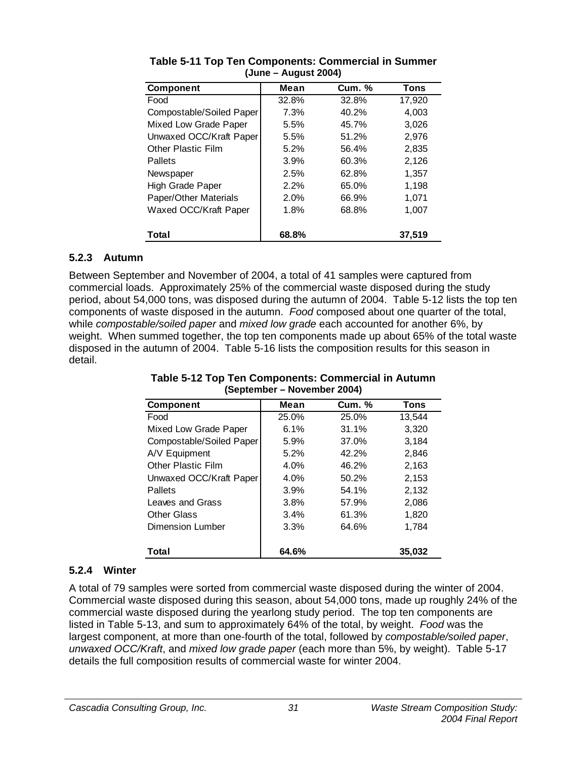**Table 5-11 Top Ten Components: Commercial in Summer**
**(June – August 2004)**

| Component | Mean | Cum. % | Tons |
|---|---|---|---|
| Food | 32.8% | 32.8% | 17,920 |
| Compostable/Soiled Paper | 7.3% | 40.2% | 4,003 |
| Mixed Low Grade Paper | 5.5% | 45.7% | 3,026 |
| Unwaxed OCC/Kraft Paper | 5.5% | 51.2% | 2,976 |
| Other Plastic Film | 5.2% | 56.4% | 2,835 |
| Pallets | 3.9% | 60.3% | 2,126 |
| Newspaper | 2.5% | 62.8% | 1,357 |
| High Grade Paper | 2.2% | 65.0% | 1,198 |
| Paper/Other Materials | 2.0% | 66.9% | 1,071 |
| Waxed OCC/Kraft Paper | 1.8% | 68.8% | 1,007 |
| **Total** | **68.8%** | | **37,519** |

### 5.2.3 Autumn

Between September and November of 2004, a total of 41 samples were captured from commercial loads. Approximately 25% of the commercial waste disposed during the study period, about 54,000 tons, was disposed during the autumn of 2004. Table 5-12 lists the top ten components of waste disposed in the autumn. *Food* composed about one quarter of the total, while *compostable/soiled paper* and *mixed low grade* each accounted for another 6%, by weight. When summed together, the top ten components made up about 65% of the total waste disposed in the autumn of 2004. Table 5-16 lists the composition results for this season in detail.

**Table 5-12 Top Ten Components: Commercial in Autumn**
**(September – November 2004)**

| Component | Mean | Cum. % | Tons |
|---|---|---|---|
| Food | 25.0% | 25.0% | 13,544 |
| Mixed Low Grade Paper | 6.1% | 31.1% | 3,320 |
| Compostable/Soiled Paper | 5.9% | 37.0% | 3,184 |
| A/V Equipment | 5.2% | 42.2% | 2,846 |
| Other Plastic Film | 4.0% | 46.2% | 2,163 |
| Unwaxed OCC/Kraft Paper | 4.0% | 50.2% | 2,153 |
| Pallets | 3.9% | 54.1% | 2,132 |
| Leaves and Grass | 3.8% | 57.9% | 2,086 |
| Other Glass | 3.4% | 61.3% | 1,820 |
| Dimension Lumber | 3.3% | 64.6% | 1,784 |
| **Total** | **64.6%** | | **35,032** |

### 5.2.4 Winter

A total of 79 samples were sorted from commercial waste disposed during the winter of 2004. Commercial waste disposed during this season, about 54,000 tons, made up roughly 24% of the commercial waste disposed during the yearlong study period. The top ten components are listed in Table 5-13, and sum to approximately 64% of the total, by weight. *Food* was the largest component, at more than one-fourth of the total, followed by *compostable/soiled paper*, *unwaxed OCC/Kraft*, and *mixed low grade paper* (each more than 5%, by weight). Table 5-17 details the full composition results of commercial waste for winter 2004.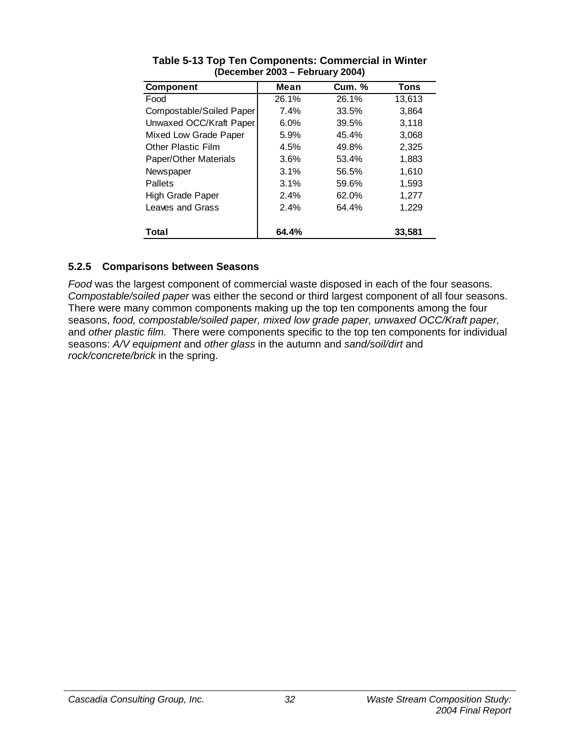**Table 5-13 Top Ten Components: Commercial in Winter (December 2003 – February 2004)**

| Component | Mean | Cum. % | Tons |
|---|---|---|---|
| Food | 26.1% | 26.1% | 13,613 |
| Compostable/Soiled Paper | 7.4% | 33.5% | 3,864 |
| Unwaxed OCC/Kraft Paper | 6.0% | 39.5% | 3,118 |
| Mixed Low Grade Paper | 5.9% | 45.4% | 3,068 |
| Other Plastic Film | 4.5% | 49.8% | 2,325 |
| Paper/Other Materials | 3.6% | 53.4% | 1,883 |
| Newspaper | 3.1% | 56.5% | 1,610 |
| Pallets | 3.1% | 59.6% | 1,593 |
| High Grade Paper | 2.4% | 62.0% | 1,277 |
| Leaves and Grass | 2.4% | 64.4% | 1,229 |
| **Total** | **64.4%** | | **33,581** |

### 5.2.5 Comparisons between Seasons

*Food* was the largest component of commercial waste disposed in each of the four seasons. *Compostable/soiled paper* was either the second or third largest component of all four seasons. There were many common components making up the top ten components among the four seasons, *food, compostable/soiled paper, mixed low grade paper, unwaxed OCC/Kraft paper,* and *other plastic film.* There were components specific to the top ten components for individual seasons: *A/V equipment* and *other glass* in the autumn and *sand/soil/dirt* and *rock/concrete/brick* in the spring.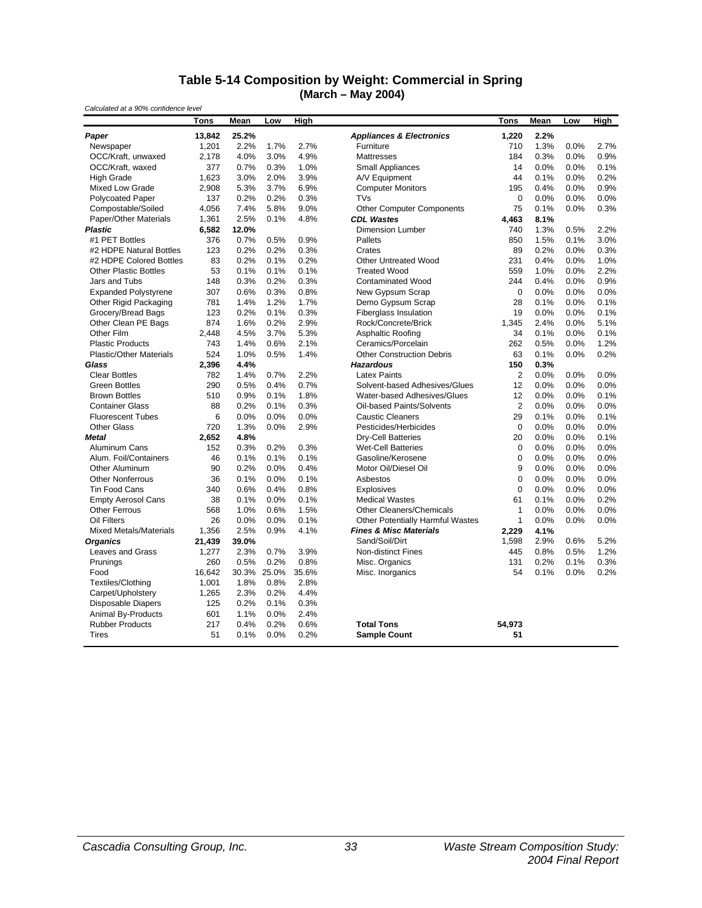## Table 5-14 Composition by Weight: Commercial in Spring (March – May 2004)

*Calculated at a 90% confidence level*

| | Tons | Mean | Low | High | | Tons | Mean | Low | High |
|---|---|---|---|---|---|---|---|---|---|
| ***Paper*** | **13,842** | **25.2%** | | | ***Appliances & Electronics*** | **1,220** | **2.2%** | | |
| Newspaper | 1,201 | 2.2% | 1.7% | 2.7% | Furniture | 710 | 1.3% | 0.0% | 2.7% |
| OCC/Kraft, unwaxed | 2,178 | 4.0% | 3.0% | 4.9% | Mattresses | 184 | 0.3% | 0.0% | 0.9% |
| OCC/Kraft, waxed | 377 | 0.7% | 0.3% | 1.0% | Small Appliances | 14 | 0.0% | 0.0% | 0.1% |
| High Grade | 1,623 | 3.0% | 2.0% | 3.9% | A/V Equipment | 44 | 0.1% | 0.0% | 0.2% |
| Mixed Low Grade | 2,908 | 5.3% | 3.7% | 6.9% | Computer Monitors | 195 | 0.4% | 0.0% | 0.9% |
| Polycoated Paper | 137 | 0.2% | 0.2% | 0.3% | TVs | 0 | 0.0% | 0.0% | 0.0% |
| Compostable/Soiled | 4,056 | 7.4% | 5.8% | 9.0% | Other Computer Components | 75 | 0.1% | 0.0% | 0.3% |
| Paper/Other Materials | 1,361 | 2.5% | 0.1% | 4.8% | ***CDL Wastes*** | **4,463** | **8.1%** | | |
| ***Plastic*** | **6,582** | **12.0%** | | | Dimension Lumber | 740 | 1.3% | 0.5% | 2.2% |
| #1 PET Bottles | 376 | 0.7% | 0.5% | 0.9% | Pallets | 850 | 1.5% | 0.1% | 3.0% |
| #2 HDPE Natural Bottles | 123 | 0.2% | 0.2% | 0.3% | Crates | 89 | 0.2% | 0.0% | 0.3% |
| #2 HDPE Colored Bottles | 83 | 0.2% | 0.1% | 0.2% | Other Untreated Wood | 231 | 0.4% | 0.0% | 1.0% |
| Other Plastic Bottles | 53 | 0.1% | 0.1% | 0.1% | Treated Wood | 559 | 1.0% | 0.0% | 2.2% |
| Jars and Tubs | 148 | 0.3% | 0.2% | 0.3% | Contaminated Wood | 244 | 0.4% | 0.0% | 0.9% |
| Expanded Polystyrene | 307 | 0.6% | 0.3% | 0.8% | New Gypsum Scrap | 0 | 0.0% | 0.0% | 0.0% |
| Other Rigid Packaging | 781 | 1.4% | 1.2% | 1.7% | Demo Gypsum Scrap | 28 | 0.1% | 0.0% | 0.1% |
| Grocery/Bread Bags | 123 | 0.2% | 0.1% | 0.3% | Fiberglass Insulation | 19 | 0.0% | 0.0% | 0.1% |
| Other Clean PE Bags | 874 | 1.6% | 0.2% | 2.9% | Rock/Concrete/Brick | 1,345 | 2.4% | 0.0% | 5.1% |
| Other Film | 2,448 | 4.5% | 3.7% | 5.3% | Asphaltic Roofing | 34 | 0.1% | 0.0% | 0.1% |
| Plastic Products | 743 | 1.4% | 0.6% | 2.1% | Ceramics/Porcelain | 262 | 0.5% | 0.0% | 1.2% |
| Plastic/Other Materials | 524 | 1.0% | 0.5% | 1.4% | Other Construction Debris | 63 | 0.1% | 0.0% | 0.2% |
| ***Glass*** | **2,396** | **4.4%** | | | ***Hazardous*** | **150** | **0.3%** | | |
| Clear Bottles | 782 | 1.4% | 0.7% | 2.2% | Latex Paints | 2 | 0.0% | 0.0% | 0.0% |
| Green Bottles | 290 | 0.5% | 0.4% | 0.7% | Solvent-based Adhesives/Glues | 12 | 0.0% | 0.0% | 0.0% |
| Brown Bottles | 510 | 0.9% | 0.1% | 1.8% | Water-based Adhesives/Glues | 12 | 0.0% | 0.0% | 0.1% |
| Container Glass | 88 | 0.2% | 0.1% | 0.3% | Oil-based Paints/Solvents | 2 | 0.0% | 0.0% | 0.0% |
| Fluorescent Tubes | 6 | 0.0% | 0.0% | 0.0% | Caustic Cleaners | 29 | 0.1% | 0.0% | 0.1% |
| Other Glass | 720 | 1.3% | 0.0% | 2.9% | Pesticides/Herbicides | 0 | 0.0% | 0.0% | 0.0% |
| ***Metal*** | **2,652** | **4.8%** | | | Dry-Cell Batteries | 20 | 0.0% | 0.0% | 0.1% |
| Aluminum Cans | 152 | 0.3% | 0.2% | 0.3% | Wet-Cell Batteries | 0 | 0.0% | 0.0% | 0.0% |
| Alum. Foil/Containers | 46 | 0.1% | 0.1% | 0.1% | Gasoline/Kerosene | 0 | 0.0% | 0.0% | 0.0% |
| Other Aluminum | 90 | 0.2% | 0.0% | 0.4% | Motor Oil/Diesel Oil | 9 | 0.0% | 0.0% | 0.0% |
| Other Nonferrous | 36 | 0.1% | 0.0% | 0.1% | Asbestos | 0 | 0.0% | 0.0% | 0.0% |
| Tin Food Cans | 340 | 0.6% | 0.4% | 0.8% | Explosives | 0 | 0.0% | 0.0% | 0.0% |
| Empty Aerosol Cans | 38 | 0.1% | 0.0% | 0.1% | Medical Wastes | 61 | 0.1% | 0.0% | 0.2% |
| Other Ferrous | 568 | 1.0% | 0.6% | 1.5% | Other Cleaners/Chemicals | 1 | 0.0% | 0.0% | 0.0% |
| Oil Filters | 26 | 0.0% | 0.0% | 0.1% | Other Potentially Harmful Wastes | 1 | 0.0% | 0.0% | 0.0% |
| Mixed Metals/Materials | 1,356 | 2.5% | 0.9% | 4.1% | ***Fines & Misc Materials*** | **2,229** | **4.1%** | | |
| ***Organics*** | **21,439** | **39.0%** | | | Sand/Soil/Dirt | 1,598 | 2.9% | 0.6% | 5.2% |
| Leaves and Grass | 1,277 | 2.3% | 0.7% | 3.9% | Non-distinct Fines | 445 | 0.8% | 0.5% | 1.2% |
| Prunings | 260 | 0.5% | 0.2% | 0.8% | Misc. Organics | 131 | 0.2% | 0.1% | 0.3% |
| Food | 16,642 | 30.3% | 25.0% | 35.6% | Misc. Inorganics | 54 | 0.1% | 0.0% | 0.2% |
| Textiles/Clothing | 1,001 | 1.8% | 0.8% | 2.8% | | | | | |
| Carpet/Upholstery | 1,265 | 2.3% | 0.2% | 4.4% | | | | | |
| Disposable Diapers | 125 | 0.2% | 0.1% | 0.3% | | | | | |
| Animal By-Products | 601 | 1.1% | 0.0% | 2.4% | | | | | |
| Rubber Products | 217 | 0.4% | 0.2% | 0.6% | **Total Tons** | **54,973** | | | |
| Tires | 51 | 0.1% | 0.0% | 0.2% | **Sample Count** | **51** | | | |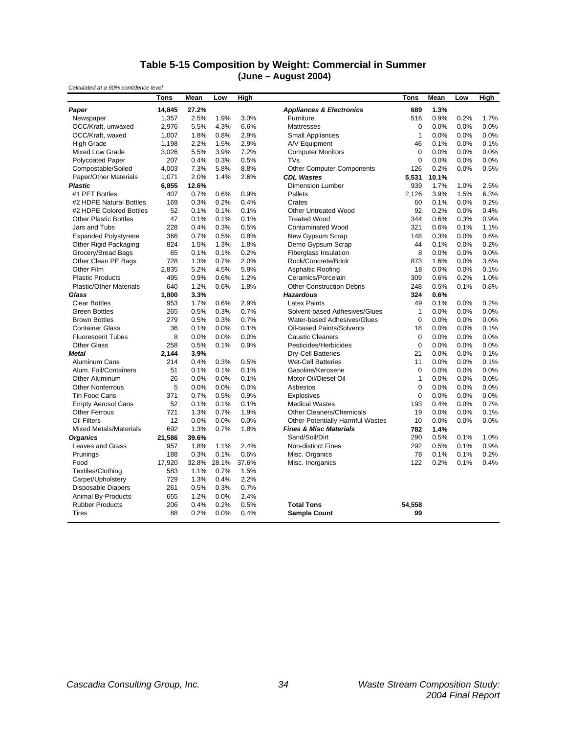# Table 5-15 Composition by Weight: Commercial in Summer (June – August 2004)

*Calculated at a 90% confidence level*

| | Tons | Mean | Low | High | | Tons | Mean | Low | High |
|---|---|---|---|---|---|---|---|---|---|
| ***Paper*** | **14,845** | **27.2%** | | | ***Appliances & Electronics*** | **689** | **1.3%** | | |
| Newspaper | 1,357 | 2.5% | 1.9% | 3.0% | Furniture | 516 | 0.9% | 0.2% | 1.7% |
| OCC/Kraft, unwaxed | 2,976 | 5.5% | 4.3% | 6.6% | Mattresses | 0 | 0.0% | 0.0% | 0.0% |
| OCC/Kraft, waxed | 1,007 | 1.8% | 0.8% | 2.9% | Small Appliances | 1 | 0.0% | 0.0% | 0.0% |
| High Grade | 1,198 | 2.2% | 1.5% | 2.9% | A/V Equipment | 46 | 0.1% | 0.0% | 0.1% |
| Mixed Low Grade | 3,026 | 5.5% | 3.9% | 7.2% | Computer Monitors | 0 | 0.0% | 0.0% | 0.0% |
| Polycoated Paper | 207 | 0.4% | 0.3% | 0.5% | TVs | 0 | 0.0% | 0.0% | 0.0% |
| Compostable/Soiled | 4,003 | 7.3% | 5.8% | 8.8% | Other Computer Components | 126 | 0.2% | 0.0% | 0.5% |
| Paper/Other Materials | 1,071 | 2.0% | 1.4% | 2.6% | ***CDL Wastes*** | **5,531** | **10.1%** | | |
| ***Plastic*** | **6,855** | **12.6%** | | | Dimension Lumber | 939 | 1.7% | 1.0% | 2.5% |
| #1 PET Bottles | 407 | 0.7% | 0.6% | 0.9% | Pallets | 2,126 | 3.9% | 1.5% | 6.3% |
| #2 HDPE Natural Bottles | 169 | 0.3% | 0.2% | 0.4% | Crates | 60 | 0.1% | 0.0% | 0.2% |
| #2 HDPE Colored Bottles | 52 | 0.1% | 0.1% | 0.1% | Other Untreated Wood | 92 | 0.2% | 0.0% | 0.4% |
| Other Plastic Bottles | 47 | 0.1% | 0.1% | 0.1% | Treated Wood | 344 | 0.6% | 0.3% | 0.9% |
| Jars and Tubs | 228 | 0.4% | 0.3% | 0.5% | Contaminated Wood | 321 | 0.6% | 0.1% | 1.1% |
| Expanded Polystyrene | 366 | 0.7% | 0.5% | 0.8% | New Gypsum Scrap | 148 | 0.3% | 0.0% | 0.6% |
| Other Rigid Packaging | 824 | 1.5% | 1.3% | 1.8% | Demo Gypsum Scrap | 44 | 0.1% | 0.0% | 0.2% |
| Grocery/Bread Bags | 65 | 0.1% | 0.1% | 0.2% | Fiberglass Insulation | 8 | 0.0% | 0.0% | 0.0% |
| Other Clean PE Bags | 728 | 1.3% | 0.7% | 2.0% | Rock/Concrete/Brick | 873 | 1.6% | 0.0% | 3.6% |
| Other Film | 2,835 | 5.2% | 4.5% | 5.9% | Asphaltic Roofing | 18 | 0.0% | 0.0% | 0.1% |
| Plastic Products | 495 | 0.9% | 0.6% | 1.2% | Ceramics/Porcelain | 309 | 0.6% | 0.2% | 1.0% |
| Plastic/Other Materials | 640 | 1.2% | 0.6% | 1.8% | Other Construction Debris | 248 | 0.5% | 0.1% | 0.8% |
| ***Glass*** | **1,800** | **3.3%** | | | ***Hazardous*** | **324** | **0.6%** | | |
| Clear Bottles | 953 | 1.7% | 0.6% | 2.9% | Latex Paints | 49 | 0.1% | 0.0% | 0.2% |
| Green Bottles | 265 | 0.5% | 0.3% | 0.7% | Solvent-based Adhesives/Glues | 1 | 0.0% | 0.0% | 0.0% |
| Brown Bottles | 279 | 0.5% | 0.3% | 0.7% | Water-based Adhesives/Glues | 0 | 0.0% | 0.0% | 0.0% |
| Container Glass | 36 | 0.1% | 0.0% | 0.1% | Oil-based Paints/Solvents | 18 | 0.0% | 0.0% | 0.1% |
| Fluorescent Tubes | 8 | 0.0% | 0.0% | 0.0% | Caustic Cleaners | 0 | 0.0% | 0.0% | 0.0% |
| Other Glass | 258 | 0.5% | 0.1% | 0.9% | Pesticides/Herbicides | 0 | 0.0% | 0.0% | 0.0% |
| ***Metal*** | **2,144** | **3.9%** | | | Dry-Cell Batteries | 21 | 0.0% | 0.0% | 0.1% |
| Aluminum Cans | 214 | 0.4% | 0.3% | 0.5% | Wet-Cell Batteries | 11 | 0.0% | 0.0% | 0.1% |
| Alum. Foil/Containers | 51 | 0.1% | 0.1% | 0.1% | Gasoline/Kerosene | 0 | 0.0% | 0.0% | 0.0% |
| Other Aluminum | 26 | 0.0% | 0.0% | 0.1% | Motor Oil/Diesel Oil | 1 | 0.0% | 0.0% | 0.0% |
| Other Nonferrous | 5 | 0.0% | 0.0% | 0.0% | Asbestos | 0 | 0.0% | 0.0% | 0.0% |
| Tin Food Cans | 371 | 0.7% | 0.5% | 0.9% | Explosives | 0 | 0.0% | 0.0% | 0.0% |
| Empty Aerosol Cans | 52 | 0.1% | 0.1% | 0.1% | Medical Wastes | 193 | 0.4% | 0.0% | 0.7% |
| Other Ferrous | 721 | 1.3% | 0.7% | 1.9% | Other Cleaners/Chemicals | 19 | 0.0% | 0.0% | 0.1% |
| Oil Filters | 12 | 0.0% | 0.0% | 0.0% | Other Potentially Harmful Wastes | 10 | 0.0% | 0.0% | 0.0% |
| Mixed Metals/Materials | 692 | 1.3% | 0.7% | 1.8% | ***Fines & Misc Materials*** | **782** | **1.4%** | | |
| ***Organics*** | **21,586** | **39.6%** | | | Sand/Soil/Dirt | 290 | 0.5% | 0.1% | 1.0% |
| Leaves and Grass | 957 | 1.8% | 1.1% | 2.4% | Non-distinct Fines | 292 | 0.5% | 0.1% | 0.9% |
| Prunings | 188 | 0.3% | 0.1% | 0.6% | Misc. Organics | 78 | 0.1% | 0.1% | 0.2% |
| Food | 17,920 | 32.8% | 28.1% | 37.6% | Misc. Inorganics | 122 | 0.2% | 0.1% | 0.4% |
| Textiles/Clothing | 583 | 1.1% | 0.7% | 1.5% | | | | | |
| Carpet/Upholstery | 729 | 1.3% | 0.4% | 2.2% | | | | | |
| Disposable Diapers | 261 | 0.5% | 0.3% | 0.7% | | | | | |
| Animal By-Products | 655 | 1.2% | 0.0% | 2.4% | | | | | |
| Rubber Products | 206 | 0.4% | 0.2% | 0.5% | **Total Tons** | **54,558** | | | |
| Tires | 88 | 0.2% | 0.0% | 0.4% | **Sample Count** | **99** | | | |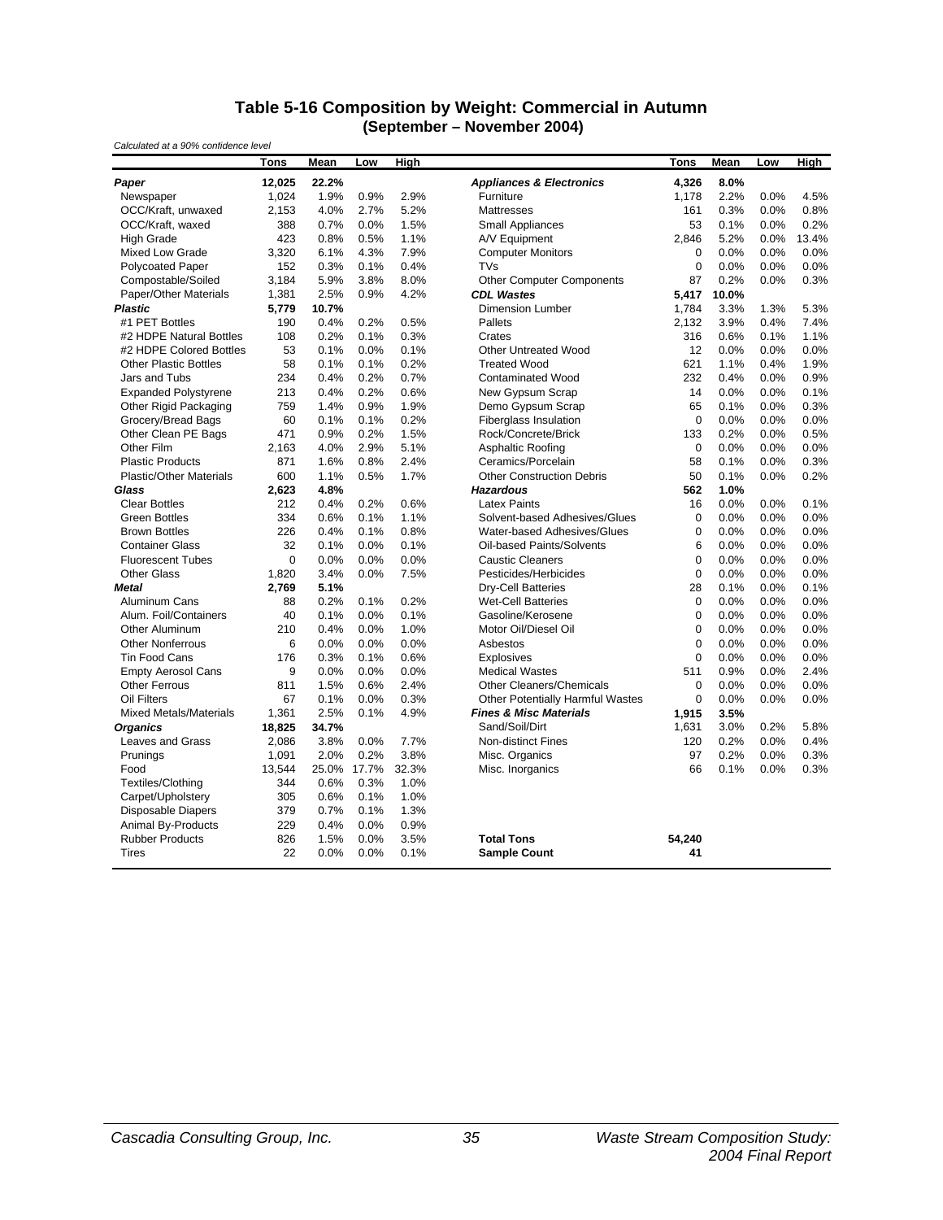## Table 5-16 Composition by Weight: Commercial in Autumn (September – November 2004)

*Calculated at a 90% confidence level*

| | Tons | Mean | Low | High | | Tons | Mean | Low | High |
|---|---|---|---|---|---|---|---|---|---|
| ***Paper*** | **12,025** | **22.2%** | | | ***Appliances & Electronics*** | **4,326** | **8.0%** | | |
| Newspaper | 1,024 | 1.9% | 0.9% | 2.9% | Furniture | 1,178 | 2.2% | 0.0% | 4.5% |
| OCC/Kraft, unwaxed | 2,153 | 4.0% | 2.7% | 5.2% | Mattresses | 161 | 0.3% | 0.0% | 0.8% |
| OCC/Kraft, waxed | 388 | 0.7% | 0.0% | 1.5% | Small Appliances | 53 | 0.1% | 0.0% | 0.2% |
| High Grade | 423 | 0.8% | 0.5% | 1.1% | A/V Equipment | 2,846 | 5.2% | 0.0% | 13.4% |
| Mixed Low Grade | 3,320 | 6.1% | 4.3% | 7.9% | Computer Monitors | 0 | 0.0% | 0.0% | 0.0% |
| Polycoated Paper | 152 | 0.3% | 0.1% | 0.4% | TVs | 0 | 0.0% | 0.0% | 0.0% |
| Compostable/Soiled | 3,184 | 5.9% | 3.8% | 8.0% | Other Computer Components | 87 | 0.2% | 0.0% | 0.3% |
| Paper/Other Materials | 1,381 | 2.5% | 0.9% | 4.2% | ***CDL Wastes*** | **5,417** | **10.0%** | | |
| ***Plastic*** | **5,779** | **10.7%** | | | Dimension Lumber | 1,784 | 3.3% | 1.3% | 5.3% |
| #1 PET Bottles | 190 | 0.4% | 0.2% | 0.5% | Pallets | 2,132 | 3.9% | 0.4% | 7.4% |
| #2 HDPE Natural Bottles | 108 | 0.2% | 0.1% | 0.3% | Crates | 316 | 0.6% | 0.1% | 1.1% |
| #2 HDPE Colored Bottles | 53 | 0.1% | 0.0% | 0.1% | Other Untreated Wood | 12 | 0.0% | 0.0% | 0.0% |
| Other Plastic Bottles | 58 | 0.1% | 0.1% | 0.2% | Treated Wood | 621 | 1.1% | 0.4% | 1.9% |
| Jars and Tubs | 234 | 0.4% | 0.2% | 0.7% | Contaminated Wood | 232 | 0.4% | 0.0% | 0.9% |
| Expanded Polystyrene | 213 | 0.4% | 0.2% | 0.6% | New Gypsum Scrap | 14 | 0.0% | 0.0% | 0.1% |
| Other Rigid Packaging | 759 | 1.4% | 0.9% | 1.9% | Demo Gypsum Scrap | 65 | 0.1% | 0.0% | 0.3% |
| Grocery/Bread Bags | 60 | 0.1% | 0.1% | 0.2% | Fiberglass Insulation | 0 | 0.0% | 0.0% | 0.0% |
| Other Clean PE Bags | 471 | 0.9% | 0.2% | 1.5% | Rock/Concrete/Brick | 133 | 0.2% | 0.0% | 0.5% |
| Other Film | 2,163 | 4.0% | 2.9% | 5.1% | Asphaltic Roofing | 0 | 0.0% | 0.0% | 0.0% |
| Plastic Products | 871 | 1.6% | 0.8% | 2.4% | Ceramics/Porcelain | 58 | 0.1% | 0.0% | 0.3% |
| Plastic/Other Materials | 600 | 1.1% | 0.5% | 1.7% | Other Construction Debris | 50 | 0.1% | 0.0% | 0.2% |
| ***Glass*** | **2,623** | **4.8%** | | | ***Hazardous*** | **562** | **1.0%** | | |
| Clear Bottles | 212 | 0.4% | 0.2% | 0.6% | Latex Paints | 16 | 0.0% | 0.0% | 0.1% |
| Green Bottles | 334 | 0.6% | 0.1% | 1.1% | Solvent-based Adhesives/Glues | 0 | 0.0% | 0.0% | 0.0% |
| Brown Bottles | 226 | 0.4% | 0.1% | 0.8% | Water-based Adhesives/Glues | 0 | 0.0% | 0.0% | 0.0% |
| Container Glass | 32 | 0.1% | 0.0% | 0.1% | Oil-based Paints/Solvents | 6 | 0.0% | 0.0% | 0.0% |
| Fluorescent Tubes | 0 | 0.0% | 0.0% | 0.0% | Caustic Cleaners | 0 | 0.0% | 0.0% | 0.0% |
| Other Glass | 1,820 | 3.4% | 0.0% | 7.5% | Pesticides/Herbicides | 0 | 0.0% | 0.0% | 0.0% |
| ***Metal*** | **2,769** | **5.1%** | | | Dry-Cell Batteries | 28 | 0.1% | 0.0% | 0.1% |
| Aluminum Cans | 88 | 0.2% | 0.1% | 0.2% | Wet-Cell Batteries | 0 | 0.0% | 0.0% | 0.0% |
| Alum. Foil/Containers | 40 | 0.1% | 0.0% | 0.1% | Gasoline/Kerosene | 0 | 0.0% | 0.0% | 0.0% |
| Other Aluminum | 210 | 0.4% | 0.0% | 1.0% | Motor Oil/Diesel Oil | 0 | 0.0% | 0.0% | 0.0% |
| Other Nonferrous | 6 | 0.0% | 0.0% | 0.0% | Asbestos | 0 | 0.0% | 0.0% | 0.0% |
| Tin Food Cans | 176 | 0.3% | 0.1% | 0.6% | Explosives | 0 | 0.0% | 0.0% | 0.0% |
| Empty Aerosol Cans | 9 | 0.0% | 0.0% | 0.0% | Medical Wastes | 511 | 0.9% | 0.0% | 2.4% |
| Other Ferrous | 811 | 1.5% | 0.6% | 2.4% | Other Cleaners/Chemicals | 0 | 0.0% | 0.0% | 0.0% |
| Oil Filters | 67 | 0.1% | 0.0% | 0.3% | Other Potentially Harmful Wastes | 0 | 0.0% | 0.0% | 0.0% |
| Mixed Metals/Materials | 1,361 | 2.5% | 0.1% | 4.9% | ***Fines & Misc Materials*** | **1,915** | **3.5%** | | |
| ***Organics*** | **18,825** | **34.7%** | | | Sand/Soil/Dirt | 1,631 | 3.0% | 0.2% | 5.8% |
| Leaves and Grass | 2,086 | 3.8% | 0.0% | 7.7% | Non-distinct Fines | 120 | 0.2% | 0.0% | 0.4% |
| Prunings | 1,091 | 2.0% | 0.2% | 3.8% | Misc. Organics | 97 | 0.2% | 0.0% | 0.3% |
| Food | 13,544 | 25.0% | 17.7% | 32.3% | Misc. Inorganics | 66 | 0.1% | 0.0% | 0.3% |
| Textiles/Clothing | 344 | 0.6% | 0.3% | 1.0% | | | | | |
| Carpet/Upholstery | 305 | 0.6% | 0.1% | 1.0% | | | | | |
| Disposable Diapers | 379 | 0.7% | 0.1% | 1.3% | | | | | |
| Animal By-Products | 229 | 0.4% | 0.0% | 0.9% | | | | | |
| Rubber Products | 826 | 1.5% | 0.0% | 3.5% | **Total Tons** | **54,240** | | | |
| Tires | 22 | 0.0% | 0.0% | 0.1% | **Sample Count** | **41** | | | |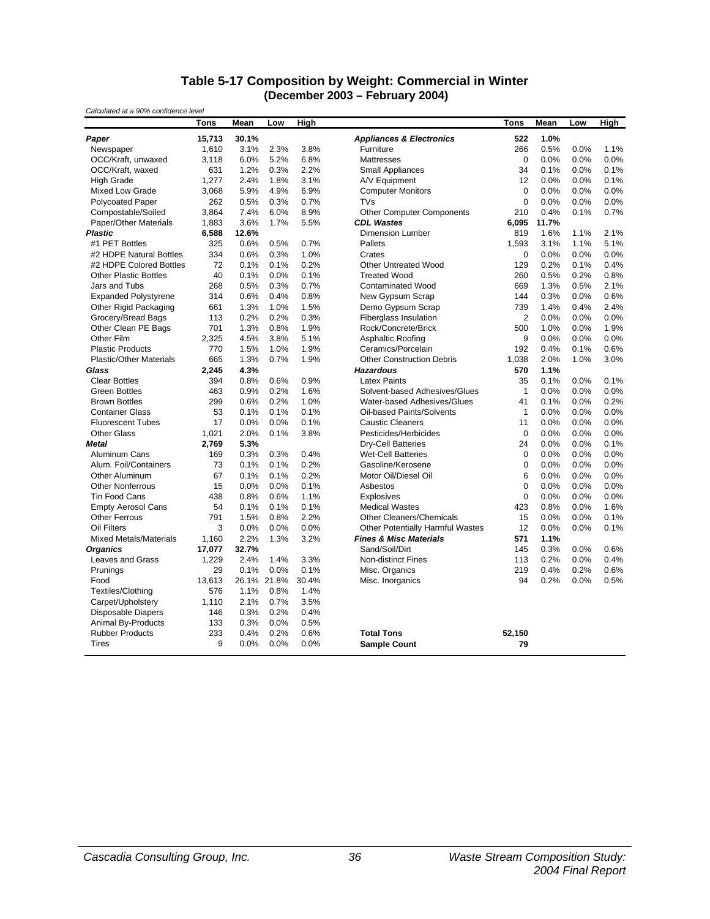## Table 5-17 Composition by Weight: Commercial in Winter (December 2003 – February 2004)

*Calculated at a 90% confidence level*

| | Tons | Mean | Low | High | | Tons | Mean | Low | High |
|---|---|---|---|---|---|---|---|---|---|
| ***Paper*** | **15,713** | **30.1%** | | | ***Appliances & Electronics*** | **522** | **1.0%** | | |
| Newspaper | 1,610 | 3.1% | 2.3% | 3.8% | Furniture | 266 | 0.5% | 0.0% | 1.1% |
| OCC/Kraft, unwaxed | 3,118 | 6.0% | 5.2% | 6.8% | Mattresses | 0 | 0.0% | 0.0% | 0.0% |
| OCC/Kraft, waxed | 631 | 1.2% | 0.3% | 2.2% | Small Appliances | 34 | 0.1% | 0.0% | 0.1% |
| High Grade | 1,277 | 2.4% | 1.8% | 3.1% | A/V Equipment | 12 | 0.0% | 0.0% | 0.1% |
| Mixed Low Grade | 3,068 | 5.9% | 4.9% | 6.9% | Computer Monitors | 0 | 0.0% | 0.0% | 0.0% |
| Polycoated Paper | 262 | 0.5% | 0.3% | 0.7% | TVs | 0 | 0.0% | 0.0% | 0.0% |
| Compostable/Soiled | 3,864 | 7.4% | 6.0% | 8.9% | Other Computer Components | 210 | 0.4% | 0.1% | 0.7% |
| Paper/Other Materials | 1,883 | 3.6% | 1.7% | 5.5% | ***CDL Wastes*** | **6,095** | **11.7%** | | |
| ***Plastic*** | **6,588** | **12.6%** | | | Dimension Lumber | 819 | 1.6% | 1.1% | 2.1% |
| #1 PET Bottles | 325 | 0.6% | 0.5% | 0.7% | Pallets | 1,593 | 3.1% | 1.1% | 5.1% |
| #2 HDPE Natural Bottles | 334 | 0.6% | 0.3% | 1.0% | Crates | 0 | 0.0% | 0.0% | 0.0% |
| #2 HDPE Colored Bottles | 72 | 0.1% | 0.1% | 0.2% | Other Untreated Wood | 129 | 0.2% | 0.1% | 0.4% |
| Other Plastic Bottles | 40 | 0.1% | 0.0% | 0.1% | Treated Wood | 260 | 0.5% | 0.2% | 0.8% |
| Jars and Tubs | 268 | 0.5% | 0.3% | 0.7% | Contaminated Wood | 669 | 1.3% | 0.5% | 2.1% |
| Expanded Polystyrene | 314 | 0.6% | 0.4% | 0.8% | New Gypsum Scrap | 144 | 0.3% | 0.0% | 0.6% |
| Other Rigid Packaging | 661 | 1.3% | 1.0% | 1.5% | Demo Gypsum Scrap | 739 | 1.4% | 0.4% | 2.4% |
| Grocery/Bread Bags | 113 | 0.2% | 0.2% | 0.3% | Fiberglass Insulation | 2 | 0.0% | 0.0% | 0.0% |
| Other Clean PE Bags | 701 | 1.3% | 0.8% | 1.9% | Rock/Concrete/Brick | 500 | 1.0% | 0.0% | 1.9% |
| Other Film | 2,325 | 4.5% | 3.8% | 5.1% | Asphaltic Roofing | 9 | 0.0% | 0.0% | 0.0% |
| Plastic Products | 770 | 1.5% | 1.0% | 1.9% | Ceramics/Porcelain | 192 | 0.4% | 0.1% | 0.6% |
| Plastic/Other Materials | 665 | 1.3% | 0.7% | 1.9% | Other Construction Debris | 1,038 | 2.0% | 1.0% | 3.0% |
| ***Glass*** | **2,245** | **4.3%** | | | ***Hazardous*** | **570** | **1.1%** | | |
| Clear Bottles | 394 | 0.8% | 0.6% | 0.9% | Latex Paints | 35 | 0.1% | 0.0% | 0.1% |
| Green Bottles | 463 | 0.9% | 0.2% | 1.6% | Solvent-based Adhesives/Glues | 1 | 0.0% | 0.0% | 0.0% |
| Brown Bottles | 299 | 0.6% | 0.2% | 1.0% | Water-based Adhesives/Glues | 41 | 0.1% | 0.0% | 0.2% |
| Container Glass | 53 | 0.1% | 0.1% | 0.1% | Oil-based Paints/Solvents | 1 | 0.0% | 0.0% | 0.0% |
| Fluorescent Tubes | 17 | 0.0% | 0.0% | 0.1% | Caustic Cleaners | 11 | 0.0% | 0.0% | 0.0% |
| Other Glass | 1,021 | 2.0% | 0.1% | 3.8% | Pesticides/Herbicides | 0 | 0.0% | 0.0% | 0.0% |
| ***Metal*** | **2,769** | **5.3%** | | | Dry-Cell Batteries | 24 | 0.0% | 0.0% | 0.1% |
| Aluminum Cans | 169 | 0.3% | 0.3% | 0.4% | Wet-Cell Batteries | 0 | 0.0% | 0.0% | 0.0% |
| Alum. Foil/Containers | 73 | 0.1% | 0.1% | 0.2% | Gasoline/Kerosene | 0 | 0.0% | 0.0% | 0.0% |
| Other Aluminum | 67 | 0.1% | 0.1% | 0.2% | Motor Oil/Diesel Oil | 6 | 0.0% | 0.0% | 0.0% |
| Other Nonferrous | 15 | 0.0% | 0.0% | 0.1% | Asbestos | 0 | 0.0% | 0.0% | 0.0% |
| Tin Food Cans | 438 | 0.8% | 0.6% | 1.1% | Explosives | 0 | 0.0% | 0.0% | 0.0% |
| Empty Aerosol Cans | 54 | 0.1% | 0.1% | 0.1% | Medical Wastes | 423 | 0.8% | 0.0% | 1.6% |
| Other Ferrous | 791 | 1.5% | 0.8% | 2.2% | Other Cleaners/Chemicals | 15 | 0.0% | 0.0% | 0.1% |
| Oil Filters | 3 | 0.0% | 0.0% | 0.0% | Other Potentially Harmful Wastes | 12 | 0.0% | 0.0% | 0.1% |
| Mixed Metals/Materials | 1,160 | 2.2% | 1.3% | 3.2% | ***Fines & Misc Materials*** | **571** | **1.1%** | | |
| ***Organics*** | **17,077** | **32.7%** | | | Sand/Soil/Dirt | 145 | 0.3% | 0.0% | 0.6% |
| Leaves and Grass | 1,229 | 2.4% | 1.4% | 3.3% | Non-distinct Fines | 113 | 0.2% | 0.0% | 0.4% |
| Prunings | 29 | 0.1% | 0.0% | 0.1% | Misc. Organics | 219 | 0.4% | 0.2% | 0.6% |
| Food | 13,613 | 26.1% | 21.8% | 30.4% | Misc. Inorganics | 94 | 0.2% | 0.0% | 0.5% |
| Textiles/Clothing | 576 | 1.1% | 0.8% | 1.4% | | | | | |
| Carpet/Upholstery | 1,110 | 2.1% | 0.7% | 3.5% | | | | | |
| Disposable Diapers | 146 | 0.3% | 0.2% | 0.4% | | | | | |
| Animal By-Products | 133 | 0.3% | 0.0% | 0.5% | | | | | |
| Rubber Products | 233 | 0.4% | 0.2% | 0.6% | **Total Tons** | **52,150** | | | |
| Tires | 9 | 0.0% | 0.0% | 0.0% | **Sample Count** | **79** | | | |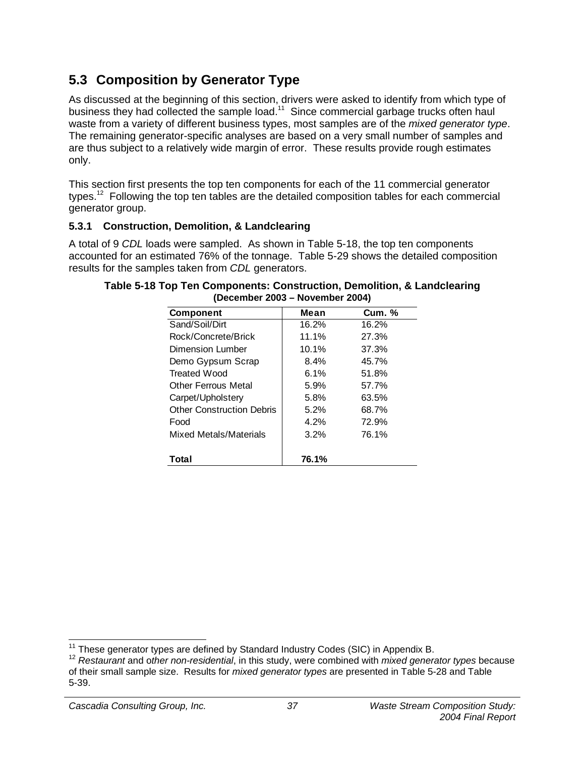## 5.3 Composition by Generator Type

As discussed at the beginning of this section, drivers were asked to identify from which type of business they had collected the sample load.[11] Since commercial garbage trucks often haul waste from a variety of different business types, most samples are of the *mixed generator type*. The remaining generator-specific analyses are based on a very small number of samples and are thus subject to a relatively wide margin of error. These results provide rough estimates only.

This section first presents the top ten components for each of the 11 commercial generator types.[12] Following the top ten tables are the detailed composition tables for each commercial generator group.

### 5.3.1 Construction, Demolition, & Landclearing

A total of 9 *CDL* loads were sampled. As shown in Table 5-18, the top ten components accounted for an estimated 76% of the tonnage. Table 5-29 shows the detailed composition results for the samples taken from *CDL* generators.

**Table 5-18 Top Ten Components: Construction, Demolition, & Landclearing (December 2003 – November 2004)**

| Component | Mean | Cum. % |
|---|---|---|
| Sand/Soil/Dirt | 16.2% | 16.2% |
| Rock/Concrete/Brick | 11.1% | 27.3% |
| Dimension Lumber | 10.1% | 37.3% |
| Demo Gypsum Scrap | 8.4% | 45.7% |
| Treated Wood | 6.1% | 51.8% |
| Other Ferrous Metal | 5.9% | 57.7% |
| Carpet/Upholstery | 5.8% | 63.5% |
| Other Construction Debris | 5.2% | 68.7% |
| Food | 4.2% | 72.9% |
| Mixed Metals/Materials | 3.2% | 76.1% |
| **Total** | **76.1%** | |

[11] These generator types are defined by Standard Industry Codes (SIC) in Appendix B.

[12] *Restaurant* and *other non-residential*, in this study, were combined with *mixed generator types* because of their small sample size. Results for *mixed generator types* are presented in Table 5-28 and Table 5-39.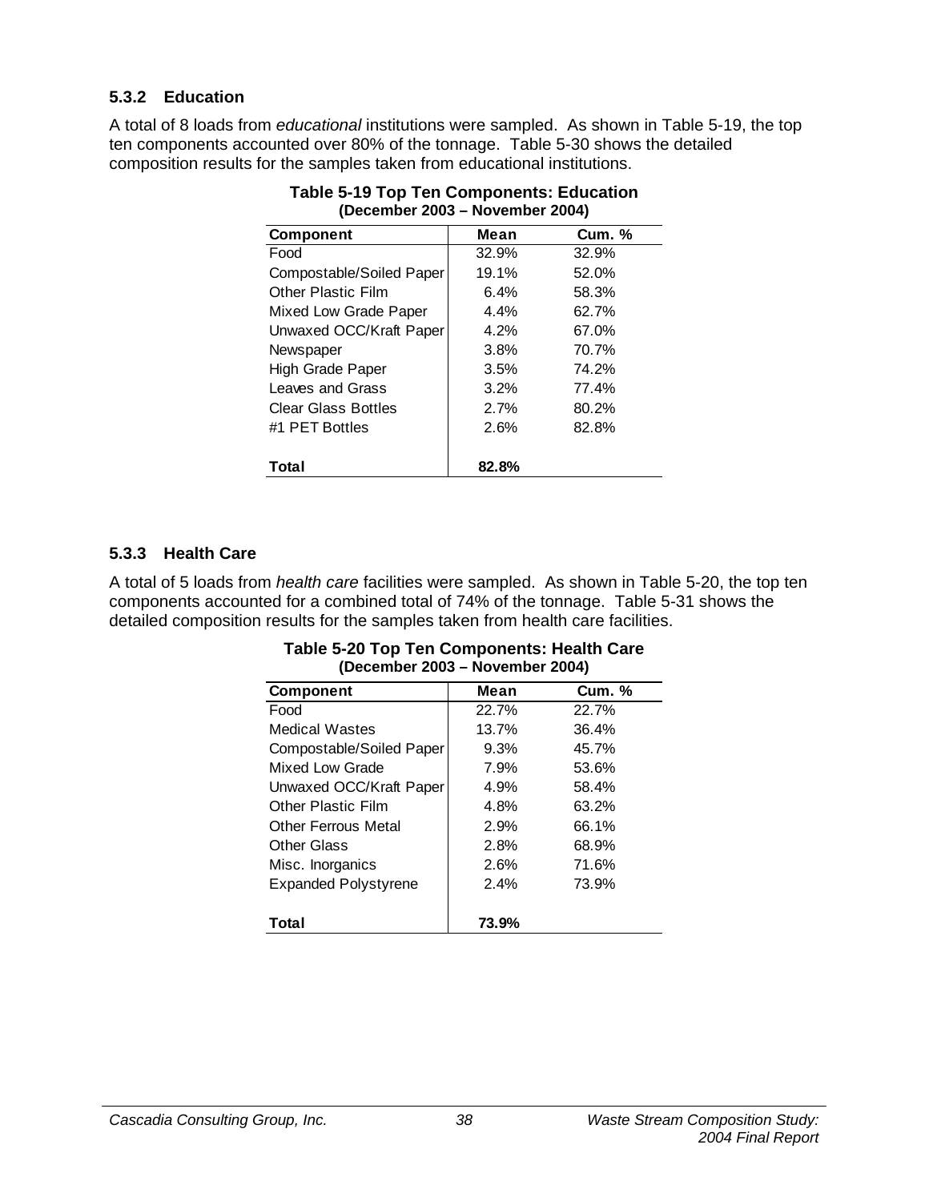### 5.3.2 Education

A total of 8 loads from *educational* institutions were sampled. As shown in Table 5-19, the top ten components accounted over 80% of the tonnage. Table 5-30 shows the detailed composition results for the samples taken from educational institutions.

**Table 5-19 Top Ten Components: Education (December 2003 – November 2004)**

| Component | Mean | Cum. % |
|---|---|---|
| Food | 32.9% | 32.9% |
| Compostable/Soiled Paper | 19.1% | 52.0% |
| Other Plastic Film | 6.4% | 58.3% |
| Mixed Low Grade Paper | 4.4% | 62.7% |
| Unwaxed OCC/Kraft Paper | 4.2% | 67.0% |
| Newspaper | 3.8% | 70.7% |
| High Grade Paper | 3.5% | 74.2% |
| Leaves and Grass | 3.2% | 77.4% |
| Clear Glass Bottles | 2.7% | 80.2% |
| #1 PET Bottles | 2.6% | 82.8% |
| **Total** | **82.8%** | |

### 5.3.3 Health Care

A total of 5 loads from *health care* facilities were sampled. As shown in Table 5-20, the top ten components accounted for a combined total of 74% of the tonnage. Table 5-31 shows the detailed composition results for the samples taken from health care facilities.

**Table 5-20 Top Ten Components: Health Care (December 2003 – November 2004)**

| Component | Mean | Cum. % |
|---|---|---|
| Food | 22.7% | 22.7% |
| Medical Wastes | 13.7% | 36.4% |
| Compostable/Soiled Paper | 9.3% | 45.7% |
| Mixed Low Grade | 7.9% | 53.6% |
| Unwaxed OCC/Kraft Paper | 4.9% | 58.4% |
| Other Plastic Film | 4.8% | 63.2% |
| Other Ferrous Metal | 2.9% | 66.1% |
| Other Glass | 2.8% | 68.9% |
| Misc. Inorganics | 2.6% | 71.6% |
| Expanded Polystyrene | 2.4% | 73.9% |
| **Total** | **73.9%** | |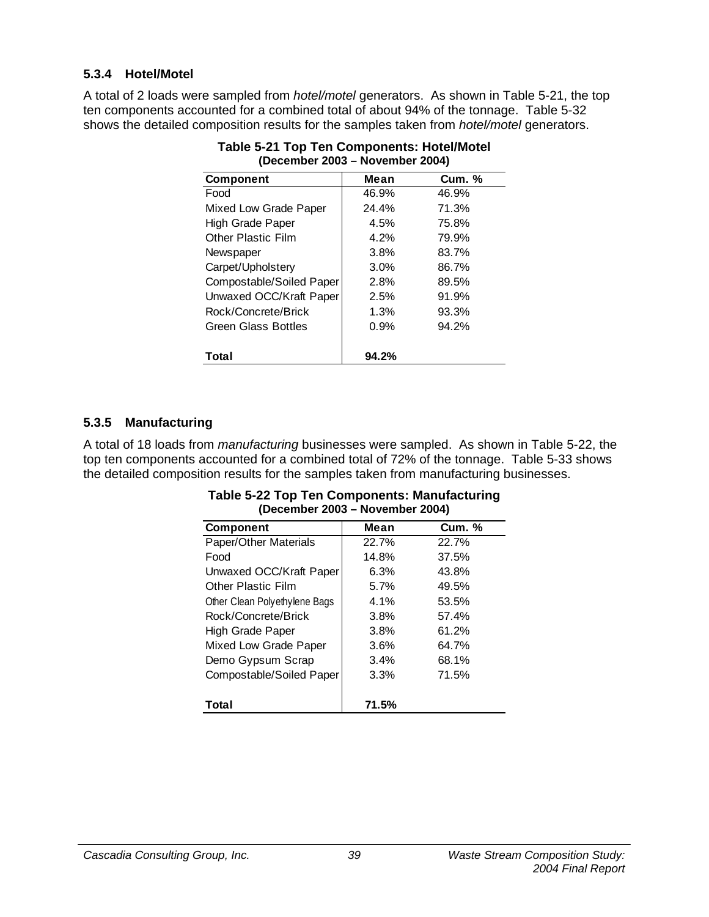### 5.3.4 Hotel/Motel

A total of 2 loads were sampled from *hotel/motel* generators. As shown in Table 5-21, the top ten components accounted for a combined total of about 94% of the tonnage. Table 5-32 shows the detailed composition results for the samples taken from *hotel/motel* generators.

**Table 5-21 Top Ten Components: Hotel/Motel (December 2003 – November 2004)**

| Component | Mean | Cum. % |
|---|---|---|
| Food | 46.9% | 46.9% |
| Mixed Low Grade Paper | 24.4% | 71.3% |
| High Grade Paper | 4.5% | 75.8% |
| Other Plastic Film | 4.2% | 79.9% |
| Newspaper | 3.8% | 83.7% |
| Carpet/Upholstery | 3.0% | 86.7% |
| Compostable/Soiled Paper | 2.8% | 89.5% |
| Unwaxed OCC/Kraft Paper | 2.5% | 91.9% |
| Rock/Concrete/Brick | 1.3% | 93.3% |
| Green Glass Bottles | 0.9% | 94.2% |
| **Total** | **94.2%** | |

### 5.3.5 Manufacturing

A total of 18 loads from *manufacturing* businesses were sampled. As shown in Table 5-22, the top ten components accounted for a combined total of 72% of the tonnage. Table 5-33 shows the detailed composition results for the samples taken from manufacturing businesses.

**Table 5-22 Top Ten Components: Manufacturing (December 2003 – November 2004)**

| Component | Mean | Cum. % |
|---|---|---|
| Paper/Other Materials | 22.7% | 22.7% |
| Food | 14.8% | 37.5% |
| Unwaxed OCC/Kraft Paper | 6.3% | 43.8% |
| Other Plastic Film | 5.7% | 49.5% |
| Other Clean Polyethylene Bags | 4.1% | 53.5% |
| Rock/Concrete/Brick | 3.8% | 57.4% |
| High Grade Paper | 3.8% | 61.2% |
| Mixed Low Grade Paper | 3.6% | 64.7% |
| Demo Gypsum Scrap | 3.4% | 68.1% |
| Compostable/Soiled Paper | 3.3% | 71.5% |
| **Total** | **71.5%** | |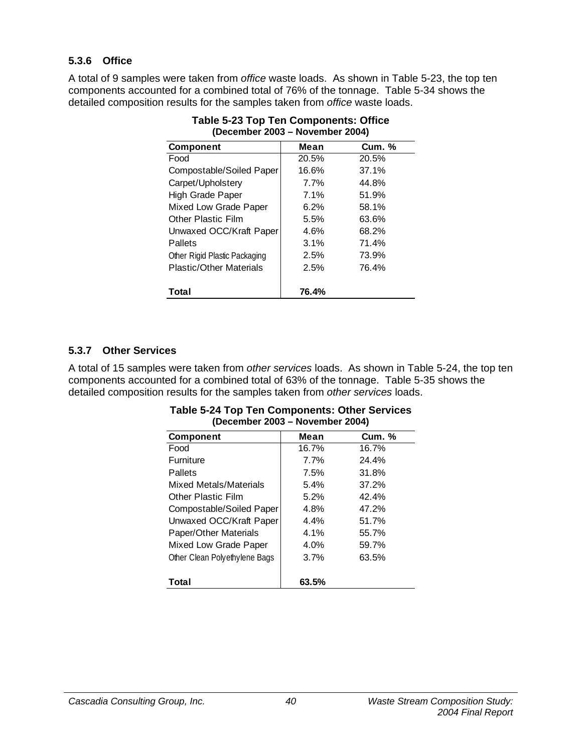### 5.3.6 Office

A total of 9 samples were taken from *office* waste loads. As shown in Table 5-23, the top ten components accounted for a combined total of 76% of the tonnage. Table 5-34 shows the detailed composition results for the samples taken from *office* waste loads.

**Table 5-23 Top Ten Components: Office (December 2003 – November 2004)**

| Component | Mean | Cum. % |
|---|---|---|
| Food | 20.5% | 20.5% |
| Compostable/Soiled Paper | 16.6% | 37.1% |
| Carpet/Upholstery | 7.7% | 44.8% |
| High Grade Paper | 7.1% | 51.9% |
| Mixed Low Grade Paper | 6.2% | 58.1% |
| Other Plastic Film | 5.5% | 63.6% |
| Unwaxed OCC/Kraft Paper | 4.6% | 68.2% |
| Pallets | 3.1% | 71.4% |
| Other Rigid Plastic Packaging | 2.5% | 73.9% |
| Plastic/Other Materials | 2.5% | 76.4% |
| **Total** | **76.4%** | |

### 5.3.7 Other Services

A total of 15 samples were taken from *other services* loads. As shown in Table 5-24, the top ten components accounted for a combined total of 63% of the tonnage. Table 5-35 shows the detailed composition results for the samples taken from *other services* loads.

**Table 5-24 Top Ten Components: Other Services (December 2003 – November 2004)**

| Component | Mean | Cum. % |
|---|---|---|
| Food | 16.7% | 16.7% |
| Furniture | 7.7% | 24.4% |
| Pallets | 7.5% | 31.8% |
| Mixed Metals/Materials | 5.4% | 37.2% |
| Other Plastic Film | 5.2% | 42.4% |
| Compostable/Soiled Paper | 4.8% | 47.2% |
| Unwaxed OCC/Kraft Paper | 4.4% | 51.7% |
| Paper/Other Materials | 4.1% | 55.7% |
| Mixed Low Grade Paper | 4.0% | 59.7% |
| Other Clean Polyethylene Bags | 3.7% | 63.5% |
| **Total** | **63.5%** | |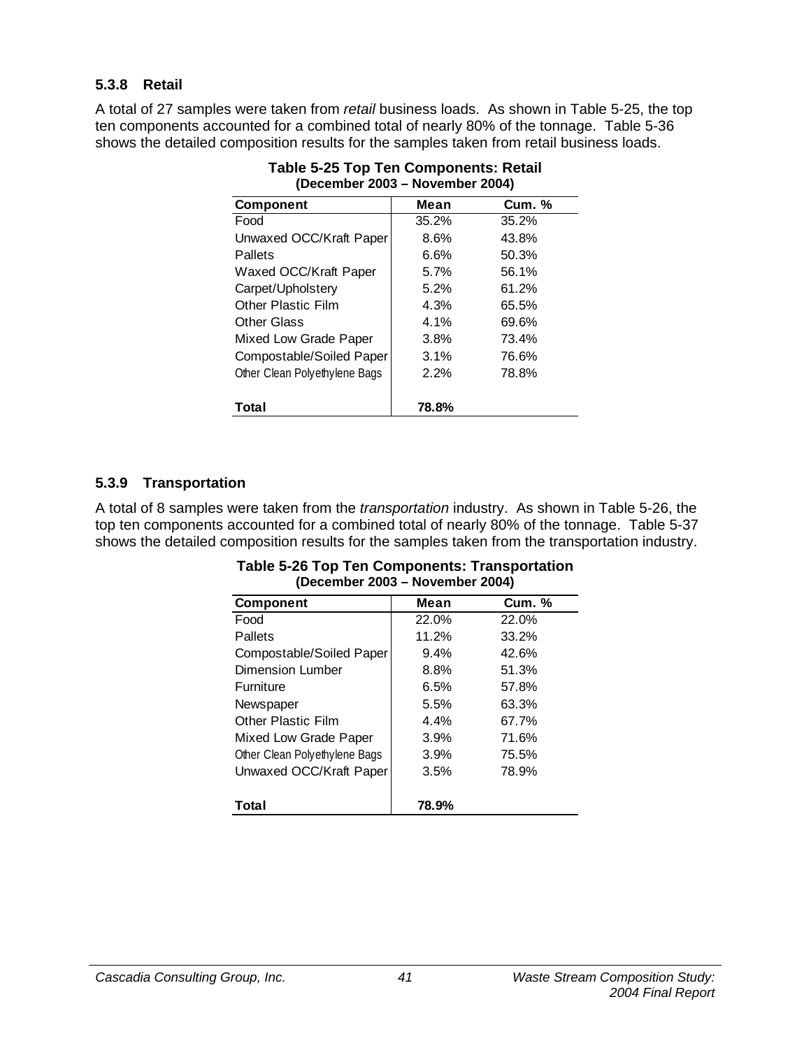### 5.3.8 Retail

A total of 27 samples were taken from *retail* business loads. As shown in Table 5-25, the top ten components accounted for a combined total of nearly 80% of the tonnage. Table 5-36 shows the detailed composition results for the samples taken from retail business loads.

**Table 5-25 Top Ten Components: Retail (December 2003 – November 2004)**

| Component | Mean | Cum. % |
|---|---|---|
| Food | 35.2% | 35.2% |
| Unwaxed OCC/Kraft Paper | 8.6% | 43.8% |
| Pallets | 6.6% | 50.3% |
| Waxed OCC/Kraft Paper | 5.7% | 56.1% |
| Carpet/Upholstery | 5.2% | 61.2% |
| Other Plastic Film | 4.3% | 65.5% |
| Other Glass | 4.1% | 69.6% |
| Mixed Low Grade Paper | 3.8% | 73.4% |
| Compostable/Soiled Paper | 3.1% | 76.6% |
| Other Clean Polyethylene Bags | 2.2% | 78.8% |
| **Total** | **78.8%** | |

### 5.3.9 Transportation

A total of 8 samples were taken from the *transportation* industry. As shown in Table 5-26, the top ten components accounted for a combined total of nearly 80% of the tonnage. Table 5-37 shows the detailed composition results for the samples taken from the transportation industry.

**Table 5-26 Top Ten Components: Transportation (December 2003 – November 2004)**

| Component | Mean | Cum. % |
|---|---|---|
| Food | 22.0% | 22.0% |
| Pallets | 11.2% | 33.2% |
| Compostable/Soiled Paper | 9.4% | 42.6% |
| Dimension Lumber | 8.8% | 51.3% |
| Furniture | 6.5% | 57.8% |
| Newspaper | 5.5% | 63.3% |
| Other Plastic Film | 4.4% | 67.7% |
| Mixed Low Grade Paper | 3.9% | 71.6% |
| Other Clean Polyethylene Bags | 3.9% | 75.5% |
| Unwaxed OCC/Kraft Paper | 3.5% | 78.9% |
| **Total** | **78.9%** | |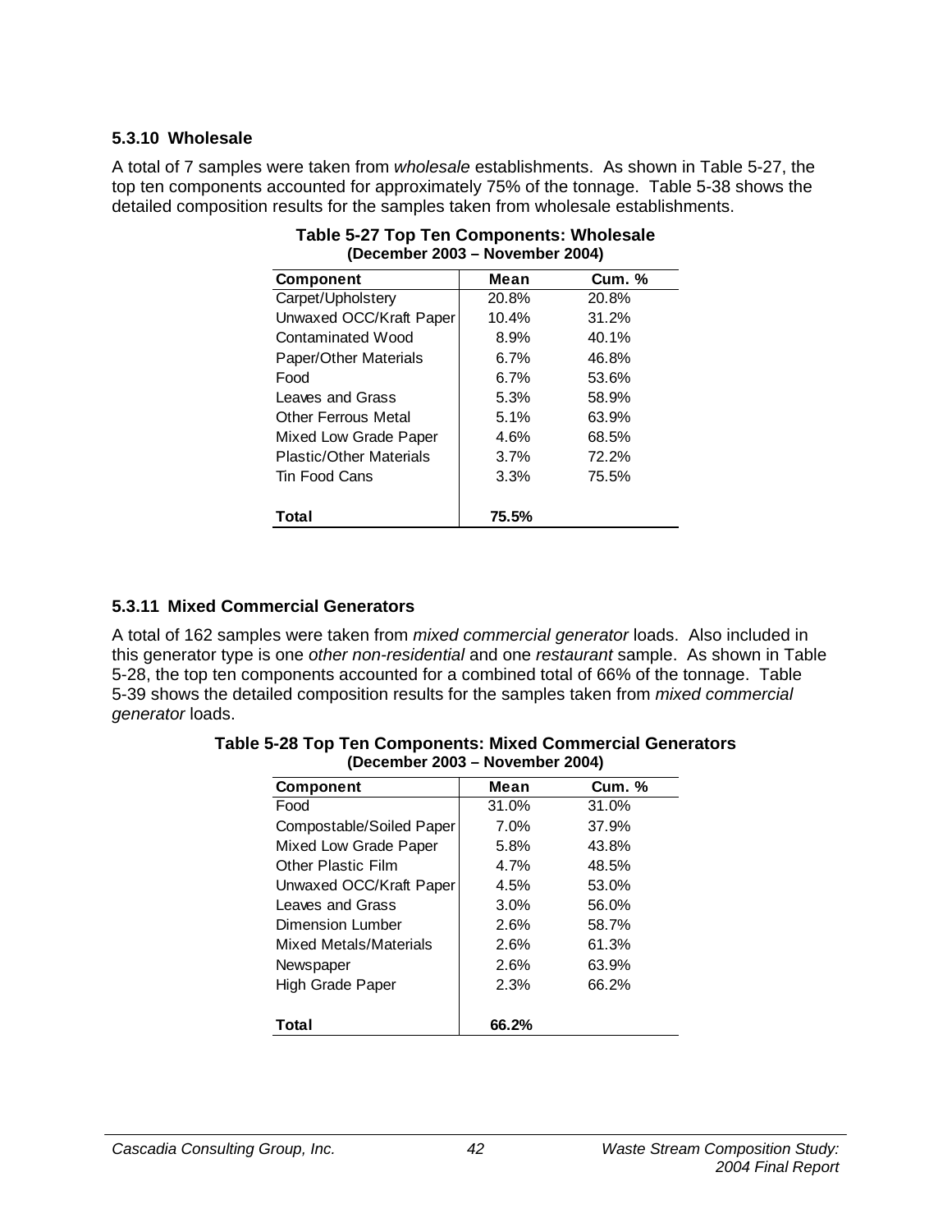### 5.3.10 Wholesale

A total of 7 samples were taken from *wholesale* establishments. As shown in Table 5-27, the top ten components accounted for approximately 75% of the tonnage. Table 5-38 shows the detailed composition results for the samples taken from wholesale establishments.

**Table 5-27 Top Ten Components: Wholesale (December 2003 – November 2004)**

| Component | Mean | Cum. % |
|---|---|---|
| Carpet/Upholstery | 20.8% | 20.8% |
| Unwaxed OCC/Kraft Paper | 10.4% | 31.2% |
| Contaminated Wood | 8.9% | 40.1% |
| Paper/Other Materials | 6.7% | 46.8% |
| Food | 6.7% | 53.6% |
| Leaves and Grass | 5.3% | 58.9% |
| Other Ferrous Metal | 5.1% | 63.9% |
| Mixed Low Grade Paper | 4.6% | 68.5% |
| Plastic/Other Materials | 3.7% | 72.2% |
| Tin Food Cans | 3.3% | 75.5% |
| **Total** | **75.5%** | |

### 5.3.11 Mixed Commercial Generators

A total of 162 samples were taken from *mixed commercial generator* loads. Also included in this generator type is one *other non-residential* and one *restaurant* sample. As shown in Table 5-28, the top ten components accounted for a combined total of 66% of the tonnage. Table 5-39 shows the detailed composition results for the samples taken from *mixed commercial generator* loads.

**Table 5-28 Top Ten Components: Mixed Commercial Generators (December 2003 – November 2004)**

| Component | Mean | Cum. % |
|---|---|---|
| Food | 31.0% | 31.0% |
| Compostable/Soiled Paper | 7.0% | 37.9% |
| Mixed Low Grade Paper | 5.8% | 43.8% |
| Other Plastic Film | 4.7% | 48.5% |
| Unwaxed OCC/Kraft Paper | 4.5% | 53.0% |
| Leaves and Grass | 3.0% | 56.0% |
| Dimension Lumber | 2.6% | 58.7% |
| Mixed Metals/Materials | 2.6% | 61.3% |
| Newspaper | 2.6% | 63.9% |
| High Grade Paper | 2.3% | 66.2% |
| **Total** | **66.2%** | |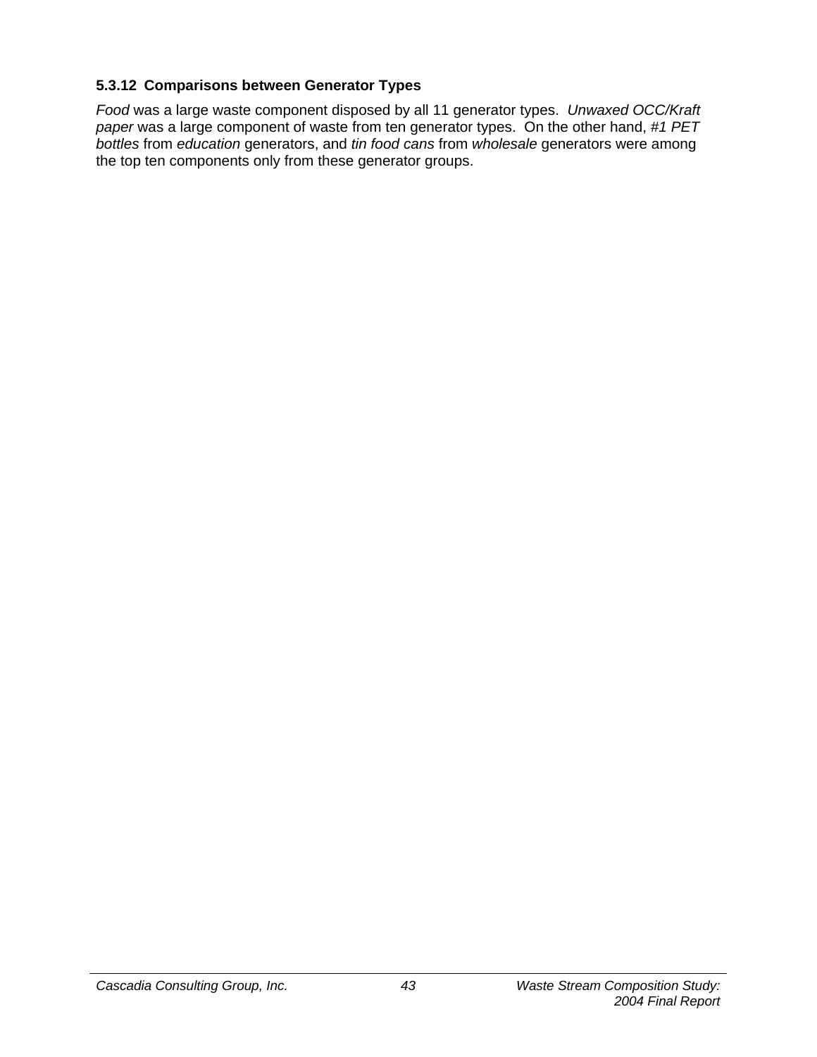### 5.3.12 Comparisons between Generator Types

*Food* was a large waste component disposed by all 11 generator types. *Unwaxed OCC/Kraft paper* was a large component of waste from ten generator types. On the other hand, *#1 PET bottles* from *education* generators, and *tin food cans* from *wholesale* generators were among the top ten components only from these generator groups.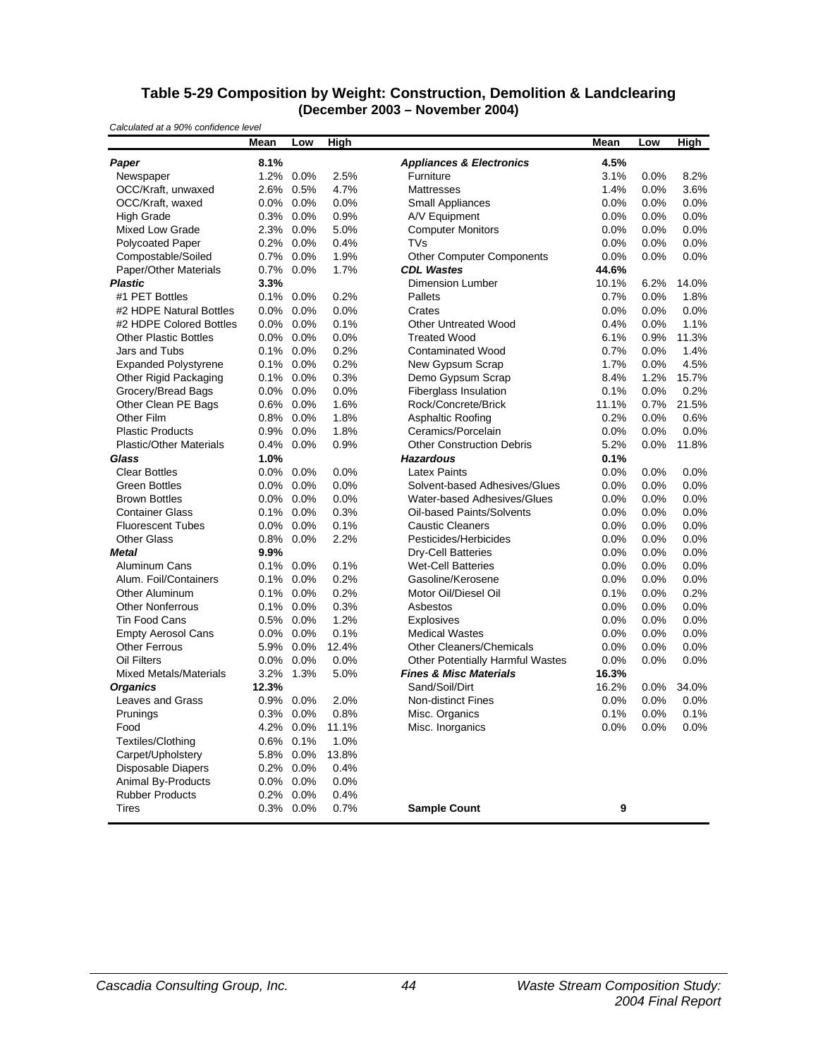### Table 5-29 Composition by Weight: Construction, Demolition & Landclearing (December 2003 – November 2004)

*Calculated at a 90% confidence level*

| | Mean | Low | High | | Mean | Low | High |
|---|---|---|---|---|---|---|---|
| ***Paper*** | **8.1%** | | | ***Appliances & Electronics*** | **4.5%** | | |
| Newspaper | 1.2% | 0.0% | 2.5% | Furniture | 3.1% | 0.0% | 8.2% |
| OCC/Kraft, unwaxed | 2.6% | 0.5% | 4.7% | Mattresses | 1.4% | 0.0% | 3.6% |
| OCC/Kraft, waxed | 0.0% | 0.0% | 0.0% | Small Appliances | 0.0% | 0.0% | 0.0% |
| High Grade | 0.3% | 0.0% | 0.9% | A/V Equipment | 0.0% | 0.0% | 0.0% |
| Mixed Low Grade | 2.3% | 0.0% | 5.0% | Computer Monitors | 0.0% | 0.0% | 0.0% |
| Polycoated Paper | 0.2% | 0.0% | 0.4% | TVs | 0.0% | 0.0% | 0.0% |
| Compostable/Soiled | 0.7% | 0.0% | 1.9% | Other Computer Components | 0.0% | 0.0% | 0.0% |
| Paper/Other Materials | 0.7% | 0.0% | 1.7% | ***CDL Wastes*** | **44.6%** | | |
| ***Plastic*** | **3.3%** | | | Dimension Lumber | 10.1% | 6.2% | 14.0% |
| #1 PET Bottles | 0.1% | 0.0% | 0.2% | Pallets | 0.7% | 0.0% | 1.8% |
| #2 HDPE Natural Bottles | 0.0% | 0.0% | 0.0% | Crates | 0.0% | 0.0% | 0.0% |
| #2 HDPE Colored Bottles | 0.0% | 0.0% | 0.1% | Other Untreated Wood | 0.4% | 0.0% | 1.1% |
| Other Plastic Bottles | 0.0% | 0.0% | 0.0% | Treated Wood | 6.1% | 0.9% | 11.3% |
| Jars and Tubs | 0.1% | 0.0% | 0.2% | Contaminated Wood | 0.7% | 0.0% | 1.4% |
| Expanded Polystyrene | 0.1% | 0.0% | 0.2% | New Gypsum Scrap | 1.7% | 0.0% | 4.5% |
| Other Rigid Packaging | 0.1% | 0.0% | 0.3% | Demo Gypsum Scrap | 8.4% | 1.2% | 15.7% |
| Grocery/Bread Bags | 0.0% | 0.0% | 0.0% | Fiberglass Insulation | 0.1% | 0.0% | 0.2% |
| Other Clean PE Bags | 0.6% | 0.0% | 1.6% | Rock/Concrete/Brick | 11.1% | 0.7% | 21.5% |
| Other Film | 0.8% | 0.0% | 1.8% | Asphaltic Roofing | 0.2% | 0.0% | 0.6% |
| Plastic Products | 0.9% | 0.0% | 1.8% | Ceramics/Porcelain | 0.0% | 0.0% | 0.0% |
| Plastic/Other Materials | 0.4% | 0.0% | 0.9% | Other Construction Debris | 5.2% | 0.0% | 11.8% |
| ***Glass*** | **1.0%** | | | ***Hazardous*** | **0.1%** | | |
| Clear Bottles | 0.0% | 0.0% | 0.0% | Latex Paints | 0.0% | 0.0% | 0.0% |
| Green Bottles | 0.0% | 0.0% | 0.0% | Solvent-based Adhesives/Glues | 0.0% | 0.0% | 0.0% |
| Brown Bottles | 0.0% | 0.0% | 0.0% | Water-based Adhesives/Glues | 0.0% | 0.0% | 0.0% |
| Container Glass | 0.1% | 0.0% | 0.3% | Oil-based Paints/Solvents | 0.0% | 0.0% | 0.0% |
| Fluorescent Tubes | 0.0% | 0.0% | 0.1% | Caustic Cleaners | 0.0% | 0.0% | 0.0% |
| Other Glass | 0.8% | 0.0% | 2.2% | Pesticides/Herbicides | 0.0% | 0.0% | 0.0% |
| ***Metal*** | **9.9%** | | | Dry-Cell Batteries | 0.0% | 0.0% | 0.0% |
| Aluminum Cans | 0.1% | 0.0% | 0.1% | Wet-Cell Batteries | 0.0% | 0.0% | 0.0% |
| Alum. Foil/Containers | 0.1% | 0.0% | 0.2% | Gasoline/Kerosene | 0.0% | 0.0% | 0.0% |
| Other Aluminum | 0.1% | 0.0% | 0.2% | Motor Oil/Diesel Oil | 0.1% | 0.0% | 0.2% |
| Other Nonferrous | 0.1% | 0.0% | 0.3% | Asbestos | 0.0% | 0.0% | 0.0% |
| Tin Food Cans | 0.5% | 0.0% | 1.2% | Explosives | 0.0% | 0.0% | 0.0% |
| Empty Aerosol Cans | 0.0% | 0.0% | 0.1% | Medical Wastes | 0.0% | 0.0% | 0.0% |
| Other Ferrous | 5.9% | 0.0% | 12.4% | Other Cleaners/Chemicals | 0.0% | 0.0% | 0.0% |
| Oil Filters | 0.0% | 0.0% | 0.0% | Other Potentially Harmful Wastes | 0.0% | 0.0% | 0.0% |
| Mixed Metals/Materials | 3.2% | 1.3% | 5.0% | ***Fines & Misc Materials*** | **16.3%** | | |
| ***Organics*** | **12.3%** | | | Sand/Soil/Dirt | 16.2% | 0.0% | 34.0% |
| Leaves and Grass | 0.9% | 0.0% | 2.0% | Non-distinct Fines | 0.0% | 0.0% | 0.0% |
| Prunings | 0.3% | 0.0% | 0.8% | Misc. Organics | 0.1% | 0.0% | 0.1% |
| Food | 4.2% | 0.0% | 11.1% | Misc. Inorganics | 0.0% | 0.0% | 0.0% |
| Textiles/Clothing | 0.6% | 0.1% | 1.0% | | | | |
| Carpet/Upholstery | 5.8% | 0.0% | 13.8% | | | | |
| Disposable Diapers | 0.2% | 0.0% | 0.4% | | | | |
| Animal By-Products | 0.0% | 0.0% | 0.0% | | | | |
| Rubber Products | 0.2% | 0.0% | 0.4% | | | | |
| Tires | 0.3% | 0.0% | 0.7% | **Sample Count** | **9** | | |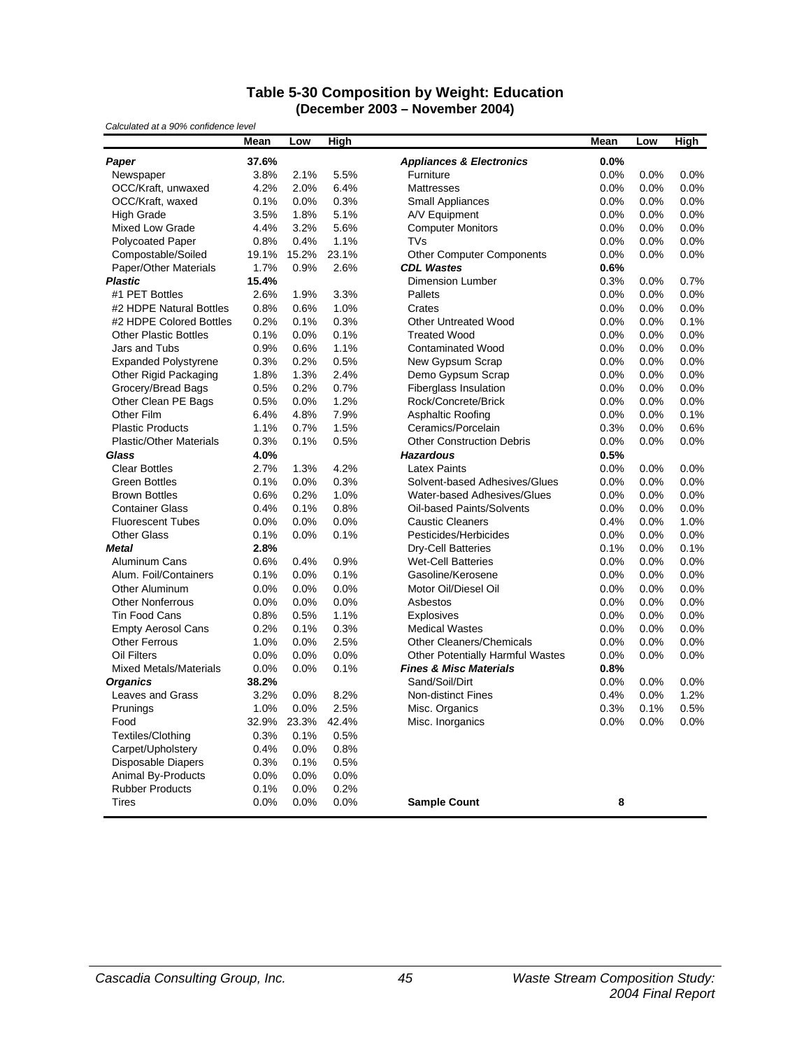## Table 5-30 Composition by Weight: Education
### (December 2003 – November 2004)

*Calculated at a 90% confidence level*

| | Mean | Low | High | | Mean | Low | High |
|---|---|---|---|---|---|---|---|
| ***Paper*** | **37.6%** | | | ***Appliances & Electronics*** | **0.0%** | | |
| Newspaper | 3.8% | 2.1% | 5.5% | Furniture | 0.0% | 0.0% | 0.0% |
| OCC/Kraft, unwaxed | 4.2% | 2.0% | 6.4% | Mattresses | 0.0% | 0.0% | 0.0% |
| OCC/Kraft, waxed | 0.1% | 0.0% | 0.3% | Small Appliances | 0.0% | 0.0% | 0.0% |
| High Grade | 3.5% | 1.8% | 5.1% | A/V Equipment | 0.0% | 0.0% | 0.0% |
| Mixed Low Grade | 4.4% | 3.2% | 5.6% | Computer Monitors | 0.0% | 0.0% | 0.0% |
| Polycoated Paper | 0.8% | 0.4% | 1.1% | TVs | 0.0% | 0.0% | 0.0% |
| Compostable/Soiled | 19.1% | 15.2% | 23.1% | Other Computer Components | 0.0% | 0.0% | 0.0% |
| Paper/Other Materials | 1.7% | 0.9% | 2.6% | ***CDL Wastes*** | **0.6%** | | |
| ***Plastic*** | **15.4%** | | | Dimension Lumber | 0.3% | 0.0% | 0.7% |
| #1 PET Bottles | 2.6% | 1.9% | 3.3% | Pallets | 0.0% | 0.0% | 0.0% |
| #2 HDPE Natural Bottles | 0.8% | 0.6% | 1.0% | Crates | 0.0% | 0.0% | 0.0% |
| #2 HDPE Colored Bottles | 0.2% | 0.1% | 0.3% | Other Untreated Wood | 0.0% | 0.0% | 0.1% |
| Other Plastic Bottles | 0.1% | 0.0% | 0.1% | Treated Wood | 0.0% | 0.0% | 0.0% |
| Jars and Tubs | 0.9% | 0.6% | 1.1% | Contaminated Wood | 0.0% | 0.0% | 0.0% |
| Expanded Polystyrene | 0.3% | 0.2% | 0.5% | New Gypsum Scrap | 0.0% | 0.0% | 0.0% |
| Other Rigid Packaging | 1.8% | 1.3% | 2.4% | Demo Gypsum Scrap | 0.0% | 0.0% | 0.0% |
| Grocery/Bread Bags | 0.5% | 0.2% | 0.7% | Fiberglass Insulation | 0.0% | 0.0% | 0.0% |
| Other Clean PE Bags | 0.5% | 0.0% | 1.2% | Rock/Concrete/Brick | 0.0% | 0.0% | 0.0% |
| Other Film | 6.4% | 4.8% | 7.9% | Asphaltic Roofing | 0.0% | 0.0% | 0.1% |
| Plastic Products | 1.1% | 0.7% | 1.5% | Ceramics/Porcelain | 0.3% | 0.0% | 0.6% |
| Plastic/Other Materials | 0.3% | 0.1% | 0.5% | Other Construction Debris | 0.0% | 0.0% | 0.0% |
| ***Glass*** | **4.0%** | | | ***Hazardous*** | **0.5%** | | |
| Clear Bottles | 2.7% | 1.3% | 4.2% | Latex Paints | 0.0% | 0.0% | 0.0% |
| Green Bottles | 0.1% | 0.0% | 0.3% | Solvent-based Adhesives/Glues | 0.0% | 0.0% | 0.0% |
| Brown Bottles | 0.6% | 0.2% | 1.0% | Water-based Adhesives/Glues | 0.0% | 0.0% | 0.0% |
| Container Glass | 0.4% | 0.1% | 0.8% | Oil-based Paints/Solvents | 0.0% | 0.0% | 0.0% |
| Fluorescent Tubes | 0.0% | 0.0% | 0.0% | Caustic Cleaners | 0.4% | 0.0% | 1.0% |
| Other Glass | 0.1% | 0.0% | 0.1% | Pesticides/Herbicides | 0.0% | 0.0% | 0.0% |
| ***Metal*** | **2.8%** | | | Dry-Cell Batteries | 0.1% | 0.0% | 0.1% |
| Aluminum Cans | 0.6% | 0.4% | 0.9% | Wet-Cell Batteries | 0.0% | 0.0% | 0.0% |
| Alum. Foil/Containers | 0.1% | 0.0% | 0.1% | Gasoline/Kerosene | 0.0% | 0.0% | 0.0% |
| Other Aluminum | 0.0% | 0.0% | 0.0% | Motor Oil/Diesel Oil | 0.0% | 0.0% | 0.0% |
| Other Nonferrous | 0.0% | 0.0% | 0.0% | Asbestos | 0.0% | 0.0% | 0.0% |
| Tin Food Cans | 0.8% | 0.5% | 1.1% | Explosives | 0.0% | 0.0% | 0.0% |
| Empty Aerosol Cans | 0.2% | 0.1% | 0.3% | Medical Wastes | 0.0% | 0.0% | 0.0% |
| Other Ferrous | 1.0% | 0.0% | 2.5% | Other Cleaners/Chemicals | 0.0% | 0.0% | 0.0% |
| Oil Filters | 0.0% | 0.0% | 0.0% | Other Potentially Harmful Wastes | 0.0% | 0.0% | 0.0% |
| Mixed Metals/Materials | 0.0% | 0.0% | 0.1% | ***Fines & Misc Materials*** | **0.8%** | | |
| ***Organics*** | **38.2%** | | | Sand/Soil/Dirt | 0.0% | 0.0% | 0.0% |
| Leaves and Grass | 3.2% | 0.0% | 8.2% | Non-distinct Fines | 0.4% | 0.0% | 1.2% |
| Prunings | 1.0% | 0.0% | 2.5% | Misc. Organics | 0.3% | 0.1% | 0.5% |
| Food | 32.9% | 23.3% | 42.4% | Misc. Inorganics | 0.0% | 0.0% | 0.0% |
| Textiles/Clothing | 0.3% | 0.1% | 0.5% | | | | |
| Carpet/Upholstery | 0.4% | 0.0% | 0.8% | | | | |
| Disposable Diapers | 0.3% | 0.1% | 0.5% | | | | |
| Animal By-Products | 0.0% | 0.0% | 0.0% | | | | |
| Rubber Products | 0.1% | 0.0% | 0.2% | | | | |
| Tires | 0.0% | 0.0% | 0.0% | **Sample Count** | **8** | | |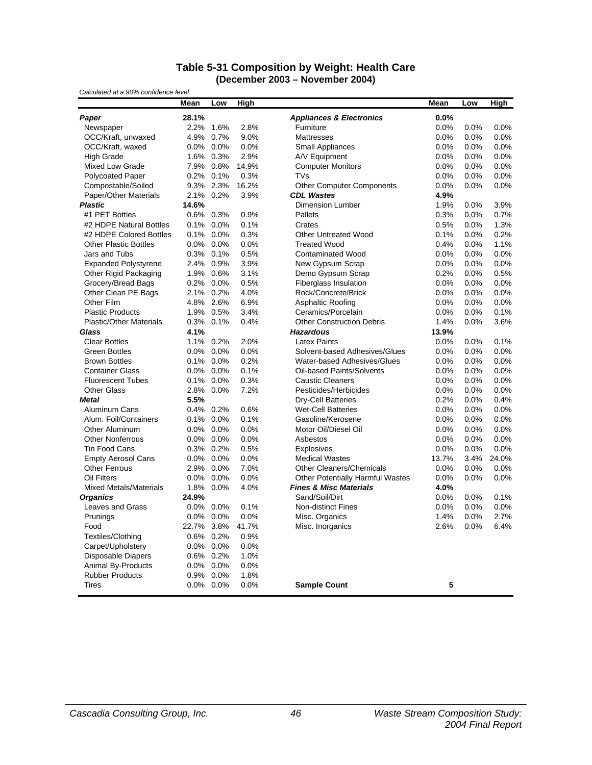## Table 5-31 Composition by Weight: Health Care
### (December 2003 – November 2004)

*Calculated at a 90% confidence level*

| | Mean | Low | High | | Mean | Low | High |
|---|---|---|---|---|---|---|---|
| ***Paper*** | **28.1%** | | | ***Appliances & Electronics*** | **0.0%** | | |
| Newspaper | 2.2% | 1.6% | 2.8% | Furniture | 0.0% | 0.0% | 0.0% |
| OCC/Kraft, unwaxed | 4.9% | 0.7% | 9.0% | Mattresses | 0.0% | 0.0% | 0.0% |
| OCC/Kraft, waxed | 0.0% | 0.0% | 0.0% | Small Appliances | 0.0% | 0.0% | 0.0% |
| High Grade | 1.6% | 0.3% | 2.9% | A/V Equipment | 0.0% | 0.0% | 0.0% |
| Mixed Low Grade | 7.9% | 0.8% | 14.9% | Computer Monitors | 0.0% | 0.0% | 0.0% |
| Polycoated Paper | 0.2% | 0.1% | 0.3% | TVs | 0.0% | 0.0% | 0.0% |
| Compostable/Soiled | 9.3% | 2.3% | 16.2% | Other Computer Components | 0.0% | 0.0% | 0.0% |
| Paper/Other Materials | 2.1% | 0.2% | 3.9% | ***CDL Wastes*** | **4.9%** | | |
| ***Plastic*** | **14.6%** | | | Dimension Lumber | 1.9% | 0.0% | 3.9% |
| #1 PET Bottles | 0.6% | 0.3% | 0.9% | Pallets | 0.3% | 0.0% | 0.7% |
| #2 HDPE Natural Bottles | 0.1% | 0.0% | 0.1% | Crates | 0.5% | 0.0% | 1.3% |
| #2 HDPE Colored Bottles | 0.1% | 0.0% | 0.3% | Other Untreated Wood | 0.1% | 0.0% | 0.2% |
| Other Plastic Bottles | 0.0% | 0.0% | 0.0% | Treated Wood | 0.4% | 0.0% | 1.1% |
| Jars and Tubs | 0.3% | 0.1% | 0.5% | Contaminated Wood | 0.0% | 0.0% | 0.0% |
| Expanded Polystyrene | 2.4% | 0.9% | 3.9% | New Gypsum Scrap | 0.0% | 0.0% | 0.0% |
| Other Rigid Packaging | 1.9% | 0.6% | 3.1% | Demo Gypsum Scrap | 0.2% | 0.0% | 0.5% |
| Grocery/Bread Bags | 0.2% | 0.0% | 0.5% | Fiberglass Insulation | 0.0% | 0.0% | 0.0% |
| Other Clean PE Bags | 2.1% | 0.2% | 4.0% | Rock/Concrete/Brick | 0.0% | 0.0% | 0.0% |
| Other Film | 4.8% | 2.6% | 6.9% | Asphaltic Roofing | 0.0% | 0.0% | 0.0% |
| Plastic Products | 1.9% | 0.5% | 3.4% | Ceramics/Porcelain | 0.0% | 0.0% | 0.1% |
| Plastic/Other Materials | 0.3% | 0.1% | 0.4% | Other Construction Debris | 1.4% | 0.0% | 3.6% |
| ***Glass*** | **4.1%** | | | ***Hazardous*** | **13.9%** | | |
| Clear Bottles | 1.1% | 0.2% | 2.0% | Latex Paints | 0.0% | 0.0% | 0.1% |
| Green Bottles | 0.0% | 0.0% | 0.0% | Solvent-based Adhesives/Glues | 0.0% | 0.0% | 0.0% |
| Brown Bottles | 0.1% | 0.0% | 0.2% | Water-based Adhesives/Glues | 0.0% | 0.0% | 0.0% |
| Container Glass | 0.0% | 0.0% | 0.1% | Oil-based Paints/Solvents | 0.0% | 0.0% | 0.0% |
| Fluorescent Tubes | 0.1% | 0.0% | 0.3% | Caustic Cleaners | 0.0% | 0.0% | 0.0% |
| Other Glass | 2.8% | 0.0% | 7.2% | Pesticides/Herbicides | 0.0% | 0.0% | 0.0% |
| ***Metal*** | **5.5%** | | | Dry-Cell Batteries | 0.2% | 0.0% | 0.4% |
| Aluminum Cans | 0.4% | 0.2% | 0.6% | Wet-Cell Batteries | 0.0% | 0.0% | 0.0% |
| Alum. Foil/Containers | 0.1% | 0.0% | 0.1% | Gasoline/Kerosene | 0.0% | 0.0% | 0.0% |
| Other Aluminum | 0.0% | 0.0% | 0.0% | Motor Oil/Diesel Oil | 0.0% | 0.0% | 0.0% |
| Other Nonferrous | 0.0% | 0.0% | 0.0% | Asbestos | 0.0% | 0.0% | 0.0% |
| Tin Food Cans | 0.3% | 0.2% | 0.5% | Explosives | 0.0% | 0.0% | 0.0% |
| Empty Aerosol Cans | 0.0% | 0.0% | 0.0% | Medical Wastes | 13.7% | 3.4% | 24.0% |
| Other Ferrous | 2.9% | 0.0% | 7.0% | Other Cleaners/Chemicals | 0.0% | 0.0% | 0.0% |
| Oil Filters | 0.0% | 0.0% | 0.0% | Other Potentially Harmful Wastes | 0.0% | 0.0% | 0.0% |
| Mixed Metals/Materials | 1.8% | 0.0% | 4.0% | ***Fines & Misc Materials*** | **4.0%** | | |
| ***Organics*** | **24.9%** | | | Sand/Soil/Dirt | 0.0% | 0.0% | 0.1% |
| Leaves and Grass | 0.0% | 0.0% | 0.1% | Non-distinct Fines | 0.0% | 0.0% | 0.0% |
| Prunings | 0.0% | 0.0% | 0.0% | Misc. Organics | 1.4% | 0.0% | 2.7% |
| Food | 22.7% | 3.8% | 41.7% | Misc. Inorganics | 2.6% | 0.0% | 6.4% |
| Textiles/Clothing | 0.6% | 0.2% | 0.9% | | | | |
| Carpet/Upholstery | 0.0% | 0.0% | 0.0% | | | | |
| Disposable Diapers | 0.6% | 0.2% | 1.0% | | | | |
| Animal By-Products | 0.0% | 0.0% | 0.0% | | | | |
| Rubber Products | 0.9% | 0.0% | 1.8% | | | | |
| Tires | 0.0% | 0.0% | 0.0% | **Sample Count** | **5** | | |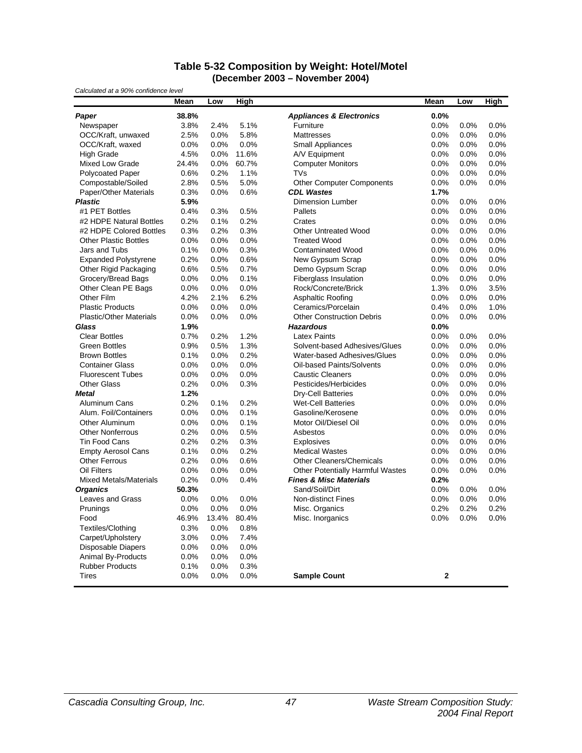## Table 5-32 Composition by Weight: Hotel/Motel
### (December 2003 – November 2004)

*Calculated at a 90% confidence level*

| | Mean | Low | High | | Mean | Low | High |
|---|---|---|---|---|---|---|---|
| ***Paper*** | **38.8%** | | | ***Appliances & Electronics*** | **0.0%** | | |
| Newspaper | 3.8% | 2.4% | 5.1% | Furniture | 0.0% | 0.0% | 0.0% |
| OCC/Kraft, unwaxed | 2.5% | 0.0% | 5.8% | Mattresses | 0.0% | 0.0% | 0.0% |
| OCC/Kraft, waxed | 0.0% | 0.0% | 0.0% | Small Appliances | 0.0% | 0.0% | 0.0% |
| High Grade | 4.5% | 0.0% | 11.6% | A/V Equipment | 0.0% | 0.0% | 0.0% |
| Mixed Low Grade | 24.4% | 0.0% | 60.7% | Computer Monitors | 0.0% | 0.0% | 0.0% |
| Polycoated Paper | 0.6% | 0.2% | 1.1% | TVs | 0.0% | 0.0% | 0.0% |
| Compostable/Soiled | 2.8% | 0.5% | 5.0% | Other Computer Components | 0.0% | 0.0% | 0.0% |
| Paper/Other Materials | 0.3% | 0.0% | 0.6% | ***CDL Wastes*** | **1.7%** | | |
| ***Plastic*** | **5.9%** | | | Dimension Lumber | 0.0% | 0.0% | 0.0% |
| #1 PET Bottles | 0.4% | 0.3% | 0.5% | Pallets | 0.0% | 0.0% | 0.0% |
| #2 HDPE Natural Bottles | 0.2% | 0.1% | 0.2% | Crates | 0.0% | 0.0% | 0.0% |
| #2 HDPE Colored Bottles | 0.3% | 0.2% | 0.3% | Other Untreated Wood | 0.0% | 0.0% | 0.0% |
| Other Plastic Bottles | 0.0% | 0.0% | 0.0% | Treated Wood | 0.0% | 0.0% | 0.0% |
| Jars and Tubs | 0.1% | 0.0% | 0.3% | Contaminated Wood | 0.0% | 0.0% | 0.0% |
| Expanded Polystyrene | 0.2% | 0.0% | 0.6% | New Gypsum Scrap | 0.0% | 0.0% | 0.0% |
| Other Rigid Packaging | 0.6% | 0.5% | 0.7% | Demo Gypsum Scrap | 0.0% | 0.0% | 0.0% |
| Grocery/Bread Bags | 0.0% | 0.0% | 0.1% | Fiberglass Insulation | 0.0% | 0.0% | 0.0% |
| Other Clean PE Bags | 0.0% | 0.0% | 0.0% | Rock/Concrete/Brick | 1.3% | 0.0% | 3.5% |
| Other Film | 4.2% | 2.1% | 6.2% | Asphaltic Roofing | 0.0% | 0.0% | 0.0% |
| Plastic Products | 0.0% | 0.0% | 0.0% | Ceramics/Porcelain | 0.4% | 0.0% | 1.0% |
| Plastic/Other Materials | 0.0% | 0.0% | 0.0% | Other Construction Debris | 0.0% | 0.0% | 0.0% |
| ***Glass*** | **1.9%** | | | ***Hazardous*** | **0.0%** | | |
| Clear Bottles | 0.7% | 0.2% | 1.2% | Latex Paints | 0.0% | 0.0% | 0.0% |
| Green Bottles | 0.9% | 0.5% | 1.3% | Solvent-based Adhesives/Glues | 0.0% | 0.0% | 0.0% |
| Brown Bottles | 0.1% | 0.0% | 0.2% | Water-based Adhesives/Glues | 0.0% | 0.0% | 0.0% |
| Container Glass | 0.0% | 0.0% | 0.0% | Oil-based Paints/Solvents | 0.0% | 0.0% | 0.0% |
| Fluorescent Tubes | 0.0% | 0.0% | 0.0% | Caustic Cleaners | 0.0% | 0.0% | 0.0% |
| Other Glass | 0.2% | 0.0% | 0.3% | Pesticides/Herbicides | 0.0% | 0.0% | 0.0% |
| ***Metal*** | **1.2%** | | | Dry-Cell Batteries | 0.0% | 0.0% | 0.0% |
| Aluminum Cans | 0.2% | 0.1% | 0.2% | Wet-Cell Batteries | 0.0% | 0.0% | 0.0% |
| Alum. Foil/Containers | 0.0% | 0.0% | 0.1% | Gasoline/Kerosene | 0.0% | 0.0% | 0.0% |
| Other Aluminum | 0.0% | 0.0% | 0.1% | Motor Oil/Diesel Oil | 0.0% | 0.0% | 0.0% |
| Other Nonferrous | 0.2% | 0.0% | 0.5% | Asbestos | 0.0% | 0.0% | 0.0% |
| Tin Food Cans | 0.2% | 0.2% | 0.3% | Explosives | 0.0% | 0.0% | 0.0% |
| Empty Aerosol Cans | 0.1% | 0.0% | 0.2% | Medical Wastes | 0.0% | 0.0% | 0.0% |
| Other Ferrous | 0.2% | 0.0% | 0.6% | Other Cleaners/Chemicals | 0.0% | 0.0% | 0.0% |
| Oil Filters | 0.0% | 0.0% | 0.0% | Other Potentially Harmful Wastes | 0.0% | 0.0% | 0.0% |
| Mixed Metals/Materials | 0.2% | 0.0% | 0.4% | ***Fines & Misc Materials*** | **0.2%** | | |
| ***Organics*** | **50.3%** | | | Sand/Soil/Dirt | 0.0% | 0.0% | 0.0% |
| Leaves and Grass | 0.0% | 0.0% | 0.0% | Non-distinct Fines | 0.0% | 0.0% | 0.0% |
| Prunings | 0.0% | 0.0% | 0.0% | Misc. Organics | 0.2% | 0.2% | 0.2% |
| Food | 46.9% | 13.4% | 80.4% | Misc. Inorganics | 0.0% | 0.0% | 0.0% |
| Textiles/Clothing | 0.3% | 0.0% | 0.8% | | | | |
| Carpet/Upholstery | 3.0% | 0.0% | 7.4% | | | | |
| Disposable Diapers | 0.0% | 0.0% | 0.0% | | | | |
| Animal By-Products | 0.0% | 0.0% | 0.0% | | | | |
| Rubber Products | 0.1% | 0.0% | 0.3% | | | | |
| Tires | 0.0% | 0.0% | 0.0% | **Sample Count** | **2** | | |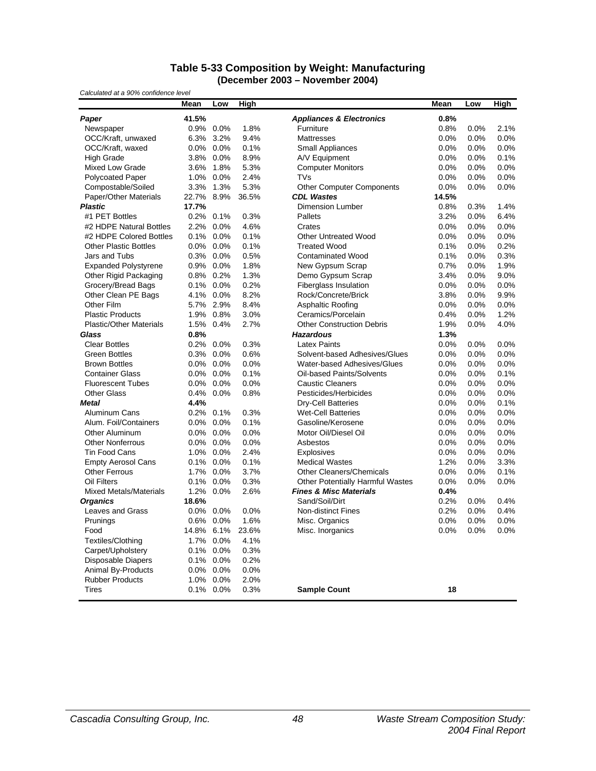### Table 5-33 Composition by Weight: Manufacturing
### (December 2003 – November 2004)

*Calculated at a 90% confidence level*

| | Mean | Low | High | | Mean | Low | High |
|---|---|---|---|---|---|---|---|
| ***Paper*** | **41.5%** | | | ***Appliances & Electronics*** | **0.8%** | | |
| Newspaper | 0.9% | 0.0% | 1.8% | Furniture | 0.8% | 0.0% | 2.1% |
| OCC/Kraft, unwaxed | 6.3% | 3.2% | 9.4% | Mattresses | 0.0% | 0.0% | 0.0% |
| OCC/Kraft, waxed | 0.0% | 0.0% | 0.1% | Small Appliances | 0.0% | 0.0% | 0.0% |
| High Grade | 3.8% | 0.0% | 8.9% | A/V Equipment | 0.0% | 0.0% | 0.1% |
| Mixed Low Grade | 3.6% | 1.8% | 5.3% | Computer Monitors | 0.0% | 0.0% | 0.0% |
| Polycoated Paper | 1.0% | 0.0% | 2.4% | TVs | 0.0% | 0.0% | 0.0% |
| Compostable/Soiled | 3.3% | 1.3% | 5.3% | Other Computer Components | 0.0% | 0.0% | 0.0% |
| Paper/Other Materials | 22.7% | 8.9% | 36.5% | ***CDL Wastes*** | **14.5%** | | |
| ***Plastic*** | **17.7%** | | | Dimension Lumber | 0.8% | 0.3% | 1.4% |
| #1 PET Bottles | 0.2% | 0.1% | 0.3% | Pallets | 3.2% | 0.0% | 6.4% |
| #2 HDPE Natural Bottles | 2.2% | 0.0% | 4.6% | Crates | 0.0% | 0.0% | 0.0% |
| #2 HDPE Colored Bottles | 0.1% | 0.0% | 0.1% | Other Untreated Wood | 0.0% | 0.0% | 0.0% |
| Other Plastic Bottles | 0.0% | 0.0% | 0.1% | Treated Wood | 0.1% | 0.0% | 0.2% |
| Jars and Tubs | 0.3% | 0.0% | 0.5% | Contaminated Wood | 0.1% | 0.0% | 0.3% |
| Expanded Polystyrene | 0.9% | 0.0% | 1.8% | New Gypsum Scrap | 0.7% | 0.0% | 1.9% |
| Other Rigid Packaging | 0.8% | 0.2% | 1.3% | Demo Gypsum Scrap | 3.4% | 0.0% | 9.0% |
| Grocery/Bread Bags | 0.1% | 0.0% | 0.2% | Fiberglass Insulation | 0.0% | 0.0% | 0.0% |
| Other Clean PE Bags | 4.1% | 0.0% | 8.2% | Rock/Concrete/Brick | 3.8% | 0.0% | 9.9% |
| Other Film | 5.7% | 2.9% | 8.4% | Asphaltic Roofing | 0.0% | 0.0% | 0.0% |
| Plastic Products | 1.9% | 0.8% | 3.0% | Ceramics/Porcelain | 0.4% | 0.0% | 1.2% |
| Plastic/Other Materials | 1.5% | 0.4% | 2.7% | Other Construction Debris | 1.9% | 0.0% | 4.0% |
| ***Glass*** | **0.8%** | | | ***Hazardous*** | **1.3%** | | |
| Clear Bottles | 0.2% | 0.0% | 0.3% | Latex Paints | 0.0% | 0.0% | 0.0% |
| Green Bottles | 0.3% | 0.0% | 0.6% | Solvent-based Adhesives/Glues | 0.0% | 0.0% | 0.0% |
| Brown Bottles | 0.0% | 0.0% | 0.0% | Water-based Adhesives/Glues | 0.0% | 0.0% | 0.0% |
| Container Glass | 0.0% | 0.0% | 0.1% | Oil-based Paints/Solvents | 0.0% | 0.0% | 0.1% |
| Fluorescent Tubes | 0.0% | 0.0% | 0.0% | Caustic Cleaners | 0.0% | 0.0% | 0.0% |
| Other Glass | 0.4% | 0.0% | 0.8% | Pesticides/Herbicides | 0.0% | 0.0% | 0.0% |
| ***Metal*** | **4.4%** | | | Dry-Cell Batteries | 0.0% | 0.0% | 0.1% |
| Aluminum Cans | 0.2% | 0.1% | 0.3% | Wet-Cell Batteries | 0.0% | 0.0% | 0.0% |
| Alum. Foil/Containers | 0.0% | 0.0% | 0.1% | Gasoline/Kerosene | 0.0% | 0.0% | 0.0% |
| Other Aluminum | 0.0% | 0.0% | 0.0% | Motor Oil/Diesel Oil | 0.0% | 0.0% | 0.0% |
| Other Nonferrous | 0.0% | 0.0% | 0.0% | Asbestos | 0.0% | 0.0% | 0.0% |
| Tin Food Cans | 1.0% | 0.0% | 2.4% | Explosives | 0.0% | 0.0% | 0.0% |
| Empty Aerosol Cans | 0.1% | 0.0% | 0.1% | Medical Wastes | 1.2% | 0.0% | 3.3% |
| Other Ferrous | 1.7% | 0.0% | 3.7% | Other Cleaners/Chemicals | 0.0% | 0.0% | 0.1% |
| Oil Filters | 0.1% | 0.0% | 0.3% | Other Potentially Harmful Wastes | 0.0% | 0.0% | 0.0% |
| Mixed Metals/Materials | 1.2% | 0.0% | 2.6% | ***Fines & Misc Materials*** | **0.4%** | | |
| ***Organics*** | **18.6%** | | | Sand/Soil/Dirt | 0.2% | 0.0% | 0.4% |
| Leaves and Grass | 0.0% | 0.0% | 0.0% | Non-distinct Fines | 0.2% | 0.0% | 0.4% |
| Prunings | 0.6% | 0.0% | 1.6% | Misc. Organics | 0.0% | 0.0% | 0.0% |
| Food | 14.8% | 6.1% | 23.6% | Misc. Inorganics | 0.0% | 0.0% | 0.0% |
| Textiles/Clothing | 1.7% | 0.0% | 4.1% | | | | |
| Carpet/Upholstery | 0.1% | 0.0% | 0.3% | | | | |
| Disposable Diapers | 0.1% | 0.0% | 0.2% | | | | |
| Animal By-Products | 0.0% | 0.0% | 0.0% | | | | |
| Rubber Products | 1.0% | 0.0% | 2.0% | | | | |
| Tires | 0.1% | 0.0% | 0.3% | **Sample Count** | **18** | | |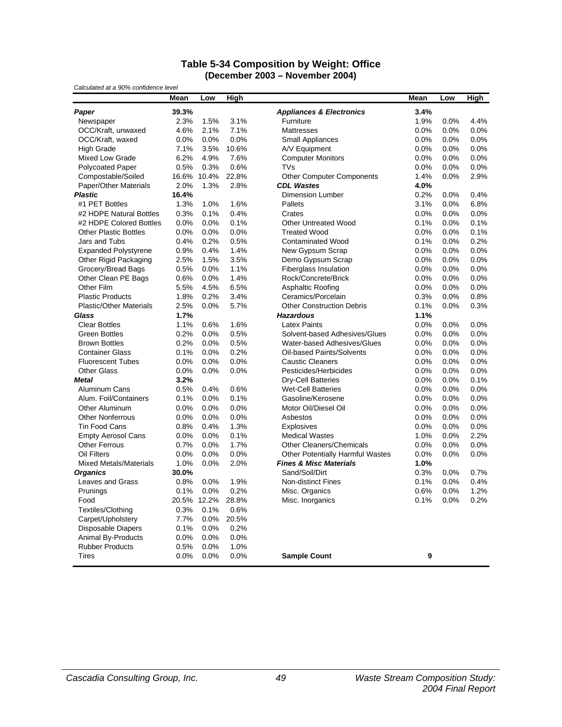### Table 5-34 Composition by Weight: Office
### (December 2003 – November 2004)

*Calculated at a 90% confidence level*

| | Mean | Low | High | | Mean | Low | High |
|---|---|---|---|---|---|---|---|
| ***Paper*** | **39.3%** | | | ***Appliances & Electronics*** | **3.4%** | | |
| Newspaper | 2.3% | 1.5% | 3.1% | Furniture | 1.9% | 0.0% | 4.4% |
| OCC/Kraft, unwaxed | 4.6% | 2.1% | 7.1% | Mattresses | 0.0% | 0.0% | 0.0% |
| OCC/Kraft, waxed | 0.0% | 0.0% | 0.0% | Small Appliances | 0.0% | 0.0% | 0.0% |
| High Grade | 7.1% | 3.5% | 10.6% | A/V Equipment | 0.0% | 0.0% | 0.0% |
| Mixed Low Grade | 6.2% | 4.9% | 7.6% | Computer Monitors | 0.0% | 0.0% | 0.0% |
| Polycoated Paper | 0.5% | 0.3% | 0.6% | TVs | 0.0% | 0.0% | 0.0% |
| Compostable/Soiled | 16.6% | 10.4% | 22.8% | Other Computer Components | 1.4% | 0.0% | 2.9% |
| Paper/Other Materials | 2.0% | 1.3% | 2.8% | ***CDL Wastes*** | **4.0%** | | |
| ***Plastic*** | **16.4%** | | | Dimension Lumber | 0.2% | 0.0% | 0.4% |
| #1 PET Bottles | 1.3% | 1.0% | 1.6% | Pallets | 3.1% | 0.0% | 6.8% |
| #2 HDPE Natural Bottles | 0.3% | 0.1% | 0.4% | Crates | 0.0% | 0.0% | 0.0% |
| #2 HDPE Colored Bottles | 0.0% | 0.0% | 0.1% | Other Untreated Wood | 0.1% | 0.0% | 0.1% |
| Other Plastic Bottles | 0.0% | 0.0% | 0.0% | Treated Wood | 0.0% | 0.0% | 0.1% |
| Jars and Tubs | 0.4% | 0.2% | 0.5% | Contaminated Wood | 0.1% | 0.0% | 0.2% |
| Expanded Polystyrene | 0.9% | 0.4% | 1.4% | New Gypsum Scrap | 0.0% | 0.0% | 0.0% |
| Other Rigid Packaging | 2.5% | 1.5% | 3.5% | Demo Gypsum Scrap | 0.0% | 0.0% | 0.0% |
| Grocery/Bread Bags | 0.5% | 0.0% | 1.1% | Fiberglass Insulation | 0.0% | 0.0% | 0.0% |
| Other Clean PE Bags | 0.6% | 0.0% | 1.4% | Rock/Concrete/Brick | 0.0% | 0.0% | 0.0% |
| Other Film | 5.5% | 4.5% | 6.5% | Asphaltic Roofing | 0.0% | 0.0% | 0.0% |
| Plastic Products | 1.8% | 0.2% | 3.4% | Ceramics/Porcelain | 0.3% | 0.0% | 0.8% |
| Plastic/Other Materials | 2.5% | 0.0% | 5.7% | Other Construction Debris | 0.1% | 0.0% | 0.3% |
| ***Glass*** | **1.7%** | | | ***Hazardous*** | **1.1%** | | |
| Clear Bottles | 1.1% | 0.6% | 1.6% | Latex Paints | 0.0% | 0.0% | 0.0% |
| Green Bottles | 0.2% | 0.0% | 0.5% | Solvent-based Adhesives/Glues | 0.0% | 0.0% | 0.0% |
| Brown Bottles | 0.2% | 0.0% | 0.5% | Water-based Adhesives/Glues | 0.0% | 0.0% | 0.0% |
| Container Glass | 0.1% | 0.0% | 0.2% | Oil-based Paints/Solvents | 0.0% | 0.0% | 0.0% |
| Fluorescent Tubes | 0.0% | 0.0% | 0.0% | Caustic Cleaners | 0.0% | 0.0% | 0.0% |
| Other Glass | 0.0% | 0.0% | 0.0% | Pesticides/Herbicides | 0.0% | 0.0% | 0.0% |
| ***Metal*** | **3.2%** | | | Dry-Cell Batteries | 0.0% | 0.0% | 0.1% |
| Aluminum Cans | 0.5% | 0.4% | 0.6% | Wet-Cell Batteries | 0.0% | 0.0% | 0.0% |
| Alum. Foil/Containers | 0.1% | 0.0% | 0.1% | Gasoline/Kerosene | 0.0% | 0.0% | 0.0% |
| Other Aluminum | 0.0% | 0.0% | 0.0% | Motor Oil/Diesel Oil | 0.0% | 0.0% | 0.0% |
| Other Nonferrous | 0.0% | 0.0% | 0.0% | Asbestos | 0.0% | 0.0% | 0.0% |
| Tin Food Cans | 0.8% | 0.4% | 1.3% | Explosives | 0.0% | 0.0% | 0.0% |
| Empty Aerosol Cans | 0.0% | 0.0% | 0.1% | Medical Wastes | 1.0% | 0.0% | 2.2% |
| Other Ferrous | 0.7% | 0.0% | 1.7% | Other Cleaners/Chemicals | 0.0% | 0.0% | 0.0% |
| Oil Filters | 0.0% | 0.0% | 0.0% | Other Potentially Harmful Wastes | 0.0% | 0.0% | 0.0% |
| Mixed Metals/Materials | 1.0% | 0.0% | 2.0% | ***Fines & Misc Materials*** | **1.0%** | | |
| ***Organics*** | **30.0%** | | | Sand/Soil/Dirt | 0.3% | 0.0% | 0.7% |
| Leaves and Grass | 0.8% | 0.0% | 1.9% | Non-distinct Fines | 0.1% | 0.0% | 0.4% |
| Prunings | 0.1% | 0.0% | 0.2% | Misc. Organics | 0.6% | 0.0% | 1.2% |
| Food | 20.5% | 12.2% | 28.8% | Misc. Inorganics | 0.1% | 0.0% | 0.2% |
| Textiles/Clothing | 0.3% | 0.1% | 0.6% | | | | |
| Carpet/Upholstery | 7.7% | 0.0% | 20.5% | | | | |
| Disposable Diapers | 0.1% | 0.0% | 0.2% | | | | |
| Animal By-Products | 0.0% | 0.0% | 0.0% | | | | |
| Rubber Products | 0.5% | 0.0% | 1.0% | | | | |
| Tires | 0.0% | 0.0% | 0.0% | **Sample Count** | **9** | | |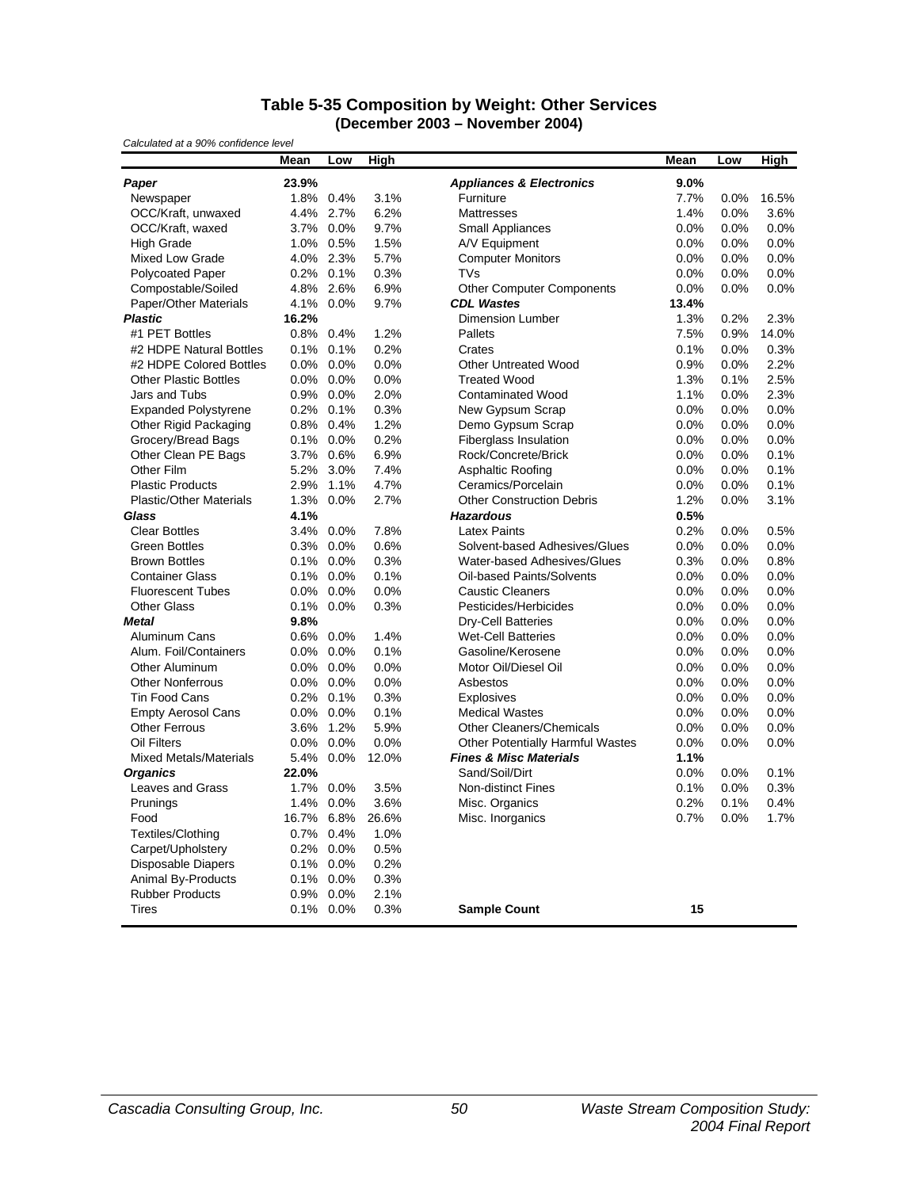### Table 5-35 Composition by Weight: Other Services
### (December 2003 – November 2004)

*Calculated at a 90% confidence level*

| | Mean | Low | High | | Mean | Low | High |
|---|---|---|---|---|---|---|---|
| ***Paper*** | **23.9%** | | | ***Appliances & Electronics*** | **9.0%** | | |
| Newspaper | 1.8% | 0.4% | 3.1% | Furniture | 7.7% | 0.0% | 16.5% |
| OCC/Kraft, unwaxed | 4.4% | 2.7% | 6.2% | Mattresses | 1.4% | 0.0% | 3.6% |
| OCC/Kraft, waxed | 3.7% | 0.0% | 9.7% | Small Appliances | 0.0% | 0.0% | 0.0% |
| High Grade | 1.0% | 0.5% | 1.5% | A/V Equipment | 0.0% | 0.0% | 0.0% |
| Mixed Low Grade | 4.0% | 2.3% | 5.7% | Computer Monitors | 0.0% | 0.0% | 0.0% |
| Polycoated Paper | 0.2% | 0.1% | 0.3% | TVs | 0.0% | 0.0% | 0.0% |
| Compostable/Soiled | 4.8% | 2.6% | 6.9% | Other Computer Components | 0.0% | 0.0% | 0.0% |
| Paper/Other Materials | 4.1% | 0.0% | 9.7% | ***CDL Wastes*** | **13.4%** | | |
| ***Plastic*** | **16.2%** | | | Dimension Lumber | 1.3% | 0.2% | 2.3% |
| #1 PET Bottles | 0.8% | 0.4% | 1.2% | Pallets | 7.5% | 0.9% | 14.0% |
| #2 HDPE Natural Bottles | 0.1% | 0.1% | 0.2% | Crates | 0.1% | 0.0% | 0.3% |
| #2 HDPE Colored Bottles | 0.0% | 0.0% | 0.0% | Other Untreated Wood | 0.9% | 0.0% | 2.2% |
| Other Plastic Bottles | 0.0% | 0.0% | 0.0% | Treated Wood | 1.3% | 0.1% | 2.5% |
| Jars and Tubs | 0.9% | 0.0% | 2.0% | Contaminated Wood | 1.1% | 0.0% | 2.3% |
| Expanded Polystyrene | 0.2% | 0.1% | 0.3% | New Gypsum Scrap | 0.0% | 0.0% | 0.0% |
| Other Rigid Packaging | 0.8% | 0.4% | 1.2% | Demo Gypsum Scrap | 0.0% | 0.0% | 0.0% |
| Grocery/Bread Bags | 0.1% | 0.0% | 0.2% | Fiberglass Insulation | 0.0% | 0.0% | 0.0% |
| Other Clean PE Bags | 3.7% | 0.6% | 6.9% | Rock/Concrete/Brick | 0.0% | 0.0% | 0.1% |
| Other Film | 5.2% | 3.0% | 7.4% | Asphaltic Roofing | 0.0% | 0.0% | 0.1% |
| Plastic Products | 2.9% | 1.1% | 4.7% | Ceramics/Porcelain | 0.0% | 0.0% | 0.1% |
| Plastic/Other Materials | 1.3% | 0.0% | 2.7% | Other Construction Debris | 1.2% | 0.0% | 3.1% |
| ***Glass*** | **4.1%** | | | ***Hazardous*** | **0.5%** | | |
| Clear Bottles | 3.4% | 0.0% | 7.8% | Latex Paints | 0.2% | 0.0% | 0.5% |
| Green Bottles | 0.3% | 0.0% | 0.6% | Solvent-based Adhesives/Glues | 0.0% | 0.0% | 0.0% |
| Brown Bottles | 0.1% | 0.0% | 0.3% | Water-based Adhesives/Glues | 0.3% | 0.0% | 0.8% |
| Container Glass | 0.1% | 0.0% | 0.1% | Oil-based Paints/Solvents | 0.0% | 0.0% | 0.0% |
| Fluorescent Tubes | 0.0% | 0.0% | 0.0% | Caustic Cleaners | 0.0% | 0.0% | 0.0% |
| Other Glass | 0.1% | 0.0% | 0.3% | Pesticides/Herbicides | 0.0% | 0.0% | 0.0% |
| ***Metal*** | **9.8%** | | | Dry-Cell Batteries | 0.0% | 0.0% | 0.0% |
| Aluminum Cans | 0.6% | 0.0% | 1.4% | Wet-Cell Batteries | 0.0% | 0.0% | 0.0% |
| Alum. Foil/Containers | 0.0% | 0.0% | 0.1% | Gasoline/Kerosene | 0.0% | 0.0% | 0.0% |
| Other Aluminum | 0.0% | 0.0% | 0.0% | Motor Oil/Diesel Oil | 0.0% | 0.0% | 0.0% |
| Other Nonferrous | 0.0% | 0.0% | 0.0% | Asbestos | 0.0% | 0.0% | 0.0% |
| Tin Food Cans | 0.2% | 0.1% | 0.3% | Explosives | 0.0% | 0.0% | 0.0% |
| Empty Aerosol Cans | 0.0% | 0.0% | 0.1% | Medical Wastes | 0.0% | 0.0% | 0.0% |
| Other Ferrous | 3.6% | 1.2% | 5.9% | Other Cleaners/Chemicals | 0.0% | 0.0% | 0.0% |
| Oil Filters | 0.0% | 0.0% | 0.0% | Other Potentially Harmful Wastes | 0.0% | 0.0% | 0.0% |
| Mixed Metals/Materials | 5.4% | 0.0% | 12.0% | ***Fines & Misc Materials*** | **1.1%** | | |
| ***Organics*** | **22.0%** | | | Sand/Soil/Dirt | 0.0% | 0.0% | 0.1% |
| Leaves and Grass | 1.7% | 0.0% | 3.5% | Non-distinct Fines | 0.1% | 0.0% | 0.3% |
| Prunings | 1.4% | 0.0% | 3.6% | Misc. Organics | 0.2% | 0.1% | 0.4% |
| Food | 16.7% | 6.8% | 26.6% | Misc. Inorganics | 0.7% | 0.0% | 1.7% |
| Textiles/Clothing | 0.7% | 0.4% | 1.0% | | | | |
| Carpet/Upholstery | 0.2% | 0.0% | 0.5% | | | | |
| Disposable Diapers | 0.1% | 0.0% | 0.2% | | | | |
| Animal By-Products | 0.1% | 0.0% | 0.3% | | | | |
| Rubber Products | 0.9% | 0.0% | 2.1% | | | | |
| Tires | 0.1% | 0.0% | 0.3% | **Sample Count** | **15** | | |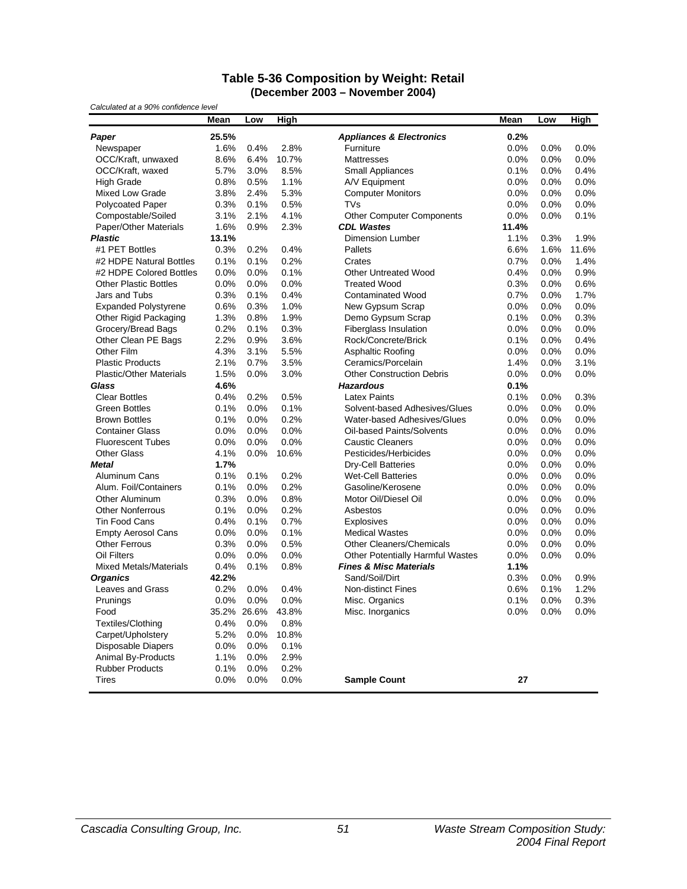### Table 5-36 Composition by Weight: Retail
### (December 2003 – November 2004)

*Calculated at a 90% confidence level*

| | Mean | Low | High | | Mean | Low | High |
|---|---|---|---|---|---|---|---|
| ***Paper*** | **25.5%** | | | ***Appliances & Electronics*** | **0.2%** | | |
| Newspaper | 1.6% | 0.4% | 2.8% | Furniture | 0.0% | 0.0% | 0.0% |
| OCC/Kraft, unwaxed | 8.6% | 6.4% | 10.7% | Mattresses | 0.0% | 0.0% | 0.0% |
| OCC/Kraft, waxed | 5.7% | 3.0% | 8.5% | Small Appliances | 0.1% | 0.0% | 0.4% |
| High Grade | 0.8% | 0.5% | 1.1% | A/V Equipment | 0.0% | 0.0% | 0.0% |
| Mixed Low Grade | 3.8% | 2.4% | 5.3% | Computer Monitors | 0.0% | 0.0% | 0.0% |
| Polycoated Paper | 0.3% | 0.1% | 0.5% | TVs | 0.0% | 0.0% | 0.0% |
| Compostable/Soiled | 3.1% | 2.1% | 4.1% | Other Computer Components | 0.0% | 0.0% | 0.1% |
| Paper/Other Materials | 1.6% | 0.9% | 2.3% | ***CDL Wastes*** | **11.4%** | | |
| ***Plastic*** | **13.1%** | | | Dimension Lumber | 1.1% | 0.3% | 1.9% |
| #1 PET Bottles | 0.3% | 0.2% | 0.4% | Pallets | 6.6% | 1.6% | 11.6% |
| #2 HDPE Natural Bottles | 0.1% | 0.1% | 0.2% | Crates | 0.7% | 0.0% | 1.4% |
| #2 HDPE Colored Bottles | 0.0% | 0.0% | 0.1% | Other Untreated Wood | 0.4% | 0.0% | 0.9% |
| Other Plastic Bottles | 0.0% | 0.0% | 0.0% | Treated Wood | 0.3% | 0.0% | 0.6% |
| Jars and Tubs | 0.3% | 0.1% | 0.4% | Contaminated Wood | 0.7% | 0.0% | 1.7% |
| Expanded Polystyrene | 0.6% | 0.3% | 1.0% | New Gypsum Scrap | 0.0% | 0.0% | 0.0% |
| Other Rigid Packaging | 1.3% | 0.8% | 1.9% | Demo Gypsum Scrap | 0.1% | 0.0% | 0.3% |
| Grocery/Bread Bags | 0.2% | 0.1% | 0.3% | Fiberglass Insulation | 0.0% | 0.0% | 0.0% |
| Other Clean PE Bags | 2.2% | 0.9% | 3.6% | Rock/Concrete/Brick | 0.1% | 0.0% | 0.4% |
| Other Film | 4.3% | 3.1% | 5.5% | Asphaltic Roofing | 0.0% | 0.0% | 0.0% |
| Plastic Products | 2.1% | 0.7% | 3.5% | Ceramics/Porcelain | 1.4% | 0.0% | 3.1% |
| Plastic/Other Materials | 1.5% | 0.0% | 3.0% | Other Construction Debris | 0.0% | 0.0% | 0.0% |
| ***Glass*** | **4.6%** | | | ***Hazardous*** | **0.1%** | | |
| Clear Bottles | 0.4% | 0.2% | 0.5% | Latex Paints | 0.1% | 0.0% | 0.3% |
| Green Bottles | 0.1% | 0.0% | 0.1% | Solvent-based Adhesives/Glues | 0.0% | 0.0% | 0.0% |
| Brown Bottles | 0.1% | 0.0% | 0.2% | Water-based Adhesives/Glues | 0.0% | 0.0% | 0.0% |
| Container Glass | 0.0% | 0.0% | 0.0% | Oil-based Paints/Solvents | 0.0% | 0.0% | 0.0% |
| Fluorescent Tubes | 0.0% | 0.0% | 0.0% | Caustic Cleaners | 0.0% | 0.0% | 0.0% |
| Other Glass | 4.1% | 0.0% | 10.6% | Pesticides/Herbicides | 0.0% | 0.0% | 0.0% |
| ***Metal*** | **1.7%** | | | Dry-Cell Batteries | 0.0% | 0.0% | 0.0% |
| Aluminum Cans | 0.1% | 0.1% | 0.2% | Wet-Cell Batteries | 0.0% | 0.0% | 0.0% |
| Alum. Foil/Containers | 0.1% | 0.0% | 0.2% | Gasoline/Kerosene | 0.0% | 0.0% | 0.0% |
| Other Aluminum | 0.3% | 0.0% | 0.8% | Motor Oil/Diesel Oil | 0.0% | 0.0% | 0.0% |
| Other Nonferrous | 0.1% | 0.0% | 0.2% | Asbestos | 0.0% | 0.0% | 0.0% |
| Tin Food Cans | 0.4% | 0.1% | 0.7% | Explosives | 0.0% | 0.0% | 0.0% |
| Empty Aerosol Cans | 0.0% | 0.0% | 0.1% | Medical Wastes | 0.0% | 0.0% | 0.0% |
| Other Ferrous | 0.3% | 0.0% | 0.5% | Other Cleaners/Chemicals | 0.0% | 0.0% | 0.0% |
| Oil Filters | 0.0% | 0.0% | 0.0% | Other Potentially Harmful Wastes | 0.0% | 0.0% | 0.0% |
| Mixed Metals/Materials | 0.4% | 0.1% | 0.8% | ***Fines & Misc Materials*** | **1.1%** | | |
| ***Organics*** | **42.2%** | | | Sand/Soil/Dirt | 0.3% | 0.0% | 0.9% |
| Leaves and Grass | 0.2% | 0.0% | 0.4% | Non-distinct Fines | 0.6% | 0.1% | 1.2% |
| Prunings | 0.0% | 0.0% | 0.0% | Misc. Organics | 0.1% | 0.0% | 0.3% |
| Food | 35.2% | 26.6% | 43.8% | Misc. Inorganics | 0.0% | 0.0% | 0.0% |
| Textiles/Clothing | 0.4% | 0.0% | 0.8% | | | | |
| Carpet/Upholstery | 5.2% | 0.0% | 10.8% | | | | |
| Disposable Diapers | 0.0% | 0.0% | 0.1% | | | | |
| Animal By-Products | 1.1% | 0.0% | 2.9% | | | | |
| Rubber Products | 0.1% | 0.0% | 0.2% | | | | |
| Tires | 0.0% | 0.0% | 0.0% | **Sample Count** | **27** | | |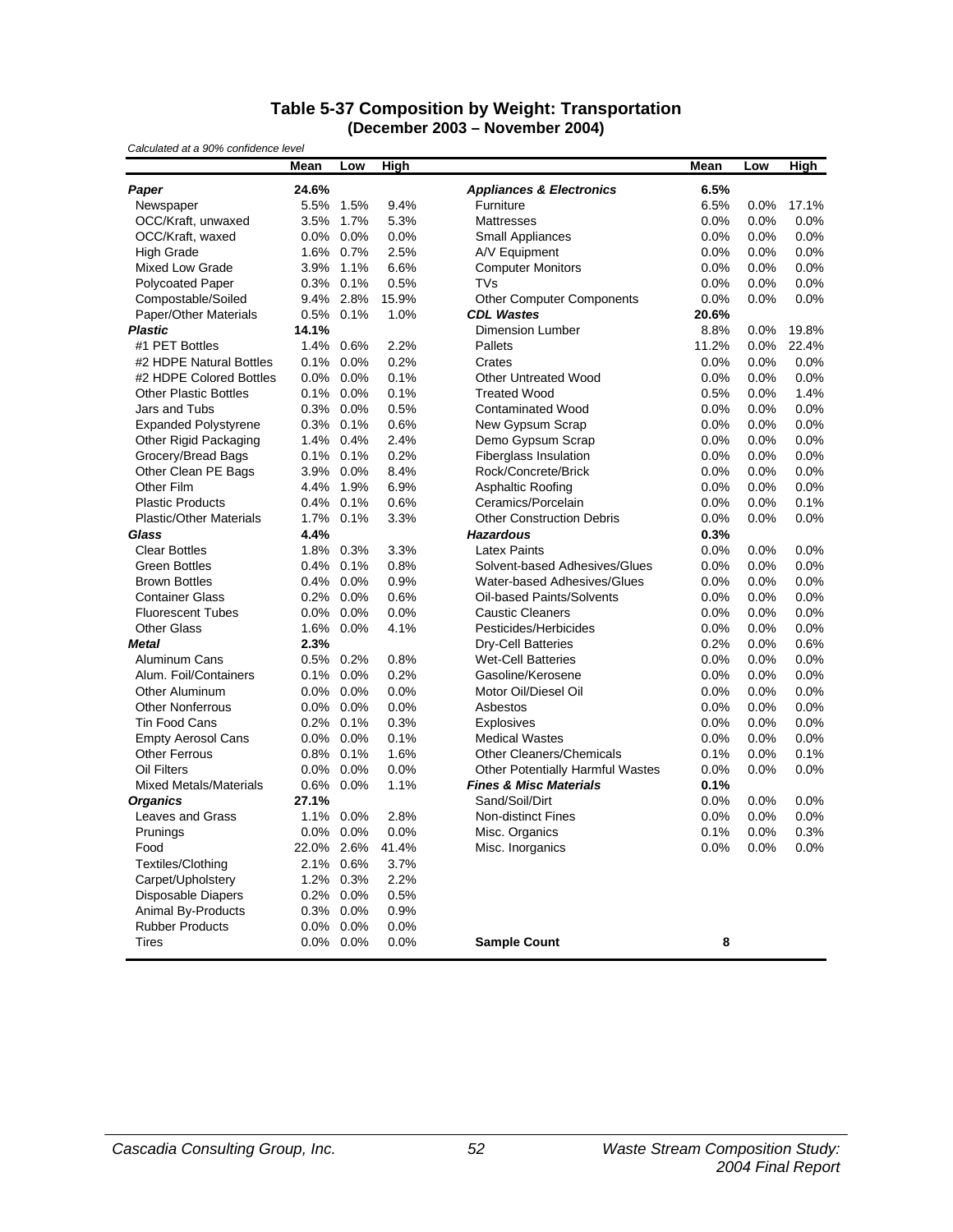### Table 5-37 Composition by Weight: Transportation
### (December 2003 – November 2004)

*Calculated at a 90% confidence level*

| | Mean | Low | High | | Mean | Low | High |
|---|---|---|---|---|---|---|---|
| ***Paper*** | **24.6%** | | | ***Appliances & Electronics*** | **6.5%** | | |
| Newspaper | 5.5% | 1.5% | 9.4% | Furniture | 6.5% | 0.0% | 17.1% |
| OCC/Kraft, unwaxed | 3.5% | 1.7% | 5.3% | Mattresses | 0.0% | 0.0% | 0.0% |
| OCC/Kraft, waxed | 0.0% | 0.0% | 0.0% | Small Appliances | 0.0% | 0.0% | 0.0% |
| High Grade | 1.6% | 0.7% | 2.5% | A/V Equipment | 0.0% | 0.0% | 0.0% |
| Mixed Low Grade | 3.9% | 1.1% | 6.6% | Computer Monitors | 0.0% | 0.0% | 0.0% |
| Polycoated Paper | 0.3% | 0.1% | 0.5% | TVs | 0.0% | 0.0% | 0.0% |
| Compostable/Soiled | 9.4% | 2.8% | 15.9% | Other Computer Components | 0.0% | 0.0% | 0.0% |
| Paper/Other Materials | 0.5% | 0.1% | 1.0% | ***CDL Wastes*** | **20.6%** | | |
| ***Plastic*** | **14.1%** | | | Dimension Lumber | 8.8% | 0.0% | 19.8% |
| #1 PET Bottles | 1.4% | 0.6% | 2.2% | Pallets | 11.2% | 0.0% | 22.4% |
| #2 HDPE Natural Bottles | 0.1% | 0.0% | 0.2% | Crates | 0.0% | 0.0% | 0.0% |
| #2 HDPE Colored Bottles | 0.0% | 0.0% | 0.1% | Other Untreated Wood | 0.0% | 0.0% | 0.0% |
| Other Plastic Bottles | 0.1% | 0.0% | 0.1% | Treated Wood | 0.5% | 0.0% | 1.4% |
| Jars and Tubs | 0.3% | 0.0% | 0.5% | Contaminated Wood | 0.0% | 0.0% | 0.0% |
| Expanded Polystyrene | 0.3% | 0.1% | 0.6% | New Gypsum Scrap | 0.0% | 0.0% | 0.0% |
| Other Rigid Packaging | 1.4% | 0.4% | 2.4% | Demo Gypsum Scrap | 0.0% | 0.0% | 0.0% |
| Grocery/Bread Bags | 0.1% | 0.1% | 0.2% | Fiberglass Insulation | 0.0% | 0.0% | 0.0% |
| Other Clean PE Bags | 3.9% | 0.0% | 8.4% | Rock/Concrete/Brick | 0.0% | 0.0% | 0.0% |
| Other Film | 4.4% | 1.9% | 6.9% | Asphaltic Roofing | 0.0% | 0.0% | 0.0% |
| Plastic Products | 0.4% | 0.1% | 0.6% | Ceramics/Porcelain | 0.0% | 0.0% | 0.1% |
| Plastic/Other Materials | 1.7% | 0.1% | 3.3% | Other Construction Debris | 0.0% | 0.0% | 0.0% |
| ***Glass*** | **4.4%** | | | ***Hazardous*** | **0.3%** | | |
| Clear Bottles | 1.8% | 0.3% | 3.3% | Latex Paints | 0.0% | 0.0% | 0.0% |
| Green Bottles | 0.4% | 0.1% | 0.8% | Solvent-based Adhesives/Glues | 0.0% | 0.0% | 0.0% |
| Brown Bottles | 0.4% | 0.0% | 0.9% | Water-based Adhesives/Glues | 0.0% | 0.0% | 0.0% |
| Container Glass | 0.2% | 0.0% | 0.6% | Oil-based Paints/Solvents | 0.0% | 0.0% | 0.0% |
| Fluorescent Tubes | 0.0% | 0.0% | 0.0% | Caustic Cleaners | 0.0% | 0.0% | 0.0% |
| Other Glass | 1.6% | 0.0% | 4.1% | Pesticides/Herbicides | 0.0% | 0.0% | 0.0% |
| ***Metal*** | **2.3%** | | | Dry-Cell Batteries | 0.2% | 0.0% | 0.6% |
| Aluminum Cans | 0.5% | 0.2% | 0.8% | Wet-Cell Batteries | 0.0% | 0.0% | 0.0% |
| Alum. Foil/Containers | 0.1% | 0.0% | 0.2% | Gasoline/Kerosene | 0.0% | 0.0% | 0.0% |
| Other Aluminum | 0.0% | 0.0% | 0.0% | Motor Oil/Diesel Oil | 0.0% | 0.0% | 0.0% |
| Other Nonferrous | 0.0% | 0.0% | 0.0% | Asbestos | 0.0% | 0.0% | 0.0% |
| Tin Food Cans | 0.2% | 0.1% | 0.3% | Explosives | 0.0% | 0.0% | 0.0% |
| Empty Aerosol Cans | 0.0% | 0.0% | 0.1% | Medical Wastes | 0.0% | 0.0% | 0.0% |
| Other Ferrous | 0.8% | 0.1% | 1.6% | Other Cleaners/Chemicals | 0.1% | 0.0% | 0.1% |
| Oil Filters | 0.0% | 0.0% | 0.0% | Other Potentially Harmful Wastes | 0.0% | 0.0% | 0.0% |
| Mixed Metals/Materials | 0.6% | 0.0% | 1.1% | ***Fines & Misc Materials*** | **0.1%** | | |
| ***Organics*** | **27.1%** | | | Sand/Soil/Dirt | 0.0% | 0.0% | 0.0% |
| Leaves and Grass | 1.1% | 0.0% | 2.8% | Non-distinct Fines | 0.0% | 0.0% | 0.0% |
| Prunings | 0.0% | 0.0% | 0.0% | Misc. Organics | 0.1% | 0.0% | 0.3% |
| Food | 22.0% | 2.6% | 41.4% | Misc. Inorganics | 0.0% | 0.0% | 0.0% |
| Textiles/Clothing | 2.1% | 0.6% | 3.7% | | | | |
| Carpet/Upholstery | 1.2% | 0.3% | 2.2% | | | | |
| Disposable Diapers | 0.2% | 0.0% | 0.5% | | | | |
| Animal By-Products | 0.3% | 0.0% | 0.9% | | | | |
| Rubber Products | 0.0% | 0.0% | 0.0% | | | | |
| Tires | 0.0% | 0.0% | 0.0% | **Sample Count** | **8** | | |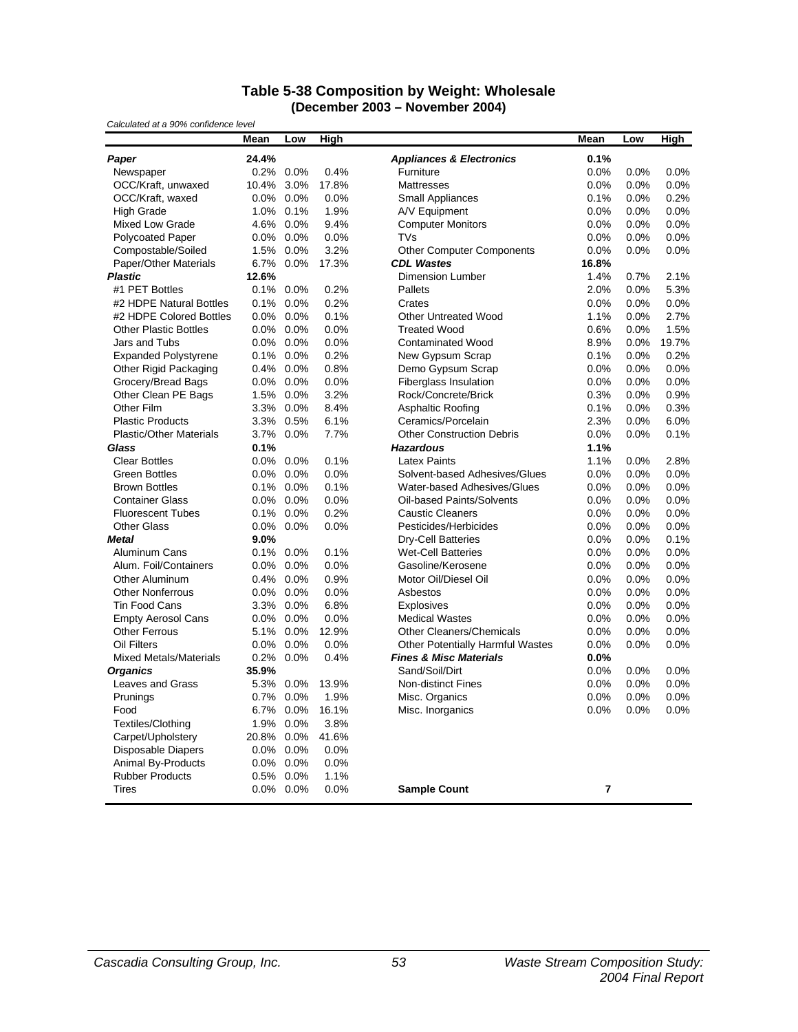## Table 5-38 Composition by Weight: Wholesale
### (December 2003 – November 2004)

*Calculated at a 90% confidence level*

| | Mean | Low | High | | Mean | Low | High |
|---|---|---|---|---|---|---|---|
| ***Paper*** | **24.4%** | | | ***Appliances & Electronics*** | **0.1%** | | |
| Newspaper | 0.2% | 0.0% | 0.4% | Furniture | 0.0% | 0.0% | 0.0% |
| OCC/Kraft, unwaxed | 10.4% | 3.0% | 17.8% | Mattresses | 0.0% | 0.0% | 0.0% |
| OCC/Kraft, waxed | 0.0% | 0.0% | 0.0% | Small Appliances | 0.1% | 0.0% | 0.2% |
| High Grade | 1.0% | 0.1% | 1.9% | A/V Equipment | 0.0% | 0.0% | 0.0% |
| Mixed Low Grade | 4.6% | 0.0% | 9.4% | Computer Monitors | 0.0% | 0.0% | 0.0% |
| Polycoated Paper | 0.0% | 0.0% | 0.0% | TVs | 0.0% | 0.0% | 0.0% |
| Compostable/Soiled | 1.5% | 0.0% | 3.2% | Other Computer Components | 0.0% | 0.0% | 0.0% |
| Paper/Other Materials | 6.7% | 0.0% | 17.3% | ***CDL Wastes*** | **16.8%** | | |
| ***Plastic*** | **12.6%** | | | Dimension Lumber | 1.4% | 0.7% | 2.1% |
| #1 PET Bottles | 0.1% | 0.0% | 0.2% | Pallets | 2.0% | 0.0% | 5.3% |
| #2 HDPE Natural Bottles | 0.1% | 0.0% | 0.2% | Crates | 0.0% | 0.0% | 0.0% |
| #2 HDPE Colored Bottles | 0.0% | 0.0% | 0.1% | Other Untreated Wood | 1.1% | 0.0% | 2.7% |
| Other Plastic Bottles | 0.0% | 0.0% | 0.0% | Treated Wood | 0.6% | 0.0% | 1.5% |
| Jars and Tubs | 0.0% | 0.0% | 0.0% | Contaminated Wood | 8.9% | 0.0% | 19.7% |
| Expanded Polystyrene | 0.1% | 0.0% | 0.2% | New Gypsum Scrap | 0.1% | 0.0% | 0.2% |
| Other Rigid Packaging | 0.4% | 0.0% | 0.8% | Demo Gypsum Scrap | 0.0% | 0.0% | 0.0% |
| Grocery/Bread Bags | 0.0% | 0.0% | 0.0% | Fiberglass Insulation | 0.0% | 0.0% | 0.0% |
| Other Clean PE Bags | 1.5% | 0.0% | 3.2% | Rock/Concrete/Brick | 0.3% | 0.0% | 0.9% |
| Other Film | 3.3% | 0.0% | 8.4% | Asphaltic Roofing | 0.1% | 0.0% | 0.3% |
| Plastic Products | 3.3% | 0.5% | 6.1% | Ceramics/Porcelain | 2.3% | 0.0% | 6.0% |
| Plastic/Other Materials | 3.7% | 0.0% | 7.7% | Other Construction Debris | 0.0% | 0.0% | 0.1% |
| ***Glass*** | **0.1%** | | | ***Hazardous*** | **1.1%** | | |
| Clear Bottles | 0.0% | 0.0% | 0.1% | Latex Paints | 1.1% | 0.0% | 2.8% |
| Green Bottles | 0.0% | 0.0% | 0.0% | Solvent-based Adhesives/Glues | 0.0% | 0.0% | 0.0% |
| Brown Bottles | 0.1% | 0.0% | 0.1% | Water-based Adhesives/Glues | 0.0% | 0.0% | 0.0% |
| Container Glass | 0.0% | 0.0% | 0.0% | Oil-based Paints/Solvents | 0.0% | 0.0% | 0.0% |
| Fluorescent Tubes | 0.1% | 0.0% | 0.2% | Caustic Cleaners | 0.0% | 0.0% | 0.0% |
| Other Glass | 0.0% | 0.0% | 0.0% | Pesticides/Herbicides | 0.0% | 0.0% | 0.0% |
| ***Metal*** | **9.0%** | | | Dry-Cell Batteries | 0.0% | 0.0% | 0.1% |
| Aluminum Cans | 0.1% | 0.0% | 0.1% | Wet-Cell Batteries | 0.0% | 0.0% | 0.0% |
| Alum. Foil/Containers | 0.0% | 0.0% | 0.0% | Gasoline/Kerosene | 0.0% | 0.0% | 0.0% |
| Other Aluminum | 0.4% | 0.0% | 0.9% | Motor Oil/Diesel Oil | 0.0% | 0.0% | 0.0% |
| Other Nonferrous | 0.0% | 0.0% | 0.0% | Asbestos | 0.0% | 0.0% | 0.0% |
| Tin Food Cans | 3.3% | 0.0% | 6.8% | Explosives | 0.0% | 0.0% | 0.0% |
| Empty Aerosol Cans | 0.0% | 0.0% | 0.0% | Medical Wastes | 0.0% | 0.0% | 0.0% |
| Other Ferrous | 5.1% | 0.0% | 12.9% | Other Cleaners/Chemicals | 0.0% | 0.0% | 0.0% |
| Oil Filters | 0.0% | 0.0% | 0.0% | Other Potentially Harmful Wastes | 0.0% | 0.0% | 0.0% |
| Mixed Metals/Materials | 0.2% | 0.0% | 0.4% | ***Fines & Misc Materials*** | **0.0%** | | |
| ***Organics*** | **35.9%** | | | Sand/Soil/Dirt | 0.0% | 0.0% | 0.0% |
| Leaves and Grass | 5.3% | 0.0% | 13.9% | Non-distinct Fines | 0.0% | 0.0% | 0.0% |
| Prunings | 0.7% | 0.0% | 1.9% | Misc. Organics | 0.0% | 0.0% | 0.0% |
| Food | 6.7% | 0.0% | 16.1% | Misc. Inorganics | 0.0% | 0.0% | 0.0% |
| Textiles/Clothing | 1.9% | 0.0% | 3.8% | | | | |
| Carpet/Upholstery | 20.8% | 0.0% | 41.6% | | | | |
| Disposable Diapers | 0.0% | 0.0% | 0.0% | | | | |
| Animal By-Products | 0.0% | 0.0% | 0.0% | | | | |
| Rubber Products | 0.5% | 0.0% | 1.1% | | | | |
| Tires | 0.0% | 0.0% | 0.0% | **Sample Count** | **7** | | |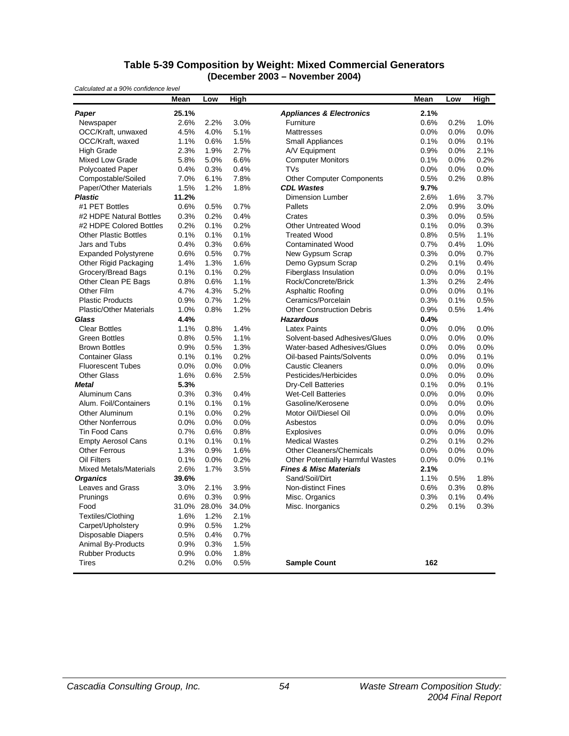### Table 5-39 Composition by Weight: Mixed Commercial Generators
### (December 2003 – November 2004)

*Calculated at a 90% confidence level*

| | Mean | Low | High | | Mean | Low | High |
|---|---|---|---|---|---|---|---|
| ***Paper*** | **25.1%** | | | ***Appliances & Electronics*** | **2.1%** | | |
| Newspaper | 2.6% | 2.2% | 3.0% | Furniture | 0.6% | 0.2% | 1.0% |
| OCC/Kraft, unwaxed | 4.5% | 4.0% | 5.1% | Mattresses | 0.0% | 0.0% | 0.0% |
| OCC/Kraft, waxed | 1.1% | 0.6% | 1.5% | Small Appliances | 0.1% | 0.0% | 0.1% |
| High Grade | 2.3% | 1.9% | 2.7% | A/V Equipment | 0.9% | 0.0% | 2.1% |
| Mixed Low Grade | 5.8% | 5.0% | 6.6% | Computer Monitors | 0.1% | 0.0% | 0.2% |
| Polycoated Paper | 0.4% | 0.3% | 0.4% | TVs | 0.0% | 0.0% | 0.0% |
| Compostable/Soiled | 7.0% | 6.1% | 7.8% | Other Computer Components | 0.5% | 0.2% | 0.8% |
| Paper/Other Materials | 1.5% | 1.2% | 1.8% | ***CDL Wastes*** | **9.7%** | | |
| ***Plastic*** | **11.2%** | | | Dimension Lumber | 2.6% | 1.6% | 3.7% |
| #1 PET Bottles | 0.6% | 0.5% | 0.7% | Pallets | 2.0% | 0.9% | 3.0% |
| #2 HDPE Natural Bottles | 0.3% | 0.2% | 0.4% | Crates | 0.3% | 0.0% | 0.5% |
| #2 HDPE Colored Bottles | 0.2% | 0.1% | 0.2% | Other Untreated Wood | 0.1% | 0.0% | 0.3% |
| Other Plastic Bottles | 0.1% | 0.1% | 0.1% | Treated Wood | 0.8% | 0.5% | 1.1% |
| Jars and Tubs | 0.4% | 0.3% | 0.6% | Contaminated Wood | 0.7% | 0.4% | 1.0% |
| Expanded Polystyrene | 0.6% | 0.5% | 0.7% | New Gypsum Scrap | 0.3% | 0.0% | 0.7% |
| Other Rigid Packaging | 1.4% | 1.3% | 1.6% | Demo Gypsum Scrap | 0.2% | 0.1% | 0.4% |
| Grocery/Bread Bags | 0.1% | 0.1% | 0.2% | Fiberglass Insulation | 0.0% | 0.0% | 0.1% |
| Other Clean PE Bags | 0.8% | 0.6% | 1.1% | Rock/Concrete/Brick | 1.3% | 0.2% | 2.4% |
| Other Film | 4.7% | 4.3% | 5.2% | Asphaltic Roofing | 0.0% | 0.0% | 0.1% |
| Plastic Products | 0.9% | 0.7% | 1.2% | Ceramics/Porcelain | 0.3% | 0.1% | 0.5% |
| Plastic/Other Materials | 1.0% | 0.8% | 1.2% | Other Construction Debris | 0.9% | 0.5% | 1.4% |
| ***Glass*** | **4.4%** | | | ***Hazardous*** | **0.4%** | | |
| Clear Bottles | 1.1% | 0.8% | 1.4% | Latex Paints | 0.0% | 0.0% | 0.0% |
| Green Bottles | 0.8% | 0.5% | 1.1% | Solvent-based Adhesives/Glues | 0.0% | 0.0% | 0.0% |
| Brown Bottles | 0.9% | 0.5% | 1.3% | Water-based Adhesives/Glues | 0.0% | 0.0% | 0.0% |
| Container Glass | 0.1% | 0.1% | 0.2% | Oil-based Paints/Solvents | 0.0% | 0.0% | 0.1% |
| Fluorescent Tubes | 0.0% | 0.0% | 0.0% | Caustic Cleaners | 0.0% | 0.0% | 0.0% |
| Other Glass | 1.6% | 0.6% | 2.5% | Pesticides/Herbicides | 0.0% | 0.0% | 0.0% |
| ***Metal*** | **5.3%** | | | Dry-Cell Batteries | 0.1% | 0.0% | 0.1% |
| Aluminum Cans | 0.3% | 0.3% | 0.4% | Wet-Cell Batteries | 0.0% | 0.0% | 0.0% |
| Alum. Foil/Containers | 0.1% | 0.1% | 0.1% | Gasoline/Kerosene | 0.0% | 0.0% | 0.0% |
| Other Aluminum | 0.1% | 0.0% | 0.2% | Motor Oil/Diesel Oil | 0.0% | 0.0% | 0.0% |
| Other Nonferrous | 0.0% | 0.0% | 0.0% | Asbestos | 0.0% | 0.0% | 0.0% |
| Tin Food Cans | 0.7% | 0.6% | 0.8% | Explosives | 0.0% | 0.0% | 0.0% |
| Empty Aerosol Cans | 0.1% | 0.1% | 0.1% | Medical Wastes | 0.2% | 0.1% | 0.2% |
| Other Ferrous | 1.3% | 0.9% | 1.6% | Other Cleaners/Chemicals | 0.0% | 0.0% | 0.0% |
| Oil Filters | 0.1% | 0.0% | 0.2% | Other Potentially Harmful Wastes | 0.0% | 0.0% | 0.1% |
| Mixed Metals/Materials | 2.6% | 1.7% | 3.5% | ***Fines & Misc Materials*** | **2.1%** | | |
| ***Organics*** | **39.6%** | | | Sand/Soil/Dirt | 1.1% | 0.5% | 1.8% |
| Leaves and Grass | 3.0% | 2.1% | 3.9% | Non-distinct Fines | 0.6% | 0.3% | 0.8% |
| Prunings | 0.6% | 0.3% | 0.9% | Misc. Organics | 0.3% | 0.1% | 0.4% |
| Food | 31.0% | 28.0% | 34.0% | Misc. Inorganics | 0.2% | 0.1% | 0.3% |
| Textiles/Clothing | 1.6% | 1.2% | 2.1% | | | | |
| Carpet/Upholstery | 0.9% | 0.5% | 1.2% | | | | |
| Disposable Diapers | 0.5% | 0.4% | 0.7% | | | | |
| Animal By-Products | 0.9% | 0.3% | 1.5% | | | | |
| Rubber Products | 0.9% | 0.0% | 1.8% | | | | |
| Tires | 0.2% | 0.0% | 0.5% | **Sample Count** | **162** | | |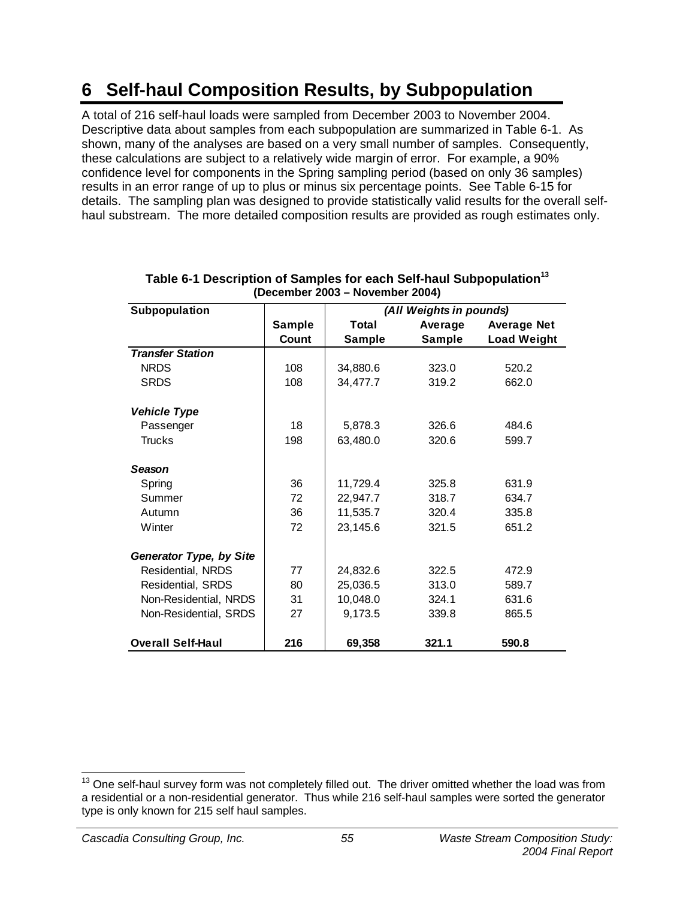# 6 Self-haul Composition Results, by Subpopulation

A total of 216 self-haul loads were sampled from December 2003 to November 2004. Descriptive data about samples from each subpopulation are summarized in Table 6-1. As shown, many of the analyses are based on a very small number of samples. Consequently, these calculations are subject to a relatively wide margin of error. For example, a 90% confidence level for components in the Spring sampling period (based on only 36 samples) results in an error range of up to plus or minus six percentage points. See Table 6-15 for details. The sampling plan was designed to provide statistically valid results for the overall self-haul substream. The more detailed composition results are provided as rough estimates only.

**Table 6-1 Description of Samples for each Self-haul Subpopulation[13]**
**(December 2003 – November 2004)**

| Subpopulation | | *(All Weights in pounds)* | | |
|---|---|---|---|---|
| | **Sample Count** | **Total Sample** | **Average Sample** | **Average Net Load Weight** |
| ***Transfer Station*** | | | | |
| NRDS | 108 | 34,880.6 | 323.0 | 520.2 |
| SRDS | 108 | 34,477.7 | 319.2 | 662.0 |
| ***Vehicle Type*** | | | | |
| Passenger | 18 | 5,878.3 | 326.6 | 484.6 |
| Trucks | 198 | 63,480.0 | 320.6 | 599.7 |
| ***Season*** | | | | |
| Spring | 36 | 11,729.4 | 325.8 | 631.9 |
| Summer | 72 | 22,947.7 | 318.7 | 634.7 |
| Autumn | 36 | 11,535.7 | 320.4 | 335.8 |
| Winter | 72 | 23,145.6 | 321.5 | 651.2 |
| ***Generator Type, by Site*** | | | | |
| Residential, NRDS | 77 | 24,832.6 | 322.5 | 472.9 |
| Residential, SRDS | 80 | 25,036.5 | 313.0 | 589.7 |
| Non-Residential, NRDS | 31 | 10,048.0 | 324.1 | 631.6 |
| Non-Residential, SRDS | 27 | 9,173.5 | 339.8 | 865.5 |
| **Overall Self-Haul** | **216** | **69,358** | **321.1** | **590.8** |

[13] One self-haul survey form was not completely filled out. The driver omitted whether the load was from a residential or a non-residential generator. Thus while 216 self-haul samples were sorted the generator type is only known for 215 self haul samples.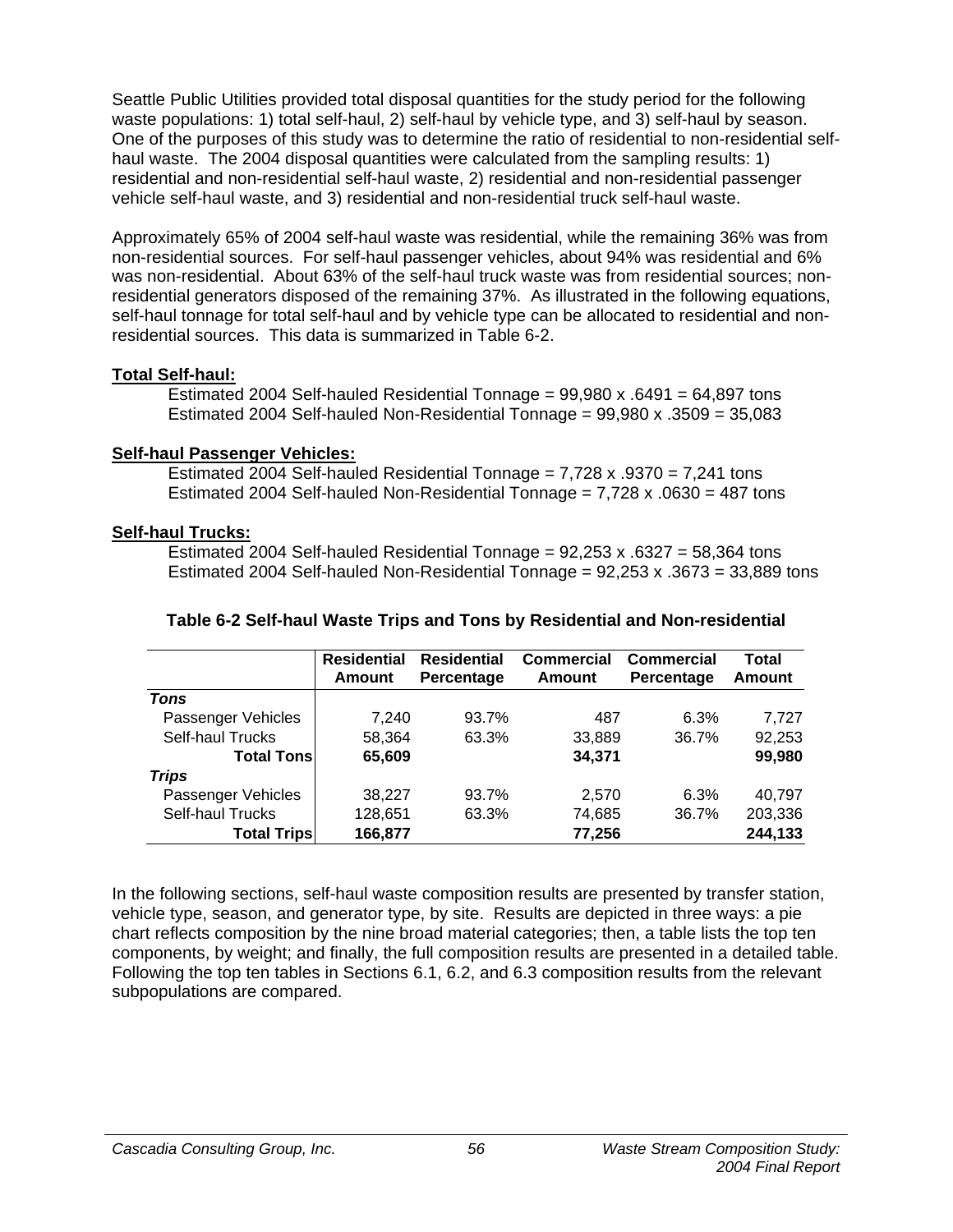Seattle Public Utilities provided total disposal quantities for the study period for the following waste populations: 1) total self-haul, 2) self-haul by vehicle type, and 3) self-haul by season. One of the purposes of this study was to determine the ratio of residential to non-residential self-haul waste. The 2004 disposal quantities were calculated from the sampling results: 1) residential and non-residential self-haul waste, 2) residential and non-residential passenger vehicle self-haul waste, and 3) residential and non-residential truck self-haul waste.

Approximately 65% of 2004 self-haul waste was residential, while the remaining 36% was from non-residential sources. For self-haul passenger vehicles, about 94% was residential and 6% was non-residential. About 63% of the self-haul truck waste was from residential sources; non-residential generators disposed of the remaining 37%. As illustrated in the following equations, self-haul tonnage for total self-haul and by vehicle type can be allocated to residential and non-residential sources. This data is summarized in Table 6-2.

**Total Self-haul:**

Estimated 2004 Self-hauled Residential Tonnage = 99,980 x .6491 = 64,897 tons
Estimated 2004 Self-hauled Non-Residential Tonnage = 99,980 x .3509 = 35,083

**Self-haul Passenger Vehicles:**

Estimated 2004 Self-hauled Residential Tonnage = 7,728 x .9370 = 7,241 tons
Estimated 2004 Self-hauled Non-Residential Tonnage = 7,728 x .0630 = 487 tons

**Self-haul Trucks:**

Estimated 2004 Self-hauled Residential Tonnage = 92,253 x .6327 = 58,364 tons
Estimated 2004 Self-hauled Non-Residential Tonnage = 92,253 x .3673 = 33,889 tons

**Table 6-2 Self-haul Waste Trips and Tons by Residential and Non-residential**

| | Residential Amount | Residential Percentage | Commercial Amount | Commercial Percentage | Total Amount |
|---|---|---|---|---|---|
| ***Tons*** | | | | | |
| Passenger Vehicles | 7,240 | 93.7% | 487 | 6.3% | 7,727 |
| Self-haul Trucks | 58,364 | 63.3% | 33,889 | 36.7% | 92,253 |
| **Total Tons** | **65,609** | | **34,371** | | **99,980** |
| ***Trips*** | | | | | |
| Passenger Vehicles | 38,227 | 93.7% | 2,570 | 6.3% | 40,797 |
| Self-haul Trucks | 128,651 | 63.3% | 74,685 | 36.7% | 203,336 |
| **Total Trips** | **166,877** | | **77,256** | | **244,133** |

In the following sections, self-haul waste composition results are presented by transfer station, vehicle type, season, and generator type, by site. Results are depicted in three ways: a pie chart reflects composition by the nine broad material categories; then, a table lists the top ten components, by weight; and finally, the full composition results are presented in a detailed table. Following the top ten tables in Sections 6.1, 6.2, and 6.3 composition results from the relevant subpopulations are compared.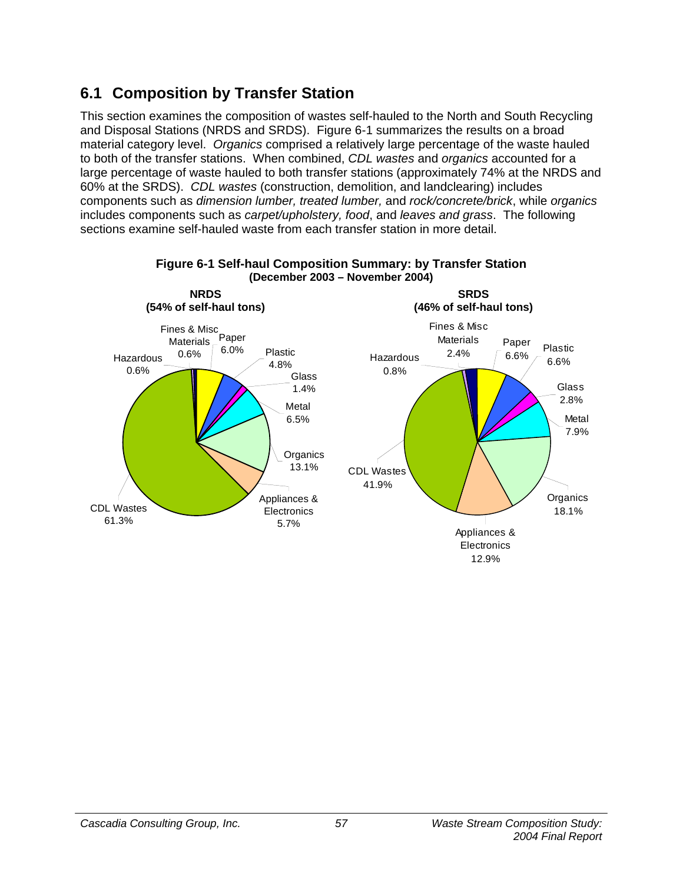## 6.1 Composition by Transfer Station

This section examines the composition of wastes self-hauled to the North and South Recycling and Disposal Stations (NRDS and SRDS). Figure 6-1 summarizes the results on a broad material category level. *Organics* comprised a relatively large percentage of the waste hauled to both of the transfer stations. When combined, *CDL wastes* and *organics* accounted for a large percentage of waste hauled to both transfer stations (approximately 74% at the NRDS and 60% at the SRDS). *CDL wastes* (construction, demolition, and landclearing) includes components such as *dimension lumber, treated lumber,* and *rock/concrete/brick*, while *organics* includes components such as *carpet/upholstery, food*, and *leaves and grass*. The following sections examine self-hauled waste from each transfer station in more detail.

**Figure 6-1 Self-haul Composition Summary: by Transfer Station (December 2003 – November 2004)**

| Material | NRDS (54% of self-haul tons) | SRDS (46% of self-haul tons) |
| --- | --- | --- |
| Paper | 6.0% | 6.6% |
| Plastic | 4.8% | 6.6% |
| Glass | 1.4% | 2.8% |
| Metal | 6.5% | 7.9% |
| Organics | 13.1% | 18.1% |
| Appliances & Electronics | 5.7% | 12.9% |
| CDL Wastes | 61.3% | 41.9% |
| Hazardous | 0.6% | 0.8% |
| Fines & Misc Materials | 0.6% | 2.4% |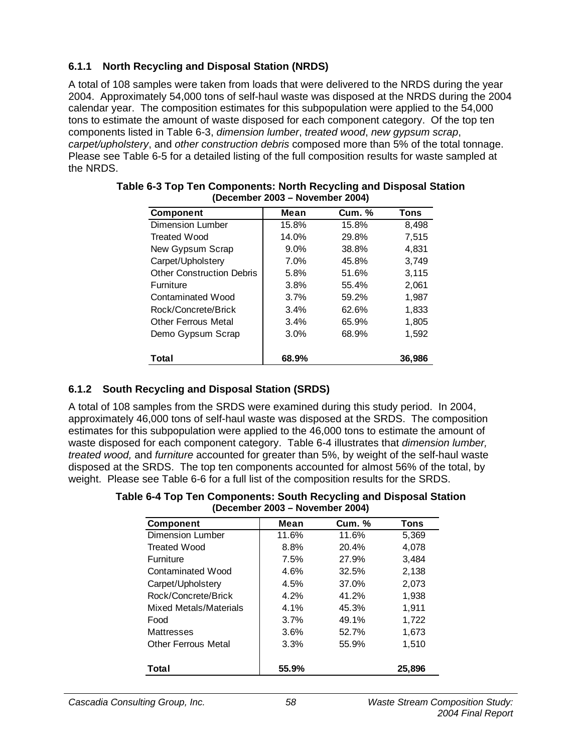### 6.1.1 North Recycling and Disposal Station (NRDS)

A total of 108 samples were taken from loads that were delivered to the NRDS during the year 2004. Approximately 54,000 tons of self-haul waste was disposed at the NRDS during the 2004 calendar year. The composition estimates for this subpopulation were applied to the 54,000 tons to estimate the amount of waste disposed for each component category. Of the top ten components listed in Table 6-3, *dimension lumber*, *treated wood*, *new gypsum scrap*, *carpet/upholstery*, and *other construction debris* composed more than 5% of the total tonnage. Please see Table 6-5 for a detailed listing of the full composition results for waste sampled at the NRDS.

**Table 6-3 Top Ten Components: North Recycling and Disposal Station (December 2003 – November 2004)**

| Component | Mean | Cum. % | Tons |
|---|---|---|---|
| Dimension Lumber | 15.8% | 15.8% | 8,498 |
| Treated Wood | 14.0% | 29.8% | 7,515 |
| New Gypsum Scrap | 9.0% | 38.8% | 4,831 |
| Carpet/Upholstery | 7.0% | 45.8% | 3,749 |
| Other Construction Debris | 5.8% | 51.6% | 3,115 |
| Furniture | 3.8% | 55.4% | 2,061 |
| Contaminated Wood | 3.7% | 59.2% | 1,987 |
| Rock/Concrete/Brick | 3.4% | 62.6% | 1,833 |
| Other Ferrous Metal | 3.4% | 65.9% | 1,805 |
| Demo Gypsum Scrap | 3.0% | 68.9% | 1,592 |
| **Total** | **68.9%** | | **36,986** |

### 6.1.2 South Recycling and Disposal Station (SRDS)

A total of 108 samples from the SRDS were examined during this study period. In 2004, approximately 46,000 tons of self-haul waste was disposed at the SRDS. The composition estimates for this subpopulation were applied to the 46,000 tons to estimate the amount of waste disposed for each component category. Table 6-4 illustrates that *dimension lumber, treated wood,* and *furniture* accounted for greater than 5%, by weight of the self-haul waste disposed at the SRDS. The top ten components accounted for almost 56% of the total, by weight. Please see Table 6-6 for a full list of the composition results for the SRDS.

**Table 6-4 Top Ten Components: South Recycling and Disposal Station (December 2003 – November 2004)**

| Component | Mean | Cum. % | Tons |
|---|---|---|---|
| Dimension Lumber | 11.6% | 11.6% | 5,369 |
| Treated Wood | 8.8% | 20.4% | 4,078 |
| Furniture | 7.5% | 27.9% | 3,484 |
| Contaminated Wood | 4.6% | 32.5% | 2,138 |
| Carpet/Upholstery | 4.5% | 37.0% | 2,073 |
| Rock/Concrete/Brick | 4.2% | 41.2% | 1,938 |
| Mixed Metals/Materials | 4.1% | 45.3% | 1,911 |
| Food | 3.7% | 49.1% | 1,722 |
| Mattresses | 3.6% | 52.7% | 1,673 |
| Other Ferrous Metal | 3.3% | 55.9% | 1,510 |
| **Total** | **55.9%** | | **25,896** |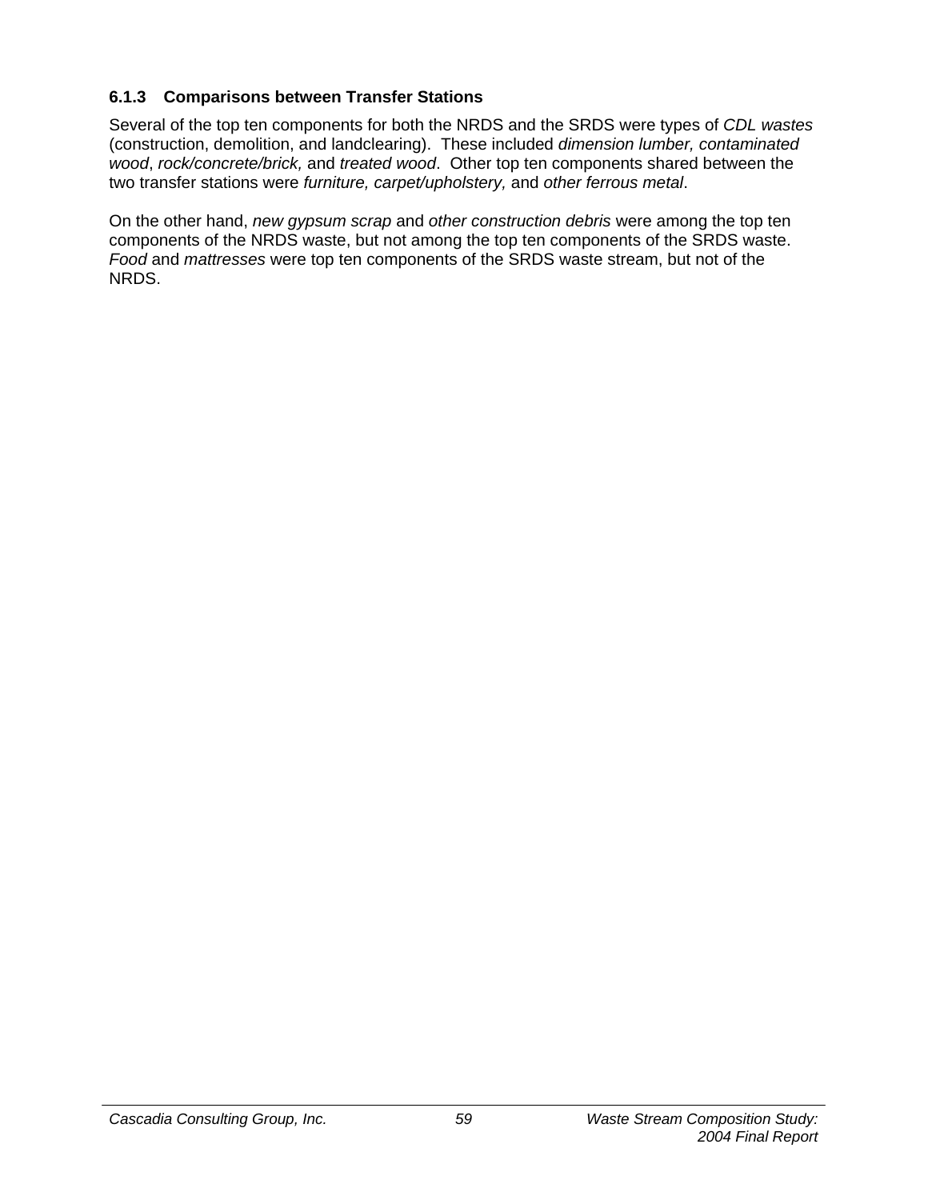### 6.1.3 Comparisons between Transfer Stations

Several of the top ten components for both the NRDS and the SRDS were types of *CDL wastes* (construction, demolition, and landclearing). These included *dimension lumber, contaminated wood*, *rock/concrete/brick,* and *treated wood*. Other top ten components shared between the two transfer stations were *furniture, carpet/upholstery,* and *other ferrous metal*.

On the other hand, *new gypsum scrap* and *other construction debris* were among the top ten components of the NRDS waste, but not among the top ten components of the SRDS waste. *Food* and *mattresses* were top ten components of the SRDS waste stream, but not of the NRDS.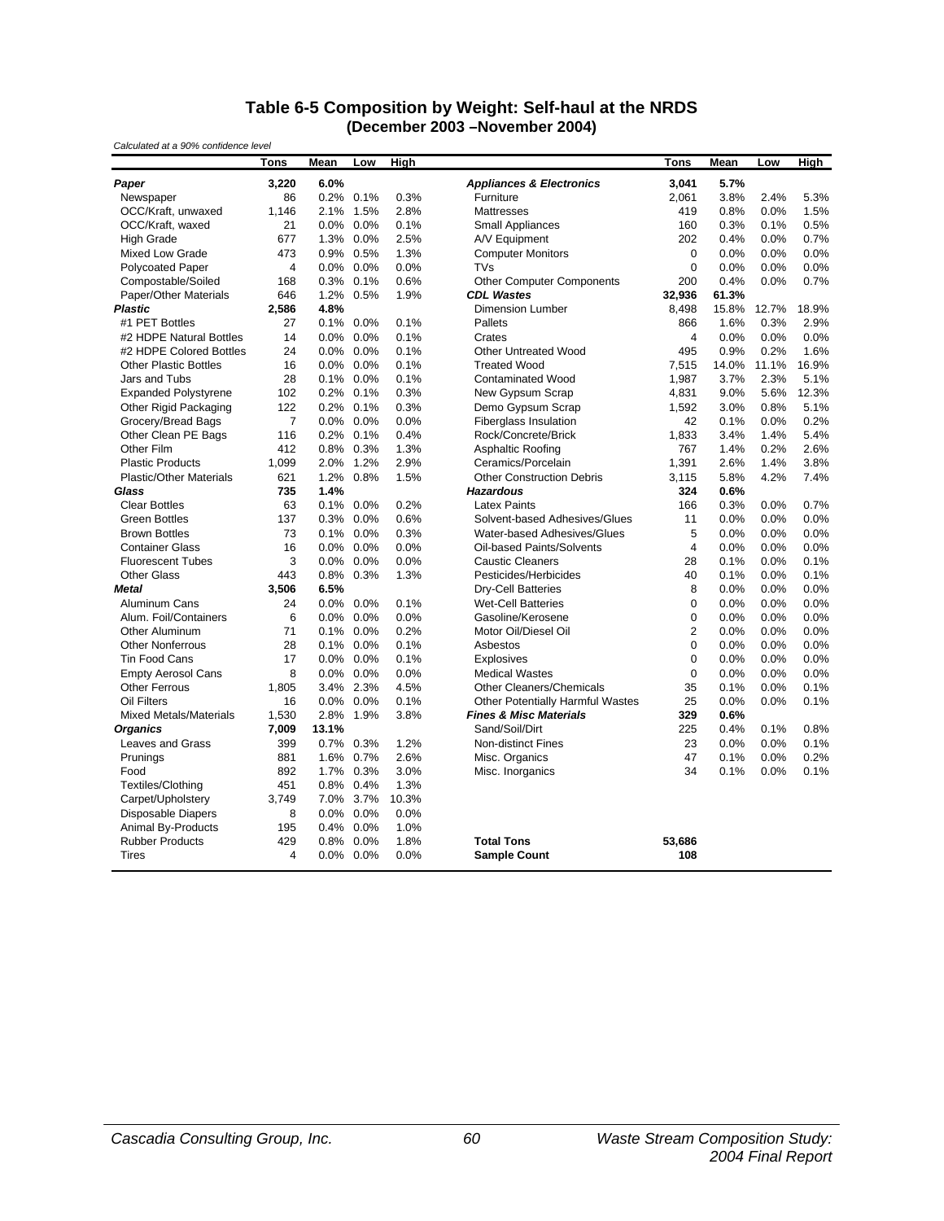## Table 6-5 Composition by Weight: Self-haul at the NRDS (December 2003 –November 2004)

*Calculated at a 90% confidence level*

| | Tons | Mean | Low | High | | Tons | Mean | Low | High |
|---|---|---|---|---|---|---|---|---|---|
| ***Paper*** | **3,220** | **6.0%** | | | ***Appliances & Electronics*** | **3,041** | **5.7%** | | |
| Newspaper | 86 | 0.2% | 0.1% | 0.3% | Furniture | 2,061 | 3.8% | 2.4% | 5.3% |
| OCC/Kraft, unwaxed | 1,146 | 2.1% | 1.5% | 2.8% | Mattresses | 419 | 0.8% | 0.0% | 1.5% |
| OCC/Kraft, waxed | 21 | 0.0% | 0.0% | 0.1% | Small Appliances | 160 | 0.3% | 0.1% | 0.5% |
| High Grade | 677 | 1.3% | 0.0% | 2.5% | A/V Equipment | 202 | 0.4% | 0.0% | 0.7% |
| Mixed Low Grade | 473 | 0.9% | 0.5% | 1.3% | Computer Monitors | 0 | 0.0% | 0.0% | 0.0% |
| Polycoated Paper | 4 | 0.0% | 0.0% | 0.0% | TVs | 0 | 0.0% | 0.0% | 0.0% |
| Compostable/Soiled | 168 | 0.3% | 0.1% | 0.6% | Other Computer Components | 200 | 0.4% | 0.0% | 0.7% |
| Paper/Other Materials | 646 | 1.2% | 0.5% | 1.9% | ***CDL Wastes*** | **32,936** | **61.3%** | | |
| ***Plastic*** | **2,586** | **4.8%** | | | Dimension Lumber | 8,498 | 15.8% | 12.7% | 18.9% |
| #1 PET Bottles | 27 | 0.1% | 0.0% | 0.1% | Pallets | 866 | 1.6% | 0.3% | 2.9% |
| #2 HDPE Natural Bottles | 14 | 0.0% | 0.0% | 0.1% | Crates | 4 | 0.0% | 0.0% | 0.0% |
| #2 HDPE Colored Bottles | 24 | 0.0% | 0.0% | 0.1% | Other Untreated Wood | 495 | 0.9% | 0.2% | 1.6% |
| Other Plastic Bottles | 16 | 0.0% | 0.0% | 0.1% | Treated Wood | 7,515 | 14.0% | 11.1% | 16.9% |
| Jars and Tubs | 28 | 0.1% | 0.0% | 0.1% | Contaminated Wood | 1,987 | 3.7% | 2.3% | 5.1% |
| Expanded Polystyrene | 102 | 0.2% | 0.1% | 0.3% | New Gypsum Scrap | 4,831 | 9.0% | 5.6% | 12.3% |
| Other Rigid Packaging | 122 | 0.2% | 0.1% | 0.3% | Demo Gypsum Scrap | 1,592 | 3.0% | 0.8% | 5.1% |
| Grocery/Bread Bags | 7 | 0.0% | 0.0% | 0.0% | Fiberglass Insulation | 42 | 0.1% | 0.0% | 0.2% |
| Other Clean PE Bags | 116 | 0.2% | 0.1% | 0.4% | Rock/Concrete/Brick | 1,833 | 3.4% | 1.4% | 5.4% |
| Other Film | 412 | 0.8% | 0.3% | 1.3% | Asphaltic Roofing | 767 | 1.4% | 0.2% | 2.6% |
| Plastic Products | 1,099 | 2.0% | 1.2% | 2.9% | Ceramics/Porcelain | 1,391 | 2.6% | 1.4% | 3.8% |
| Plastic/Other Materials | 621 | 1.2% | 0.8% | 1.5% | Other Construction Debris | 3,115 | 5.8% | 4.2% | 7.4% |
| ***Glass*** | **735** | **1.4%** | | | ***Hazardous*** | **324** | **0.6%** | | |
| Clear Bottles | 63 | 0.1% | 0.0% | 0.2% | Latex Paints | 166 | 0.3% | 0.0% | 0.7% |
| Green Bottles | 137 | 0.3% | 0.0% | 0.6% | Solvent-based Adhesives/Glues | 11 | 0.0% | 0.0% | 0.0% |
| Brown Bottles | 73 | 0.1% | 0.0% | 0.3% | Water-based Adhesives/Glues | 5 | 0.0% | 0.0% | 0.0% |
| Container Glass | 16 | 0.0% | 0.0% | 0.0% | Oil-based Paints/Solvents | 4 | 0.0% | 0.0% | 0.0% |
| Fluorescent Tubes | 3 | 0.0% | 0.0% | 0.0% | Caustic Cleaners | 28 | 0.1% | 0.0% | 0.1% |
| Other Glass | 443 | 0.8% | 0.3% | 1.3% | Pesticides/Herbicides | 40 | 0.1% | 0.0% | 0.1% |
| ***Metal*** | **3,506** | **6.5%** | | | Dry-Cell Batteries | 8 | 0.0% | 0.0% | 0.0% |
| Aluminum Cans | 24 | 0.0% | 0.0% | 0.1% | Wet-Cell Batteries | 0 | 0.0% | 0.0% | 0.0% |
| Alum. Foil/Containers | 6 | 0.0% | 0.0% | 0.0% | Gasoline/Kerosene | 0 | 0.0% | 0.0% | 0.0% |
| Other Aluminum | 71 | 0.1% | 0.0% | 0.2% | Motor Oil/Diesel Oil | 2 | 0.0% | 0.0% | 0.0% |
| Other Nonferrous | 28 | 0.1% | 0.0% | 0.1% | Asbestos | 0 | 0.0% | 0.0% | 0.0% |
| Tin Food Cans | 17 | 0.0% | 0.0% | 0.1% | Explosives | 0 | 0.0% | 0.0% | 0.0% |
| Empty Aerosol Cans | 8 | 0.0% | 0.0% | 0.0% | Medical Wastes | 0 | 0.0% | 0.0% | 0.0% |
| Other Ferrous | 1,805 | 3.4% | 2.3% | 4.5% | Other Cleaners/Chemicals | 35 | 0.1% | 0.0% | 0.1% |
| Oil Filters | 16 | 0.0% | 0.0% | 0.1% | Other Potentially Harmful Wastes | 25 | 0.0% | 0.0% | 0.1% |
| Mixed Metals/Materials | 1,530 | 2.8% | 1.9% | 3.8% | ***Fines & Misc Materials*** | **329** | **0.6%** | | |
| ***Organics*** | **7,009** | **13.1%** | | | Sand/Soil/Dirt | 225 | 0.4% | 0.1% | 0.8% |
| Leaves and Grass | 399 | 0.7% | 0.3% | 1.2% | Non-distinct Fines | 23 | 0.0% | 0.0% | 0.1% |
| Prunings | 881 | 1.6% | 0.7% | 2.6% | Misc. Organics | 47 | 0.1% | 0.0% | 0.2% |
| Food | 892 | 1.7% | 0.3% | 3.0% | Misc. Inorganics | 34 | 0.1% | 0.0% | 0.1% |
| Textiles/Clothing | 451 | 0.8% | 0.4% | 1.3% | | | | | |
| Carpet/Upholstery | 3,749 | 7.0% | 3.7% | 10.3% | | | | | |
| Disposable Diapers | 8 | 0.0% | 0.0% | 0.0% | | | | | |
| Animal By-Products | 195 | 0.4% | 0.0% | 1.0% | | | | | |
| Rubber Products | 429 | 0.8% | 0.0% | 1.8% | **Total Tons** | **53,686** | | | |
| Tires | 4 | 0.0% | 0.0% | 0.0% | **Sample Count** | **108** | | | |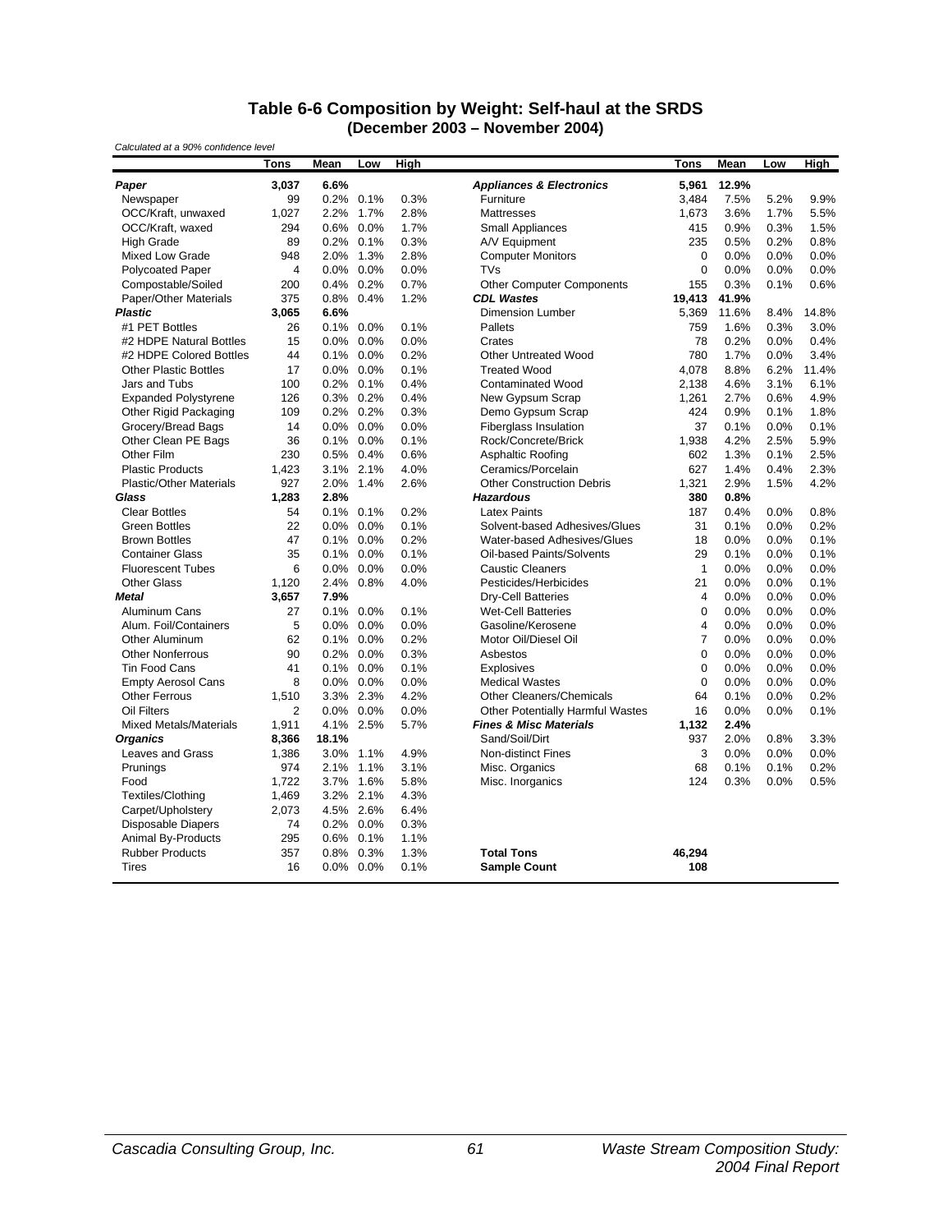### Table 6-6 Composition by Weight: Self-haul at the SRDS
### (December 2003 – November 2004)

*Calculated at a 90% confidence level*

| | Tons | Mean | Low | High | | Tons | Mean | Low | High |
|---|---|---|---|---|---|---|---|---|---|
| ***Paper*** | **3,037** | **6.6%** | | | ***Appliances & Electronics*** | **5,961** | **12.9%** | | |
| Newspaper | 99 | 0.2% | 0.1% | 0.3% | Furniture | 3,484 | 7.5% | 5.2% | 9.9% |
| OCC/Kraft, unwaxed | 1,027 | 2.2% | 1.7% | 2.8% | Mattresses | 1,673 | 3.6% | 1.7% | 5.5% |
| OCC/Kraft, waxed | 294 | 0.6% | 0.0% | 1.7% | Small Appliances | 415 | 0.9% | 0.3% | 1.5% |
| High Grade | 89 | 0.2% | 0.1% | 0.3% | A/V Equipment | 235 | 0.5% | 0.2% | 0.8% |
| Mixed Low Grade | 948 | 2.0% | 1.3% | 2.8% | Computer Monitors | 0 | 0.0% | 0.0% | 0.0% |
| Polycoated Paper | 4 | 0.0% | 0.0% | 0.0% | TVs | 0 | 0.0% | 0.0% | 0.0% |
| Compostable/Soiled | 200 | 0.4% | 0.2% | 0.7% | Other Computer Components | 155 | 0.3% | 0.1% | 0.6% |
| Paper/Other Materials | 375 | 0.8% | 0.4% | 1.2% | ***CDL Wastes*** | **19,413** | **41.9%** | | |
| ***Plastic*** | **3,065** | **6.6%** | | | Dimension Lumber | 5,369 | 11.6% | 8.4% | 14.8% |
| #1 PET Bottles | 26 | 0.1% | 0.0% | 0.1% | Pallets | 759 | 1.6% | 0.3% | 3.0% |
| #2 HDPE Natural Bottles | 15 | 0.0% | 0.0% | 0.0% | Crates | 78 | 0.2% | 0.0% | 0.4% |
| #2 HDPE Colored Bottles | 44 | 0.1% | 0.0% | 0.2% | Other Untreated Wood | 780 | 1.7% | 0.0% | 3.4% |
| Other Plastic Bottles | 17 | 0.0% | 0.0% | 0.1% | Treated Wood | 4,078 | 8.8% | 6.2% | 11.4% |
| Jars and Tubs | 100 | 0.2% | 0.1% | 0.4% | Contaminated Wood | 2,138 | 4.6% | 3.1% | 6.1% |
| Expanded Polystyrene | 126 | 0.3% | 0.2% | 0.4% | New Gypsum Scrap | 1,261 | 2.7% | 0.6% | 4.9% |
| Other Rigid Packaging | 109 | 0.2% | 0.2% | 0.3% | Demo Gypsum Scrap | 424 | 0.9% | 0.1% | 1.8% |
| Grocery/Bread Bags | 14 | 0.0% | 0.0% | 0.0% | Fiberglass Insulation | 37 | 0.1% | 0.0% | 0.1% |
| Other Clean PE Bags | 36 | 0.1% | 0.0% | 0.1% | Rock/Concrete/Brick | 1,938 | 4.2% | 2.5% | 5.9% |
| Other Film | 230 | 0.5% | 0.4% | 0.6% | Asphaltic Roofing | 602 | 1.3% | 0.1% | 2.5% |
| Plastic Products | 1,423 | 3.1% | 2.1% | 4.0% | Ceramics/Porcelain | 627 | 1.4% | 0.4% | 2.3% |
| Plastic/Other Materials | 927 | 2.0% | 1.4% | 2.6% | Other Construction Debris | 1,321 | 2.9% | 1.5% | 4.2% |
| ***Glass*** | **1,283** | **2.8%** | | | ***Hazardous*** | **380** | **0.8%** | | |
| Clear Bottles | 54 | 0.1% | 0.1% | 0.2% | Latex Paints | 187 | 0.4% | 0.0% | 0.8% |
| Green Bottles | 22 | 0.0% | 0.0% | 0.1% | Solvent-based Adhesives/Glues | 31 | 0.1% | 0.0% | 0.2% |
| Brown Bottles | 47 | 0.1% | 0.0% | 0.2% | Water-based Adhesives/Glues | 18 | 0.0% | 0.0% | 0.1% |
| Container Glass | 35 | 0.1% | 0.0% | 0.1% | Oil-based Paints/Solvents | 29 | 0.1% | 0.0% | 0.1% |
| Fluorescent Tubes | 6 | 0.0% | 0.0% | 0.0% | Caustic Cleaners | 1 | 0.0% | 0.0% | 0.0% |
| Other Glass | 1,120 | 2.4% | 0.8% | 4.0% | Pesticides/Herbicides | 21 | 0.0% | 0.0% | 0.1% |
| ***Metal*** | **3,657** | **7.9%** | | | Dry-Cell Batteries | 4 | 0.0% | 0.0% | 0.0% |
| Aluminum Cans | 27 | 0.1% | 0.0% | 0.1% | Wet-Cell Batteries | 0 | 0.0% | 0.0% | 0.0% |
| Alum. Foil/Containers | 5 | 0.0% | 0.0% | 0.0% | Gasoline/Kerosene | 4 | 0.0% | 0.0% | 0.0% |
| Other Aluminum | 62 | 0.1% | 0.0% | 0.2% | Motor Oil/Diesel Oil | 7 | 0.0% | 0.0% | 0.0% |
| Other Nonferrous | 90 | 0.2% | 0.0% | 0.3% | Asbestos | 0 | 0.0% | 0.0% | 0.0% |
| Tin Food Cans | 41 | 0.1% | 0.0% | 0.1% | Explosives | 0 | 0.0% | 0.0% | 0.0% |
| Empty Aerosol Cans | 8 | 0.0% | 0.0% | 0.0% | Medical Wastes | 0 | 0.0% | 0.0% | 0.0% |
| Other Ferrous | 1,510 | 3.3% | 2.3% | 4.2% | Other Cleaners/Chemicals | 64 | 0.1% | 0.0% | 0.2% |
| Oil Filters | 2 | 0.0% | 0.0% | 0.0% | Other Potentially Harmful Wastes | 16 | 0.0% | 0.0% | 0.1% |
| Mixed Metals/Materials | 1,911 | 4.1% | 2.5% | 5.7% | ***Fines & Misc Materials*** | **1,132** | **2.4%** | | |
| ***Organics*** | **8,366** | **18.1%** | | | Sand/Soil/Dirt | 937 | 2.0% | 0.8% | 3.3% |
| Leaves and Grass | 1,386 | 3.0% | 1.1% | 4.9% | Non-distinct Fines | 3 | 0.0% | 0.0% | 0.0% |
| Prunings | 974 | 2.1% | 1.1% | 3.1% | Misc. Organics | 68 | 0.1% | 0.1% | 0.2% |
| Food | 1,722 | 3.7% | 1.6% | 5.8% | Misc. Inorganics | 124 | 0.3% | 0.0% | 0.5% |
| Textiles/Clothing | 1,469 | 3.2% | 2.1% | 4.3% | | | | | |
| Carpet/Upholstery | 2,073 | 4.5% | 2.6% | 6.4% | | | | | |
| Disposable Diapers | 74 | 0.2% | 0.0% | 0.3% | | | | | |
| Animal By-Products | 295 | 0.6% | 0.1% | 1.1% | | | | | |
| Rubber Products | 357 | 0.8% | 0.3% | 1.3% | **Total Tons** | **46,294** | | | |
| Tires | 16 | 0.0% | 0.0% | 0.1% | **Sample Count** | **108** | | | |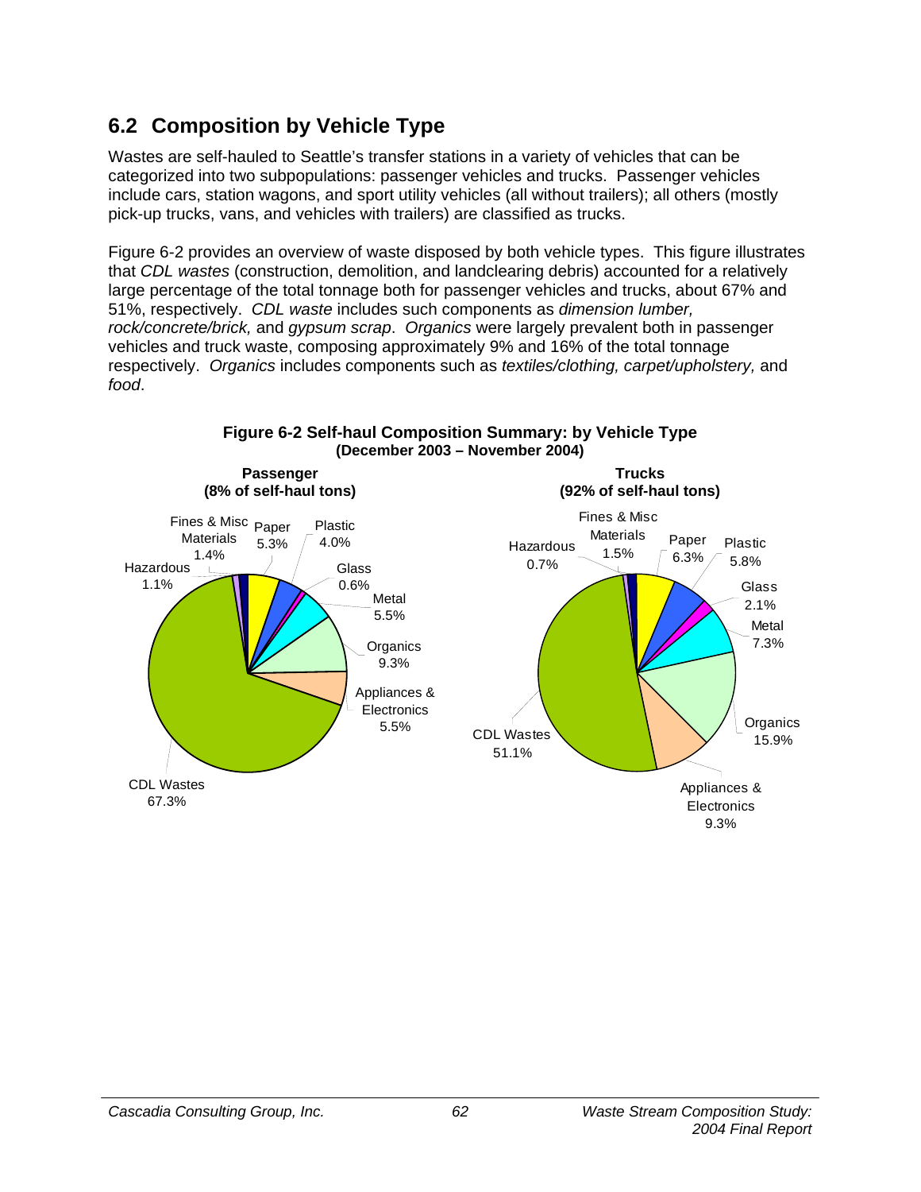## 6.2 Composition by Vehicle Type

Wastes are self-hauled to Seattle's transfer stations in a variety of vehicles that can be categorized into two subpopulations: passenger vehicles and trucks. Passenger vehicles include cars, station wagons, and sport utility vehicles (all without trailers); all others (mostly pick-up trucks, vans, and vehicles with trailers) are classified as trucks.

Figure 6-2 provides an overview of waste disposed by both vehicle types. This figure illustrates that *CDL wastes* (construction, demolition, and landclearing debris) accounted for a relatively large percentage of the total tonnage both for passenger vehicles and trucks, about 67% and 51%, respectively. *CDL waste* includes such components as *dimension lumber, rock/concrete/brick,* and *gypsum scrap*. *Organics* were largely prevalent both in passenger vehicles and truck waste, composing approximately 9% and 16% of the total tonnage respectively. *Organics* includes components such as *textiles/clothing, carpet/upholstery,* and *food*.

**Figure 6-2 Self-haul Composition Summary: by Vehicle Type (December 2003 – November 2004)**

| Material | Passenger (8% of self-haul tons) | Trucks (92% of self-haul tons) |
|---|---|---|
| Paper | 5.3% | 6.3% |
| Plastic | 4.0% | 5.8% |
| Glass | 0.6% | 2.1% |
| Metal | 5.5% | 7.3% |
| Organics | 9.3% | 15.9% |
| Appliances & Electronics | 5.5% | 9.3% |
| CDL Wastes | 67.3% | 51.1% |
| Hazardous | 1.1% | 0.7% |
| Fines & Misc Materials | 1.4% | 1.5% |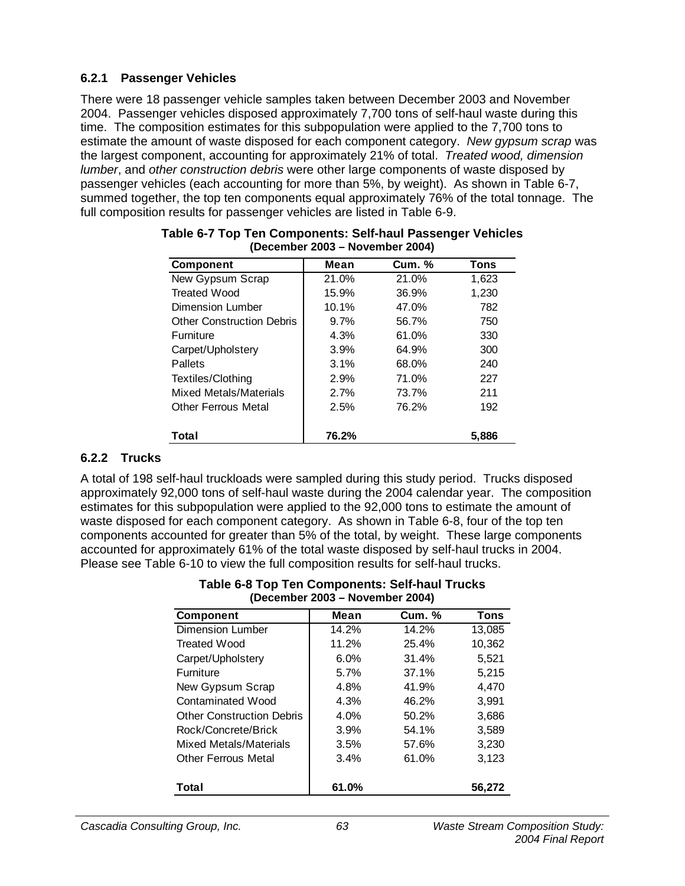### 6.2.1 Passenger Vehicles

There were 18 passenger vehicle samples taken between December 2003 and November 2004. Passenger vehicles disposed approximately 7,700 tons of self-haul waste during this time. The composition estimates for this subpopulation were applied to the 7,700 tons to estimate the amount of waste disposed for each component category. *New gypsum scrap* was the largest component, accounting for approximately 21% of total. *Treated wood, dimension lumber*, and *other construction debris* were other large components of waste disposed by passenger vehicles (each accounting for more than 5%, by weight). As shown in Table 6-7, summed together, the top ten components equal approximately 76% of the total tonnage. The full composition results for passenger vehicles are listed in Table 6-9.

**Table 6-7 Top Ten Components: Self-haul Passenger Vehicles (December 2003 – November 2004)**

| Component | Mean | Cum. % | Tons |
|---|---|---|---|
| New Gypsum Scrap | 21.0% | 21.0% | 1,623 |
| Treated Wood | 15.9% | 36.9% | 1,230 |
| Dimension Lumber | 10.1% | 47.0% | 782 |
| Other Construction Debris | 9.7% | 56.7% | 750 |
| Furniture | 4.3% | 61.0% | 330 |
| Carpet/Upholstery | 3.9% | 64.9% | 300 |
| Pallets | 3.1% | 68.0% | 240 |
| Textiles/Clothing | 2.9% | 71.0% | 227 |
| Mixed Metals/Materials | 2.7% | 73.7% | 211 |
| Other Ferrous Metal | 2.5% | 76.2% | 192 |
| **Total** | **76.2%** | | **5,886** |

### 6.2.2 Trucks

A total of 198 self-haul truckloads were sampled during this study period. Trucks disposed approximately 92,000 tons of self-haul waste during the 2004 calendar year. The composition estimates for this subpopulation were applied to the 92,000 tons to estimate the amount of waste disposed for each component category. As shown in Table 6-8, four of the top ten components accounted for greater than 5% of the total, by weight. These large components accounted for approximately 61% of the total waste disposed by self-haul trucks in 2004. Please see Table 6-10 to view the full composition results for self-haul trucks.

**Table 6-8 Top Ten Components: Self-haul Trucks (December 2003 – November 2004)**

| Component | Mean | Cum. % | Tons |
|---|---|---|---|
| Dimension Lumber | 14.2% | 14.2% | 13,085 |
| Treated Wood | 11.2% | 25.4% | 10,362 |
| Carpet/Upholstery | 6.0% | 31.4% | 5,521 |
| Furniture | 5.7% | 37.1% | 5,215 |
| New Gypsum Scrap | 4.8% | 41.9% | 4,470 |
| Contaminated Wood | 4.3% | 46.2% | 3,991 |
| Other Construction Debris | 4.0% | 50.2% | 3,686 |
| Rock/Concrete/Brick | 3.9% | 54.1% | 3,589 |
| Mixed Metals/Materials | 3.5% | 57.6% | 3,230 |
| Other Ferrous Metal | 3.4% | 61.0% | 3,123 |
| **Total** | **61.0%** | | **56,272** |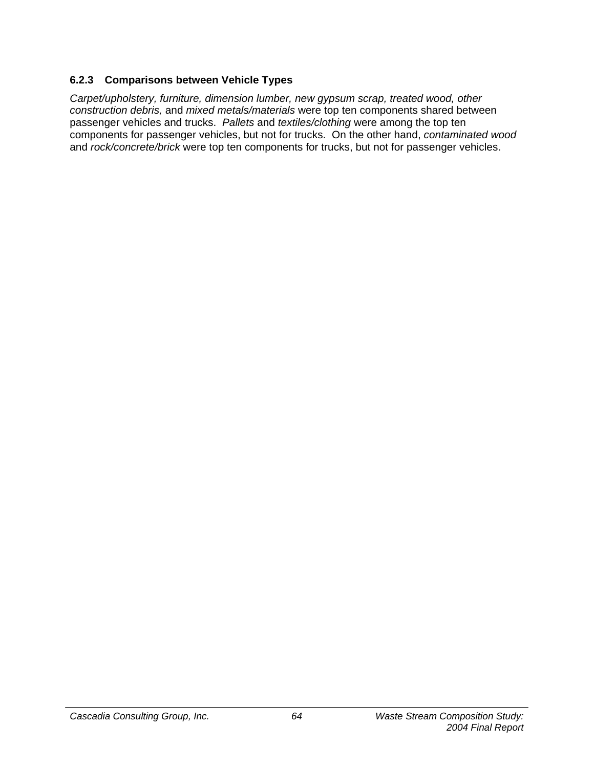### 6.2.3 Comparisons between Vehicle Types

*Carpet/upholstery, furniture, dimension lumber, new gypsum scrap, treated wood, other construction debris,* and *mixed metals/materials* were top ten components shared between passenger vehicles and trucks. *Pallets* and *textiles/clothing* were among the top ten components for passenger vehicles, but not for trucks. On the other hand, *contaminated wood* and *rock/concrete/brick* were top ten components for trucks, but not for passenger vehicles.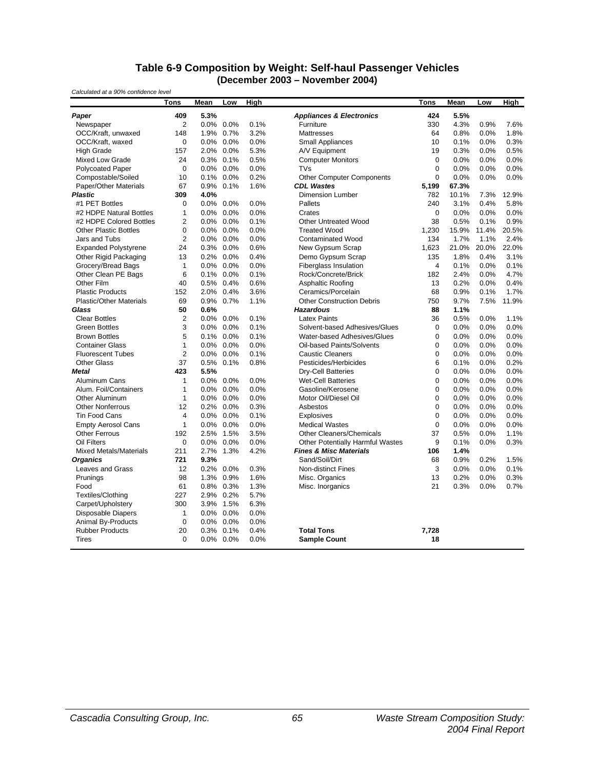## Table 6-9 Composition by Weight: Self-haul Passenger Vehicles (December 2003 – November 2004)

*Calculated at a 90% confidence level*

| | Tons | Mean | Low | High | | Tons | Mean | Low | High |
|---|---|---|---|---|---|---|---|---|---|
| ***Paper*** | **409** | **5.3%** | | | ***Appliances & Electronics*** | **424** | **5.5%** | | |
| Newspaper | 2 | 0.0% | 0.0% | 0.1% | Furniture | 330 | 4.3% | 0.9% | 7.6% |
| OCC/Kraft, unwaxed | 148 | 1.9% | 0.7% | 3.2% | Mattresses | 64 | 0.8% | 0.0% | 1.8% |
| OCC/Kraft, waxed | 0 | 0.0% | 0.0% | 0.0% | Small Appliances | 10 | 0.1% | 0.0% | 0.3% |
| High Grade | 157 | 2.0% | 0.0% | 5.3% | A/V Equipment | 19 | 0.3% | 0.0% | 0.5% |
| Mixed Low Grade | 24 | 0.3% | 0.1% | 0.5% | Computer Monitors | 0 | 0.0% | 0.0% | 0.0% |
| Polycoated Paper | 0 | 0.0% | 0.0% | 0.0% | TVs | 0 | 0.0% | 0.0% | 0.0% |
| Compostable/Soiled | 10 | 0.1% | 0.0% | 0.2% | Other Computer Components | 0 | 0.0% | 0.0% | 0.0% |
| Paper/Other Materials | 67 | 0.9% | 0.1% | 1.6% | ***CDL Wastes*** | **5,199** | **67.3%** | | |
| ***Plastic*** | **309** | **4.0%** | | | Dimension Lumber | 782 | 10.1% | 7.3% | 12.9% |
| #1 PET Bottles | 0 | 0.0% | 0.0% | 0.0% | Pallets | 240 | 3.1% | 0.4% | 5.8% |
| #2 HDPE Natural Bottles | 1 | 0.0% | 0.0% | 0.0% | Crates | 0 | 0.0% | 0.0% | 0.0% |
| #2 HDPE Colored Bottles | 2 | 0.0% | 0.0% | 0.1% | Other Untreated Wood | 38 | 0.5% | 0.1% | 0.9% |
| Other Plastic Bottles | 0 | 0.0% | 0.0% | 0.0% | Treated Wood | 1,230 | 15.9% | 11.4% | 20.5% |
| Jars and Tubs | 2 | 0.0% | 0.0% | 0.0% | Contaminated Wood | 134 | 1.7% | 1.1% | 2.4% |
| Expanded Polystyrene | 24 | 0.3% | 0.0% | 0.6% | New Gypsum Scrap | 1,623 | 21.0% | 20.0% | 22.0% |
| Other Rigid Packaging | 13 | 0.2% | 0.0% | 0.4% | Demo Gypsum Scrap | 135 | 1.8% | 0.4% | 3.1% |
| Grocery/Bread Bags | 1 | 0.0% | 0.0% | 0.0% | Fiberglass Insulation | 4 | 0.1% | 0.0% | 0.1% |
| Other Clean PE Bags | 6 | 0.1% | 0.0% | 0.1% | Rock/Concrete/Brick | 182 | 2.4% | 0.0% | 4.7% |
| Other Film | 40 | 0.5% | 0.4% | 0.6% | Asphaltic Roofing | 13 | 0.2% | 0.0% | 0.4% |
| Plastic Products | 152 | 2.0% | 0.4% | 3.6% | Ceramics/Porcelain | 68 | 0.9% | 0.1% | 1.7% |
| Plastic/Other Materials | 69 | 0.9% | 0.7% | 1.1% | Other Construction Debris | 750 | 9.7% | 7.5% | 11.9% |
| ***Glass*** | **50** | **0.6%** | | | ***Hazardous*** | **88** | **1.1%** | | |
| Clear Bottles | 2 | 0.0% | 0.0% | 0.1% | Latex Paints | 36 | 0.5% | 0.0% | 1.1% |
| Green Bottles | 3 | 0.0% | 0.0% | 0.1% | Solvent-based Adhesives/Glues | 0 | 0.0% | 0.0% | 0.0% |
| Brown Bottles | 5 | 0.1% | 0.0% | 0.1% | Water-based Adhesives/Glues | 0 | 0.0% | 0.0% | 0.0% |
| Container Glass | 1 | 0.0% | 0.0% | 0.0% | Oil-based Paints/Solvents | 0 | 0.0% | 0.0% | 0.0% |
| Fluorescent Tubes | 2 | 0.0% | 0.0% | 0.1% | Caustic Cleaners | 0 | 0.0% | 0.0% | 0.0% |
| Other Glass | 37 | 0.5% | 0.1% | 0.8% | Pesticides/Herbicides | 6 | 0.1% | 0.0% | 0.2% |
| ***Metal*** | **423** | **5.5%** | | | Dry-Cell Batteries | 0 | 0.0% | 0.0% | 0.0% |
| Aluminum Cans | 1 | 0.0% | 0.0% | 0.0% | Wet-Cell Batteries | 0 | 0.0% | 0.0% | 0.0% |
| Alum. Foil/Containers | 1 | 0.0% | 0.0% | 0.0% | Gasoline/Kerosene | 0 | 0.0% | 0.0% | 0.0% |
| Other Aluminum | 1 | 0.0% | 0.0% | 0.0% | Motor Oil/Diesel Oil | 0 | 0.0% | 0.0% | 0.0% |
| Other Nonferrous | 12 | 0.2% | 0.0% | 0.3% | Asbestos | 0 | 0.0% | 0.0% | 0.0% |
| Tin Food Cans | 4 | 0.0% | 0.0% | 0.1% | Explosives | 0 | 0.0% | 0.0% | 0.0% |
| Empty Aerosol Cans | 1 | 0.0% | 0.0% | 0.0% | Medical Wastes | 0 | 0.0% | 0.0% | 0.0% |
| Other Ferrous | 192 | 2.5% | 1.5% | 3.5% | Other Cleaners/Chemicals | 37 | 0.5% | 0.0% | 1.1% |
| Oil Filters | 0 | 0.0% | 0.0% | 0.0% | Other Potentially Harmful Wastes | 9 | 0.1% | 0.0% | 0.3% |
| Mixed Metals/Materials | 211 | 2.7% | 1.3% | 4.2% | ***Fines & Misc Materials*** | **106** | **1.4%** | | |
| ***Organics*** | **721** | **9.3%** | | | Sand/Soil/Dirt | 68 | 0.9% | 0.2% | 1.5% |
| Leaves and Grass | 12 | 0.2% | 0.0% | 0.3% | Non-distinct Fines | 3 | 0.0% | 0.0% | 0.1% |
| Prunings | 98 | 1.3% | 0.9% | 1.6% | Misc. Organics | 13 | 0.2% | 0.0% | 0.3% |
| Food | 61 | 0.8% | 0.3% | 1.3% | Misc. Inorganics | 21 | 0.3% | 0.0% | 0.7% |
| Textiles/Clothing | 227 | 2.9% | 0.2% | 5.7% | | | | | |
| Carpet/Upholstery | 300 | 3.9% | 1.5% | 6.3% | | | | | |
| Disposable Diapers | 1 | 0.0% | 0.0% | 0.0% | | | | | |
| Animal By-Products | 0 | 0.0% | 0.0% | 0.0% | | | | | |
| Rubber Products | 20 | 0.3% | 0.1% | 0.4% | **Total Tons** | **7,728** | | | |
| Tires | 0 | 0.0% | 0.0% | 0.0% | **Sample Count** | **18** | | | |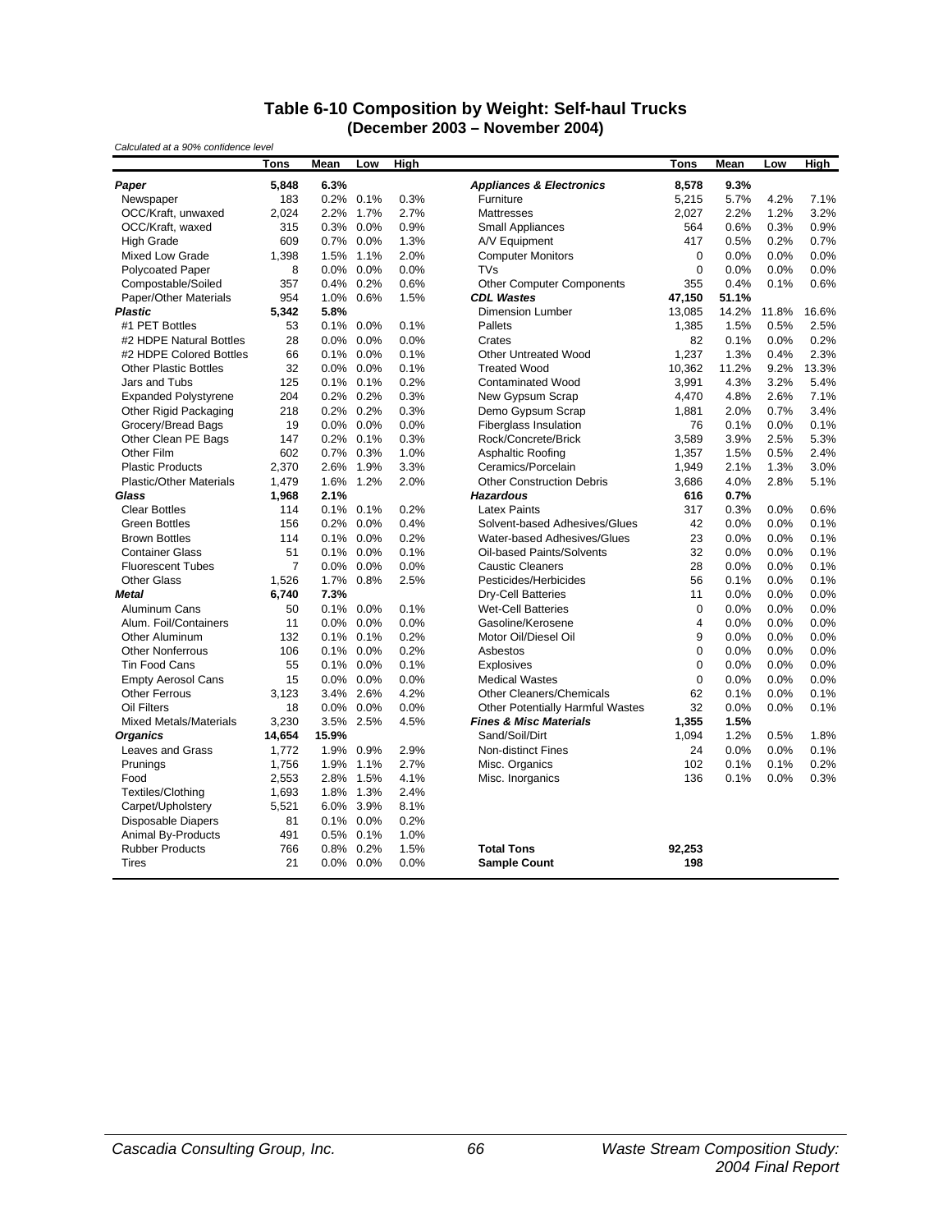## Table 6-10 Composition by Weight: Self-haul Trucks
### (December 2003 – November 2004)

*Calculated at a 90% confidence level*

| | Tons | Mean | Low | High | | Tons | Mean | Low | High |
|---|---|---|---|---|---|---|---|---|---|
| ***Paper*** | **5,848** | **6.3%** | | | ***Appliances & Electronics*** | **8,578** | **9.3%** | | |
| Newspaper | 183 | 0.2% | 0.1% | 0.3% | Furniture | 5,215 | 5.7% | 4.2% | 7.1% |
| OCC/Kraft, unwaxed | 2,024 | 2.2% | 1.7% | 2.7% | Mattresses | 2,027 | 2.2% | 1.2% | 3.2% |
| OCC/Kraft, waxed | 315 | 0.3% | 0.0% | 0.9% | Small Appliances | 564 | 0.6% | 0.3% | 0.9% |
| High Grade | 609 | 0.7% | 0.0% | 1.3% | A/V Equipment | 417 | 0.5% | 0.2% | 0.7% |
| Mixed Low Grade | 1,398 | 1.5% | 1.1% | 2.0% | Computer Monitors | 0 | 0.0% | 0.0% | 0.0% |
| Polycoated Paper | 8 | 0.0% | 0.0% | 0.0% | TVs | 0 | 0.0% | 0.0% | 0.0% |
| Compostable/Soiled | 357 | 0.4% | 0.2% | 0.6% | Other Computer Components | 355 | 0.4% | 0.1% | 0.6% |
| Paper/Other Materials | 954 | 1.0% | 0.6% | 1.5% | ***CDL Wastes*** | **47,150** | **51.1%** | | |
| ***Plastic*** | **5,342** | **5.8%** | | | Dimension Lumber | 13,085 | 14.2% | 11.8% | 16.6% |
| #1 PET Bottles | 53 | 0.1% | 0.0% | 0.1% | Pallets | 1,385 | 1.5% | 0.5% | 2.5% |
| #2 HDPE Natural Bottles | 28 | 0.0% | 0.0% | 0.0% | Crates | 82 | 0.1% | 0.0% | 0.2% |
| #2 HDPE Colored Bottles | 66 | 0.1% | 0.0% | 0.1% | Other Untreated Wood | 1,237 | 1.3% | 0.4% | 2.3% |
| Other Plastic Bottles | 32 | 0.0% | 0.0% | 0.1% | Treated Wood | 10,362 | 11.2% | 9.2% | 13.3% |
| Jars and Tubs | 125 | 0.1% | 0.1% | 0.2% | Contaminated Wood | 3,991 | 4.3% | 3.2% | 5.4% |
| Expanded Polystyrene | 204 | 0.2% | 0.2% | 0.3% | New Gypsum Scrap | 4,470 | 4.8% | 2.6% | 7.1% |
| Other Rigid Packaging | 218 | 0.2% | 0.2% | 0.3% | Demo Gypsum Scrap | 1,881 | 2.0% | 0.7% | 3.4% |
| Grocery/Bread Bags | 19 | 0.0% | 0.0% | 0.0% | Fiberglass Insulation | 76 | 0.1% | 0.0% | 0.1% |
| Other Clean PE Bags | 147 | 0.2% | 0.1% | 0.3% | Rock/Concrete/Brick | 3,589 | 3.9% | 2.5% | 5.3% |
| Other Film | 602 | 0.7% | 0.3% | 1.0% | Asphaltic Roofing | 1,357 | 1.5% | 0.5% | 2.4% |
| Plastic Products | 2,370 | 2.6% | 1.9% | 3.3% | Ceramics/Porcelain | 1,949 | 2.1% | 1.3% | 3.0% |
| Plastic/Other Materials | 1,479 | 1.6% | 1.2% | 2.0% | Other Construction Debris | 3,686 | 4.0% | 2.8% | 5.1% |
| ***Glass*** | **1,968** | **2.1%** | | | ***Hazardous*** | **616** | **0.7%** | | |
| Clear Bottles | 114 | 0.1% | 0.1% | 0.2% | Latex Paints | 317 | 0.3% | 0.0% | 0.6% |
| Green Bottles | 156 | 0.2% | 0.0% | 0.4% | Solvent-based Adhesives/Glues | 42 | 0.0% | 0.0% | 0.1% |
| Brown Bottles | 114 | 0.1% | 0.0% | 0.2% | Water-based Adhesives/Glues | 23 | 0.0% | 0.0% | 0.1% |
| Container Glass | 51 | 0.1% | 0.0% | 0.1% | Oil-based Paints/Solvents | 32 | 0.0% | 0.0% | 0.1% |
| Fluorescent Tubes | 7 | 0.0% | 0.0% | 0.0% | Caustic Cleaners | 28 | 0.0% | 0.0% | 0.1% |
| Other Glass | 1,526 | 1.7% | 0.8% | 2.5% | Pesticides/Herbicides | 56 | 0.1% | 0.0% | 0.1% |
| ***Metal*** | **6,740** | **7.3%** | | | Dry-Cell Batteries | 11 | 0.0% | 0.0% | 0.0% |
| Aluminum Cans | 50 | 0.1% | 0.0% | 0.1% | Wet-Cell Batteries | 0 | 0.0% | 0.0% | 0.0% |
| Alum. Foil/Containers | 11 | 0.0% | 0.0% | 0.0% | Gasoline/Kerosene | 4 | 0.0% | 0.0% | 0.0% |
| Other Aluminum | 132 | 0.1% | 0.1% | 0.2% | Motor Oil/Diesel Oil | 9 | 0.0% | 0.0% | 0.0% |
| Other Nonferrous | 106 | 0.1% | 0.0% | 0.2% | Asbestos | 0 | 0.0% | 0.0% | 0.0% |
| Tin Food Cans | 55 | 0.1% | 0.0% | 0.1% | Explosives | 0 | 0.0% | 0.0% | 0.0% |
| Empty Aerosol Cans | 15 | 0.0% | 0.0% | 0.0% | Medical Wastes | 0 | 0.0% | 0.0% | 0.0% |
| Other Ferrous | 3,123 | 3.4% | 2.6% | 4.2% | Other Cleaners/Chemicals | 62 | 0.1% | 0.0% | 0.1% |
| Oil Filters | 18 | 0.0% | 0.0% | 0.0% | Other Potentially Harmful Wastes | 32 | 0.0% | 0.0% | 0.1% |
| Mixed Metals/Materials | 3,230 | 3.5% | 2.5% | 4.5% | ***Fines & Misc Materials*** | **1,355** | **1.5%** | | |
| ***Organics*** | **14,654** | **15.9%** | | | Sand/Soil/Dirt | 1,094 | 1.2% | 0.5% | 1.8% |
| Leaves and Grass | 1,772 | 1.9% | 0.9% | 2.9% | Non-distinct Fines | 24 | 0.0% | 0.0% | 0.1% |
| Prunings | 1,756 | 1.9% | 1.1% | 2.7% | Misc. Organics | 102 | 0.1% | 0.1% | 0.2% |
| Food | 2,553 | 2.8% | 1.5% | 4.1% | Misc. Inorganics | 136 | 0.1% | 0.0% | 0.3% |
| Textiles/Clothing | 1,693 | 1.8% | 1.3% | 2.4% | | | | | |
| Carpet/Upholstery | 5,521 | 6.0% | 3.9% | 8.1% | | | | | |
| Disposable Diapers | 81 | 0.1% | 0.0% | 0.2% | | | | | |
| Animal By-Products | 491 | 0.5% | 0.1% | 1.0% | | | | | |
| Rubber Products | 766 | 0.8% | 0.2% | 1.5% | **Total Tons** | **92,253** | | | |
| Tires | 21 | 0.0% | 0.0% | 0.0% | **Sample Count** | **198** | | | |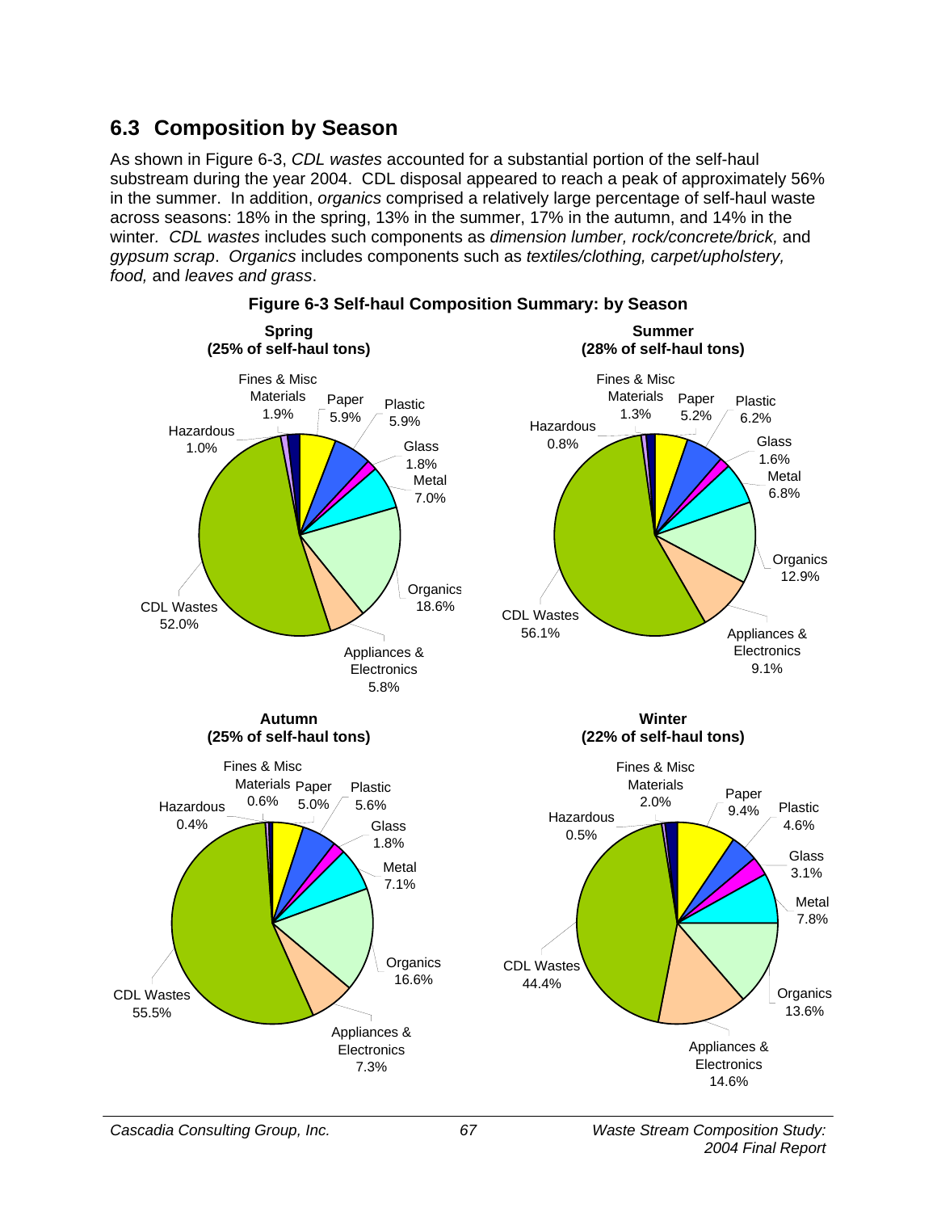## 6.3 Composition by Season

As shown in Figure 6-3, *CDL wastes* accounted for a substantial portion of the self-haul substream during the year 2004. CDL disposal appeared to reach a peak of approximately 56% in the summer. In addition, *organics* comprised a relatively large percentage of self-haul waste across seasons: 18% in the spring, 13% in the summer, 17% in the autumn, and 14% in the winter. *CDL wastes* includes such components as *dimension lumber, rock/concrete/brick,* and *gypsum scrap*. *Organics* includes components such as *textiles/clothing, carpet/upholstery, food,* and *leaves and grass*.

**Figure 6-3 Self-haul Composition Summary: by Season**

**Spring (25% of self-haul tons)**

| Material | Percent |
|---|---|
| Paper | 5.9% |
| Plastic | 5.9% |
| Glass | 1.8% |
| Metal | 7.0% |
| Organics | 18.6% |
| Appliances & Electronics | 5.8% |
| CDL Wastes | 52.0% |
| Hazardous | 1.0% |
| Fines & Misc Materials | 1.9% |

**Summer (28% of self-haul tons)**

| Material | Percent |
|---|---|
| Paper | 5.2% |
| Plastic | 6.2% |
| Glass | 1.6% |
| Metal | 6.8% |
| Organics | 12.9% |
| Appliances & Electronics | 9.1% |
| CDL Wastes | 56.1% |
| Hazardous | 0.8% |
| Fines & Misc Materials | 1.3% |

**Autumn (25% of self-haul tons)**

| Material | Percent |
|---|---|
| Paper | 5.0% |
| Plastic | 5.6% |
| Glass | 1.8% |
| Metal | 7.1% |
| Organics | 16.6% |
| Appliances & Electronics | 7.3% |
| CDL Wastes | 55.5% |
| Hazardous | 0.4% |
| Fines & Misc Materials | 0.6% |

**Winter (22% of self-haul tons)**

| Material | Percent |
|---|---|
| Paper | 9.4% |
| Plastic | 4.6% |
| Glass | 3.1% |
| Metal | 7.8% |
| Organics | 13.6% |
| Appliances & Electronics | 14.6% |
| CDL Wastes | 44.4% |
| Hazardous | 0.5% |
| Fines & Misc Materials | 2.0% |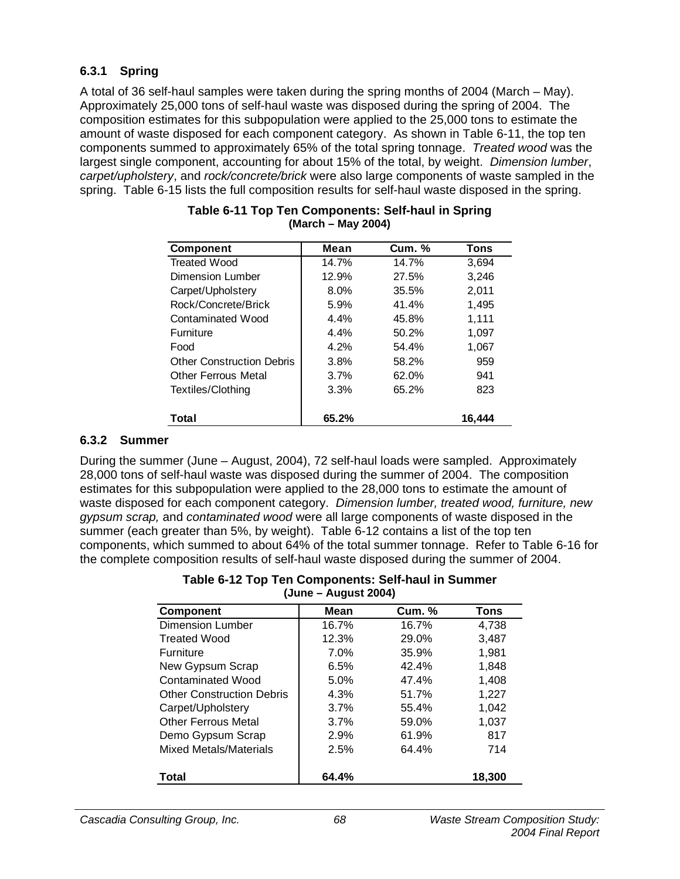### 6.3.1 Spring

A total of 36 self-haul samples were taken during the spring months of 2004 (March – May). Approximately 25,000 tons of self-haul waste was disposed during the spring of 2004. The composition estimates for this subpopulation were applied to the 25,000 tons to estimate the amount of waste disposed for each component category. As shown in Table 6-11, the top ten components summed to approximately 65% of the total spring tonnage. *Treated wood* was the largest single component, accounting for about 15% of the total, by weight. *Dimension lumber*, *carpet/upholstery*, and *rock/concrete/brick* were also large components of waste sampled in the spring. Table 6-15 lists the full composition results for self-haul waste disposed in the spring.

**Table 6-11 Top Ten Components: Self-haul in Spring (March – May 2004)**

| Component | Mean | Cum. % | Tons |
|---|---|---|---|
| Treated Wood | 14.7% | 14.7% | 3,694 |
| Dimension Lumber | 12.9% | 27.5% | 3,246 |
| Carpet/Upholstery | 8.0% | 35.5% | 2,011 |
| Rock/Concrete/Brick | 5.9% | 41.4% | 1,495 |
| Contaminated Wood | 4.4% | 45.8% | 1,111 |
| Furniture | 4.4% | 50.2% | 1,097 |
| Food | 4.2% | 54.4% | 1,067 |
| Other Construction Debris | 3.8% | 58.2% | 959 |
| Other Ferrous Metal | 3.7% | 62.0% | 941 |
| Textiles/Clothing | 3.3% | 65.2% | 823 |
| **Total** | **65.2%** | | **16,444** |

### 6.3.2 Summer

During the summer (June – August, 2004), 72 self-haul loads were sampled. Approximately 28,000 tons of self-haul waste was disposed during the summer of 2004. The composition estimates for this subpopulation were applied to the 28,000 tons to estimate the amount of waste disposed for each component category. *Dimension lumber, treated wood, furniture, new gypsum scrap,* and *contaminated wood* were all large components of waste disposed in the summer (each greater than 5%, by weight). Table 6-12 contains a list of the top ten components, which summed to about 64% of the total summer tonnage. Refer to Table 6-16 for the complete composition results of self-haul waste disposed during the summer of 2004.

**Table 6-12 Top Ten Components: Self-haul in Summer (June – August 2004)**

| Component | Mean | Cum. % | Tons |
|---|---|---|---|
| Dimension Lumber | 16.7% | 16.7% | 4,738 |
| Treated Wood | 12.3% | 29.0% | 3,487 |
| Furniture | 7.0% | 35.9% | 1,981 |
| New Gypsum Scrap | 6.5% | 42.4% | 1,848 |
| Contaminated Wood | 5.0% | 47.4% | 1,408 |
| Other Construction Debris | 4.3% | 51.7% | 1,227 |
| Carpet/Upholstery | 3.7% | 55.4% | 1,042 |
| Other Ferrous Metal | 3.7% | 59.0% | 1,037 |
| Demo Gypsum Scrap | 2.9% | 61.9% | 817 |
| Mixed Metals/Materials | 2.5% | 64.4% | 714 |
| **Total** | **64.4%** | | **18,300** |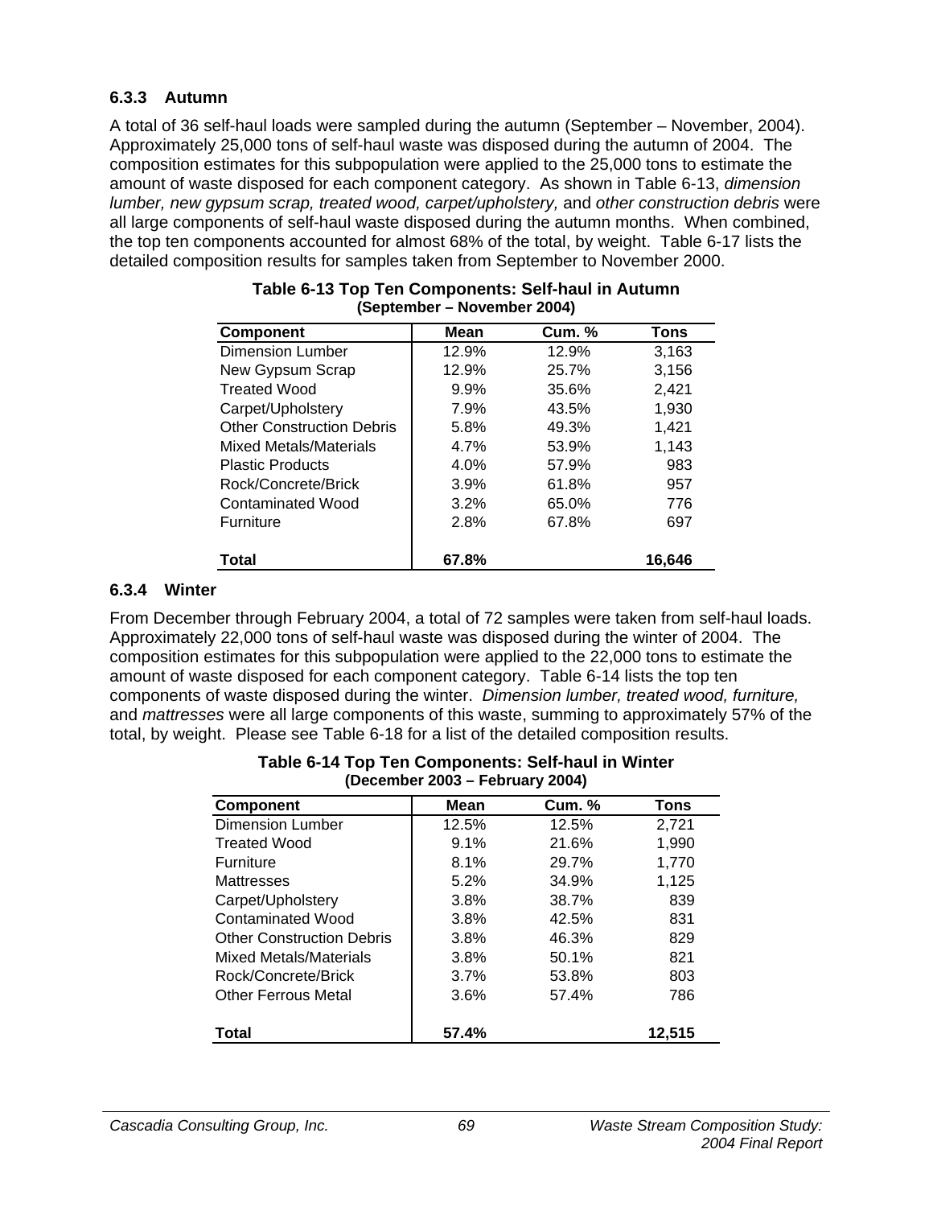### 6.3.3 Autumn

A total of 36 self-haul loads were sampled during the autumn (September – November, 2004). Approximately 25,000 tons of self-haul waste was disposed during the autumn of 2004. The composition estimates for this subpopulation were applied to the 25,000 tons to estimate the amount of waste disposed for each component category. As shown in Table 6-13, *dimension lumber, new gypsum scrap, treated wood, carpet/upholstery,* and *other construction debris* were all large components of self-haul waste disposed during the autumn months. When combined, the top ten components accounted for almost 68% of the total, by weight. Table 6-17 lists the detailed composition results for samples taken from September to November 2000.

**Table 6-13 Top Ten Components: Self-haul in Autumn (September – November 2004)**

| Component | Mean | Cum. % | Tons |
|---|---|---|---|
| Dimension Lumber | 12.9% | 12.9% | 3,163 |
| New Gypsum Scrap | 12.9% | 25.7% | 3,156 |
| Treated Wood | 9.9% | 35.6% | 2,421 |
| Carpet/Upholstery | 7.9% | 43.5% | 1,930 |
| Other Construction Debris | 5.8% | 49.3% | 1,421 |
| Mixed Metals/Materials | 4.7% | 53.9% | 1,143 |
| Plastic Products | 4.0% | 57.9% | 983 |
| Rock/Concrete/Brick | 3.9% | 61.8% | 957 |
| Contaminated Wood | 3.2% | 65.0% | 776 |
| Furniture | 2.8% | 67.8% | 697 |
| **Total** | **67.8%** | | **16,646** |

### 6.3.4 Winter

From December through February 2004, a total of 72 samples were taken from self-haul loads. Approximately 22,000 tons of self-haul waste was disposed during the winter of 2004. The composition estimates for this subpopulation were applied to the 22,000 tons to estimate the amount of waste disposed for each component category. Table 6-14 lists the top ten components of waste disposed during the winter. *Dimension lumber, treated wood, furniture,* and *mattresses* were all large components of this waste, summing to approximately 57% of the total, by weight. Please see Table 6-18 for a list of the detailed composition results.

**Table 6-14 Top Ten Components: Self-haul in Winter (December 2003 – February 2004)**

| Component | Mean | Cum. % | Tons |
|---|---|---|---|
| Dimension Lumber | 12.5% | 12.5% | 2,721 |
| Treated Wood | 9.1% | 21.6% | 1,990 |
| Furniture | 8.1% | 29.7% | 1,770 |
| Mattresses | 5.2% | 34.9% | 1,125 |
| Carpet/Upholstery | 3.8% | 38.7% | 839 |
| Contaminated Wood | 3.8% | 42.5% | 831 |
| Other Construction Debris | 3.8% | 46.3% | 829 |
| Mixed Metals/Materials | 3.8% | 50.1% | 821 |
| Rock/Concrete/Brick | 3.7% | 53.8% | 803 |
| Other Ferrous Metal | 3.6% | 57.4% | 786 |
| **Total** | **57.4%** | | **12,515** |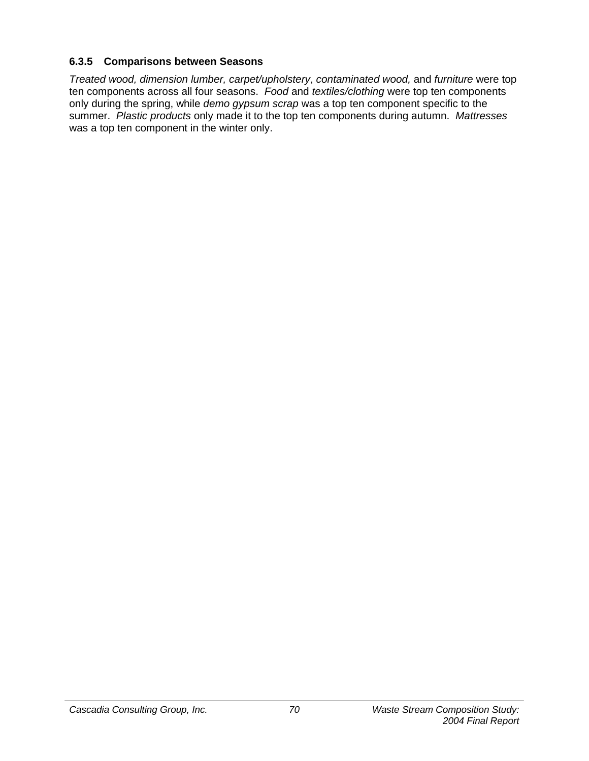### 6.3.5 Comparisons between Seasons

*Treated wood, dimension lumber, carpet/upholstery*, *contaminated wood,* and *furniture* were top ten components across all four seasons. *Food* and *textiles/clothing* were top ten components only during the spring, while *demo gypsum scrap* was a top ten component specific to the summer. *Plastic products* only made it to the top ten components during autumn. *Mattresses* was a top ten component in the winter only.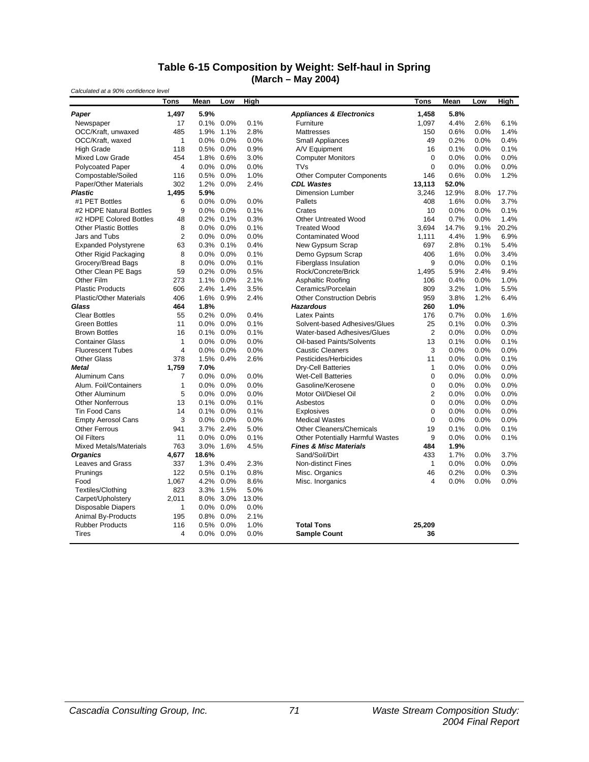## Table 6-15 Composition by Weight: Self-haul in Spring (March – May 2004)

*Calculated at a 90% confidence level*

| | Tons | Mean | Low | High | | Tons | Mean | Low | High |
|---|---|---|---|---|---|---|---|---|---|
| ***Paper*** | **1,497** | **5.9%** | | | ***Appliances & Electronics*** | **1,458** | **5.8%** | | |
| Newspaper | 17 | 0.1% | 0.0% | 0.1% | Furniture | 1,097 | 4.4% | 2.6% | 6.1% |
| OCC/Kraft, unwaxed | 485 | 1.9% | 1.1% | 2.8% | Mattresses | 150 | 0.6% | 0.0% | 1.4% |
| OCC/Kraft, waxed | 1 | 0.0% | 0.0% | 0.0% | Small Appliances | 49 | 0.2% | 0.0% | 0.4% |
| High Grade | 118 | 0.5% | 0.0% | 0.9% | A/V Equipment | 16 | 0.1% | 0.0% | 0.1% |
| Mixed Low Grade | 454 | 1.8% | 0.6% | 3.0% | Computer Monitors | 0 | 0.0% | 0.0% | 0.0% |
| Polycoated Paper | 4 | 0.0% | 0.0% | 0.0% | TVs | 0 | 0.0% | 0.0% | 0.0% |
| Compostable/Soiled | 116 | 0.5% | 0.0% | 1.0% | Other Computer Components | 146 | 0.6% | 0.0% | 1.2% |
| Paper/Other Materials | 302 | 1.2% | 0.0% | 2.4% | ***CDL Wastes*** | **13,113** | **52.0%** | | |
| ***Plastic*** | **1,495** | **5.9%** | | | Dimension Lumber | 3,246 | 12.9% | 8.0% | 17.7% |
| #1 PET Bottles | 6 | 0.0% | 0.0% | 0.0% | Pallets | 408 | 1.6% | 0.0% | 3.7% |
| #2 HDPE Natural Bottles | 9 | 0.0% | 0.0% | 0.1% | Crates | 10 | 0.0% | 0.0% | 0.1% |
| #2 HDPE Colored Bottles | 48 | 0.2% | 0.1% | 0.3% | Other Untreated Wood | 164 | 0.7% | 0.0% | 1.4% |
| Other Plastic Bottles | 8 | 0.0% | 0.0% | 0.1% | Treated Wood | 3,694 | 14.7% | 9.1% | 20.2% |
| Jars and Tubs | 2 | 0.0% | 0.0% | 0.0% | Contaminated Wood | 1,111 | 4.4% | 1.9% | 6.9% |
| Expanded Polystyrene | 63 | 0.3% | 0.1% | 0.4% | New Gypsum Scrap | 697 | 2.8% | 0.1% | 5.4% |
| Other Rigid Packaging | 8 | 0.0% | 0.0% | 0.1% | Demo Gypsum Scrap | 406 | 1.6% | 0.0% | 3.4% |
| Grocery/Bread Bags | 8 | 0.0% | 0.0% | 0.1% | Fiberglass Insulation | 9 | 0.0% | 0.0% | 0.1% |
| Other Clean PE Bags | 59 | 0.2% | 0.0% | 0.5% | Rock/Concrete/Brick | 1,495 | 5.9% | 2.4% | 9.4% |
| Other Film | 273 | 1.1% | 0.0% | 2.1% | Asphaltic Roofing | 106 | 0.4% | 0.0% | 1.0% |
| Plastic Products | 606 | 2.4% | 1.4% | 3.5% | Ceramics/Porcelain | 809 | 3.2% | 1.0% | 5.5% |
| Plastic/Other Materials | 406 | 1.6% | 0.9% | 2.4% | Other Construction Debris | 959 | 3.8% | 1.2% | 6.4% |
| ***Glass*** | **464** | **1.8%** | | | ***Hazardous*** | **260** | **1.0%** | | |
| Clear Bottles | 55 | 0.2% | 0.0% | 0.4% | Latex Paints | 176 | 0.7% | 0.0% | 1.6% |
| Green Bottles | 11 | 0.0% | 0.0% | 0.1% | Solvent-based Adhesives/Glues | 25 | 0.1% | 0.0% | 0.3% |
| Brown Bottles | 16 | 0.1% | 0.0% | 0.1% | Water-based Adhesives/Glues | 2 | 0.0% | 0.0% | 0.0% |
| Container Glass | 1 | 0.0% | 0.0% | 0.0% | Oil-based Paints/Solvents | 13 | 0.1% | 0.0% | 0.1% |
| Fluorescent Tubes | 4 | 0.0% | 0.0% | 0.0% | Caustic Cleaners | 3 | 0.0% | 0.0% | 0.0% |
| Other Glass | 378 | 1.5% | 0.4% | 2.6% | Pesticides/Herbicides | 11 | 0.0% | 0.0% | 0.1% |
| ***Metal*** | **1,759** | **7.0%** | | | Dry-Cell Batteries | 1 | 0.0% | 0.0% | 0.0% |
| Aluminum Cans | 7 | 0.0% | 0.0% | 0.0% | Wet-Cell Batteries | 0 | 0.0% | 0.0% | 0.0% |
| Alum. Foil/Containers | 1 | 0.0% | 0.0% | 0.0% | Gasoline/Kerosene | 0 | 0.0% | 0.0% | 0.0% |
| Other Aluminum | 5 | 0.0% | 0.0% | 0.0% | Motor Oil/Diesel Oil | 2 | 0.0% | 0.0% | 0.0% |
| Other Nonferrous | 13 | 0.1% | 0.0% | 0.1% | Asbestos | 0 | 0.0% | 0.0% | 0.0% |
| Tin Food Cans | 14 | 0.1% | 0.0% | 0.1% | Explosives | 0 | 0.0% | 0.0% | 0.0% |
| Empty Aerosol Cans | 3 | 0.0% | 0.0% | 0.0% | Medical Wastes | 0 | 0.0% | 0.0% | 0.0% |
| Other Ferrous | 941 | 3.7% | 2.4% | 5.0% | Other Cleaners/Chemicals | 19 | 0.1% | 0.0% | 0.1% |
| Oil Filters | 11 | 0.0% | 0.0% | 0.1% | Other Potentially Harmful Wastes | 9 | 0.0% | 0.0% | 0.1% |
| Mixed Metals/Materials | 763 | 3.0% | 1.6% | 4.5% | ***Fines & Misc Materials*** | **484** | **1.9%** | | |
| ***Organics*** | **4,677** | **18.6%** | | | Sand/Soil/Dirt | 433 | 1.7% | 0.0% | 3.7% |
| Leaves and Grass | 337 | 1.3% | 0.4% | 2.3% | Non-distinct Fines | 1 | 0.0% | 0.0% | 0.0% |
| Prunings | 122 | 0.5% | 0.1% | 0.8% | Misc. Organics | 46 | 0.2% | 0.0% | 0.3% |
| Food | 1,067 | 4.2% | 0.0% | 8.6% | Misc. Inorganics | 4 | 0.0% | 0.0% | 0.0% |
| Textiles/Clothing | 823 | 3.3% | 1.5% | 5.0% | | | | | |
| Carpet/Upholstery | 2,011 | 8.0% | 3.0% | 13.0% | | | | | |
| Disposable Diapers | 1 | 0.0% | 0.0% | 0.0% | | | | | |
| Animal By-Products | 195 | 0.8% | 0.0% | 2.1% | | | | | |
| Rubber Products | 116 | 0.5% | 0.0% | 1.0% | **Total Tons** | **25,209** | | | |
| Tires | 4 | 0.0% | 0.0% | 0.0% | **Sample Count** | **36** | | | |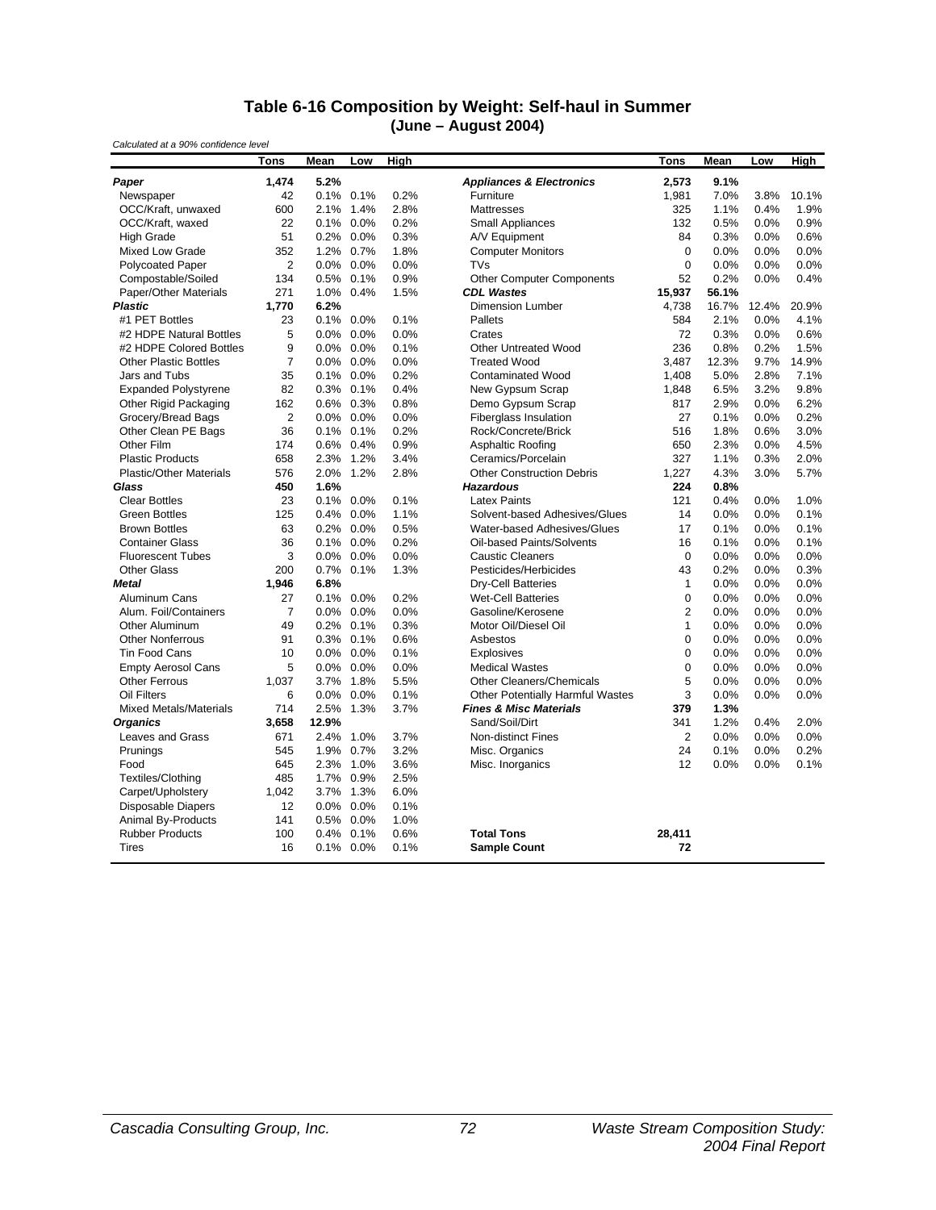## Table 6-16 Composition by Weight: Self-haul in Summer (June – August 2004)

*Calculated at a 90% confidence level*

| | Tons | Mean | Low | High | | Tons | Mean | Low | High |
|---|---|---|---|---|---|---|---|---|---|
| ***Paper*** | **1,474** | **5.2%** | | | ***Appliances & Electronics*** | **2,573** | **9.1%** | | |
| Newspaper | 42 | 0.1% | 0.1% | 0.2% | Furniture | 1,981 | 7.0% | 3.8% | 10.1% |
| OCC/Kraft, unwaxed | 600 | 2.1% | 1.4% | 2.8% | Mattresses | 325 | 1.1% | 0.4% | 1.9% |
| OCC/Kraft, waxed | 22 | 0.1% | 0.0% | 0.2% | Small Appliances | 132 | 0.5% | 0.0% | 0.9% |
| High Grade | 51 | 0.2% | 0.0% | 0.3% | A/V Equipment | 84 | 0.3% | 0.0% | 0.6% |
| Mixed Low Grade | 352 | 1.2% | 0.7% | 1.8% | Computer Monitors | 0 | 0.0% | 0.0% | 0.0% |
| Polycoated Paper | 2 | 0.0% | 0.0% | 0.0% | TVs | 0 | 0.0% | 0.0% | 0.0% |
| Compostable/Soiled | 134 | 0.5% | 0.1% | 0.9% | Other Computer Components | 52 | 0.2% | 0.0% | 0.4% |
| Paper/Other Materials | 271 | 1.0% | 0.4% | 1.5% | ***CDL Wastes*** | **15,937** | **56.1%** | | |
| ***Plastic*** | **1,770** | **6.2%** | | | Dimension Lumber | 4,738 | 16.7% | 12.4% | 20.9% |
| #1 PET Bottles | 23 | 0.1% | 0.0% | 0.1% | Pallets | 584 | 2.1% | 0.0% | 4.1% |
| #2 HDPE Natural Bottles | 5 | 0.0% | 0.0% | 0.0% | Crates | 72 | 0.3% | 0.0% | 0.6% |
| #2 HDPE Colored Bottles | 9 | 0.0% | 0.0% | 0.1% | Other Untreated Wood | 236 | 0.8% | 0.2% | 1.5% |
| Other Plastic Bottles | 7 | 0.0% | 0.0% | 0.0% | Treated Wood | 3,487 | 12.3% | 9.7% | 14.9% |
| Jars and Tubs | 35 | 0.1% | 0.0% | 0.2% | Contaminated Wood | 1,408 | 5.0% | 2.8% | 7.1% |
| Expanded Polystyrene | 82 | 0.3% | 0.1% | 0.4% | New Gypsum Scrap | 1,848 | 6.5% | 3.2% | 9.8% |
| Other Rigid Packaging | 162 | 0.6% | 0.3% | 0.8% | Demo Gypsum Scrap | 817 | 2.9% | 0.0% | 6.2% |
| Grocery/Bread Bags | 2 | 0.0% | 0.0% | 0.0% | Fiberglass Insulation | 27 | 0.1% | 0.0% | 0.2% |
| Other Clean PE Bags | 36 | 0.1% | 0.1% | 0.2% | Rock/Concrete/Brick | 516 | 1.8% | 0.6% | 3.0% |
| Other Film | 174 | 0.6% | 0.4% | 0.9% | Asphaltic Roofing | 650 | 2.3% | 0.0% | 4.5% |
| Plastic Products | 658 | 2.3% | 1.2% | 3.4% | Ceramics/Porcelain | 327 | 1.1% | 0.3% | 2.0% |
| Plastic/Other Materials | 576 | 2.0% | 1.2% | 2.8% | Other Construction Debris | 1,227 | 4.3% | 3.0% | 5.7% |
| ***Glass*** | **450** | **1.6%** | | | ***Hazardous*** | **224** | **0.8%** | | |
| Clear Bottles | 23 | 0.1% | 0.0% | 0.1% | Latex Paints | 121 | 0.4% | 0.0% | 1.0% |
| Green Bottles | 125 | 0.4% | 0.0% | 1.1% | Solvent-based Adhesives/Glues | 14 | 0.0% | 0.0% | 0.1% |
| Brown Bottles | 63 | 0.2% | 0.0% | 0.5% | Water-based Adhesives/Glues | 17 | 0.1% | 0.0% | 0.1% |
| Container Glass | 36 | 0.1% | 0.0% | 0.2% | Oil-based Paints/Solvents | 16 | 0.1% | 0.0% | 0.1% |
| Fluorescent Tubes | 3 | 0.0% | 0.0% | 0.0% | Caustic Cleaners | 0 | 0.0% | 0.0% | 0.0% |
| Other Glass | 200 | 0.7% | 0.1% | 1.3% | Pesticides/Herbicides | 43 | 0.2% | 0.0% | 0.3% |
| ***Metal*** | **1,946** | **6.8%** | | | Dry-Cell Batteries | 1 | 0.0% | 0.0% | 0.0% |
| Aluminum Cans | 27 | 0.1% | 0.0% | 0.2% | Wet-Cell Batteries | 0 | 0.0% | 0.0% | 0.0% |
| Alum. Foil/Containers | 7 | 0.0% | 0.0% | 0.0% | Gasoline/Kerosene | 2 | 0.0% | 0.0% | 0.0% |
| Other Aluminum | 49 | 0.2% | 0.1% | 0.3% | Motor Oil/Diesel Oil | 1 | 0.0% | 0.0% | 0.0% |
| Other Nonferrous | 91 | 0.3% | 0.1% | 0.6% | Asbestos | 0 | 0.0% | 0.0% | 0.0% |
| Tin Food Cans | 10 | 0.0% | 0.0% | 0.1% | Explosives | 0 | 0.0% | 0.0% | 0.0% |
| Empty Aerosol Cans | 5 | 0.0% | 0.0% | 0.0% | Medical Wastes | 0 | 0.0% | 0.0% | 0.0% |
| Other Ferrous | 1,037 | 3.7% | 1.8% | 5.5% | Other Cleaners/Chemicals | 5 | 0.0% | 0.0% | 0.0% |
| Oil Filters | 6 | 0.0% | 0.0% | 0.1% | Other Potentially Harmful Wastes | 3 | 0.0% | 0.0% | 0.0% |
| Mixed Metals/Materials | 714 | 2.5% | 1.3% | 3.7% | ***Fines & Misc Materials*** | **379** | **1.3%** | | |
| ***Organics*** | **3,658** | **12.9%** | | | Sand/Soil/Dirt | 341 | 1.2% | 0.4% | 2.0% |
| Leaves and Grass | 671 | 2.4% | 1.0% | 3.7% | Non-distinct Fines | 2 | 0.0% | 0.0% | 0.0% |
| Prunings | 545 | 1.9% | 0.7% | 3.2% | Misc. Organics | 24 | 0.1% | 0.0% | 0.2% |
| Food | 645 | 2.3% | 1.0% | 3.6% | Misc. Inorganics | 12 | 0.0% | 0.0% | 0.1% |
| Textiles/Clothing | 485 | 1.7% | 0.9% | 2.5% | | | | | |
| Carpet/Upholstery | 1,042 | 3.7% | 1.3% | 6.0% | | | | | |
| Disposable Diapers | 12 | 0.0% | 0.0% | 0.1% | | | | | |
| Animal By-Products | 141 | 0.5% | 0.0% | 1.0% | | | | | |
| Rubber Products | 100 | 0.4% | 0.1% | 0.6% | **Total Tons** | **28,411** | | | |
| Tires | 16 | 0.1% | 0.0% | 0.1% | **Sample Count** | **72** | | | |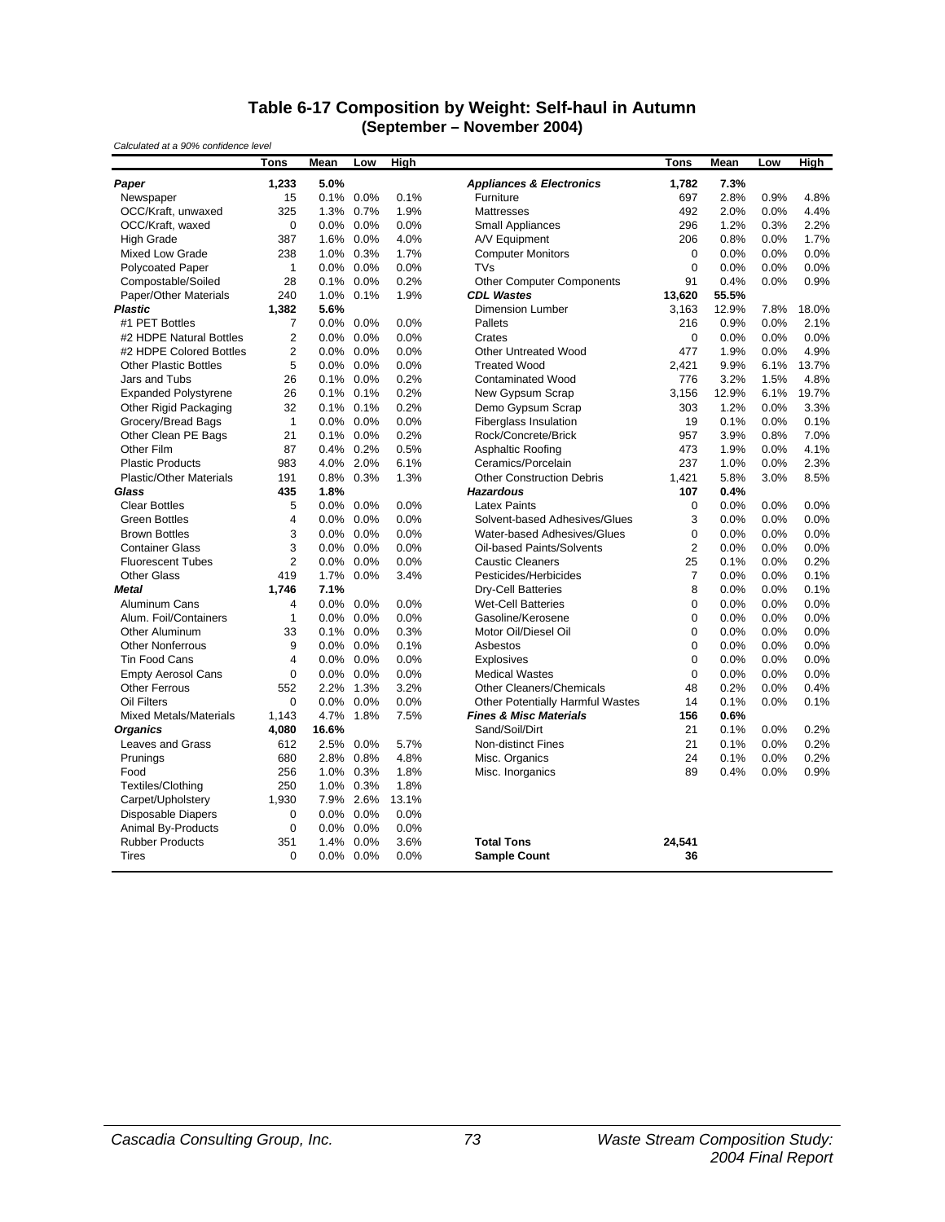## Table 6-17 Composition by Weight: Self-haul in Autumn (September – November 2004)

*Calculated at a 90% confidence level*

| | Tons | Mean | Low | High | | Tons | Mean | Low | High |
|---|---|---|---|---|---|---|---|---|---|
| ***Paper*** | **1,233** | **5.0%** | | | ***Appliances & Electronics*** | **1,782** | **7.3%** | | |
| Newspaper | 15 | 0.1% | 0.0% | 0.1% | Furniture | 697 | 2.8% | 0.9% | 4.8% |
| OCC/Kraft, unwaxed | 325 | 1.3% | 0.7% | 1.9% | Mattresses | 492 | 2.0% | 0.0% | 4.4% |
| OCC/Kraft, waxed | 0 | 0.0% | 0.0% | 0.0% | Small Appliances | 296 | 1.2% | 0.3% | 2.2% |
| High Grade | 387 | 1.6% | 0.0% | 4.0% | A/V Equipment | 206 | 0.8% | 0.0% | 1.7% |
| Mixed Low Grade | 238 | 1.0% | 0.3% | 1.7% | Computer Monitors | 0 | 0.0% | 0.0% | 0.0% |
| Polycoated Paper | 1 | 0.0% | 0.0% | 0.0% | TVs | 0 | 0.0% | 0.0% | 0.0% |
| Compostable/Soiled | 28 | 0.1% | 0.0% | 0.2% | Other Computer Components | 91 | 0.4% | 0.0% | 0.9% |
| Paper/Other Materials | 240 | 1.0% | 0.1% | 1.9% | ***CDL Wastes*** | **13,620** | **55.5%** | | |
| ***Plastic*** | **1,382** | **5.6%** | | | Dimension Lumber | 3,163 | 12.9% | 7.8% | 18.0% |
| #1 PET Bottles | 7 | 0.0% | 0.0% | 0.0% | Pallets | 216 | 0.9% | 0.0% | 2.1% |
| #2 HDPE Natural Bottles | 2 | 0.0% | 0.0% | 0.0% | Crates | 0 | 0.0% | 0.0% | 0.0% |
| #2 HDPE Colored Bottles | 2 | 0.0% | 0.0% | 0.0% | Other Untreated Wood | 477 | 1.9% | 0.0% | 4.9% |
| Other Plastic Bottles | 5 | 0.0% | 0.0% | 0.0% | Treated Wood | 2,421 | 9.9% | 6.1% | 13.7% |
| Jars and Tubs | 26 | 0.1% | 0.0% | 0.2% | Contaminated Wood | 776 | 3.2% | 1.5% | 4.8% |
| Expanded Polystyrene | 26 | 0.1% | 0.1% | 0.2% | New Gypsum Scrap | 3,156 | 12.9% | 6.1% | 19.7% |
| Other Rigid Packaging | 32 | 0.1% | 0.1% | 0.2% | Demo Gypsum Scrap | 303 | 1.2% | 0.0% | 3.3% |
| Grocery/Bread Bags | 1 | 0.0% | 0.0% | 0.0% | Fiberglass Insulation | 19 | 0.1% | 0.0% | 0.1% |
| Other Clean PE Bags | 21 | 0.1% | 0.0% | 0.2% | Rock/Concrete/Brick | 957 | 3.9% | 0.8% | 7.0% |
| Other Film | 87 | 0.4% | 0.2% | 0.5% | Asphaltic Roofing | 473 | 1.9% | 0.0% | 4.1% |
| Plastic Products | 983 | 4.0% | 2.0% | 6.1% | Ceramics/Porcelain | 237 | 1.0% | 0.0% | 2.3% |
| Plastic/Other Materials | 191 | 0.8% | 0.3% | 1.3% | Other Construction Debris | 1,421 | 5.8% | 3.0% | 8.5% |
| ***Glass*** | **435** | **1.8%** | | | ***Hazardous*** | **107** | **0.4%** | | |
| Clear Bottles | 5 | 0.0% | 0.0% | 0.0% | Latex Paints | 0 | 0.0% | 0.0% | 0.0% |
| Green Bottles | 4 | 0.0% | 0.0% | 0.0% | Solvent-based Adhesives/Glues | 3 | 0.0% | 0.0% | 0.0% |
| Brown Bottles | 3 | 0.0% | 0.0% | 0.0% | Water-based Adhesives/Glues | 0 | 0.0% | 0.0% | 0.0% |
| Container Glass | 3 | 0.0% | 0.0% | 0.0% | Oil-based Paints/Solvents | 2 | 0.0% | 0.0% | 0.0% |
| Fluorescent Tubes | 2 | 0.0% | 0.0% | 0.0% | Caustic Cleaners | 25 | 0.1% | 0.0% | 0.2% |
| Other Glass | 419 | 1.7% | 0.0% | 3.4% | Pesticides/Herbicides | 7 | 0.0% | 0.0% | 0.1% |
| ***Metal*** | **1,746** | **7.1%** | | | Dry-Cell Batteries | 8 | 0.0% | 0.0% | 0.1% |
| Aluminum Cans | 4 | 0.0% | 0.0% | 0.0% | Wet-Cell Batteries | 0 | 0.0% | 0.0% | 0.0% |
| Alum. Foil/Containers | 1 | 0.0% | 0.0% | 0.0% | Gasoline/Kerosene | 0 | 0.0% | 0.0% | 0.0% |
| Other Aluminum | 33 | 0.1% | 0.0% | 0.3% | Motor Oil/Diesel Oil | 0 | 0.0% | 0.0% | 0.0% |
| Other Nonferrous | 9 | 0.0% | 0.0% | 0.1% | Asbestos | 0 | 0.0% | 0.0% | 0.0% |
| Tin Food Cans | 4 | 0.0% | 0.0% | 0.0% | Explosives | 0 | 0.0% | 0.0% | 0.0% |
| Empty Aerosol Cans | 0 | 0.0% | 0.0% | 0.0% | Medical Wastes | 0 | 0.0% | 0.0% | 0.0% |
| Other Ferrous | 552 | 2.2% | 1.3% | 3.2% | Other Cleaners/Chemicals | 48 | 0.2% | 0.0% | 0.4% |
| Oil Filters | 0 | 0.0% | 0.0% | 0.0% | Other Potentially Harmful Wastes | 14 | 0.1% | 0.0% | 0.1% |
| Mixed Metals/Materials | 1,143 | 4.7% | 1.8% | 7.5% | ***Fines & Misc Materials*** | **156** | **0.6%** | | |
| ***Organics*** | **4,080** | **16.6%** | | | Sand/Soil/Dirt | 21 | 0.1% | 0.0% | 0.2% |
| Leaves and Grass | 612 | 2.5% | 0.0% | 5.7% | Non-distinct Fines | 21 | 0.1% | 0.0% | 0.2% |
| Prunings | 680 | 2.8% | 0.8% | 4.8% | Misc. Organics | 24 | 0.1% | 0.0% | 0.2% |
| Food | 256 | 1.0% | 0.3% | 1.8% | Misc. Inorganics | 89 | 0.4% | 0.0% | 0.9% |
| Textiles/Clothing | 250 | 1.0% | 0.3% | 1.8% | | | | | |
| Carpet/Upholstery | 1,930 | 7.9% | 2.6% | 13.1% | | | | | |
| Disposable Diapers | 0 | 0.0% | 0.0% | 0.0% | | | | | |
| Animal By-Products | 0 | 0.0% | 0.0% | 0.0% | | | | | |
| Rubber Products | 351 | 1.4% | 0.0% | 3.6% | **Total Tons** | **24,541** | | | |
| Tires | 0 | 0.0% | 0.0% | 0.0% | **Sample Count** | **36** | | | |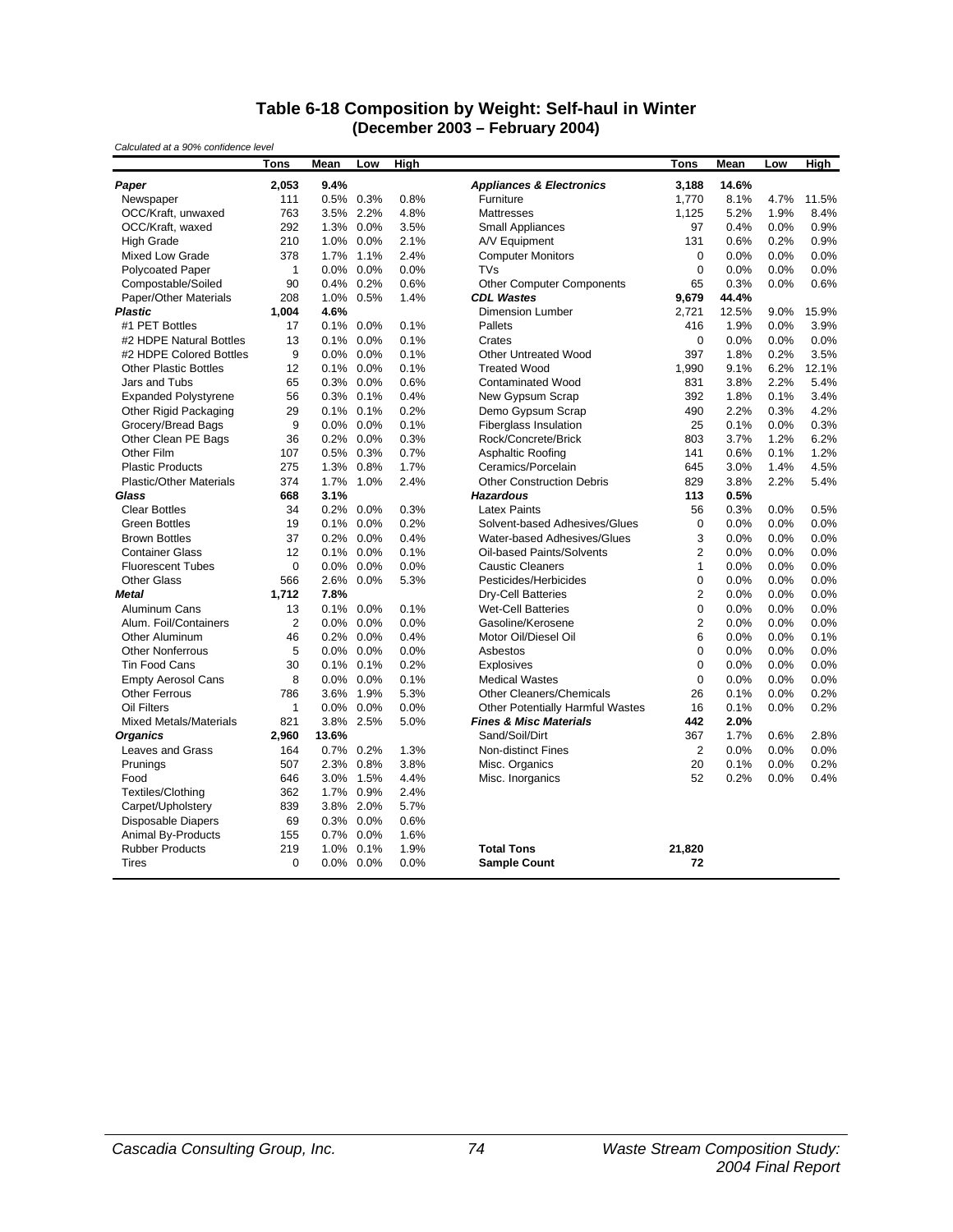## Table 6-18 Composition by Weight: Self-haul in Winter
## (December 2003 – February 2004)

*Calculated at a 90% confidence level*

| | Tons | Mean | Low | High | | Tons | Mean | Low | High |
|---|---|---|---|---|---|---|---|---|---|
| ***Paper*** | **2,053** | **9.4%** | | | ***Appliances & Electronics*** | **3,188** | **14.6%** | | |
| Newspaper | 111 | 0.5% | 0.3% | 0.8% | Furniture | 1,770 | 8.1% | 4.7% | 11.5% |
| OCC/Kraft, unwaxed | 763 | 3.5% | 2.2% | 4.8% | Mattresses | 1,125 | 5.2% | 1.9% | 8.4% |
| OCC/Kraft, waxed | 292 | 1.3% | 0.0% | 3.5% | Small Appliances | 97 | 0.4% | 0.0% | 0.9% |
| High Grade | 210 | 1.0% | 0.0% | 2.1% | A/V Equipment | 131 | 0.6% | 0.2% | 0.9% |
| Mixed Low Grade | 378 | 1.7% | 1.1% | 2.4% | Computer Monitors | 0 | 0.0% | 0.0% | 0.0% |
| Polycoated Paper | 1 | 0.0% | 0.0% | 0.0% | TVs | 0 | 0.0% | 0.0% | 0.0% |
| Compostable/Soiled | 90 | 0.4% | 0.2% | 0.6% | Other Computer Components | 65 | 0.3% | 0.0% | 0.6% |
| Paper/Other Materials | 208 | 1.0% | 0.5% | 1.4% | ***CDL Wastes*** | **9,679** | **44.4%** | | |
| ***Plastic*** | **1,004** | **4.6%** | | | Dimension Lumber | 2,721 | 12.5% | 9.0% | 15.9% |
| #1 PET Bottles | 17 | 0.1% | 0.0% | 0.1% | Pallets | 416 | 1.9% | 0.0% | 3.9% |
| #2 HDPE Natural Bottles | 13 | 0.1% | 0.0% | 0.1% | Crates | 0 | 0.0% | 0.0% | 0.0% |
| #2 HDPE Colored Bottles | 9 | 0.0% | 0.0% | 0.1% | Other Untreated Wood | 397 | 1.8% | 0.2% | 3.5% |
| Other Plastic Bottles | 12 | 0.1% | 0.0% | 0.1% | Treated Wood | 1,990 | 9.1% | 6.2% | 12.1% |
| Jars and Tubs | 65 | 0.3% | 0.0% | 0.6% | Contaminated Wood | 831 | 3.8% | 2.2% | 5.4% |
| Expanded Polystyrene | 56 | 0.3% | 0.1% | 0.4% | New Gypsum Scrap | 392 | 1.8% | 0.1% | 3.4% |
| Other Rigid Packaging | 29 | 0.1% | 0.1% | 0.2% | Demo Gypsum Scrap | 490 | 2.2% | 0.3% | 4.2% |
| Grocery/Bread Bags | 9 | 0.0% | 0.0% | 0.1% | Fiberglass Insulation | 25 | 0.1% | 0.0% | 0.3% |
| Other Clean PE Bags | 36 | 0.2% | 0.0% | 0.3% | Rock/Concrete/Brick | 803 | 3.7% | 1.2% | 6.2% |
| Other Film | 107 | 0.5% | 0.3% | 0.7% | Asphaltic Roofing | 141 | 0.6% | 0.1% | 1.2% |
| Plastic Products | 275 | 1.3% | 0.8% | 1.7% | Ceramics/Porcelain | 645 | 3.0% | 1.4% | 4.5% |
| Plastic/Other Materials | 374 | 1.7% | 1.0% | 2.4% | Other Construction Debris | 829 | 3.8% | 2.2% | 5.4% |
| ***Glass*** | **668** | **3.1%** | | | ***Hazardous*** | **113** | **0.5%** | | |
| Clear Bottles | 34 | 0.2% | 0.0% | 0.3% | Latex Paints | 56 | 0.3% | 0.0% | 0.5% |
| Green Bottles | 19 | 0.1% | 0.0% | 0.2% | Solvent-based Adhesives/Glues | 0 | 0.0% | 0.0% | 0.0% |
| Brown Bottles | 37 | 0.2% | 0.0% | 0.4% | Water-based Adhesives/Glues | 3 | 0.0% | 0.0% | 0.0% |
| Container Glass | 12 | 0.1% | 0.0% | 0.1% | Oil-based Paints/Solvents | 2 | 0.0% | 0.0% | 0.0% |
| Fluorescent Tubes | 0 | 0.0% | 0.0% | 0.0% | Caustic Cleaners | 1 | 0.0% | 0.0% | 0.0% |
| Other Glass | 566 | 2.6% | 0.0% | 5.3% | Pesticides/Herbicides | 0 | 0.0% | 0.0% | 0.0% |
| ***Metal*** | **1,712** | **7.8%** | | | Dry-Cell Batteries | 2 | 0.0% | 0.0% | 0.0% |
| Aluminum Cans | 13 | 0.1% | 0.0% | 0.1% | Wet-Cell Batteries | 0 | 0.0% | 0.0% | 0.0% |
| Alum. Foil/Containers | 2 | 0.0% | 0.0% | 0.0% | Gasoline/Kerosene | 2 | 0.0% | 0.0% | 0.0% |
| Other Aluminum | 46 | 0.2% | 0.0% | 0.4% | Motor Oil/Diesel Oil | 6 | 0.0% | 0.0% | 0.1% |
| Other Nonferrous | 5 | 0.0% | 0.0% | 0.0% | Asbestos | 0 | 0.0% | 0.0% | 0.0% |
| Tin Food Cans | 30 | 0.1% | 0.1% | 0.2% | Explosives | 0 | 0.0% | 0.0% | 0.0% |
| Empty Aerosol Cans | 8 | 0.0% | 0.0% | 0.1% | Medical Wastes | 0 | 0.0% | 0.0% | 0.0% |
| Other Ferrous | 786 | 3.6% | 1.9% | 5.3% | Other Cleaners/Chemicals | 26 | 0.1% | 0.0% | 0.2% |
| Oil Filters | 1 | 0.0% | 0.0% | 0.0% | Other Potentially Harmful Wastes | 16 | 0.1% | 0.0% | 0.2% |
| Mixed Metals/Materials | 821 | 3.8% | 2.5% | 5.0% | ***Fines & Misc Materials*** | **442** | **2.0%** | | |
| ***Organics*** | **2,960** | **13.6%** | | | Sand/Soil/Dirt | 367 | 1.7% | 0.6% | 2.8% |
| Leaves and Grass | 164 | 0.7% | 0.2% | 1.3% | Non-distinct Fines | 2 | 0.0% | 0.0% | 0.0% |
| Prunings | 507 | 2.3% | 0.8% | 3.8% | Misc. Organics | 20 | 0.1% | 0.0% | 0.2% |
| Food | 646 | 3.0% | 1.5% | 4.4% | Misc. Inorganics | 52 | 0.2% | 0.0% | 0.4% |
| Textiles/Clothing | 362 | 1.7% | 0.9% | 2.4% | | | | | |
| Carpet/Upholstery | 839 | 3.8% | 2.0% | 5.7% | | | | | |
| Disposable Diapers | 69 | 0.3% | 0.0% | 0.6% | | | | | |
| Animal By-Products | 155 | 0.7% | 0.0% | 1.6% | | | | | |
| Rubber Products | 219 | 1.0% | 0.1% | 1.9% | **Total Tons** | **21,820** | | | |
| Tires | 0 | 0.0% | 0.0% | 0.0% | **Sample Count** | **72** | | | |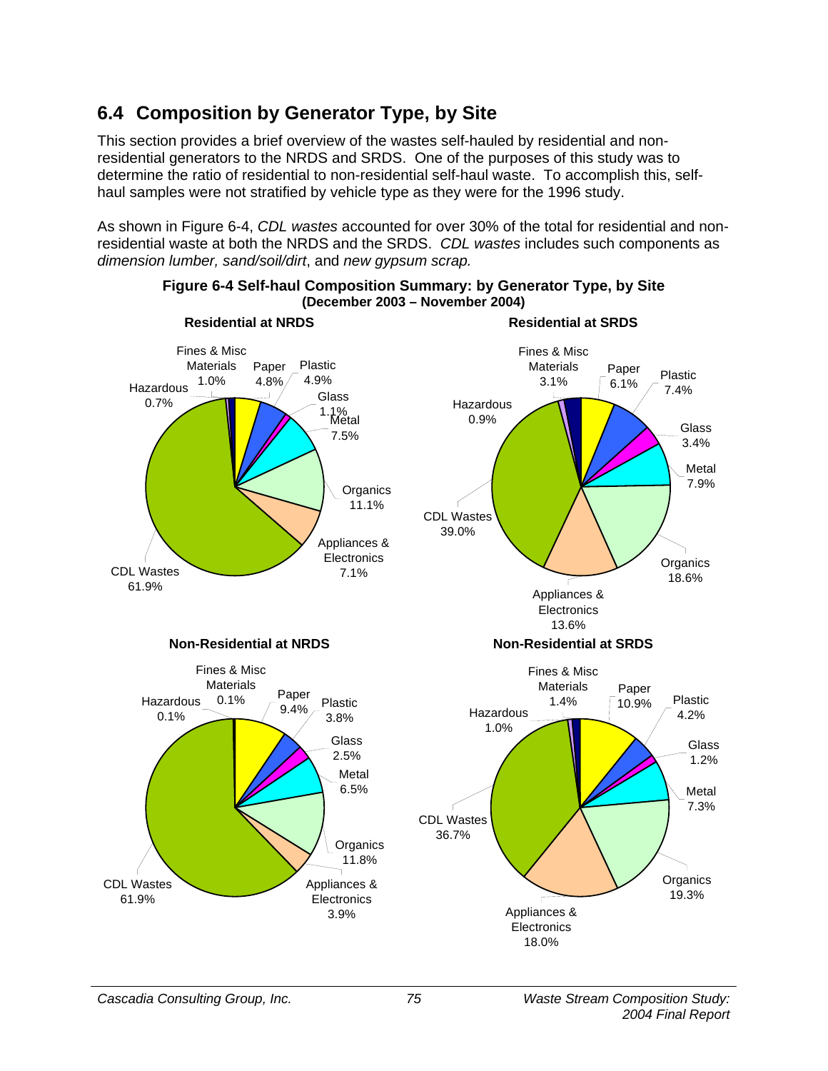## 6.4 Composition by Generator Type, by Site

This section provides a brief overview of the wastes self-hauled by residential and non-residential generators to the NRDS and SRDS. One of the purposes of this study was to determine the ratio of residential to non-residential self-haul waste. To accomplish this, self-haul samples were not stratified by vehicle type as they were for the 1996 study.

As shown in Figure 6-4, *CDL wastes* accounted for over 30% of the total for residential and non-residential waste at both the NRDS and the SRDS. *CDL wastes* includes such components as *dimension lumber, sand/soil/dirt*, and *new gypsum scrap.*

**Figure 6-4 Self-haul Composition Summary: by Generator Type, by Site (December 2003 – November 2004)**

| Material | Residential at NRDS | Residential at SRDS | Non-Residential at NRDS | Non-Residential at SRDS |
|---|---|---|---|---|
| Paper | 4.8% | 6.1% | 9.4% | 10.9% |
| Plastic | 4.9% | 7.4% | 3.8% | 4.2% |
| Glass | 1.1% | 3.4% | 2.5% | 1.2% |
| Metal | 7.5% | 7.9% | 6.5% | 7.3% |
| Organics | 11.1% | 18.6% | 11.8% | 19.3% |
| Appliances & Electronics | 7.1% | 13.6% | 3.9% | 18.0% |
| CDL Wastes | 61.9% | 39.0% | 61.9% | 36.7% |
| Hazardous | 0.7% | 0.9% | 0.1% | 1.0% |
| Fines & Misc Materials | 1.0% | 3.1% | 0.1% | 1.4% |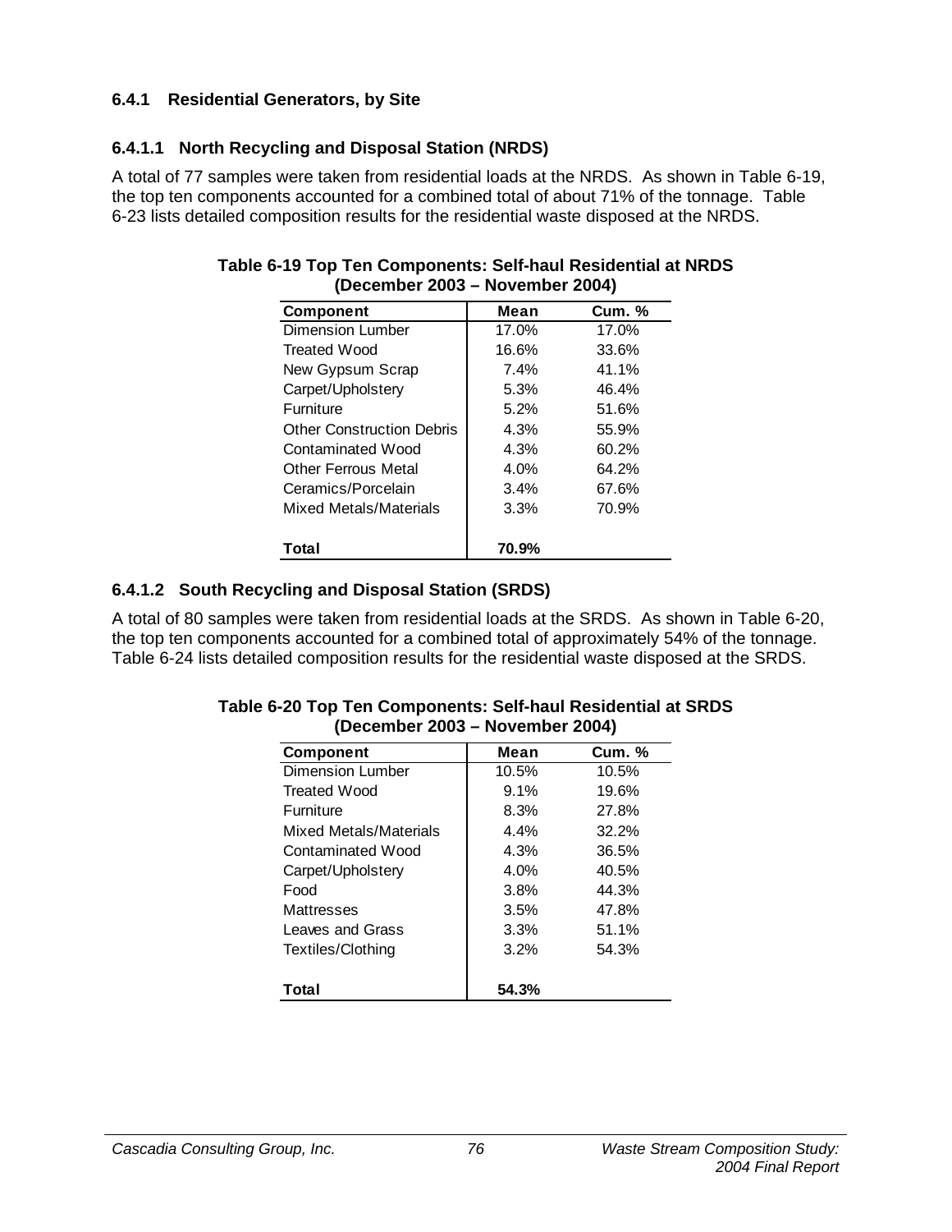### 6.4.1 Residential Generators, by Site

#### 6.4.1.1 North Recycling and Disposal Station (NRDS)

A total of 77 samples were taken from residential loads at the NRDS. As shown in Table 6-19, the top ten components accounted for a combined total of about 71% of the tonnage. Table 6-23 lists detailed composition results for the residential waste disposed at the NRDS.

**Table 6-19 Top Ten Components: Self-haul Residential at NRDS (December 2003 – November 2004)**

| Component | Mean | Cum. % |
|---|---|---|
| Dimension Lumber | 17.0% | 17.0% |
| Treated Wood | 16.6% | 33.6% |
| New Gypsum Scrap | 7.4% | 41.1% |
| Carpet/Upholstery | 5.3% | 46.4% |
| Furniture | 5.2% | 51.6% |
| Other Construction Debris | 4.3% | 55.9% |
| Contaminated Wood | 4.3% | 60.2% |
| Other Ferrous Metal | 4.0% | 64.2% |
| Ceramics/Porcelain | 3.4% | 67.6% |
| Mixed Metals/Materials | 3.3% | 70.9% |
| **Total** | **70.9%** | |

#### 6.4.1.2 South Recycling and Disposal Station (SRDS)

A total of 80 samples were taken from residential loads at the SRDS. As shown in Table 6-20, the top ten components accounted for a combined total of approximately 54% of the tonnage. Table 6-24 lists detailed composition results for the residential waste disposed at the SRDS.

**Table 6-20 Top Ten Components: Self-haul Residential at SRDS (December 2003 – November 2004)**

| Component | Mean | Cum. % |
|---|---|---|
| Dimension Lumber | 10.5% | 10.5% |
| Treated Wood | 9.1% | 19.6% |
| Furniture | 8.3% | 27.8% |
| Mixed Metals/Materials | 4.4% | 32.2% |
| Contaminated Wood | 4.3% | 36.5% |
| Carpet/Upholstery | 4.0% | 40.5% |
| Food | 3.8% | 44.3% |
| Mattresses | 3.5% | 47.8% |
| Leaves and Grass | 3.3% | 51.1% |
| Textiles/Clothing | 3.2% | 54.3% |
| **Total** | **54.3%** | |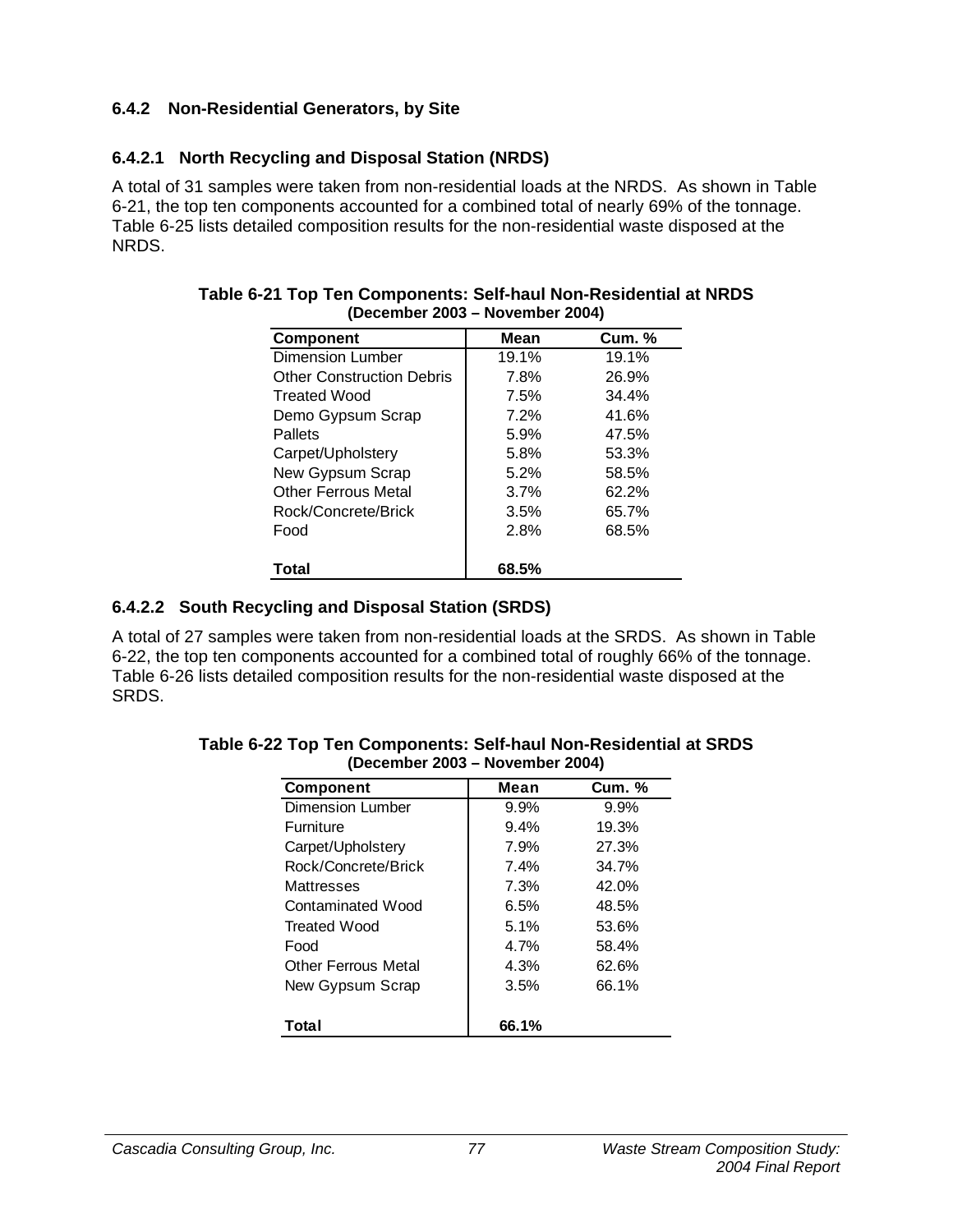### 6.4.2 Non-Residential Generators, by Site

#### 6.4.2.1 North Recycling and Disposal Station (NRDS)

A total of 31 samples were taken from non-residential loads at the NRDS. As shown in Table 6-21, the top ten components accounted for a combined total of nearly 69% of the tonnage. Table 6-25 lists detailed composition results for the non-residential waste disposed at the NRDS.

**Table 6-21 Top Ten Components: Self-haul Non-Residential at NRDS (December 2003 – November 2004)**

| Component | Mean | Cum. % |
|---|---|---|
| Dimension Lumber | 19.1% | 19.1% |
| Other Construction Debris | 7.8% | 26.9% |
| Treated Wood | 7.5% | 34.4% |
| Demo Gypsum Scrap | 7.2% | 41.6% |
| Pallets | 5.9% | 47.5% |
| Carpet/Upholstery | 5.8% | 53.3% |
| New Gypsum Scrap | 5.2% | 58.5% |
| Other Ferrous Metal | 3.7% | 62.2% |
| Rock/Concrete/Brick | 3.5% | 65.7% |
| Food | 2.8% | 68.5% |
| **Total** | **68.5%** | |

#### 6.4.2.2 South Recycling and Disposal Station (SRDS)

A total of 27 samples were taken from non-residential loads at the SRDS. As shown in Table 6-22, the top ten components accounted for a combined total of roughly 66% of the tonnage. Table 6-26 lists detailed composition results for the non-residential waste disposed at the SRDS.

**Table 6-22 Top Ten Components: Self-haul Non-Residential at SRDS (December 2003 – November 2004)**

| Component | Mean | Cum. % |
|---|---|---|
| Dimension Lumber | 9.9% | 9.9% |
| Furniture | 9.4% | 19.3% |
| Carpet/Upholstery | 7.9% | 27.3% |
| Rock/Concrete/Brick | 7.4% | 34.7% |
| Mattresses | 7.3% | 42.0% |
| Contaminated Wood | 6.5% | 48.5% |
| Treated Wood | 5.1% | 53.6% |
| Food | 4.7% | 58.4% |
| Other Ferrous Metal | 4.3% | 62.6% |
| New Gypsum Scrap | 3.5% | 66.1% |
| **Total** | **66.1%** | |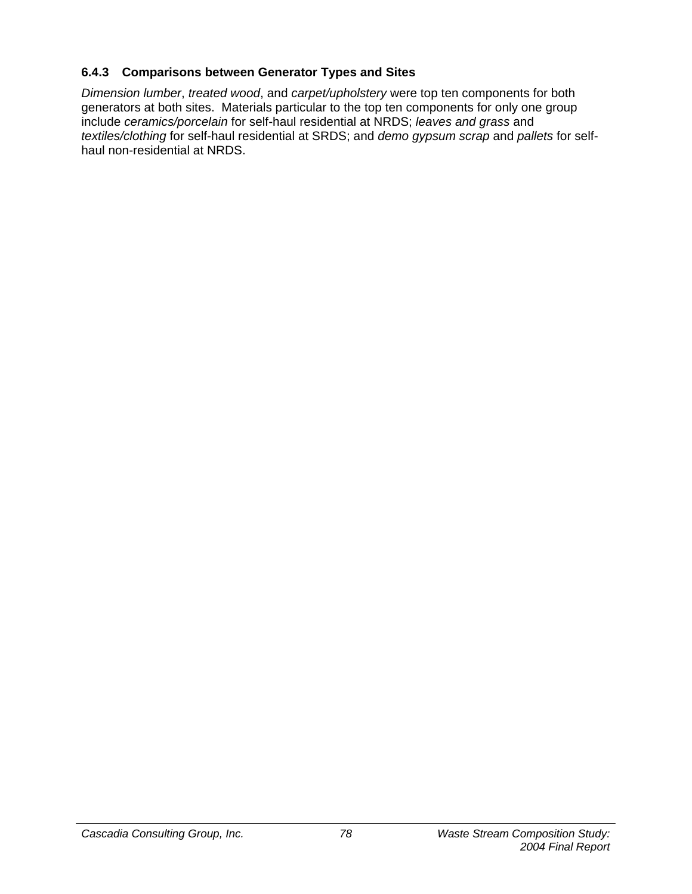### 6.4.3 Comparisons between Generator Types and Sites

*Dimension lumber*, *treated wood*, and *carpet/upholstery* were top ten components for both generators at both sites. Materials particular to the top ten components for only one group include *ceramics/porcelain* for self-haul residential at NRDS; *leaves and grass* and *textiles/clothing* for self-haul residential at SRDS; and *demo gypsum scrap* and *pallets* for self-haul non-residential at NRDS.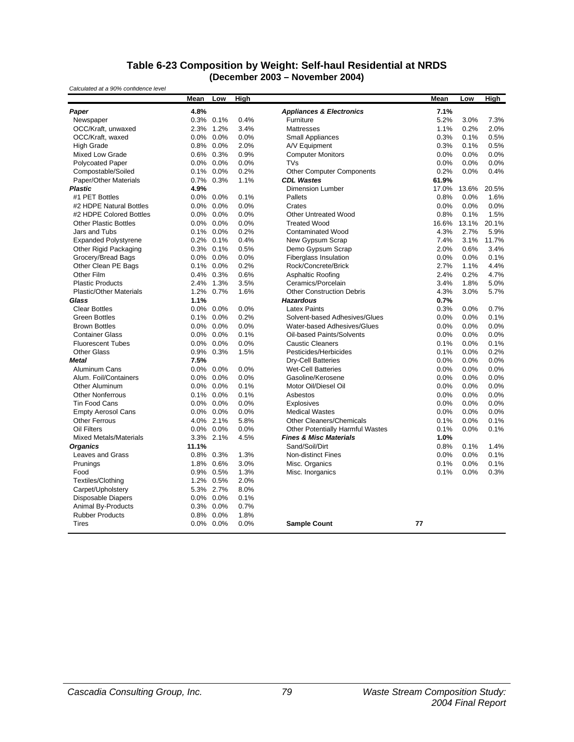## Table 6-23 Composition by Weight: Self-haul Residential at NRDS (December 2003 – November 2004)

*Calculated at a 90% confidence level*

| | Mean | Low | High | | Mean | Low | High |
|---|---|---|---|---|---|---|---|
| ***Paper*** | **4.8%** | | | ***Appliances & Electronics*** | **7.1%** | | |
| Newspaper | 0.3% | 0.1% | 0.4% | Furniture | 5.2% | 3.0% | 7.3% |
| OCC/Kraft, unwaxed | 2.3% | 1.2% | 3.4% | Mattresses | 1.1% | 0.2% | 2.0% |
| OCC/Kraft, waxed | 0.0% | 0.0% | 0.0% | Small Appliances | 0.3% | 0.1% | 0.5% |
| High Grade | 0.8% | 0.0% | 2.0% | A/V Equipment | 0.3% | 0.1% | 0.5% |
| Mixed Low Grade | 0.6% | 0.3% | 0.9% | Computer Monitors | 0.0% | 0.0% | 0.0% |
| Polycoated Paper | 0.0% | 0.0% | 0.0% | TVs | 0.0% | 0.0% | 0.0% |
| Compostable/Soiled | 0.1% | 0.0% | 0.2% | Other Computer Components | 0.2% | 0.0% | 0.4% |
| Paper/Other Materials | 0.7% | 0.3% | 1.1% | ***CDL Wastes*** | **61.9%** | | |
| ***Plastic*** | **4.9%** | | | Dimension Lumber | 17.0% | 13.6% | 20.5% |
| #1 PET Bottles | 0.0% | 0.0% | 0.1% | Pallets | 0.8% | 0.0% | 1.6% |
| #2 HDPE Natural Bottles | 0.0% | 0.0% | 0.0% | Crates | 0.0% | 0.0% | 0.0% |
| #2 HDPE Colored Bottles | 0.0% | 0.0% | 0.0% | Other Untreated Wood | 0.8% | 0.1% | 1.5% |
| Other Plastic Bottles | 0.0% | 0.0% | 0.0% | Treated Wood | 16.6% | 13.1% | 20.1% |
| Jars and Tubs | 0.1% | 0.0% | 0.2% | Contaminated Wood | 4.3% | 2.7% | 5.9% |
| Expanded Polystyrene | 0.2% | 0.1% | 0.4% | New Gypsum Scrap | 7.4% | 3.1% | 11.7% |
| Other Rigid Packaging | 0.3% | 0.1% | 0.5% | Demo Gypsum Scrap | 2.0% | 0.6% | 3.4% |
| Grocery/Bread Bags | 0.0% | 0.0% | 0.0% | Fiberglass Insulation | 0.0% | 0.0% | 0.1% |
| Other Clean PE Bags | 0.1% | 0.0% | 0.2% | Rock/Concrete/Brick | 2.7% | 1.1% | 4.4% |
| Other Film | 0.4% | 0.3% | 0.6% | Asphaltic Roofing | 2.4% | 0.2% | 4.7% |
| Plastic Products | 2.4% | 1.3% | 3.5% | Ceramics/Porcelain | 3.4% | 1.8% | 5.0% |
| Plastic/Other Materials | 1.2% | 0.7% | 1.6% | Other Construction Debris | 4.3% | 3.0% | 5.7% |
| ***Glass*** | **1.1%** | | | ***Hazardous*** | **0.7%** | | |
| Clear Bottles | 0.0% | 0.0% | 0.0% | Latex Paints | 0.3% | 0.0% | 0.7% |
| Green Bottles | 0.1% | 0.0% | 0.2% | Solvent-based Adhesives/Glues | 0.0% | 0.0% | 0.1% |
| Brown Bottles | 0.0% | 0.0% | 0.0% | Water-based Adhesives/Glues | 0.0% | 0.0% | 0.0% |
| Container Glass | 0.0% | 0.0% | 0.1% | Oil-based Paints/Solvents | 0.0% | 0.0% | 0.0% |
| Fluorescent Tubes | 0.0% | 0.0% | 0.0% | Caustic Cleaners | 0.1% | 0.0% | 0.1% |
| Other Glass | 0.9% | 0.3% | 1.5% | Pesticides/Herbicides | 0.1% | 0.0% | 0.2% |
| ***Metal*** | **7.5%** | | | Dry-Cell Batteries | 0.0% | 0.0% | 0.0% |
| Aluminum Cans | 0.0% | 0.0% | 0.0% | Wet-Cell Batteries | 0.0% | 0.0% | 0.0% |
| Alum. Foil/Containers | 0.0% | 0.0% | 0.0% | Gasoline/Kerosene | 0.0% | 0.0% | 0.0% |
| Other Aluminum | 0.0% | 0.0% | 0.1% | Motor Oil/Diesel Oil | 0.0% | 0.0% | 0.0% |
| Other Nonferrous | 0.1% | 0.0% | 0.1% | Asbestos | 0.0% | 0.0% | 0.0% |
| Tin Food Cans | 0.0% | 0.0% | 0.0% | Explosives | 0.0% | 0.0% | 0.0% |
| Empty Aerosol Cans | 0.0% | 0.0% | 0.0% | Medical Wastes | 0.0% | 0.0% | 0.0% |
| Other Ferrous | 4.0% | 2.1% | 5.8% | Other Cleaners/Chemicals | 0.1% | 0.0% | 0.1% |
| Oil Filters | 0.0% | 0.0% | 0.0% | Other Potentially Harmful Wastes | 0.1% | 0.0% | 0.1% |
| Mixed Metals/Materials | 3.3% | 2.1% | 4.5% | ***Fines & Misc Materials*** | **1.0%** | | |
| ***Organics*** | **11.1%** | | | Sand/Soil/Dirt | 0.8% | 0.1% | 1.4% |
| Leaves and Grass | 0.8% | 0.3% | 1.3% | Non-distinct Fines | 0.0% | 0.0% | 0.1% |
| Prunings | 1.8% | 0.6% | 3.0% | Misc. Organics | 0.1% | 0.0% | 0.1% |
| Food | 0.9% | 0.5% | 1.3% | Misc. Inorganics | 0.1% | 0.0% | 0.3% |
| Textiles/Clothing | 1.2% | 0.5% | 2.0% | | | | |
| Carpet/Upholstery | 5.3% | 2.7% | 8.0% | | | | |
| Disposable Diapers | 0.0% | 0.0% | 0.1% | | | | |
| Animal By-Products | 0.3% | 0.0% | 0.7% | | | | |
| Rubber Products | 0.8% | 0.0% | 1.8% | | | | |
| Tires | 0.0% | 0.0% | 0.0% | **Sample Count** | **77** | | |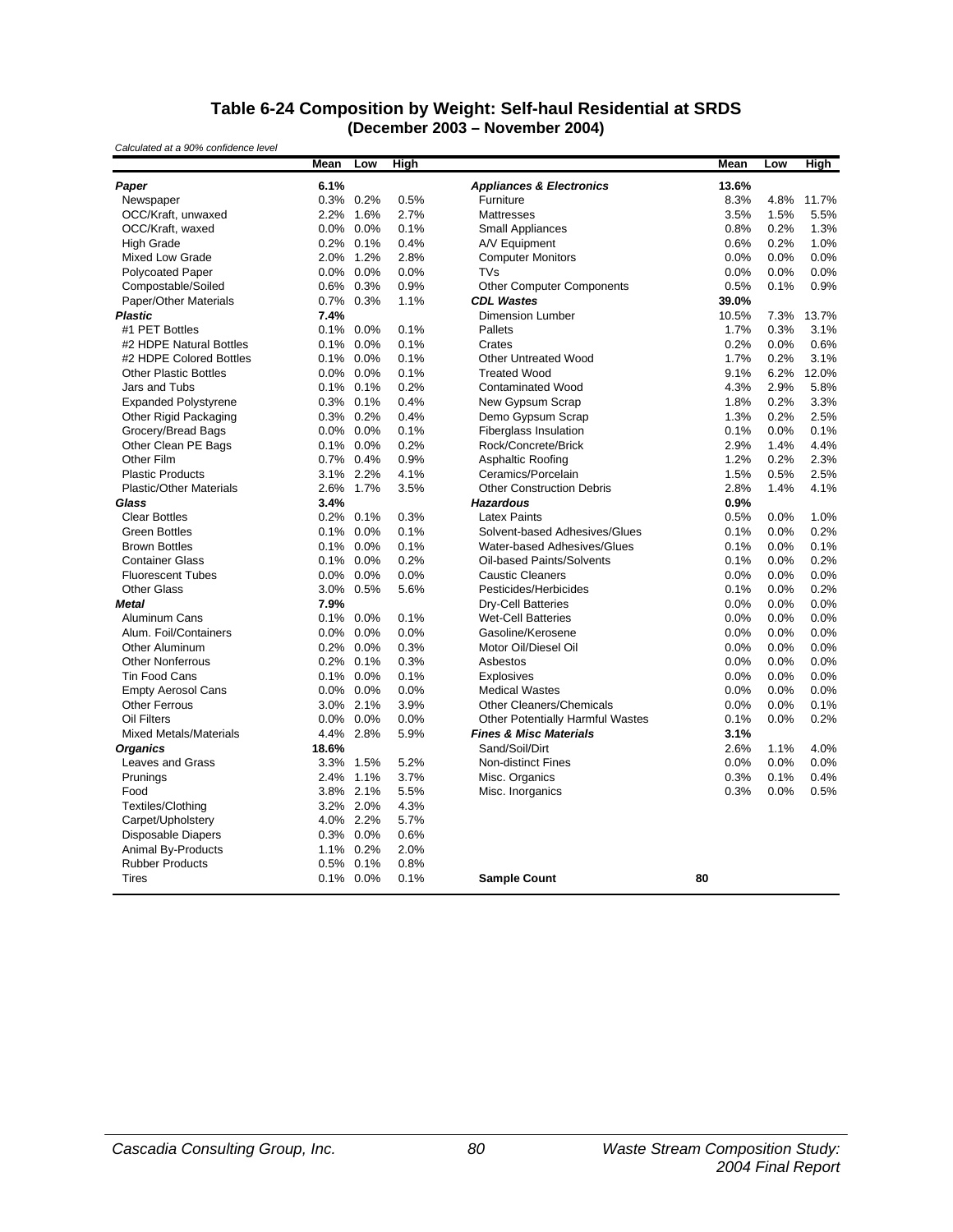## Table 6-24 Composition by Weight: Self-haul Residential at SRDS
### (December 2003 – November 2004)

*Calculated at a 90% confidence level*

| | Mean | Low | High | | Mean | Low | High |
|---|---|---|---|---|---|---|---|
| ***Paper*** | **6.1%** | | | ***Appliances & Electronics*** | **13.6%** | | |
| Newspaper | 0.3% | 0.2% | 0.5% | Furniture | 8.3% | 4.8% | 11.7% |
| OCC/Kraft, unwaxed | 2.2% | 1.6% | 2.7% | Mattresses | 3.5% | 1.5% | 5.5% |
| OCC/Kraft, waxed | 0.0% | 0.0% | 0.1% | Small Appliances | 0.8% | 0.2% | 1.3% |
| High Grade | 0.2% | 0.1% | 0.4% | A/V Equipment | 0.6% | 0.2% | 1.0% |
| Mixed Low Grade | 2.0% | 1.2% | 2.8% | Computer Monitors | 0.0% | 0.0% | 0.0% |
| Polycoated Paper | 0.0% | 0.0% | 0.0% | TVs | 0.0% | 0.0% | 0.0% |
| Compostable/Soiled | 0.6% | 0.3% | 0.9% | Other Computer Components | 0.5% | 0.1% | 0.9% |
| Paper/Other Materials | 0.7% | 0.3% | 1.1% | ***CDL Wastes*** | **39.0%** | | |
| ***Plastic*** | **7.4%** | | | Dimension Lumber | 10.5% | 7.3% | 13.7% |
| #1 PET Bottles | 0.1% | 0.0% | 0.1% | Pallets | 1.7% | 0.3% | 3.1% |
| #2 HDPE Natural Bottles | 0.1% | 0.0% | 0.1% | Crates | 0.2% | 0.0% | 0.6% |
| #2 HDPE Colored Bottles | 0.1% | 0.0% | 0.1% | Other Untreated Wood | 1.7% | 0.2% | 3.1% |
| Other Plastic Bottles | 0.0% | 0.0% | 0.1% | Treated Wood | 9.1% | 6.2% | 12.0% |
| Jars and Tubs | 0.1% | 0.1% | 0.2% | Contaminated Wood | 4.3% | 2.9% | 5.8% |
| Expanded Polystyrene | 0.3% | 0.1% | 0.4% | New Gypsum Scrap | 1.8% | 0.2% | 3.3% |
| Other Rigid Packaging | 0.3% | 0.2% | 0.4% | Demo Gypsum Scrap | 1.3% | 0.2% | 2.5% |
| Grocery/Bread Bags | 0.0% | 0.0% | 0.1% | Fiberglass Insulation | 0.1% | 0.0% | 0.1% |
| Other Clean PE Bags | 0.1% | 0.0% | 0.2% | Rock/Concrete/Brick | 2.9% | 1.4% | 4.4% |
| Other Film | 0.7% | 0.4% | 0.9% | Asphaltic Roofing | 1.2% | 0.2% | 2.3% |
| Plastic Products | 3.1% | 2.2% | 4.1% | Ceramics/Porcelain | 1.5% | 0.5% | 2.5% |
| Plastic/Other Materials | 2.6% | 1.7% | 3.5% | Other Construction Debris | 2.8% | 1.4% | 4.1% |
| ***Glass*** | **3.4%** | | | ***Hazardous*** | **0.9%** | | |
| Clear Bottles | 0.2% | 0.1% | 0.3% | Latex Paints | 0.5% | 0.0% | 1.0% |
| Green Bottles | 0.1% | 0.0% | 0.1% | Solvent-based Adhesives/Glues | 0.1% | 0.0% | 0.2% |
| Brown Bottles | 0.1% | 0.0% | 0.1% | Water-based Adhesives/Glues | 0.1% | 0.0% | 0.1% |
| Container Glass | 0.1% | 0.0% | 0.2% | Oil-based Paints/Solvents | 0.1% | 0.0% | 0.2% |
| Fluorescent Tubes | 0.0% | 0.0% | 0.0% | Caustic Cleaners | 0.0% | 0.0% | 0.0% |
| Other Glass | 3.0% | 0.5% | 5.6% | Pesticides/Herbicides | 0.1% | 0.0% | 0.2% |
| ***Metal*** | **7.9%** | | | Dry-Cell Batteries | 0.0% | 0.0% | 0.0% |
| Aluminum Cans | 0.1% | 0.0% | 0.1% | Wet-Cell Batteries | 0.0% | 0.0% | 0.0% |
| Alum. Foil/Containers | 0.0% | 0.0% | 0.0% | Gasoline/Kerosene | 0.0% | 0.0% | 0.0% |
| Other Aluminum | 0.2% | 0.0% | 0.3% | Motor Oil/Diesel Oil | 0.0% | 0.0% | 0.0% |
| Other Nonferrous | 0.2% | 0.1% | 0.3% | Asbestos | 0.0% | 0.0% | 0.0% |
| Tin Food Cans | 0.1% | 0.0% | 0.1% | Explosives | 0.0% | 0.0% | 0.0% |
| Empty Aerosol Cans | 0.0% | 0.0% | 0.0% | Medical Wastes | 0.0% | 0.0% | 0.0% |
| Other Ferrous | 3.0% | 2.1% | 3.9% | Other Cleaners/Chemicals | 0.0% | 0.0% | 0.1% |
| Oil Filters | 0.0% | 0.0% | 0.0% | Other Potentially Harmful Wastes | 0.1% | 0.0% | 0.2% |
| Mixed Metals/Materials | 4.4% | 2.8% | 5.9% | ***Fines & Misc Materials*** | **3.1%** | | |
| ***Organics*** | **18.6%** | | | Sand/Soil/Dirt | 2.6% | 1.1% | 4.0% |
| Leaves and Grass | 3.3% | 1.5% | 5.2% | Non-distinct Fines | 0.0% | 0.0% | 0.0% |
| Prunings | 2.4% | 1.1% | 3.7% | Misc. Organics | 0.3% | 0.1% | 0.4% |
| Food | 3.8% | 2.1% | 5.5% | Misc. Inorganics | 0.3% | 0.0% | 0.5% |
| Textiles/Clothing | 3.2% | 2.0% | 4.3% | | | | |
| Carpet/Upholstery | 4.0% | 2.2% | 5.7% | | | | |
| Disposable Diapers | 0.3% | 0.0% | 0.6% | | | | |
| Animal By-Products | 1.1% | 0.2% | 2.0% | | | | |
| Rubber Products | 0.5% | 0.1% | 0.8% | | | | |
| Tires | 0.1% | 0.0% | 0.1% | **Sample Count** | **80** | | |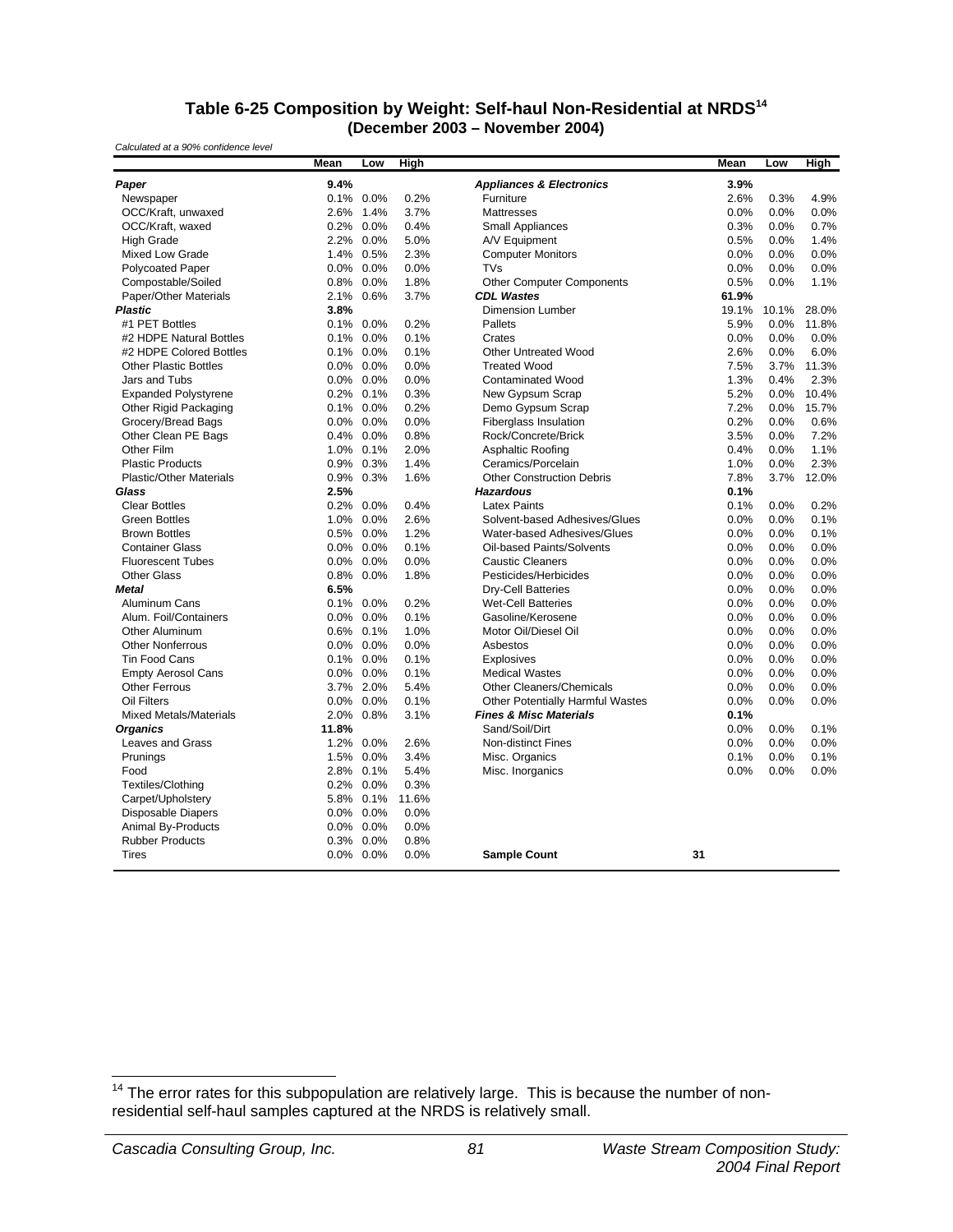### Table 6-25 Composition by Weight: Self-haul Non-Residential at NRDS[14] (December 2003 – November 2004)

*Calculated at a 90% confidence level*

| | Mean | Low | High | | Mean | Low | High |
|---|---|---|---|---|---|---|---|
| ***Paper*** | **9.4%** | | | ***Appliances & Electronics*** | **3.9%** | | |
| Newspaper | 0.1% | 0.0% | 0.2% | Furniture | 2.6% | 0.3% | 4.9% |
| OCC/Kraft, unwaxed | 2.6% | 1.4% | 3.7% | Mattresses | 0.0% | 0.0% | 0.0% |
| OCC/Kraft, waxed | 0.2% | 0.0% | 0.4% | Small Appliances | 0.3% | 0.0% | 0.7% |
| High Grade | 2.2% | 0.0% | 5.0% | A/V Equipment | 0.5% | 0.0% | 1.4% |
| Mixed Low Grade | 1.4% | 0.5% | 2.3% | Computer Monitors | 0.0% | 0.0% | 0.0% |
| Polycoated Paper | 0.0% | 0.0% | 0.0% | TVs | 0.0% | 0.0% | 0.0% |
| Compostable/Soiled | 0.8% | 0.0% | 1.8% | Other Computer Components | 0.5% | 0.0% | 1.1% |
| Paper/Other Materials | 2.1% | 0.6% | 3.7% | ***CDL Wastes*** | **61.9%** | | |
| ***Plastic*** | **3.8%** | | | Dimension Lumber | 19.1% | 10.1% | 28.0% |
| #1 PET Bottles | 0.1% | 0.0% | 0.2% | Pallets | 5.9% | 0.0% | 11.8% |
| #2 HDPE Natural Bottles | 0.1% | 0.0% | 0.1% | Crates | 0.0% | 0.0% | 0.0% |
| #2 HDPE Colored Bottles | 0.1% | 0.0% | 0.1% | Other Untreated Wood | 2.6% | 0.0% | 6.0% |
| Other Plastic Bottles | 0.0% | 0.0% | 0.0% | Treated Wood | 7.5% | 3.7% | 11.3% |
| Jars and Tubs | 0.0% | 0.0% | 0.0% | Contaminated Wood | 1.3% | 0.4% | 2.3% |
| Expanded Polystyrene | 0.2% | 0.1% | 0.3% | New Gypsum Scrap | 5.2% | 0.0% | 10.4% |
| Other Rigid Packaging | 0.1% | 0.0% | 0.2% | Demo Gypsum Scrap | 7.2% | 0.0% | 15.7% |
| Grocery/Bread Bags | 0.0% | 0.0% | 0.0% | Fiberglass Insulation | 0.2% | 0.0% | 0.6% |
| Other Clean PE Bags | 0.4% | 0.0% | 0.8% | Rock/Concrete/Brick | 3.5% | 0.0% | 7.2% |
| Other Film | 1.0% | 0.1% | 2.0% | Asphaltic Roofing | 0.4% | 0.0% | 1.1% |
| Plastic Products | 0.9% | 0.3% | 1.4% | Ceramics/Porcelain | 1.0% | 0.0% | 2.3% |
| Plastic/Other Materials | 0.9% | 0.3% | 1.6% | Other Construction Debris | 7.8% | 3.7% | 12.0% |
| ***Glass*** | **2.5%** | | | ***Hazardous*** | **0.1%** | | |
| Clear Bottles | 0.2% | 0.0% | 0.4% | Latex Paints | 0.1% | 0.0% | 0.2% |
| Green Bottles | 1.0% | 0.0% | 2.6% | Solvent-based Adhesives/Glues | 0.0% | 0.0% | 0.1% |
| Brown Bottles | 0.5% | 0.0% | 1.2% | Water-based Adhesives/Glues | 0.0% | 0.0% | 0.1% |
| Container Glass | 0.0% | 0.0% | 0.1% | Oil-based Paints/Solvents | 0.0% | 0.0% | 0.0% |
| Fluorescent Tubes | 0.0% | 0.0% | 0.0% | Caustic Cleaners | 0.0% | 0.0% | 0.0% |
| Other Glass | 0.8% | 0.0% | 1.8% | Pesticides/Herbicides | 0.0% | 0.0% | 0.0% |
| ***Metal*** | **6.5%** | | | Dry-Cell Batteries | 0.0% | 0.0% | 0.0% |
| Aluminum Cans | 0.1% | 0.0% | 0.2% | Wet-Cell Batteries | 0.0% | 0.0% | 0.0% |
| Alum. Foil/Containers | 0.0% | 0.0% | 0.1% | Gasoline/Kerosene | 0.0% | 0.0% | 0.0% |
| Other Aluminum | 0.6% | 0.1% | 1.0% | Motor Oil/Diesel Oil | 0.0% | 0.0% | 0.0% |
| Other Nonferrous | 0.0% | 0.0% | 0.0% | Asbestos | 0.0% | 0.0% | 0.0% |
| Tin Food Cans | 0.1% | 0.0% | 0.1% | Explosives | 0.0% | 0.0% | 0.0% |
| Empty Aerosol Cans | 0.0% | 0.0% | 0.1% | Medical Wastes | 0.0% | 0.0% | 0.0% |
| Other Ferrous | 3.7% | 2.0% | 5.4% | Other Cleaners/Chemicals | 0.0% | 0.0% | 0.0% |
| Oil Filters | 0.0% | 0.0% | 0.1% | Other Potentially Harmful Wastes | 0.0% | 0.0% | 0.0% |
| Mixed Metals/Materials | 2.0% | 0.8% | 3.1% | ***Fines & Misc Materials*** | **0.1%** | | |
| ***Organics*** | **11.8%** | | | Sand/Soil/Dirt | 0.0% | 0.0% | 0.1% |
| Leaves and Grass | 1.2% | 0.0% | 2.6% | Non-distinct Fines | 0.0% | 0.0% | 0.0% |
| Prunings | 1.5% | 0.0% | 3.4% | Misc. Organics | 0.1% | 0.0% | 0.1% |
| Food | 2.8% | 0.1% | 5.4% | Misc. Inorganics | 0.0% | 0.0% | 0.0% |
| Textiles/Clothing | 0.2% | 0.0% | 0.3% | | | | |
| Carpet/Upholstery | 5.8% | 0.1% | 11.6% | | | | |
| Disposable Diapers | 0.0% | 0.0% | 0.0% | | | | |
| Animal By-Products | 0.0% | 0.0% | 0.0% | | | | |
| Rubber Products | 0.3% | 0.0% | 0.8% | | | | |
| Tires | 0.0% | 0.0% | 0.0% | **Sample Count** | **31** | | |

[14] The error rates for this subpopulation are relatively large. This is because the number of non-residential self-haul samples captured at the NRDS is relatively small.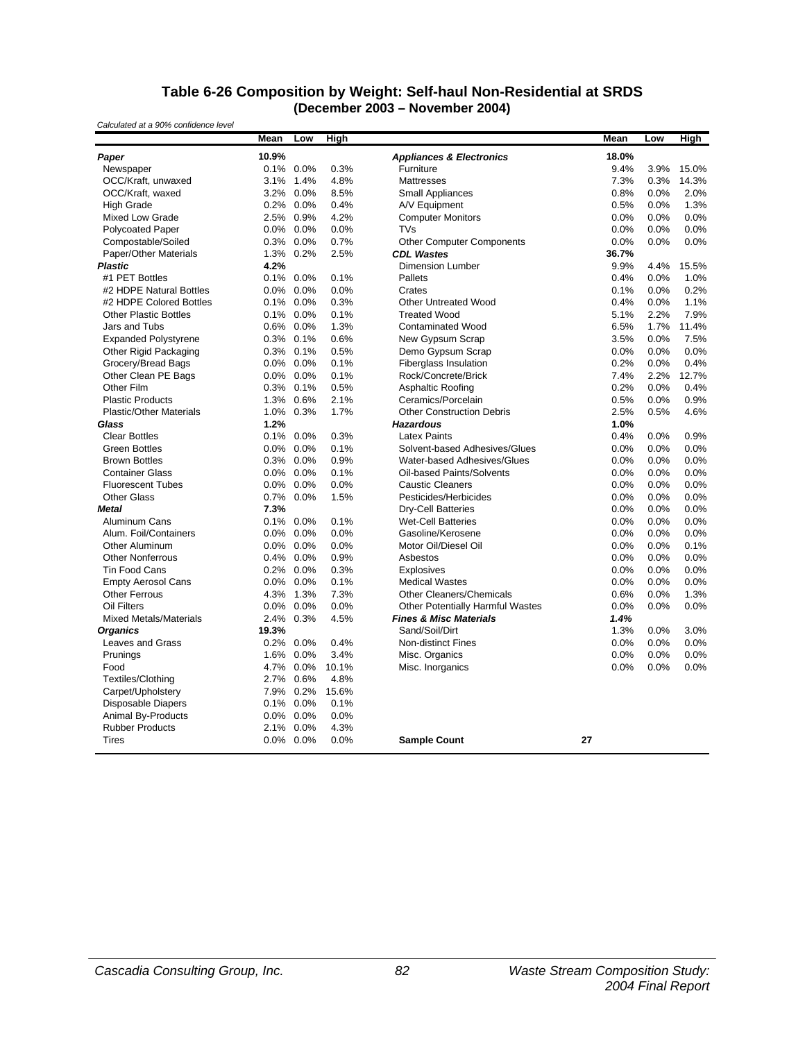## Table 6-26 Composition by Weight: Self-haul Non-Residential at SRDS (December 2003 – November 2004)

*Calculated at a 90% confidence level*

| | Mean | Low | High | | Mean | Low | High |
|---|---|---|---|---|---|---|---|
| ***Paper*** | **10.9%** | | | ***Appliances & Electronics*** | **18.0%** | | |
| Newspaper | 0.1% | 0.0% | 0.3% | Furniture | 9.4% | 3.9% | 15.0% |
| OCC/Kraft, unwaxed | 3.1% | 1.4% | 4.8% | Mattresses | 7.3% | 0.3% | 14.3% |
| OCC/Kraft, waxed | 3.2% | 0.0% | 8.5% | Small Appliances | 0.8% | 0.0% | 2.0% |
| High Grade | 0.2% | 0.0% | 0.4% | A/V Equipment | 0.5% | 0.0% | 1.3% |
| Mixed Low Grade | 2.5% | 0.9% | 4.2% | Computer Monitors | 0.0% | 0.0% | 0.0% |
| Polycoated Paper | 0.0% | 0.0% | 0.0% | TVs | 0.0% | 0.0% | 0.0% |
| Compostable/Soiled | 0.3% | 0.0% | 0.7% | Other Computer Components | 0.0% | 0.0% | 0.0% |
| Paper/Other Materials | 1.3% | 0.2% | 2.5% | ***CDL Wastes*** | **36.7%** | | |
| ***Plastic*** | **4.2%** | | | Dimension Lumber | 9.9% | 4.4% | 15.5% |
| #1 PET Bottles | 0.1% | 0.0% | 0.1% | Pallets | 0.4% | 0.0% | 1.0% |
| #2 HDPE Natural Bottles | 0.0% | 0.0% | 0.0% | Crates | 0.1% | 0.0% | 0.2% |
| #2 HDPE Colored Bottles | 0.1% | 0.0% | 0.3% | Other Untreated Wood | 0.4% | 0.0% | 1.1% |
| Other Plastic Bottles | 0.1% | 0.0% | 0.1% | Treated Wood | 5.1% | 2.2% | 7.9% |
| Jars and Tubs | 0.6% | 0.0% | 1.3% | Contaminated Wood | 6.5% | 1.7% | 11.4% |
| Expanded Polystyrene | 0.3% | 0.1% | 0.6% | New Gypsum Scrap | 3.5% | 0.0% | 7.5% |
| Other Rigid Packaging | 0.3% | 0.1% | 0.5% | Demo Gypsum Scrap | 0.0% | 0.0% | 0.0% |
| Grocery/Bread Bags | 0.0% | 0.0% | 0.1% | Fiberglass Insulation | 0.2% | 0.0% | 0.4% |
| Other Clean PE Bags | 0.0% | 0.0% | 0.1% | Rock/Concrete/Brick | 7.4% | 2.2% | 12.7% |
| Other Film | 0.3% | 0.1% | 0.5% | Asphaltic Roofing | 0.2% | 0.0% | 0.4% |
| Plastic Products | 1.3% | 0.6% | 2.1% | Ceramics/Porcelain | 0.5% | 0.0% | 0.9% |
| Plastic/Other Materials | 1.0% | 0.3% | 1.7% | Other Construction Debris | 2.5% | 0.5% | 4.6% |
| ***Glass*** | **1.2%** | | | ***Hazardous*** | **1.0%** | | |
| Clear Bottles | 0.1% | 0.0% | 0.3% | Latex Paints | 0.4% | 0.0% | 0.9% |
| Green Bottles | 0.0% | 0.0% | 0.1% | Solvent-based Adhesives/Glues | 0.0% | 0.0% | 0.0% |
| Brown Bottles | 0.3% | 0.0% | 0.9% | Water-based Adhesives/Glues | 0.0% | 0.0% | 0.0% |
| Container Glass | 0.0% | 0.0% | 0.1% | Oil-based Paints/Solvents | 0.0% | 0.0% | 0.0% |
| Fluorescent Tubes | 0.0% | 0.0% | 0.0% | Caustic Cleaners | 0.0% | 0.0% | 0.0% |
| Other Glass | 0.7% | 0.0% | 1.5% | Pesticides/Herbicides | 0.0% | 0.0% | 0.0% |
| ***Metal*** | **7.3%** | | | Dry-Cell Batteries | 0.0% | 0.0% | 0.0% |
| Aluminum Cans | 0.1% | 0.0% | 0.1% | Wet-Cell Batteries | 0.0% | 0.0% | 0.0% |
| Alum. Foil/Containers | 0.0% | 0.0% | 0.0% | Gasoline/Kerosene | 0.0% | 0.0% | 0.0% |
| Other Aluminum | 0.0% | 0.0% | 0.0% | Motor Oil/Diesel Oil | 0.0% | 0.0% | 0.1% |
| Other Nonferrous | 0.4% | 0.0% | 0.9% | Asbestos | 0.0% | 0.0% | 0.0% |
| Tin Food Cans | 0.2% | 0.0% | 0.3% | Explosives | 0.0% | 0.0% | 0.0% |
| Empty Aerosol Cans | 0.0% | 0.0% | 0.1% | Medical Wastes | 0.0% | 0.0% | 0.0% |
| Other Ferrous | 4.3% | 1.3% | 7.3% | Other Cleaners/Chemicals | 0.6% | 0.0% | 1.3% |
| Oil Filters | 0.0% | 0.0% | 0.0% | Other Potentially Harmful Wastes | 0.0% | 0.0% | 0.0% |
| Mixed Metals/Materials | 2.4% | 0.3% | 4.5% | ***Fines & Misc Materials*** | ***1.4%*** | | |
| ***Organics*** | **19.3%** | | | Sand/Soil/Dirt | 1.3% | 0.0% | 3.0% |
| Leaves and Grass | 0.2% | 0.0% | 0.4% | Non-distinct Fines | 0.0% | 0.0% | 0.0% |
| Prunings | 1.6% | 0.0% | 3.4% | Misc. Organics | 0.0% | 0.0% | 0.0% |
| Food | 4.7% | 0.0% | 10.1% | Misc. Inorganics | 0.0% | 0.0% | 0.0% |
| Textiles/Clothing | 2.7% | 0.6% | 4.8% | | | | |
| Carpet/Upholstery | 7.9% | 0.2% | 15.6% | | | | |
| Disposable Diapers | 0.1% | 0.0% | 0.1% | | | | |
| Animal By-Products | 0.0% | 0.0% | 0.0% | | | | |
| Rubber Products | 2.1% | 0.0% | 4.3% | | | | |
| Tires | 0.0% | 0.0% | 0.0% | **Sample Count** | 27 | | |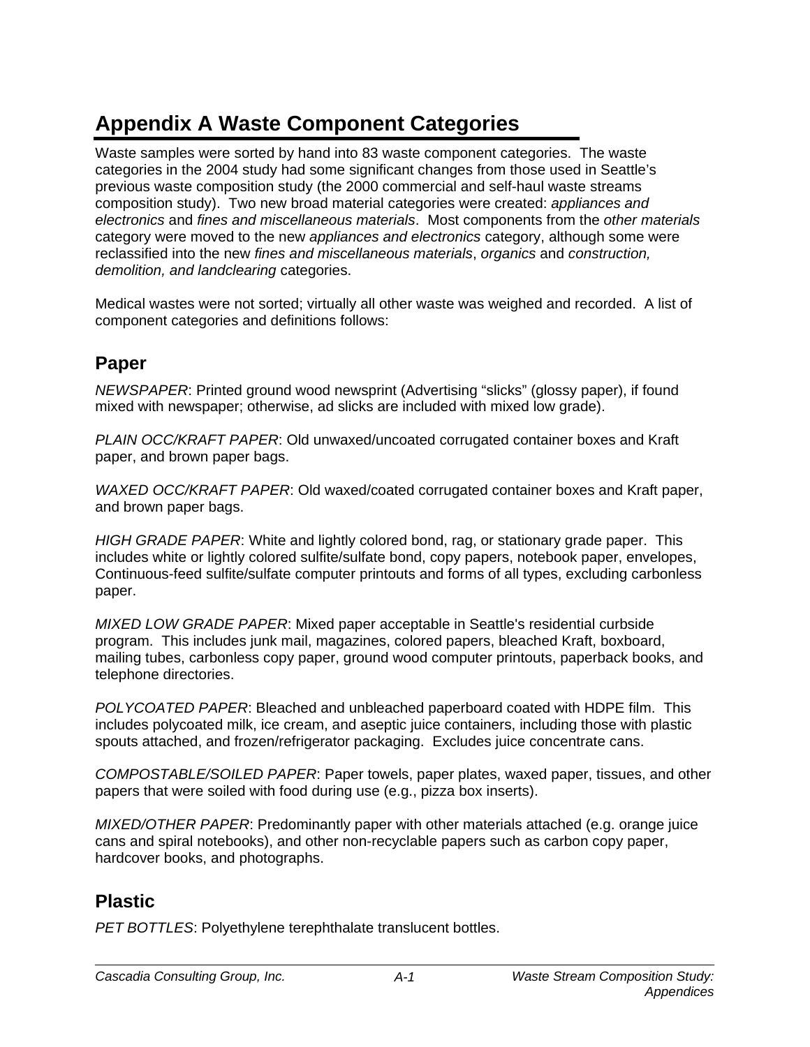# Appendix A Waste Component Categories

Waste samples were sorted by hand into 83 waste component categories. The waste categories in the 2004 study had some significant changes from those used in Seattle's previous waste composition study (the 2000 commercial and self-haul waste streams composition study). Two new broad material categories were created: *appliances and electronics* and *fines and miscellaneous materials*. Most components from the *other materials* category were moved to the new *appliances and electronics* category, although some were reclassified into the new *fines and miscellaneous materials*, *organics* and *construction, demolition, and landclearing* categories.

Medical wastes were not sorted; virtually all other waste was weighed and recorded. A list of component categories and definitions follows:

## Paper

*NEWSPAPER*: Printed ground wood newsprint (Advertising "slicks" (glossy paper), if found mixed with newspaper; otherwise, ad slicks are included with mixed low grade).

*PLAIN OCC/KRAFT PAPER*: Old unwaxed/uncoated corrugated container boxes and Kraft paper, and brown paper bags.

*WAXED OCC/KRAFT PAPER*: Old waxed/coated corrugated container boxes and Kraft paper, and brown paper bags.

*HIGH GRADE PAPER*: White and lightly colored bond, rag, or stationary grade paper. This includes white or lightly colored sulfite/sulfate bond, copy papers, notebook paper, envelopes, Continuous-feed sulfite/sulfate computer printouts and forms of all types, excluding carbonless paper.

*MIXED LOW GRADE PAPER*: Mixed paper acceptable in Seattle's residential curbside program. This includes junk mail, magazines, colored papers, bleached Kraft, boxboard, mailing tubes, carbonless copy paper, ground wood computer printouts, paperback books, and telephone directories.

*POLYCOATED PAPER*: Bleached and unbleached paperboard coated with HDPE film. This includes polycoated milk, ice cream, and aseptic juice containers, including those with plastic spouts attached, and frozen/refrigerator packaging. Excludes juice concentrate cans.

*COMPOSTABLE/SOILED PAPER*: Paper towels, paper plates, waxed paper, tissues, and other papers that were soiled with food during use (e.g., pizza box inserts).

*MIXED/OTHER PAPER*: Predominantly paper with other materials attached (e.g. orange juice cans and spiral notebooks), and other non-recyclable papers such as carbon copy paper, hardcover books, and photographs.

## Plastic

*PET BOTTLES*: Polyethylene terephthalate translucent bottles.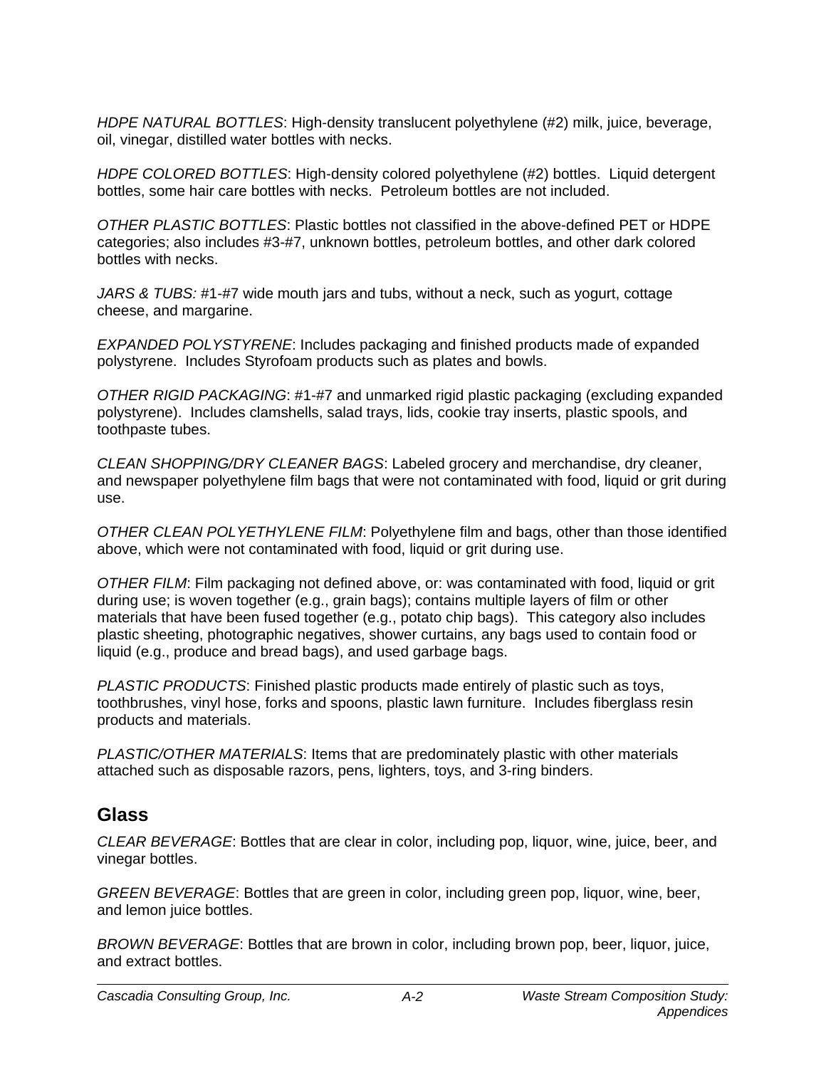*HDPE NATURAL BOTTLES*: High-density translucent polyethylene (#2) milk, juice, beverage, oil, vinegar, distilled water bottles with necks.

*HDPE COLORED BOTTLES*: High-density colored polyethylene (#2) bottles. Liquid detergent bottles, some hair care bottles with necks. Petroleum bottles are not included.

*OTHER PLASTIC BOTTLES*: Plastic bottles not classified in the above-defined PET or HDPE categories; also includes #3-#7, unknown bottles, petroleum bottles, and other dark colored bottles with necks.

*JARS & TUBS:* #1-#7 wide mouth jars and tubs, without a neck, such as yogurt, cottage cheese, and margarine.

*EXPANDED POLYSTYRENE*: Includes packaging and finished products made of expanded polystyrene. Includes Styrofoam products such as plates and bowls.

*OTHER RIGID PACKAGING*: #1-#7 and unmarked rigid plastic packaging (excluding expanded polystyrene). Includes clamshells, salad trays, lids, cookie tray inserts, plastic spools, and toothpaste tubes.

*CLEAN SHOPPING/DRY CLEANER BAGS*: Labeled grocery and merchandise, dry cleaner, and newspaper polyethylene film bags that were not contaminated with food, liquid or grit during use.

*OTHER CLEAN POLYETHYLENE FILM*: Polyethylene film and bags, other than those identified above, which were not contaminated with food, liquid or grit during use.

*OTHER FILM*: Film packaging not defined above, or: was contaminated with food, liquid or grit during use; is woven together (e.g., grain bags); contains multiple layers of film or other materials that have been fused together (e.g., potato chip bags). This category also includes plastic sheeting, photographic negatives, shower curtains, any bags used to contain food or liquid (e.g., produce and bread bags), and used garbage bags.

*PLASTIC PRODUCTS*: Finished plastic products made entirely of plastic such as toys, toothbrushes, vinyl hose, forks and spoons, plastic lawn furniture. Includes fiberglass resin products and materials.

*PLASTIC/OTHER MATERIALS*: Items that are predominately plastic with other materials attached such as disposable razors, pens, lighters, toys, and 3-ring binders.

## Glass

*CLEAR BEVERAGE*: Bottles that are clear in color, including pop, liquor, wine, juice, beer, and vinegar bottles.

*GREEN BEVERAGE*: Bottles that are green in color, including green pop, liquor, wine, beer, and lemon juice bottles.

*BROWN BEVERAGE*: Bottles that are brown in color, including brown pop, beer, liquor, juice, and extract bottles.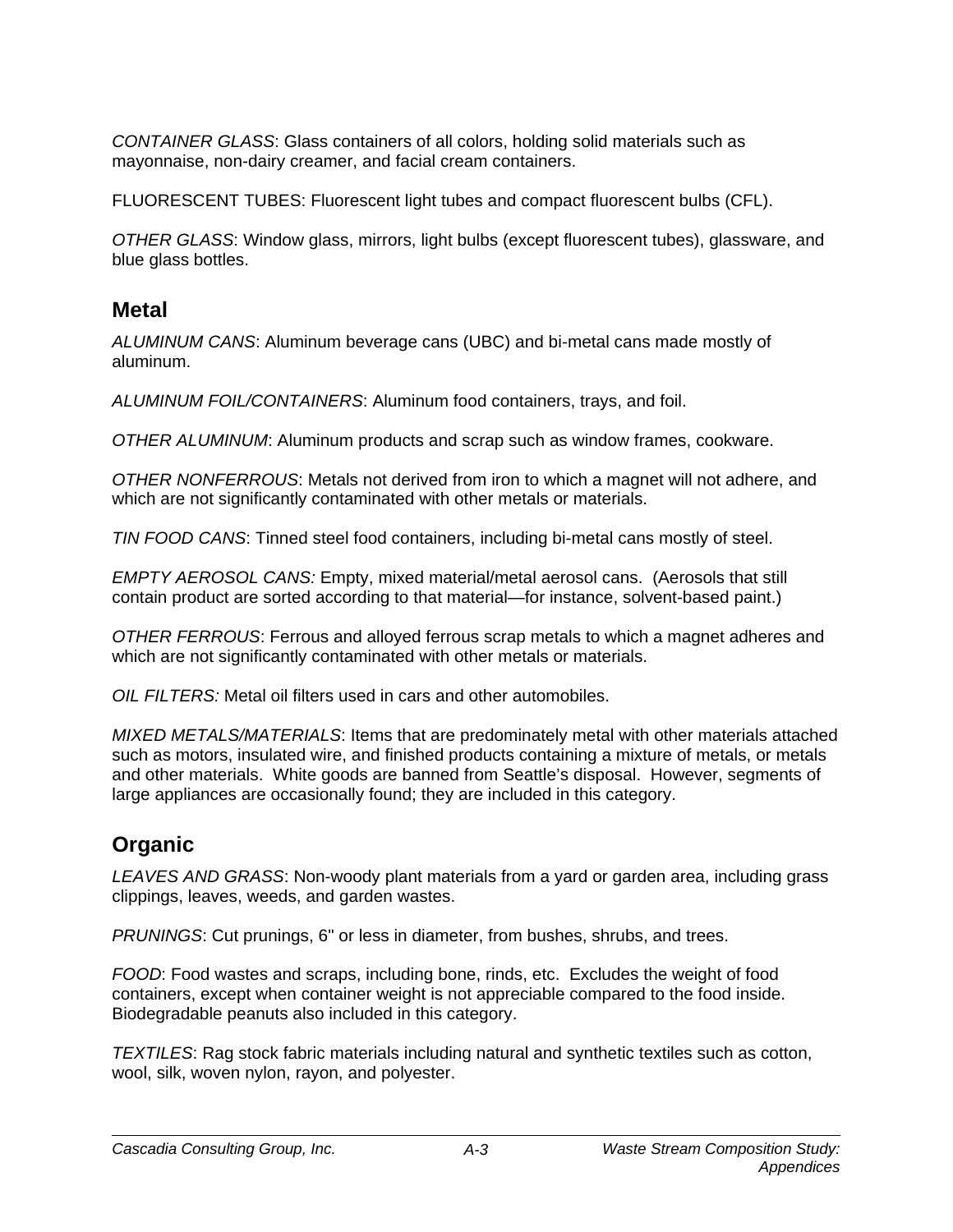*CONTAINER GLASS*: Glass containers of all colors, holding solid materials such as mayonnaise, non-dairy creamer, and facial cream containers.

FLUORESCENT TUBES: Fluorescent light tubes and compact fluorescent bulbs (CFL).

*OTHER GLASS*: Window glass, mirrors, light bulbs (except fluorescent tubes), glassware, and blue glass bottles.

## Metal

*ALUMINUM CANS*: Aluminum beverage cans (UBC) and bi-metal cans made mostly of aluminum.

*ALUMINUM FOIL/CONTAINERS*: Aluminum food containers, trays, and foil.

*OTHER ALUMINUM*: Aluminum products and scrap such as window frames, cookware.

*OTHER NONFERROUS*: Metals not derived from iron to which a magnet will not adhere, and which are not significantly contaminated with other metals or materials.

*TIN FOOD CANS*: Tinned steel food containers, including bi-metal cans mostly of steel.

*EMPTY AEROSOL CANS:* Empty, mixed material/metal aerosol cans. (Aerosols that still contain product are sorted according to that material—for instance, solvent-based paint.)

*OTHER FERROUS*: Ferrous and alloyed ferrous scrap metals to which a magnet adheres and which are not significantly contaminated with other metals or materials.

*OIL FILTERS:* Metal oil filters used in cars and other automobiles.

*MIXED METALS/MATERIALS*: Items that are predominately metal with other materials attached such as motors, insulated wire, and finished products containing a mixture of metals, or metals and other materials. White goods are banned from Seattle's disposal. However, segments of large appliances are occasionally found; they are included in this category.

## Organic

*LEAVES AND GRASS*: Non-woody plant materials from a yard or garden area, including grass clippings, leaves, weeds, and garden wastes.

*PRUNINGS*: Cut prunings, 6" or less in diameter, from bushes, shrubs, and trees.

*FOOD*: Food wastes and scraps, including bone, rinds, etc. Excludes the weight of food containers, except when container weight is not appreciable compared to the food inside. Biodegradable peanuts also included in this category.

*TEXTILES*: Rag stock fabric materials including natural and synthetic textiles such as cotton, wool, silk, woven nylon, rayon, and polyester.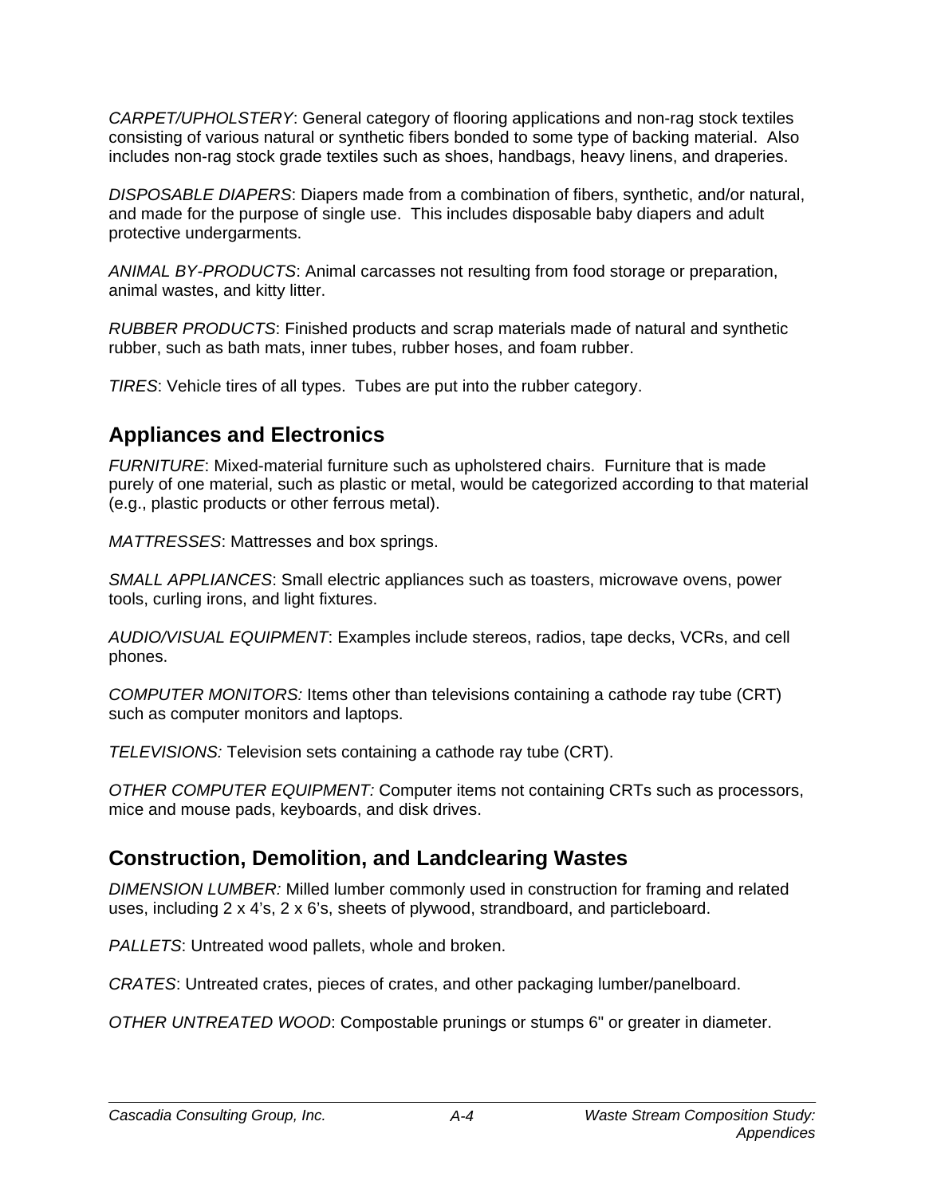*CARPET/UPHOLSTERY*: General category of flooring applications and non-rag stock textiles consisting of various natural or synthetic fibers bonded to some type of backing material. Also includes non-rag stock grade textiles such as shoes, handbags, heavy linens, and draperies.

*DISPOSABLE DIAPERS*: Diapers made from a combination of fibers, synthetic, and/or natural, and made for the purpose of single use. This includes disposable baby diapers and adult protective undergarments.

*ANIMAL BY-PRODUCTS*: Animal carcasses not resulting from food storage or preparation, animal wastes, and kitty litter.

*RUBBER PRODUCTS*: Finished products and scrap materials made of natural and synthetic rubber, such as bath mats, inner tubes, rubber hoses, and foam rubber.

*TIRES*: Vehicle tires of all types. Tubes are put into the rubber category.

## Appliances and Electronics

*FURNITURE*: Mixed-material furniture such as upholstered chairs. Furniture that is made purely of one material, such as plastic or metal, would be categorized according to that material (e.g., plastic products or other ferrous metal).

*MATTRESSES*: Mattresses and box springs.

*SMALL APPLIANCES*: Small electric appliances such as toasters, microwave ovens, power tools, curling irons, and light fixtures.

*AUDIO/VISUAL EQUIPMENT*: Examples include stereos, radios, tape decks, VCRs, and cell phones.

*COMPUTER MONITORS:* Items other than televisions containing a cathode ray tube (CRT) such as computer monitors and laptops.

*TELEVISIONS:* Television sets containing a cathode ray tube (CRT).

*OTHER COMPUTER EQUIPMENT:* Computer items not containing CRTs such as processors, mice and mouse pads, keyboards, and disk drives.

## Construction, Demolition, and Landclearing Wastes

*DIMENSION LUMBER:* Milled lumber commonly used in construction for framing and related uses, including 2 x 4's, 2 x 6's, sheets of plywood, strandboard, and particleboard.

*PALLETS*: Untreated wood pallets, whole and broken.

*CRATES*: Untreated crates, pieces of crates, and other packaging lumber/panelboard.

*OTHER UNTREATED WOOD*: Compostable prunings or stumps 6" or greater in diameter.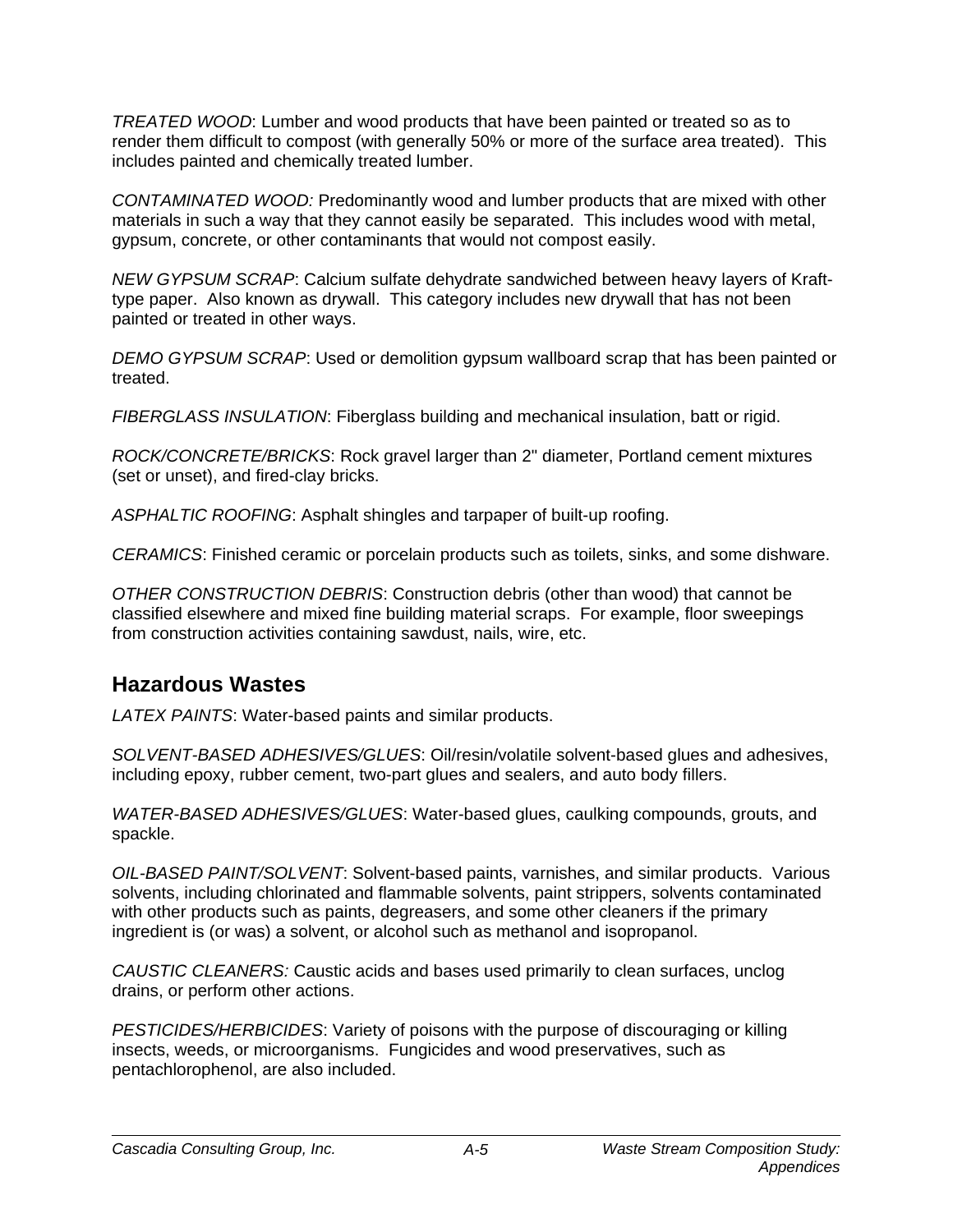*TREATED WOOD*: Lumber and wood products that have been painted or treated so as to render them difficult to compost (with generally 50% or more of the surface area treated). This includes painted and chemically treated lumber.

*CONTAMINATED WOOD:* Predominantly wood and lumber products that are mixed with other materials in such a way that they cannot easily be separated. This includes wood with metal, gypsum, concrete, or other contaminants that would not compost easily.

*NEW GYPSUM SCRAP*: Calcium sulfate dehydrate sandwiched between heavy layers of Kraft-type paper. Also known as drywall. This category includes new drywall that has not been painted or treated in other ways.

*DEMO GYPSUM SCRAP*: Used or demolition gypsum wallboard scrap that has been painted or treated.

*FIBERGLASS INSULATION*: Fiberglass building and mechanical insulation, batt or rigid.

*ROCK/CONCRETE/BRICKS*: Rock gravel larger than 2" diameter, Portland cement mixtures (set or unset), and fired-clay bricks.

*ASPHALTIC ROOFING*: Asphalt shingles and tarpaper of built-up roofing.

*CERAMICS*: Finished ceramic or porcelain products such as toilets, sinks, and some dishware.

*OTHER CONSTRUCTION DEBRIS*: Construction debris (other than wood) that cannot be classified elsewhere and mixed fine building material scraps. For example, floor sweepings from construction activities containing sawdust, nails, wire, etc.

## Hazardous Wastes

*LATEX PAINTS*: Water-based paints and similar products.

*SOLVENT-BASED ADHESIVES/GLUES*: Oil/resin/volatile solvent-based glues and adhesives, including epoxy, rubber cement, two-part glues and sealers, and auto body fillers.

*WATER-BASED ADHESIVES/GLUES*: Water-based glues, caulking compounds, grouts, and spackle.

*OIL-BASED PAINT/SOLVENT*: Solvent-based paints, varnishes, and similar products. Various solvents, including chlorinated and flammable solvents, paint strippers, solvents contaminated with other products such as paints, degreasers, and some other cleaners if the primary ingredient is (or was) a solvent, or alcohol such as methanol and isopropanol.

*CAUSTIC CLEANERS:* Caustic acids and bases used primarily to clean surfaces, unclog drains, or perform other actions.

*PESTICIDES/HERBICIDES*: Variety of poisons with the purpose of discouraging or killing insects, weeds, or microorganisms. Fungicides and wood preservatives, such as pentachlorophenol, are also included.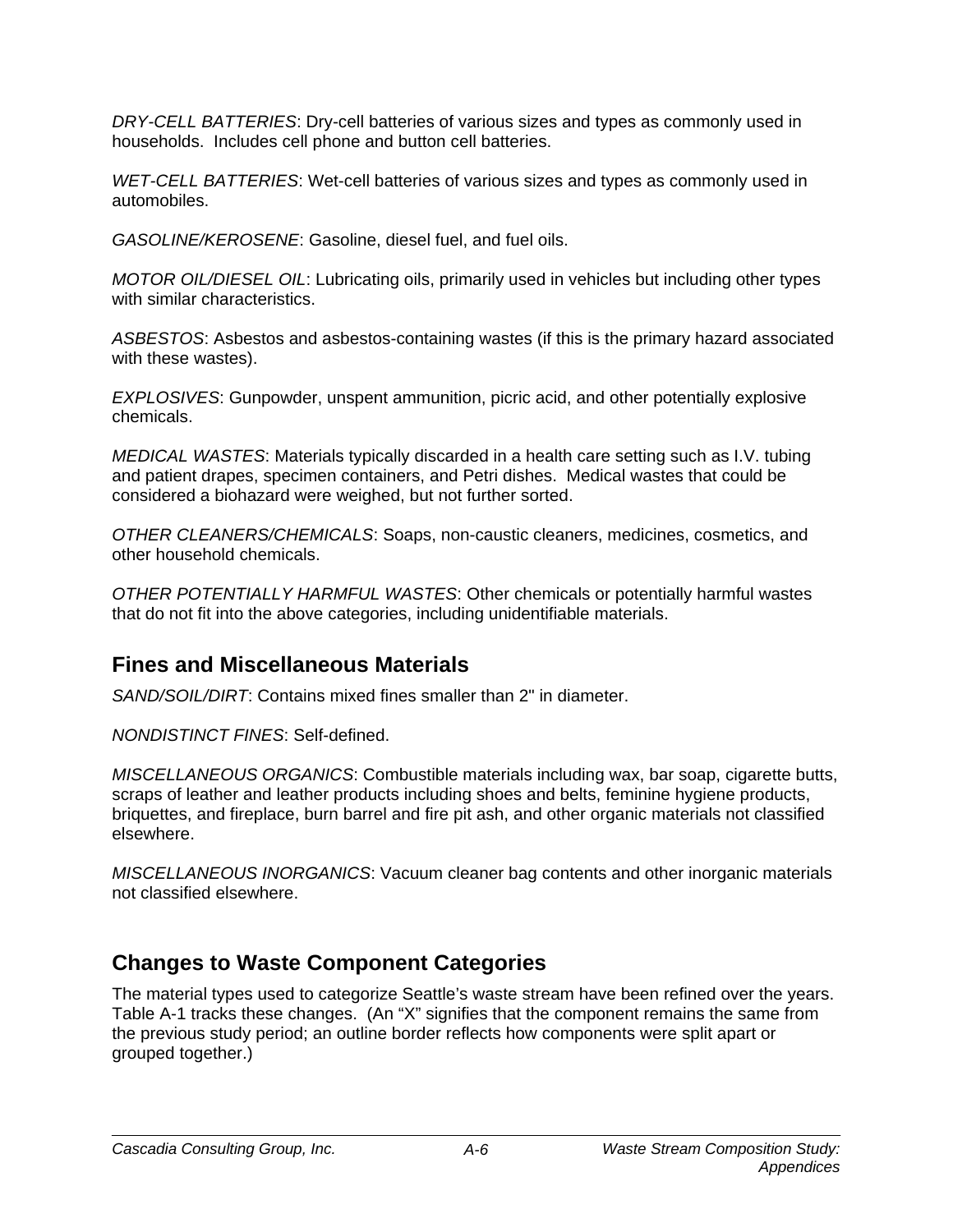*DRY-CELL BATTERIES*: Dry-cell batteries of various sizes and types as commonly used in households. Includes cell phone and button cell batteries.

*WET-CELL BATTERIES*: Wet-cell batteries of various sizes and types as commonly used in automobiles.

*GASOLINE/KEROSENE*: Gasoline, diesel fuel, and fuel oils.

*MOTOR OIL/DIESEL OIL*: Lubricating oils, primarily used in vehicles but including other types with similar characteristics.

*ASBESTOS*: Asbestos and asbestos-containing wastes (if this is the primary hazard associated with these wastes).

*EXPLOSIVES*: Gunpowder, unspent ammunition, picric acid, and other potentially explosive chemicals.

*MEDICAL WASTES*: Materials typically discarded in a health care setting such as I.V. tubing and patient drapes, specimen containers, and Petri dishes. Medical wastes that could be considered a biohazard were weighed, but not further sorted.

*OTHER CLEANERS/CHEMICALS*: Soaps, non-caustic cleaners, medicines, cosmetics, and other household chemicals.

*OTHER POTENTIALLY HARMFUL WASTES*: Other chemicals or potentially harmful wastes that do not fit into the above categories, including unidentifiable materials.

## Fines and Miscellaneous Materials

*SAND/SOIL/DIRT*: Contains mixed fines smaller than 2" in diameter.

*NONDISTINCT FINES*: Self-defined.

*MISCELLANEOUS ORGANICS*: Combustible materials including wax, bar soap, cigarette butts, scraps of leather and leather products including shoes and belts, feminine hygiene products, briquettes, and fireplace, burn barrel and fire pit ash, and other organic materials not classified elsewhere.

*MISCELLANEOUS INORGANICS*: Vacuum cleaner bag contents and other inorganic materials not classified elsewhere.

## Changes to Waste Component Categories

The material types used to categorize Seattle's waste stream have been refined over the years. Table A-1 tracks these changes. (An "X" signifies that the component remains the same from the previous study period; an outline border reflects how components were split apart or grouped together.)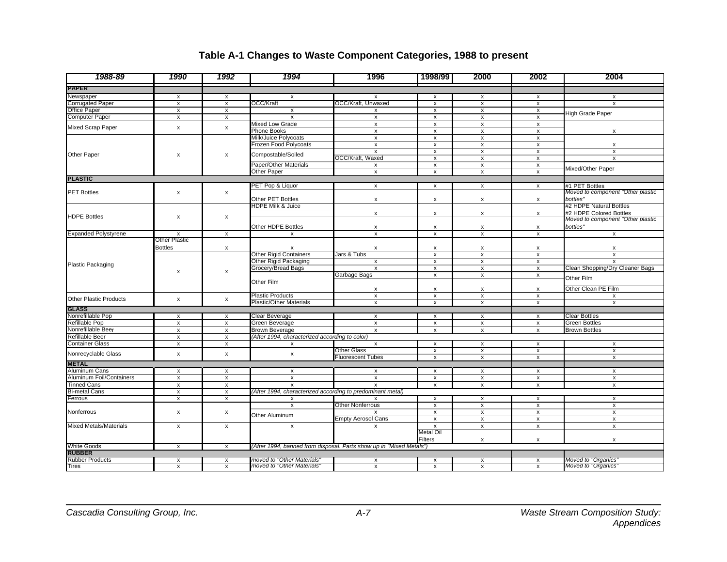## Table A-1 Changes to Waste Component Categories, 1988 to present

| 1988-89 | 1990 | 1992 | 1994 | 1996 | 1998/99 | 2000 | 2002 | 2004 |
|---|---|---|---|---|---|---|---|---|
| **PAPER** | | | | | | | | |
| Newspaper | x | x | x | x | x | x | x | x |
| Corrugated Paper | x | x | OCC/Kraft | OCC/Kraft, Unwaxed | x | x | x | x |
| Office Paper | x | x | x | x | x | x | x | High Grade Paper |
| Computer Paper | x | x | x | x | x | x | x | |
| Mixed Scrap Paper | x | x | Mixed Low Grade | x | x | x | x | |
| | | | Phone Books | x | x | x | x | x |
| Other Paper | x | x | Milk/Juice Polycoats | x | x | x | x | |
| | | | Frozen Food Polycoats | x | x | x | x | x |
| | | | Compostable/Soiled | x | x | x | x | x |
| | | | | OCC/Kraft, Waxed | x | x | x | x |
| | | | Paper/Other Materials | x | x | x | x | Mixed/Other Paper |
| | | | Other Paper | x | x | x | x | |
| **PLASTIC** | | | | | | | | |
| PET Bottles | x | x | PET Pop & Liquor | x | x | x | x | #1 PET Bottles |
| | | | Other PET Bottles | x | x | x | x | *Moved to component "Other plastic bottles"* |
| HDPE Bottles | x | x | HDPE Milk & Juice | x | x | x | x | #2 HDPE Natural Bottles |
| | | | | | | | | #2 HDPE Colored Bottles |
| | | | Other HDPE Bottles | x | x | x | x | *Moved to component "Other plastic bottles"* |
| Expanded Polystyrene | x | x | x | x | x | x | x | x |
| Plastic Packaging | Other Plastic Bottles | x | x | x | x | x | x | x |
| | x | x | Other Rigid Containers | Jars & Tubs | x | x | x | x |
| | | | Other Rigid Packaging | x | x | x | x | x |
| | | | Grocery/Bread Bags | x | x | x | x | Clean Shopping/Dry Cleaner Bags |
| | | | Other Film | Garbage Bags | x | x | x | Other Film |
| | | | | x | x | x | x | Other Clean PE Film |
| Other Plastic Products | x | x | Plastic Products | x | x | x | x | x |
| | | | Plastic/Other Materials | x | x | x | x | x |
| **GLASS** | | | | | | | | |
| Nonrefillable Pop | x | x | Clear Beverage | x | x | x | x | Clear Bottles |
| Refillable Pop | x | x | Green Beverage | x | x | x | x | Green Bottles |
| Nonrefillable Beer | x | x | Brown Beverage | x | x | x | x | Brown Bottles |
| Refillable Beer | x | x | *(After 1994, characterized according to color)* | | | | | |
| Container Glass | x | x | x | x | x | x | x | x |
| Nonrecyclable Glass | x | x | x | Other Glass | x | x | x | x |
| | | | | Fluorescent Tubes | x | x | x | x |
| **METAL** | | | | | | | | |
| Aluminum Cans | x | x | x | x | x | x | x | x |
| Aluminum Foil/Containers | x | x | x | x | x | x | x | x |
| Tinned Cans | x | x | x | x | x | x | x | x |
| Bi-metal Cans | x | x | *(After 1994, characterized according to predominant metal)* | | | | | |
| Ferrous | x | x | x | x | x | x | x | x |
| Nonferrous | x | x | x | Other Nonferrous | x | x | x | x |
| | | | Other Aluminum | x | x | x | x | x |
| | | | | Empty Aerosol Cans | x | x | x | x |
| Mixed Metals/Materials | x | x | x | x | x | x | x | x |
| | | | | | Metal Oil Filters | x | x | x |
| White Goods | x | x | *(After 1994, banned from disposal. Parts show up in "Mixed Metals")* | | | | | |
| **RUBBER** | | | | | | | | |
| Rubber Products | x | x | *moved to "Other Materials"* | x | x | x | x | *Moved to "Organics"* |
| Tires | x | x | *moved to "Other Materials"* | x | x | x | x | *Moved to "Organics"* |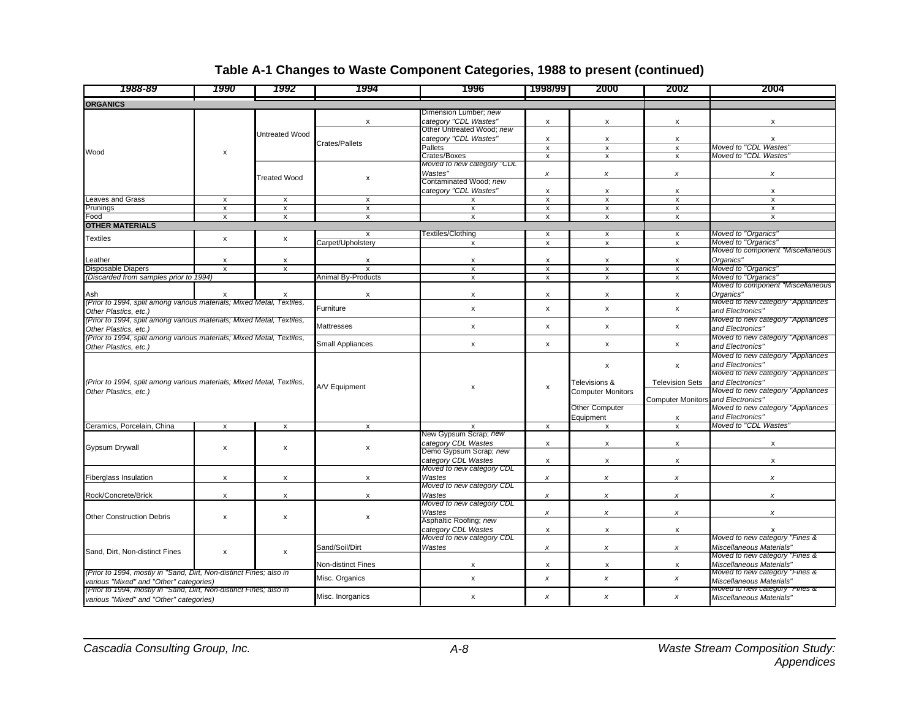## Table A-1 Changes to Waste Component Categories, 1988 to present (continued)

| 1988-89 | 1990 | 1992 | 1994 | 1996 | 1998/99 | 2000 | 2002 | 2004 |
|---|---|---|---|---|---|---|---|---|
| **ORGANICS** | | | | | | | | |
| Wood | x | Untreated Wood | x | Dimension Lumber; *new category "CDL Wastes"* | x | x | x | x |
| | | | Crates/Pallets | Other Untreated Wood; *new category "CDL Wastes"* | x | x | x | x |
| | | | | Pallets | x | x | x | *Moved to "CDL Wastes"* |
| | | | | Crates/Boxes | x | x | x | *Moved to "CDL Wastes"* |
| | | Treated Wood | x | *Moved to new category "CDL Wastes"* | *x* | *x* | *x* | *x* |
| | | | | Contaminated Wood; *new category "CDL Wastes"* | x | x | x | x |
| Leaves and Grass | x | x | x | x | x | x | x | x |
| Prunings | x | x | x | x | x | x | x | x |
| Food | x | x | x | x | x | x | x | x |
| **OTHER MATERIALS** | | | | | | | | |
| Textiles | x | x | x | Textiles/Clothing | x | x | x | *Moved to "Organics"* |
| | | | Carpet/Upholstery | x | x | x | x | *Moved to "Organics"* |
| Leather | x | x | x | x | x | x | x | *Moved to component "Miscellaneous Organics"* |
| Disposable Diapers | x | x | x | x | x | x | x | *Moved to "Organics"* |
| *(Discarded from samples prior to 1994)* | | | Animal By-Products | x | x | x | x | *Moved to "Organics"* |
| Ash | x | x | x | x | x | x | x | *Moved to component "Miscellaneous Organics"* |
| *(Prior to 1994, split among various materials; Mixed Metal, Textiles, Other Plastics, etc.)* | | | Furniture | x | x | x | x | *Moved to new category "Appliances and Electronics"* |
| *(Prior to 1994, split among various materials; Mixed Metal, Textiles, Other Plastics, etc.)* | | | Mattresses | x | x | x | x | *Moved to new category "Appliances and Electronics"* |
| *(Prior to 1994, split among various materials; Mixed Metal, Textiles, Other Plastics, etc.)* | | | Small Appliances | x | x | x | x | *Moved to new category "Appliances and Electronics"* |
| *(Prior to 1994, split among various materials; Mixed Metal, Textiles, Other Plastics, etc.)* | | | A/V Equipment | x | x | x | x | *Moved to new category "Appliances and Electronics"* |
| | | | | | | Televisions & Computer Monitors | Television Sets | *Moved to new category "Appliances and Electronics"* |
| | | | | | | | Computer Monitors | *Moved to new category "Appliances and Electronics"* |
| | | | | | | Other Computer Equipment | x | *Moved to new category "Appliances and Electronics"* |
| Ceramics, Porcelain, China | x | x | x | x | x | x | x | *Moved to "CDL Wastes"* |
| Gypsum Drywall | x | x | x | New Gypsum Scrap; *new category CDL Wastes* | x | x | x | x |
| | | | | Demo Gypsum Scrap; *new category CDL Wastes* | x | x | x | x |
| Fiberglass Insulation | x | x | x | *Moved to new category CDL Wastes* | *x* | *x* | *x* | *x* |
| Rock/Concrete/Brick | x | x | x | *Moved to new category CDL Wastes* | *x* | *x* | *x* | *x* |
| Other Construction Debris | x | x | x | *Moved to new category CDL Wastes* | *x* | *x* | *x* | *x* |
| | | | | Asphaltic Roofing; *new category CDL Wastes* | x | x | x | x |
| Sand, Dirt, Non-distinct Fines | x | x | Sand/Soil/Dirt | *Moved to new category CDL Wastes* | *x* | *x* | *x* | *Moved to new category "Fines & Miscellaneous Materials"* |
| | | | Non-distinct Fines | x | x | x | x | *Moved to new category "Fines & Miscellaneous Materials"* |
| *(Prior to 1994, mostly in "Sand, Dirt, Non-distinct Fines; also in various "Mixed" and "Other" categories)* | | | Misc. Organics | x | *x* | *x* | *x* | *Moved to new category "Fines & Miscellaneous Materials"* |
| *(Prior to 1994, mostly in "Sand, Dirt, Non-distinct Fines; also in various "Mixed" and "Other" categories)* | | | Misc. Inorganics | x | *x* | *x* | *x* | *Moved to new category "Fines & Miscellaneous Materials"* |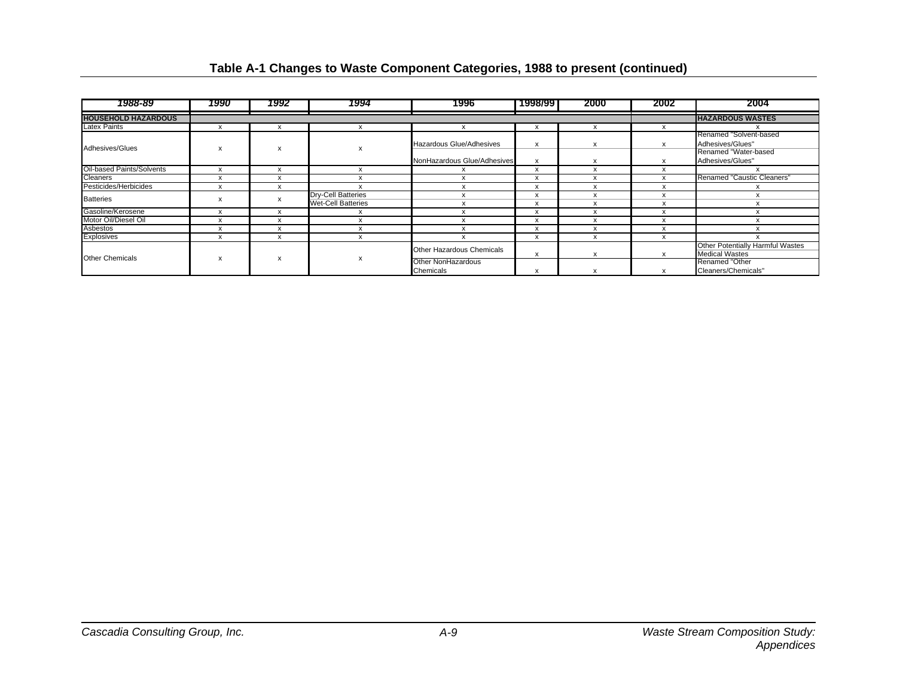## Table A-1 Changes to Waste Component Categories, 1988 to present (continued)

| 1988-89 | 1990 | 1992 | 1994 | 1996 | 1998/99 | 2000 | 2002 | 2004 |
|---|---|---|---|---|---|---|---|---|
| **HOUSEHOLD HAZARDOUS** | | | | | | | | **HAZARDOUS WASTES** |
| Latex Paints | x | x | x | x | x | x | x | x |
| Adhesives/Glues | x | x | x | Hazardous Glue/Adhesives | x | x | x | Renamed "Solvent-based Adhesives/Glues" |
| | | | | NonHazardous Glue/Adhesives | x | x | x | Renamed "Water-based Adhesives/Glues" |
| Oil-based Paints/Solvents | x | x | x | x | x | x | x | x |
| Cleaners | x | x | x | x | x | x | x | Renamed "Caustic Cleaners" |
| Pesticides/Herbicides | x | x | x | x | x | x | x | x |
| Batteries | x | x | Dry-Cell Batteries | x | x | x | x | x |
| | | | Wet-Cell Batteries | x | x | x | x | x |
| Gasoline/Kerosene | x | x | x | x | x | x | x | x |
| Motor Oil/Diesel Oil | x | x | x | x | x | x | x | x |
| Asbestos | x | x | x | x | x | x | x | x |
| Explosives | x | x | x | x | x | x | x | x |
| Other Chemicals | x | x | x | Other Hazardous Chemicals | x | x | x | Other Potentially Harmful Wastes |
| | | | | | | | | Medical Wastes |
| | | | | Other NonHazardous Chemicals | x | x | x | Renamed "Other Cleaners/Chemicals" |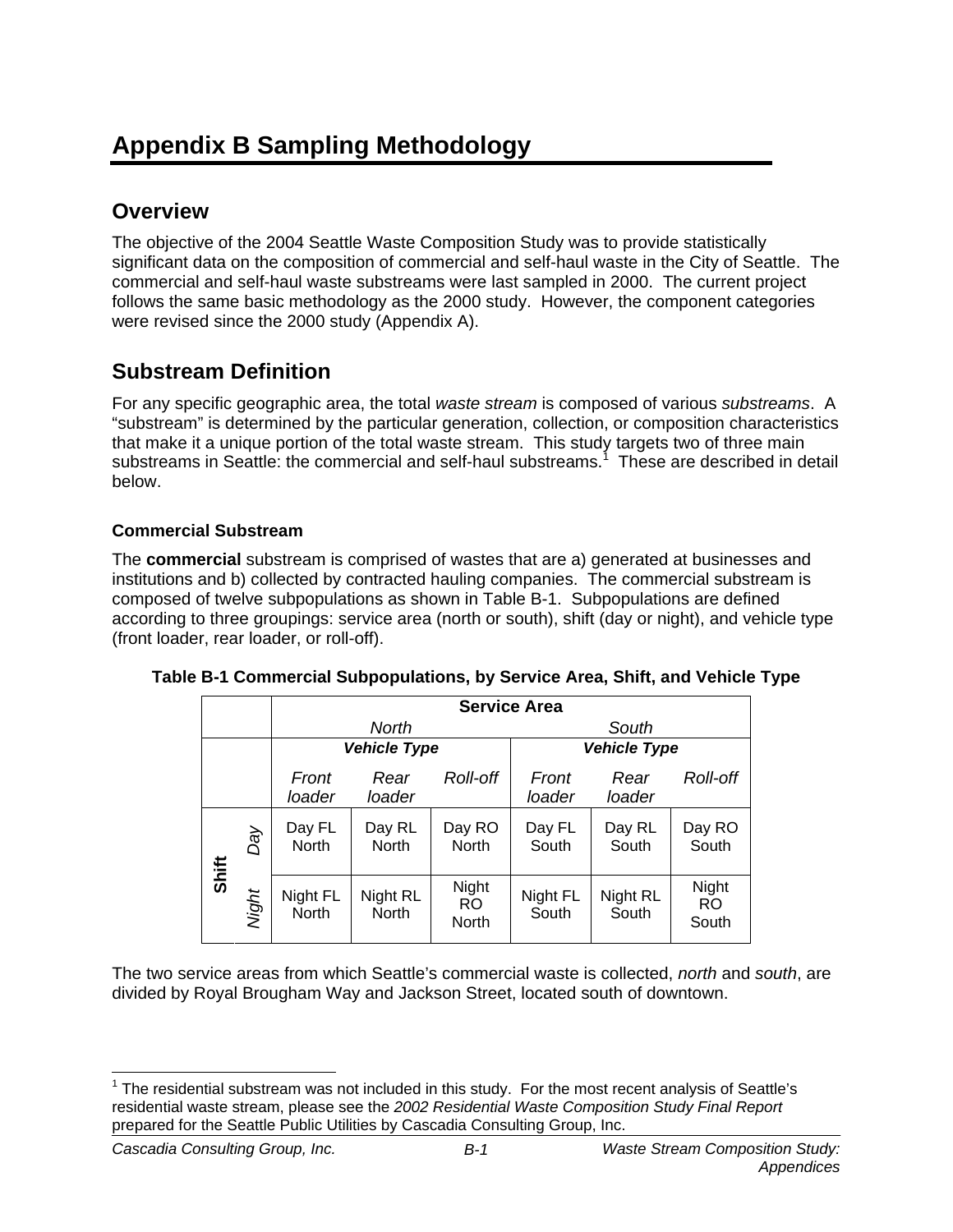# Appendix B Sampling Methodology

## Overview

The objective of the 2004 Seattle Waste Composition Study was to provide statistically significant data on the composition of commercial and self-haul waste in the City of Seattle. The commercial and self-haul waste substreams were last sampled in 2000. The current project follows the same basic methodology as the 2000 study. However, the component categories were revised since the 2000 study (Appendix A).

## Substream Definition

For any specific geographic area, the total *waste stream* is composed of various *substreams*. A "substream" is determined by the particular generation, collection, or composition characteristics that make it a unique portion of the total waste stream. This study targets two of three main substreams in Seattle: the commercial and self-haul substreams.[1] These are described in detail below.

### Commercial Substream

The **commercial** substream is comprised of wastes that are a) generated at businesses and institutions and b) collected by contracted hauling companies. The commercial substream is composed of twelve subpopulations as shown in Table B-1. Subpopulations are defined according to three groupings: service area (north or south), shift (day or night), and vehicle type (front loader, rear loader, or roll-off).

**Table B-1 Commercial Subpopulations, by Service Area, Shift, and Vehicle Type**

| | | Service Area | | | | | |
|---|---|---|---|---|---|---|---|
| | | *North* | | | *South* | | |
| | | ***Vehicle Type*** | | | ***Vehicle Type*** | | |
| | | *Front loader* | *Rear loader* | *Roll-off* | *Front loader* | *Rear loader* | *Roll-off* |
| **Shift** | *Day* | Day FL North | Day RL North | Day RO North | Day FL South | Day RL South | Day RO South |
| | *Night* | Night FL North | Night RL North | Night RO North | Night FL South | Night RL South | Night RO South |

The two service areas from which Seattle's commercial waste is collected, *north* and *south*, are divided by Royal Brougham Way and Jackson Street, located south of downtown.

[1] The residential substream was not included in this study. For the most recent analysis of Seattle's residential waste stream, please see the *2002 Residential Waste Composition Study Final Report* prepared for the Seattle Public Utilities by Cascadia Consulting Group, Inc.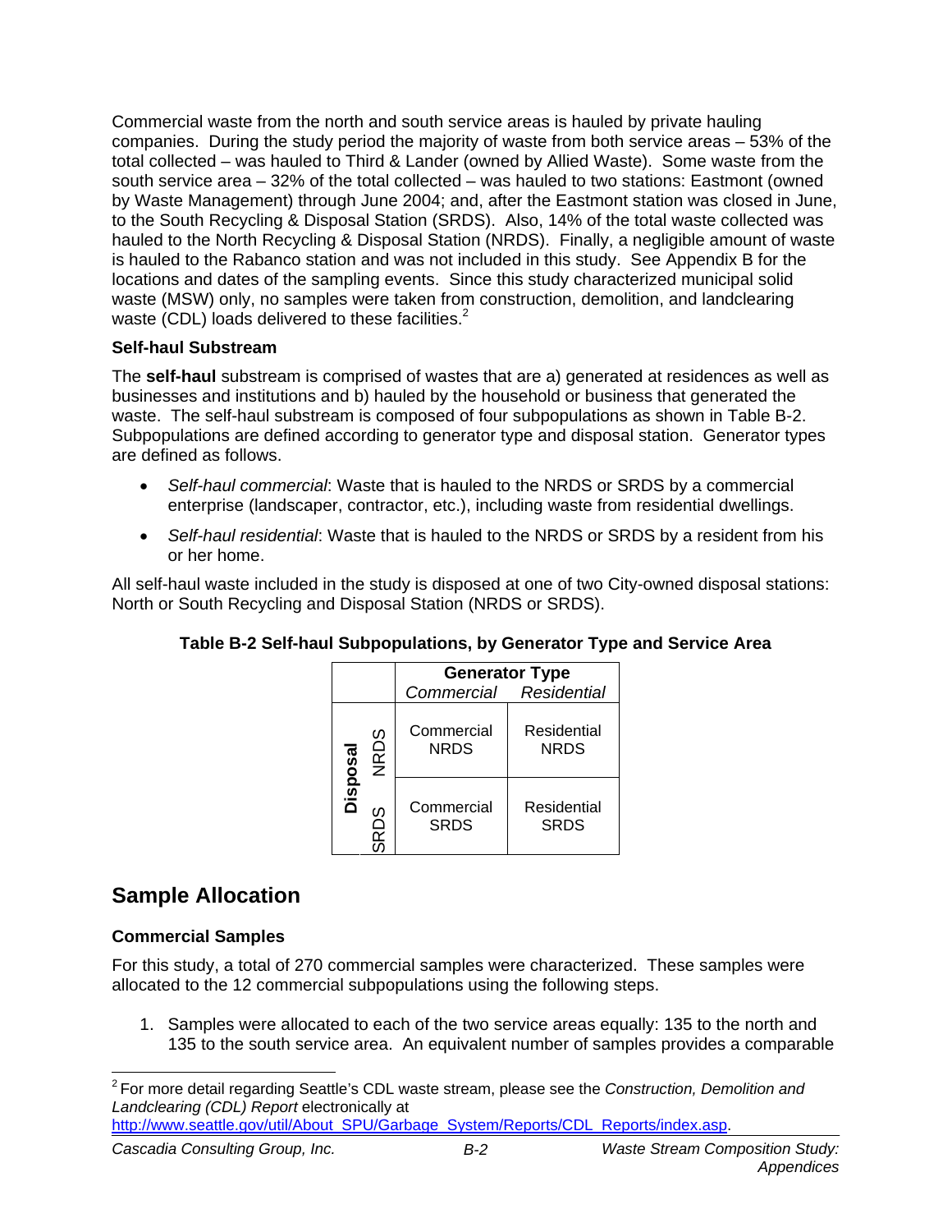Commercial waste from the north and south service areas is hauled by private hauling companies. During the study period the majority of waste from both service areas – 53% of the total collected – was hauled to Third & Lander (owned by Allied Waste). Some waste from the south service area – 32% of the total collected – was hauled to two stations: Eastmont (owned by Waste Management) through June 2004; and, after the Eastmont station was closed in June, to the South Recycling & Disposal Station (SRDS). Also, 14% of the total waste collected was hauled to the North Recycling & Disposal Station (NRDS). Finally, a negligible amount of waste is hauled to the Rabanco station and was not included in this study. See Appendix B for the locations and dates of the sampling events. Since this study characterized municipal solid waste (MSW) only, no samples were taken from construction, demolition, and landclearing waste (CDL) loads delivered to these facilities.[2]

### Self-haul Substream

The **self-haul** substream is comprised of wastes that are a) generated at residences as well as businesses and institutions and b) hauled by the household or business that generated the waste. The self-haul substream is composed of four subpopulations as shown in Table B-2. Subpopulations are defined according to generator type and disposal station. Generator types are defined as follows.

- *Self-haul commercial*: Waste that is hauled to the NRDS or SRDS by a commercial enterprise (landscaper, contractor, etc.), including waste from residential dwellings.
- *Self-haul residential*: Waste that is hauled to the NRDS or SRDS by a resident from his or her home.

All self-haul waste included in the study is disposed at one of two City-owned disposal stations: North or South Recycling and Disposal Station (NRDS or SRDS).

**Table B-2 Self-haul Subpopulations, by Generator Type and Service Area**

| | | Generator Type | |
|---|---|---|---|
| | | *Commercial* | *Residential* |
| **Disposal** | NRDS | Commercial NRDS | Residential NRDS |
| | SRDS | Commercial SRDS | Residential SRDS |

## Sample Allocation

### Commercial Samples

For this study, a total of 270 commercial samples were characterized. These samples were allocated to the 12 commercial subpopulations using the following steps.

1. Samples were allocated to each of the two service areas equally: 135 to the north and 135 to the south service area. An equivalent number of samples provides a comparable

---

[2] For more detail regarding Seattle's CDL waste stream, please see the *Construction, Demolition and Landclearing (CDL) Report* electronically at http://www.seattle.gov/util/About_SPU/Garbage_System/Reports/CDL_Reports/index.asp.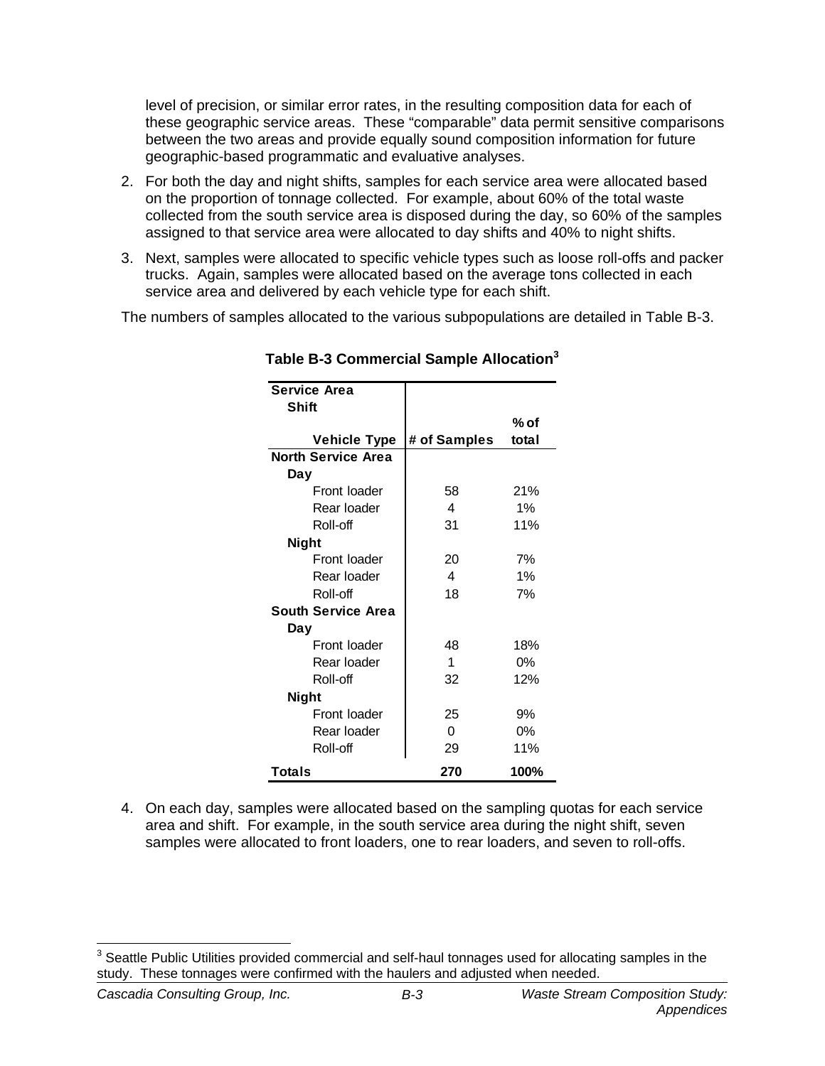level of precision, or similar error rates, in the resulting composition data for each of these geographic service areas. These "comparable" data permit sensitive comparisons between the two areas and provide equally sound composition information for future geographic-based programmatic and evaluative analyses.

2. For both the day and night shifts, samples for each service area were allocated based on the proportion of tonnage collected. For example, about 60% of the total waste collected from the south service area is disposed during the day, so 60% of the samples assigned to that service area were allocated to day shifts and 40% to night shifts.

3. Next, samples were allocated to specific vehicle types such as loose roll-offs and packer trucks. Again, samples were allocated based on the average tons collected in each service area and delivered by each vehicle type for each shift.

The numbers of samples allocated to the various subpopulations are detailed in Table B-3.

**Table B-3 Commercial Sample Allocation**[3]

| Service Area / Shift / Vehicle Type | # of Samples | % of total |
|---|---|---|
| **North Service Area** | | |
| **Day** | | |
| Front loader | 58 | 21% |
| Rear loader | 4 | 1% |
| Roll-off | 31 | 11% |
| **Night** | | |
| Front loader | 20 | 7% |
| Rear loader | 4 | 1% |
| Roll-off | 18 | 7% |
| **South Service Area** | | |
| **Day** | | |
| Front loader | 48 | 18% |
| Rear loader | 1 | 0% |
| Roll-off | 32 | 12% |
| **Night** | | |
| Front loader | 25 | 9% |
| Rear loader | 0 | 0% |
| Roll-off | 29 | 11% |
| **Totals** | **270** | **100%** |

4. On each day, samples were allocated based on the sampling quotas for each service area and shift. For example, in the south service area during the night shift, seven samples were allocated to front loaders, one to rear loaders, and seven to roll-offs.

[3] Seattle Public Utilities provided commercial and self-haul tonnages used for allocating samples in the study. These tonnages were confirmed with the haulers and adjusted when needed.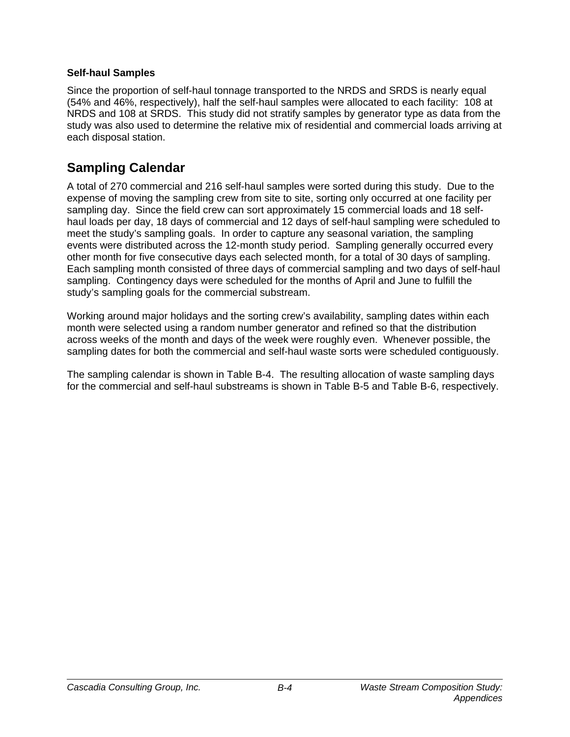### Self-haul Samples

Since the proportion of self-haul tonnage transported to the NRDS and SRDS is nearly equal (54% and 46%, respectively), half the self-haul samples were allocated to each facility: 108 at NRDS and 108 at SRDS. This study did not stratify samples by generator type as data from the study was also used to determine the relative mix of residential and commercial loads arriving at each disposal station.

## Sampling Calendar

A total of 270 commercial and 216 self-haul samples were sorted during this study. Due to the expense of moving the sampling crew from site to site, sorting only occurred at one facility per sampling day. Since the field crew can sort approximately 15 commercial loads and 18 self-haul loads per day, 18 days of commercial and 12 days of self-haul sampling were scheduled to meet the study's sampling goals. In order to capture any seasonal variation, the sampling events were distributed across the 12-month study period. Sampling generally occurred every other month for five consecutive days each selected month, for a total of 30 days of sampling. Each sampling month consisted of three days of commercial sampling and two days of self-haul sampling. Contingency days were scheduled for the months of April and June to fulfill the study's sampling goals for the commercial substream.

Working around major holidays and the sorting crew's availability, sampling dates within each month were selected using a random number generator and refined so that the distribution across weeks of the month and days of the week were roughly even. Whenever possible, the sampling dates for both the commercial and self-haul waste sorts were scheduled contiguously.

The sampling calendar is shown in Table B-4. The resulting allocation of waste sampling days for the commercial and self-haul substreams is shown in Table B-5 and Table B-6, respectively.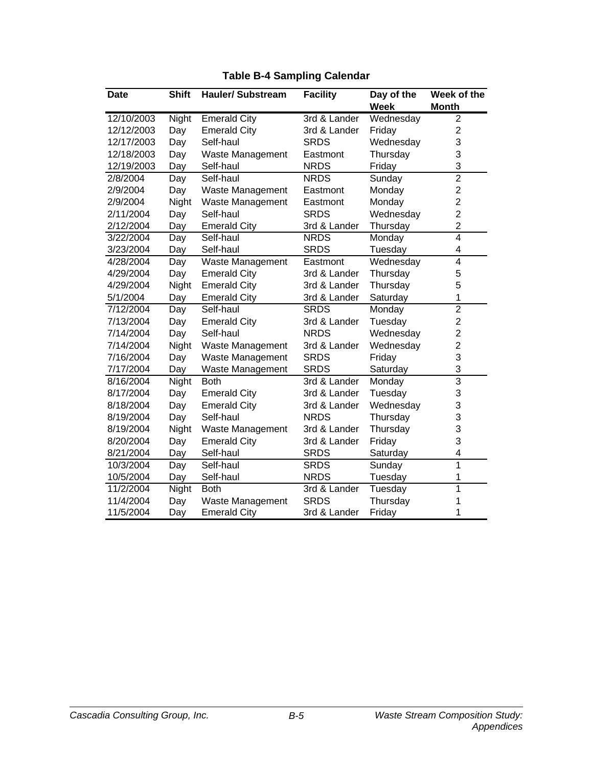**Table B-4 Sampling Calendar**

| Date | Shift | Hauler/ Substream | Facility | Day of the Week | Week of the Month |
|---|---|---|---|---|---|
| 12/10/2003 | Night | Emerald City | 3rd & Lander | Wednesday | 2 |
| 12/12/2003 | Day | Emerald City | 3rd & Lander | Friday | 2 |
| 12/17/2003 | Day | Self-haul | SRDS | Wednesday | 3 |
| 12/18/2003 | Day | Waste Management | Eastmont | Thursday | 3 |
| 12/19/2003 | Day | Self-haul | NRDS | Friday | 3 |
| 2/8/2004 | Day | Self-haul | NRDS | Sunday | 2 |
| 2/9/2004 | Day | Waste Management | Eastmont | Monday | 2 |
| 2/9/2004 | Night | Waste Management | Eastmont | Monday | 2 |
| 2/11/2004 | Day | Self-haul | SRDS | Wednesday | 2 |
| 2/12/2004 | Day | Emerald City | 3rd & Lander | Thursday | 2 |
| 3/22/2004 | Day | Self-haul | NRDS | Monday | 4 |
| 3/23/2004 | Day | Self-haul | SRDS | Tuesday | 4 |
| 4/28/2004 | Day | Waste Management | Eastmont | Wednesday | 4 |
| 4/29/2004 | Day | Emerald City | 3rd & Lander | Thursday | 5 |
| 4/29/2004 | Night | Emerald City | 3rd & Lander | Thursday | 5 |
| 5/1/2004 | Day | Emerald City | 3rd & Lander | Saturday | 1 |
| 7/12/2004 | Day | Self-haul | SRDS | Monday | 2 |
| 7/13/2004 | Day | Emerald City | 3rd & Lander | Tuesday | 2 |
| 7/14/2004 | Day | Self-haul | NRDS | Wednesday | 2 |
| 7/14/2004 | Night | Waste Management | 3rd & Lander | Wednesday | 2 |
| 7/16/2004 | Day | Waste Management | SRDS | Friday | 3 |
| 7/17/2004 | Day | Waste Management | SRDS | Saturday | 3 |
| 8/16/2004 | Night | Both | 3rd & Lander | Monday | 3 |
| 8/17/2004 | Day | Emerald City | 3rd & Lander | Tuesday | 3 |
| 8/18/2004 | Day | Emerald City | 3rd & Lander | Wednesday | 3 |
| 8/19/2004 | Day | Self-haul | NRDS | Thursday | 3 |
| 8/19/2004 | Night | Waste Management | 3rd & Lander | Thursday | 3 |
| 8/20/2004 | Day | Emerald City | 3rd & Lander | Friday | 3 |
| 8/21/2004 | Day | Self-haul | SRDS | Saturday | 4 |
| 10/3/2004 | Day | Self-haul | SRDS | Sunday | 1 |
| 10/5/2004 | Day | Self-haul | NRDS | Tuesday | 1 |
| 11/2/2004 | Night | Both | 3rd & Lander | Tuesday | 1 |
| 11/4/2004 | Day | Waste Management | SRDS | Thursday | 1 |
| 11/5/2004 | Day | Emerald City | 3rd & Lander | Friday | 1 |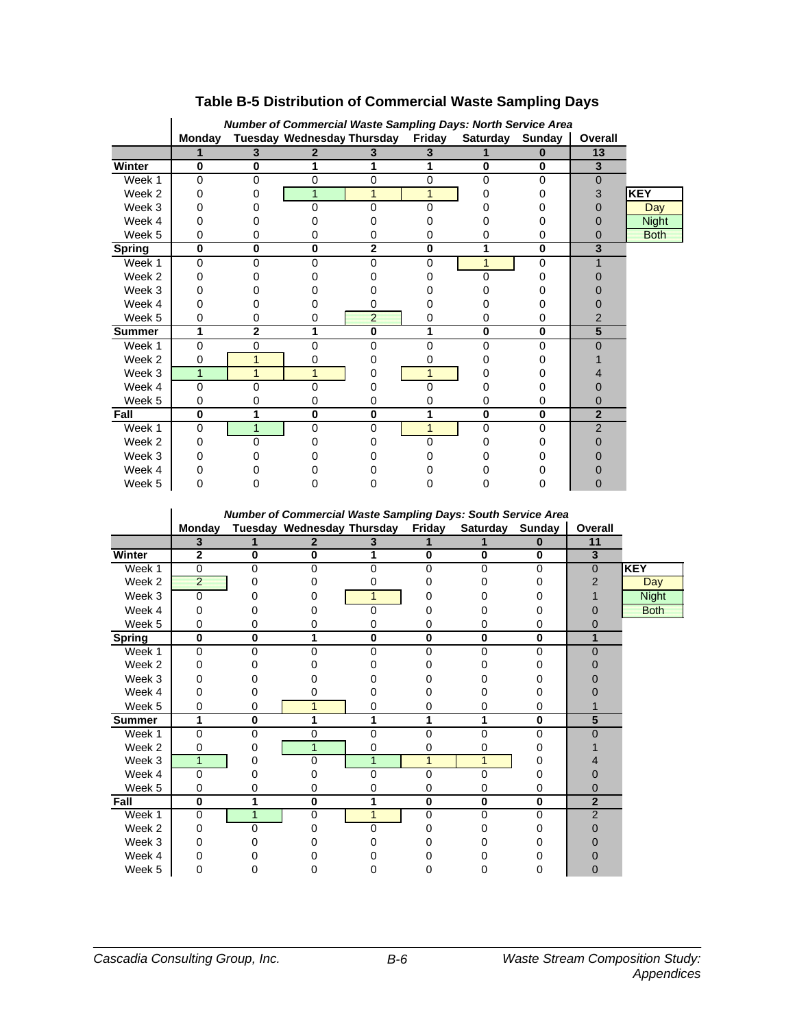# Table B-5 Distribution of Commercial Waste Sampling Days

*Number of Commercial Waste Sampling Days: North Service Area*

| | Monday | Tuesday | Wednesday | Thursday | Friday | Saturday | Sunday | Overall |
|---|---|---|---|---|---|---|---|---|
| | **1** | **3** | **2** | **3** | **3** | **1** | **0** | **13** |
| **Winter** | **0** | **0** | **1** | **1** | **1** | **0** | **0** | **3** |
| Week 1 | 0 | 0 | 0 | 0 | 0 | 0 | 0 | 0 |
| Week 2 | 0 | 0 | 1 | 1 | 1 | 0 | 0 | 3 |
| Week 3 | 0 | 0 | 0 | 0 | 0 | 0 | 0 | 0 |
| Week 4 | 0 | 0 | 0 | 0 | 0 | 0 | 0 | 0 |
| Week 5 | 0 | 0 | 0 | 0 | 0 | 0 | 0 | 0 |
| **Spring** | **0** | **0** | **0** | **2** | **0** | **1** | **0** | **3** |
| Week 1 | 0 | 0 | 0 | 0 | 0 | 1 | 0 | 1 |
| Week 2 | 0 | 0 | 0 | 0 | 0 | 0 | 0 | 0 |
| Week 3 | 0 | 0 | 0 | 0 | 0 | 0 | 0 | 0 |
| Week 4 | 0 | 0 | 0 | 0 | 0 | 0 | 0 | 0 |
| Week 5 | 0 | 0 | 0 | 2 | 0 | 0 | 0 | 2 |
| **Summer** | **1** | **2** | **1** | **0** | **1** | **0** | **0** | **5** |
| Week 1 | 0 | 0 | 0 | 0 | 0 | 0 | 0 | 0 |
| Week 2 | 0 | 1 | 0 | 0 | 0 | 0 | 0 | 1 |
| Week 3 | 1 | 1 | 1 | 0 | 1 | 0 | 0 | 4 |
| Week 4 | 0 | 0 | 0 | 0 | 0 | 0 | 0 | 0 |
| Week 5 | 0 | 0 | 0 | 0 | 0 | 0 | 0 | 0 |
| **Fall** | **0** | **1** | **0** | **0** | **1** | **0** | **0** | **2** |
| Week 1 | 0 | 1 | 0 | 0 | 1 | 0 | 0 | 2 |
| Week 2 | 0 | 0 | 0 | 0 | 0 | 0 | 0 | 0 |
| Week 3 | 0 | 0 | 0 | 0 | 0 | 0 | 0 | 0 |
| Week 4 | 0 | 0 | 0 | 0 | 0 | 0 | 0 | 0 |
| Week 5 | 0 | 0 | 0 | 0 | 0 | 0 | 0 | 0 |

**KEY**
- Day
- Night
- Both

*Number of Commercial Waste Sampling Days: South Service Area*

| | Monday | Tuesday | Wednesday | Thursday | Friday | Saturday | Sunday | Overall |
|---|---|---|---|---|---|---|---|---|
| | **3** | **1** | **2** | **3** | **1** | **1** | **0** | **11** |
| **Winter** | **2** | **0** | **0** | **1** | **0** | **0** | **0** | **3** |
| Week 1 | 0 | 0 | 0 | 0 | 0 | 0 | 0 | 0 |
| Week 2 | 2 | 0 | 0 | 0 | 0 | 0 | 0 | 2 |
| Week 3 | 0 | 0 | 0 | 1 | 0 | 0 | 0 | 1 |
| Week 4 | 0 | 0 | 0 | 0 | 0 | 0 | 0 | 0 |
| Week 5 | 0 | 0 | 0 | 0 | 0 | 0 | 0 | 0 |
| **Spring** | **0** | **0** | **1** | **0** | **0** | **0** | **0** | **1** |
| Week 1 | 0 | 0 | 0 | 0 | 0 | 0 | 0 | 0 |
| Week 2 | 0 | 0 | 0 | 0 | 0 | 0 | 0 | 0 |
| Week 3 | 0 | 0 | 0 | 0 | 0 | 0 | 0 | 0 |
| Week 4 | 0 | 0 | 0 | 0 | 0 | 0 | 0 | 0 |
| Week 5 | 0 | 0 | 1 | 0 | 0 | 0 | 0 | 1 |
| **Summer** | **1** | **0** | **1** | **1** | **1** | **1** | **0** | **5** |
| Week 1 | 0 | 0 | 0 | 0 | 0 | 0 | 0 | 0 |
| Week 2 | 0 | 0 | 1 | 0 | 0 | 0 | 0 | 1 |
| Week 3 | 1 | 0 | 0 | 1 | 1 | 1 | 0 | 4 |
| Week 4 | 0 | 0 | 0 | 0 | 0 | 0 | 0 | 0 |
| Week 5 | 0 | 0 | 0 | 0 | 0 | 0 | 0 | 0 |
| **Fall** | **0** | **1** | **0** | **1** | **0** | **0** | **0** | **2** |
| Week 1 | 0 | 1 | 0 | 1 | 0 | 0 | 0 | 2 |
| Week 2 | 0 | 0 | 0 | 0 | 0 | 0 | 0 | 0 |
| Week 3 | 0 | 0 | 0 | 0 | 0 | 0 | 0 | 0 |
| Week 4 | 0 | 0 | 0 | 0 | 0 | 0 | 0 | 0 |
| Week 5 | 0 | 0 | 0 | 0 | 0 | 0 | 0 | 0 |

**KEY**
- Day
- Night
- Both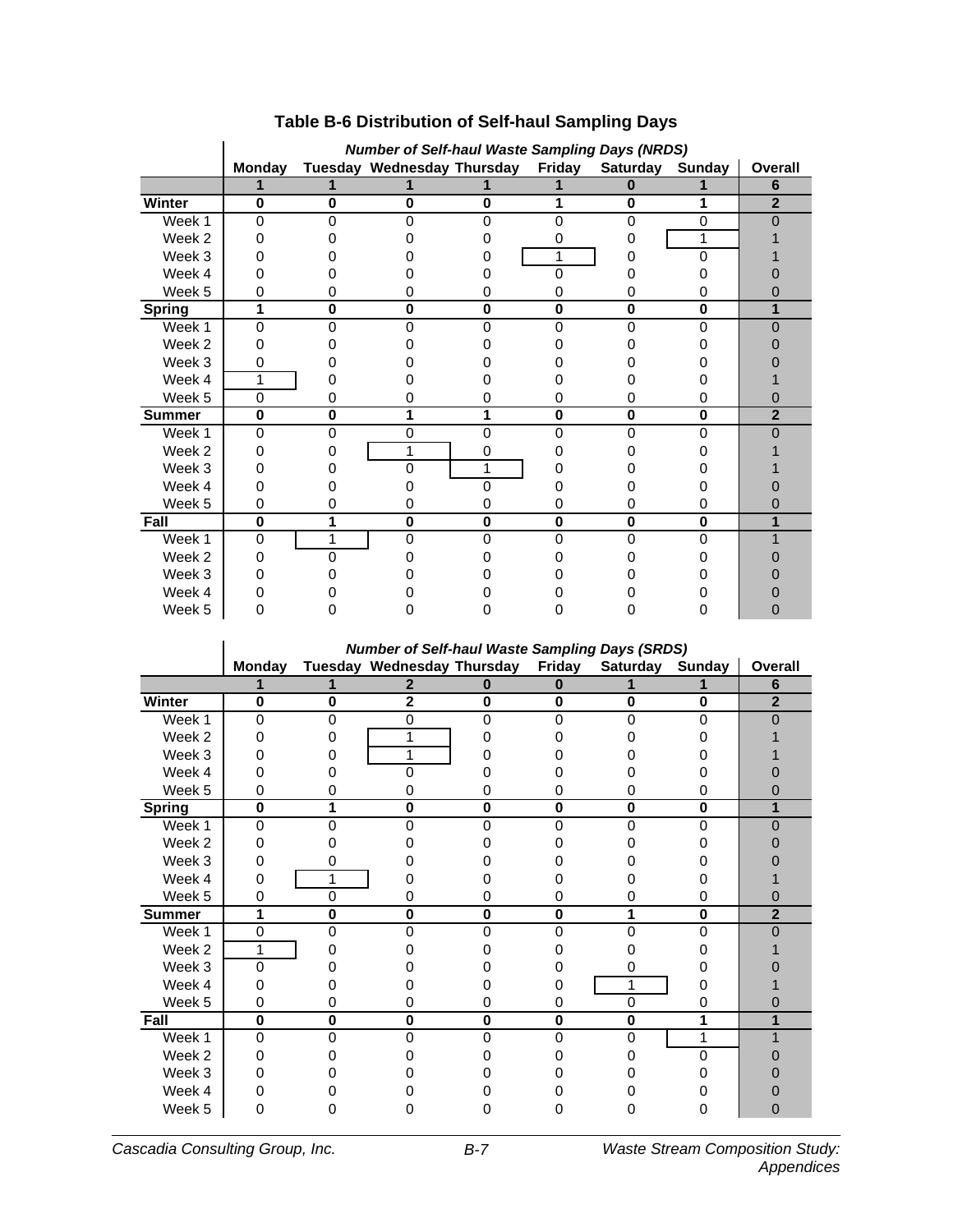### Table B-6 Distribution of Self-haul Sampling Days

| | *Number of Self-haul Waste Sampling Days (NRDS)* | | | | | | | |
|---|---|---|---|---|---|---|---|---|
| | **Monday** | **Tuesday** | **Wednesday** | **Thursday** | **Friday** | **Saturday** | **Sunday** | **Overall** |
| | **1** | **1** | **1** | **1** | **1** | **0** | **1** | **6** |
| **Winter** | **0** | **0** | **0** | **0** | **1** | **0** | **1** | **2** |
| Week 1 | 0 | 0 | 0 | 0 | 0 | 0 | 0 | 0 |
| Week 2 | 0 | 0 | 0 | 0 | 0 | 0 | 1 | 1 |
| Week 3 | 0 | 0 | 0 | 0 | 1 | 0 | 0 | 1 |
| Week 4 | 0 | 0 | 0 | 0 | 0 | 0 | 0 | 0 |
| Week 5 | 0 | 0 | 0 | 0 | 0 | 0 | 0 | 0 |
| **Spring** | **1** | **0** | **0** | **0** | **0** | **0** | **0** | **1** |
| Week 1 | 0 | 0 | 0 | 0 | 0 | 0 | 0 | 0 |
| Week 2 | 0 | 0 | 0 | 0 | 0 | 0 | 0 | 0 |
| Week 3 | 0 | 0 | 0 | 0 | 0 | 0 | 0 | 0 |
| Week 4 | 1 | 0 | 0 | 0 | 0 | 0 | 0 | 1 |
| Week 5 | 0 | 0 | 0 | 0 | 0 | 0 | 0 | 0 |
| **Summer** | **0** | **0** | **1** | **1** | **0** | **0** | **0** | **2** |
| Week 1 | 0 | 0 | 0 | 0 | 0 | 0 | 0 | 0 |
| Week 2 | 0 | 0 | 1 | 0 | 0 | 0 | 0 | 1 |
| Week 3 | 0 | 0 | 0 | 1 | 0 | 0 | 0 | 1 |
| Week 4 | 0 | 0 | 0 | 0 | 0 | 0 | 0 | 0 |
| Week 5 | 0 | 0 | 0 | 0 | 0 | 0 | 0 | 0 |
| **Fall** | **0** | **1** | **0** | **0** | **0** | **0** | **0** | **1** |
| Week 1 | 0 | 1 | 0 | 0 | 0 | 0 | 0 | 1 |
| Week 2 | 0 | 0 | 0 | 0 | 0 | 0 | 0 | 0 |
| Week 3 | 0 | 0 | 0 | 0 | 0 | 0 | 0 | 0 |
| Week 4 | 0 | 0 | 0 | 0 | 0 | 0 | 0 | 0 |
| Week 5 | 0 | 0 | 0 | 0 | 0 | 0 | 0 | 0 |

| | *Number of Self-haul Waste Sampling Days (SRDS)* | | | | | | | |
|---|---|---|---|---|---|---|---|---|
| | **Monday** | **Tuesday** | **Wednesday** | **Thursday** | **Friday** | **Saturday** | **Sunday** | **Overall** |
| | **1** | **1** | **2** | **0** | **0** | **1** | **1** | **6** |
| **Winter** | **0** | **0** | **2** | **0** | **0** | **0** | **0** | **2** |
| Week 1 | 0 | 0 | 0 | 0 | 0 | 0 | 0 | 0 |
| Week 2 | 0 | 0 | 1 | 0 | 0 | 0 | 0 | 1 |
| Week 3 | 0 | 0 | 1 | 0 | 0 | 0 | 0 | 1 |
| Week 4 | 0 | 0 | 0 | 0 | 0 | 0 | 0 | 0 |
| Week 5 | 0 | 0 | 0 | 0 | 0 | 0 | 0 | 0 |
| **Spring** | **0** | **1** | **0** | **0** | **0** | **0** | **0** | **1** |
| Week 1 | 0 | 0 | 0 | 0 | 0 | 0 | 0 | 0 |
| Week 2 | 0 | 0 | 0 | 0 | 0 | 0 | 0 | 0 |
| Week 3 | 0 | 0 | 0 | 0 | 0 | 0 | 0 | 0 |
| Week 4 | 0 | 1 | 0 | 0 | 0 | 0 | 0 | 1 |
| Week 5 | 0 | 0 | 0 | 0 | 0 | 0 | 0 | 0 |
| **Summer** | **1** | **0** | **0** | **0** | **0** | **1** | **0** | **2** |
| Week 1 | 0 | 0 | 0 | 0 | 0 | 0 | 0 | 0 |
| Week 2 | 1 | 0 | 0 | 0 | 0 | 0 | 0 | 1 |
| Week 3 | 0 | 0 | 0 | 0 | 0 | 0 | 0 | 0 |
| Week 4 | 0 | 0 | 0 | 0 | 0 | 1 | 0 | 1 |
| Week 5 | 0 | 0 | 0 | 0 | 0 | 0 | 0 | 0 |
| **Fall** | **0** | **0** | **0** | **0** | **0** | **0** | **1** | **1** |
| Week 1 | 0 | 0 | 0 | 0 | 0 | 0 | 1 | 1 |
| Week 2 | 0 | 0 | 0 | 0 | 0 | 0 | 0 | 0 |
| Week 3 | 0 | 0 | 0 | 0 | 0 | 0 | 0 | 0 |
| Week 4 | 0 | 0 | 0 | 0 | 0 | 0 | 0 | 0 |
| Week 5 | 0 | 0 | 0 | 0 | 0 | 0 | 0 | 0 |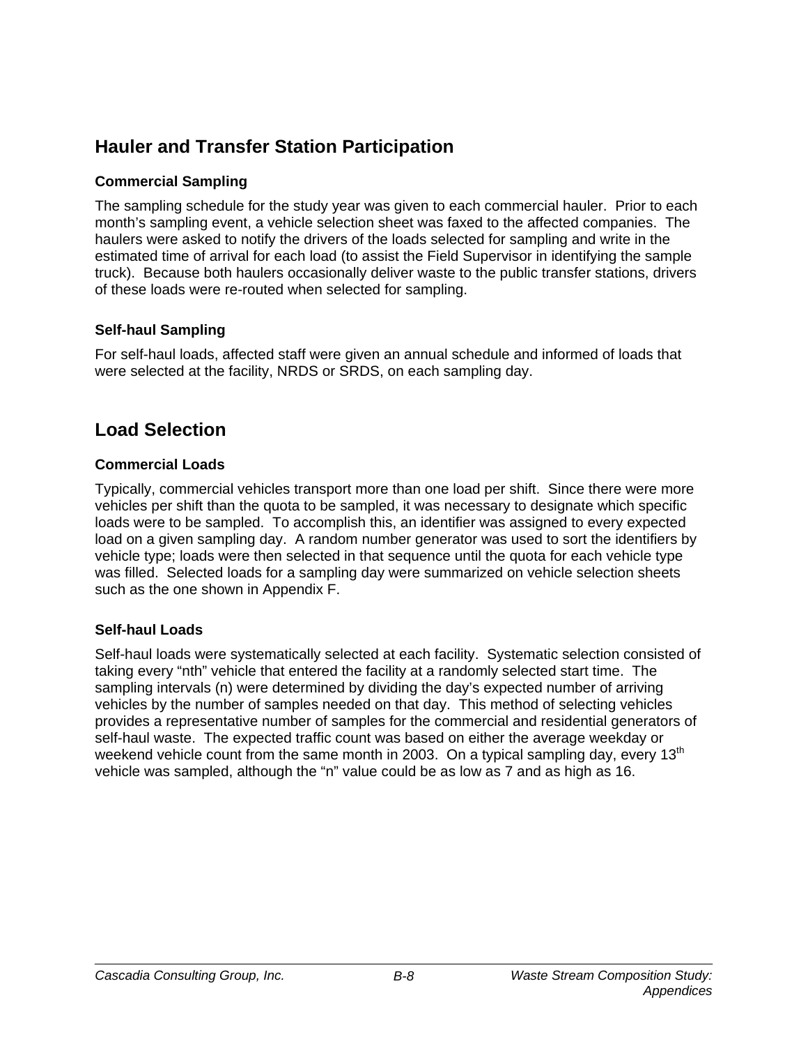## Hauler and Transfer Station Participation

### Commercial Sampling

The sampling schedule for the study year was given to each commercial hauler. Prior to each month's sampling event, a vehicle selection sheet was faxed to the affected companies. The haulers were asked to notify the drivers of the loads selected for sampling and write in the estimated time of arrival for each load (to assist the Field Supervisor in identifying the sample truck). Because both haulers occasionally deliver waste to the public transfer stations, drivers of these loads were re-routed when selected for sampling.

### Self-haul Sampling

For self-haul loads, affected staff were given an annual schedule and informed of loads that were selected at the facility, NRDS or SRDS, on each sampling day.

## Load Selection

### Commercial Loads

Typically, commercial vehicles transport more than one load per shift. Since there were more vehicles per shift than the quota to be sampled, it was necessary to designate which specific loads were to be sampled. To accomplish this, an identifier was assigned to every expected load on a given sampling day. A random number generator was used to sort the identifiers by vehicle type; loads were then selected in that sequence until the quota for each vehicle type was filled. Selected loads for a sampling day were summarized on vehicle selection sheets such as the one shown in Appendix F.

### Self-haul Loads

Self-haul loads were systematically selected at each facility. Systematic selection consisted of taking every "nth" vehicle that entered the facility at a randomly selected start time. The sampling intervals (n) were determined by dividing the day's expected number of arriving vehicles by the number of samples needed on that day. This method of selecting vehicles provides a representative number of samples for the commercial and residential generators of self-haul waste. The expected traffic count was based on either the average weekday or weekend vehicle count from the same month in 2003. On a typical sampling day, every 13th vehicle was sampled, although the "n" value could be as low as 7 and as high as 16.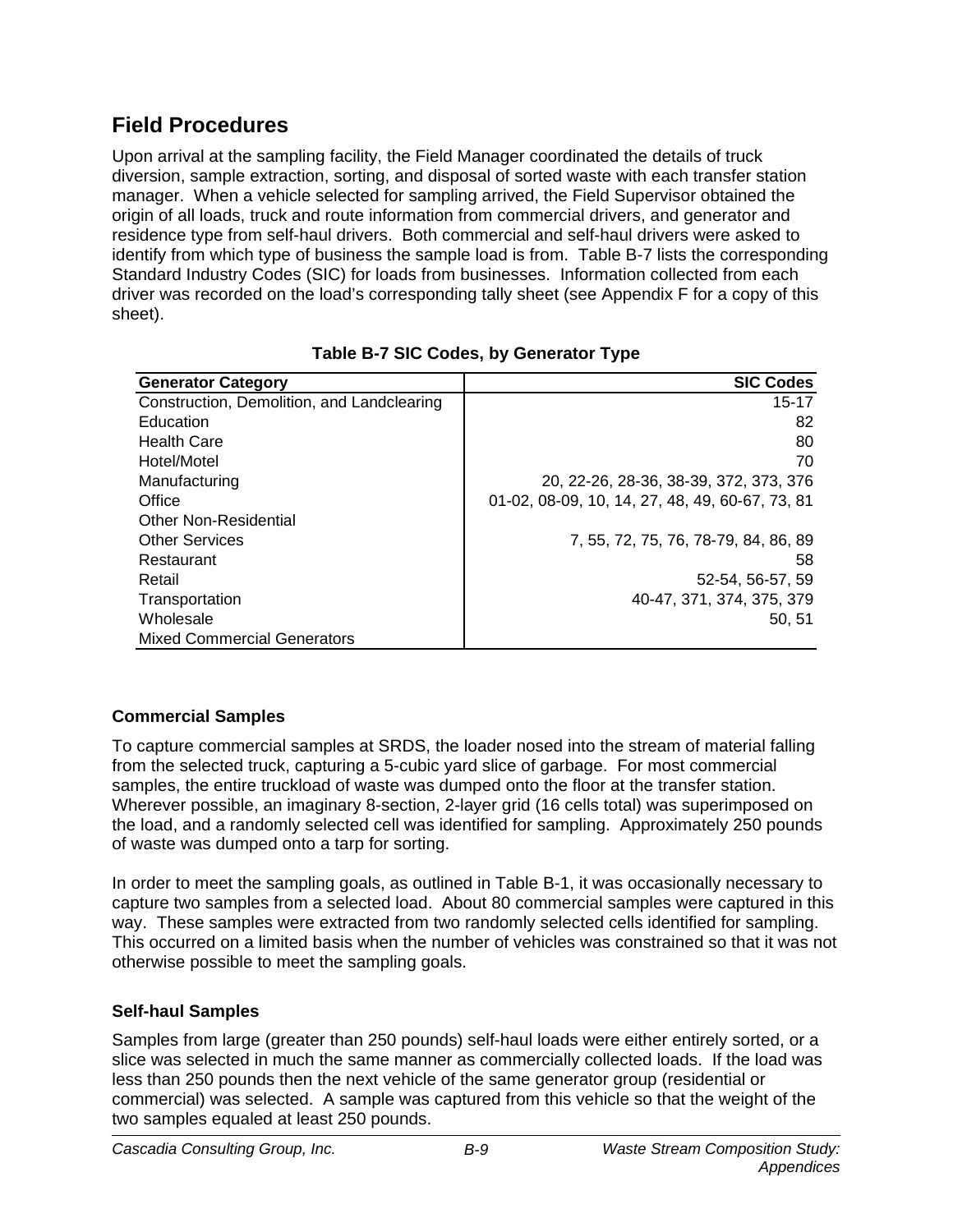## Field Procedures

Upon arrival at the sampling facility, the Field Manager coordinated the details of truck diversion, sample extraction, sorting, and disposal of sorted waste with each transfer station manager. When a vehicle selected for sampling arrived, the Field Supervisor obtained the origin of all loads, truck and route information from commercial drivers, and generator and residence type from self-haul drivers. Both commercial and self-haul drivers were asked to identify from which type of business the sample load is from. Table B-7 lists the corresponding Standard Industry Codes (SIC) for loads from businesses. Information collected from each driver was recorded on the load's corresponding tally sheet (see Appendix F for a copy of this sheet).

**Table B-7 SIC Codes, by Generator Type**

| Generator Category | SIC Codes |
|---|---:|
| Construction, Demolition, and Landclearing | 15-17 |
| Education | 82 |
| Health Care | 80 |
| Hotel/Motel | 70 |
| Manufacturing | 20, 22-26, 28-36, 38-39, 372, 373, 376 |
| Office | 01-02, 08-09, 10, 14, 27, 48, 49, 60-67, 73, 81 |
| Other Non-Residential | |
| Other Services | 7, 55, 72, 75, 76, 78-79, 84, 86, 89 |
| Restaurant | 58 |
| Retail | 52-54, 56-57, 59 |
| Transportation | 40-47, 371, 374, 375, 379 |
| Wholesale | 50, 51 |
| Mixed Commercial Generators | |

### Commercial Samples

To capture commercial samples at SRDS, the loader nosed into the stream of material falling from the selected truck, capturing a 5-cubic yard slice of garbage. For most commercial samples, the entire truckload of waste was dumped onto the floor at the transfer station. Wherever possible, an imaginary 8-section, 2-layer grid (16 cells total) was superimposed on the load, and a randomly selected cell was identified for sampling. Approximately 250 pounds of waste was dumped onto a tarp for sorting.

In order to meet the sampling goals, as outlined in Table B-1, it was occasionally necessary to capture two samples from a selected load. About 80 commercial samples were captured in this way. These samples were extracted from two randomly selected cells identified for sampling. This occurred on a limited basis when the number of vehicles was constrained so that it was not otherwise possible to meet the sampling goals.

### Self-haul Samples

Samples from large (greater than 250 pounds) self-haul loads were either entirely sorted, or a slice was selected in much the same manner as commercially collected loads. If the load was less than 250 pounds then the next vehicle of the same generator group (residential or commercial) was selected. A sample was captured from this vehicle so that the weight of the two samples equaled at least 250 pounds.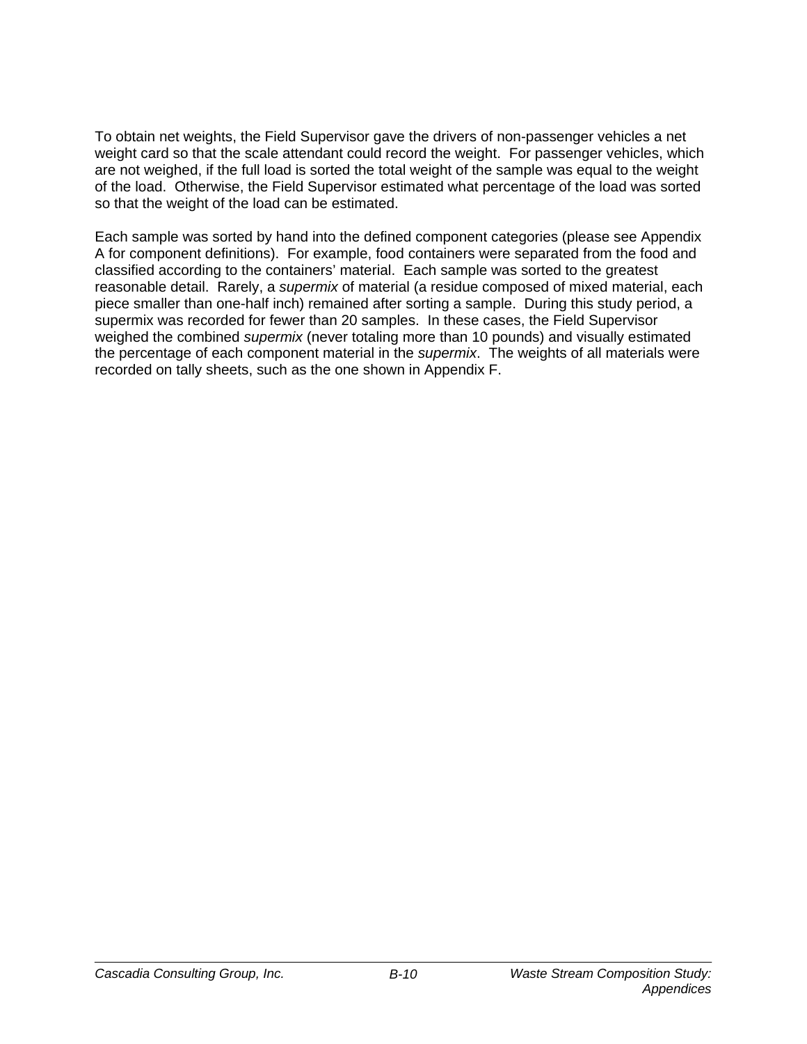To obtain net weights, the Field Supervisor gave the drivers of non-passenger vehicles a net weight card so that the scale attendant could record the weight. For passenger vehicles, which are not weighed, if the full load is sorted the total weight of the sample was equal to the weight of the load. Otherwise, the Field Supervisor estimated what percentage of the load was sorted so that the weight of the load can be estimated.

Each sample was sorted by hand into the defined component categories (please see Appendix A for component definitions). For example, food containers were separated from the food and classified according to the containers' material. Each sample was sorted to the greatest reasonable detail. Rarely, a *supermix* of material (a residue composed of mixed material, each piece smaller than one-half inch) remained after sorting a sample. During this study period, a supermix was recorded for fewer than 20 samples. In these cases, the Field Supervisor weighed the combined *supermix* (never totaling more than 10 pounds) and visually estimated the percentage of each component material in the *supermix*. The weights of all materials were recorded on tally sheets, such as the one shown in Appendix F.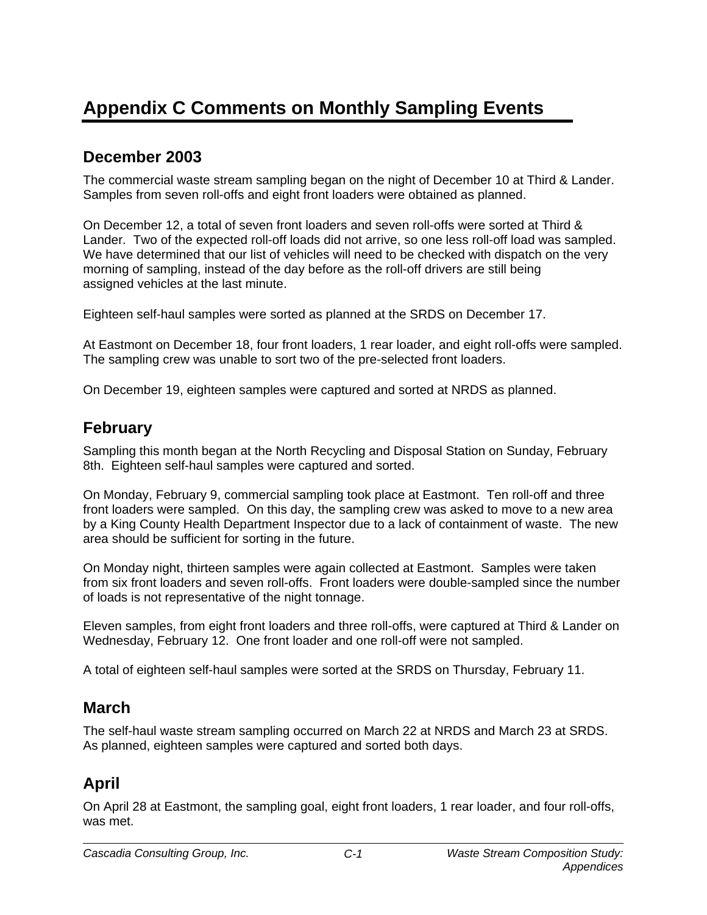# Appendix C Comments on Monthly Sampling Events

## December 2003

The commercial waste stream sampling began on the night of December 10 at Third & Lander. Samples from seven roll-offs and eight front loaders were obtained as planned.

On December 12, a total of seven front loaders and seven roll-offs were sorted at Third & Lander. Two of the expected roll-off loads did not arrive, so one less roll-off load was sampled. We have determined that our list of vehicles will need to be checked with dispatch on the very morning of sampling, instead of the day before as the roll-off drivers are still being assigned vehicles at the last minute.

Eighteen self-haul samples were sorted as planned at the SRDS on December 17.

At Eastmont on December 18, four front loaders, 1 rear loader, and eight roll-offs were sampled. The sampling crew was unable to sort two of the pre-selected front loaders.

On December 19, eighteen samples were captured and sorted at NRDS as planned.

## February

Sampling this month began at the North Recycling and Disposal Station on Sunday, February 8th. Eighteen self-haul samples were captured and sorted.

On Monday, February 9, commercial sampling took place at Eastmont. Ten roll-off and three front loaders were sampled. On this day, the sampling crew was asked to move to a new area by a King County Health Department Inspector due to a lack of containment of waste. The new area should be sufficient for sorting in the future.

On Monday night, thirteen samples were again collected at Eastmont. Samples were taken from six front loaders and seven roll-offs. Front loaders were double-sampled since the number of loads is not representative of the night tonnage.

Eleven samples, from eight front loaders and three roll-offs, were captured at Third & Lander on Wednesday, February 12. One front loader and one roll-off were not sampled.

A total of eighteen self-haul samples were sorted at the SRDS on Thursday, February 11.

## March

The self-haul waste stream sampling occurred on March 22 at NRDS and March 23 at SRDS. As planned, eighteen samples were captured and sorted both days.

## April

On April 28 at Eastmont, the sampling goal, eight front loaders, 1 rear loader, and four roll-offs, was met.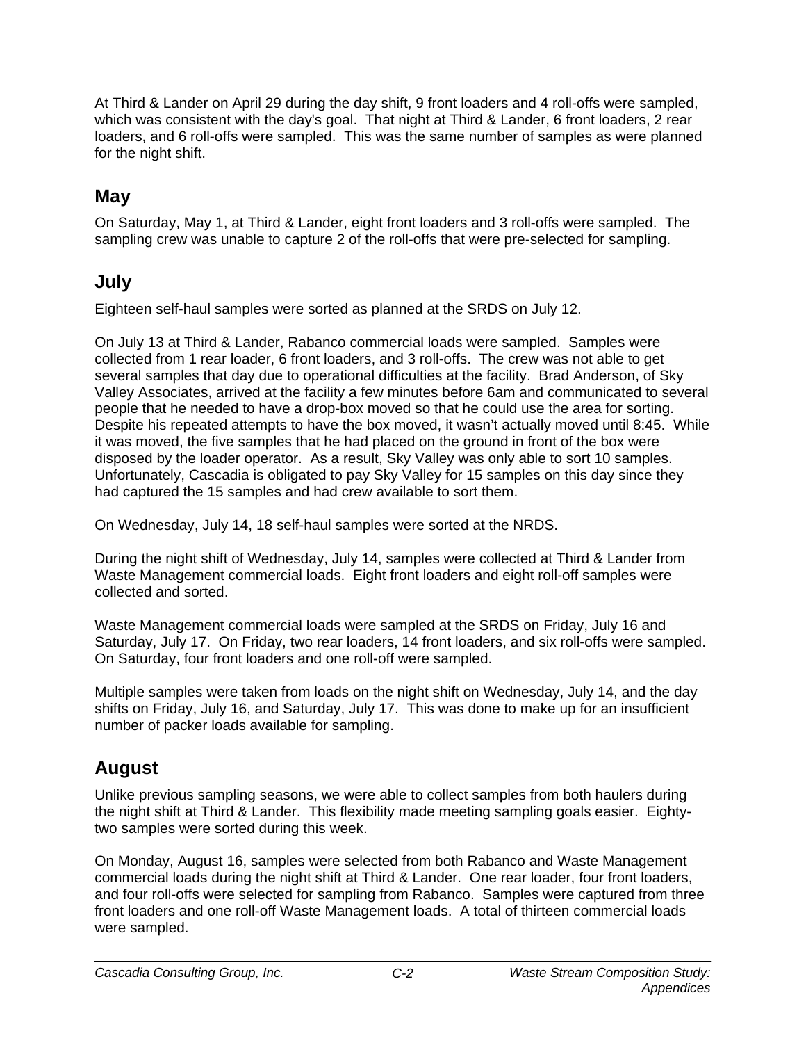At Third & Lander on April 29 during the day shift, 9 front loaders and 4 roll-offs were sampled, which was consistent with the day's goal. That night at Third & Lander, 6 front loaders, 2 rear loaders, and 6 roll-offs were sampled. This was the same number of samples as were planned for the night shift.

## May

On Saturday, May 1, at Third & Lander, eight front loaders and 3 roll-offs were sampled. The sampling crew was unable to capture 2 of the roll-offs that were pre-selected for sampling.

## July

Eighteen self-haul samples were sorted as planned at the SRDS on July 12.

On July 13 at Third & Lander, Rabanco commercial loads were sampled. Samples were collected from 1 rear loader, 6 front loaders, and 3 roll-offs. The crew was not able to get several samples that day due to operational difficulties at the facility. Brad Anderson, of Sky Valley Associates, arrived at the facility a few minutes before 6am and communicated to several people that he needed to have a drop-box moved so that he could use the area for sorting. Despite his repeated attempts to have the box moved, it wasn't actually moved until 8:45. While it was moved, the five samples that he had placed on the ground in front of the box were disposed by the loader operator. As a result, Sky Valley was only able to sort 10 samples. Unfortunately, Cascadia is obligated to pay Sky Valley for 15 samples on this day since they had captured the 15 samples and had crew available to sort them.

On Wednesday, July 14, 18 self-haul samples were sorted at the NRDS.

During the night shift of Wednesday, July 14, samples were collected at Third & Lander from Waste Management commercial loads. Eight front loaders and eight roll-off samples were collected and sorted.

Waste Management commercial loads were sampled at the SRDS on Friday, July 16 and Saturday, July 17. On Friday, two rear loaders, 14 front loaders, and six roll-offs were sampled. On Saturday, four front loaders and one roll-off were sampled.

Multiple samples were taken from loads on the night shift on Wednesday, July 14, and the day shifts on Friday, July 16, and Saturday, July 17. This was done to make up for an insufficient number of packer loads available for sampling.

## August

Unlike previous sampling seasons, we were able to collect samples from both haulers during the night shift at Third & Lander. This flexibility made meeting sampling goals easier. Eighty-two samples were sorted during this week.

On Monday, August 16, samples were selected from both Rabanco and Waste Management commercial loads during the night shift at Third & Lander. One rear loader, four front loaders, and four roll-offs were selected for sampling from Rabanco. Samples were captured from three front loaders and one roll-off Waste Management loads. A total of thirteen commercial loads were sampled.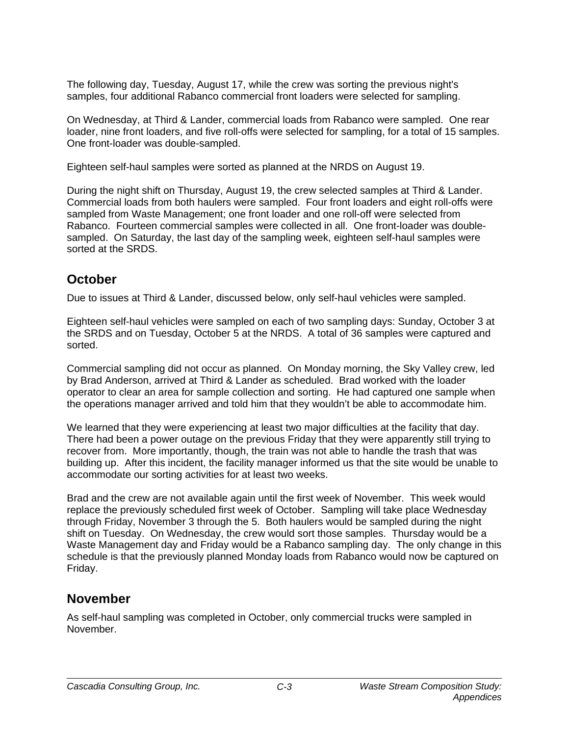The following day, Tuesday, August 17, while the crew was sorting the previous night's samples, four additional Rabanco commercial front loaders were selected for sampling.

On Wednesday, at Third & Lander, commercial loads from Rabanco were sampled. One rear loader, nine front loaders, and five roll-offs were selected for sampling, for a total of 15 samples. One front-loader was double-sampled.

Eighteen self-haul samples were sorted as planned at the NRDS on August 19.

During the night shift on Thursday, August 19, the crew selected samples at Third & Lander. Commercial loads from both haulers were sampled. Four front loaders and eight roll-offs were sampled from Waste Management; one front loader and one roll-off were selected from Rabanco. Fourteen commercial samples were collected in all. One front-loader was double-sampled. On Saturday, the last day of the sampling week, eighteen self-haul samples were sorted at the SRDS.

## October

Due to issues at Third & Lander, discussed below, only self-haul vehicles were sampled.

Eighteen self-haul vehicles were sampled on each of two sampling days: Sunday, October 3 at the SRDS and on Tuesday, October 5 at the NRDS. A total of 36 samples were captured and sorted.

Commercial sampling did not occur as planned. On Monday morning, the Sky Valley crew, led by Brad Anderson, arrived at Third & Lander as scheduled. Brad worked with the loader operator to clear an area for sample collection and sorting. He had captured one sample when the operations manager arrived and told him that they wouldn't be able to accommodate him.

We learned that they were experiencing at least two major difficulties at the facility that day. There had been a power outage on the previous Friday that they were apparently still trying to recover from. More importantly, though, the train was not able to handle the trash that was building up. After this incident, the facility manager informed us that the site would be unable to accommodate our sorting activities for at least two weeks.

Brad and the crew are not available again until the first week of November. This week would replace the previously scheduled first week of October. Sampling will take place Wednesday through Friday, November 3 through the 5. Both haulers would be sampled during the night shift on Tuesday. On Wednesday, the crew would sort those samples. Thursday would be a Waste Management day and Friday would be a Rabanco sampling day. The only change in this schedule is that the previously planned Monday loads from Rabanco would now be captured on Friday.

## November

As self-haul sampling was completed in October, only commercial trucks were sampled in November.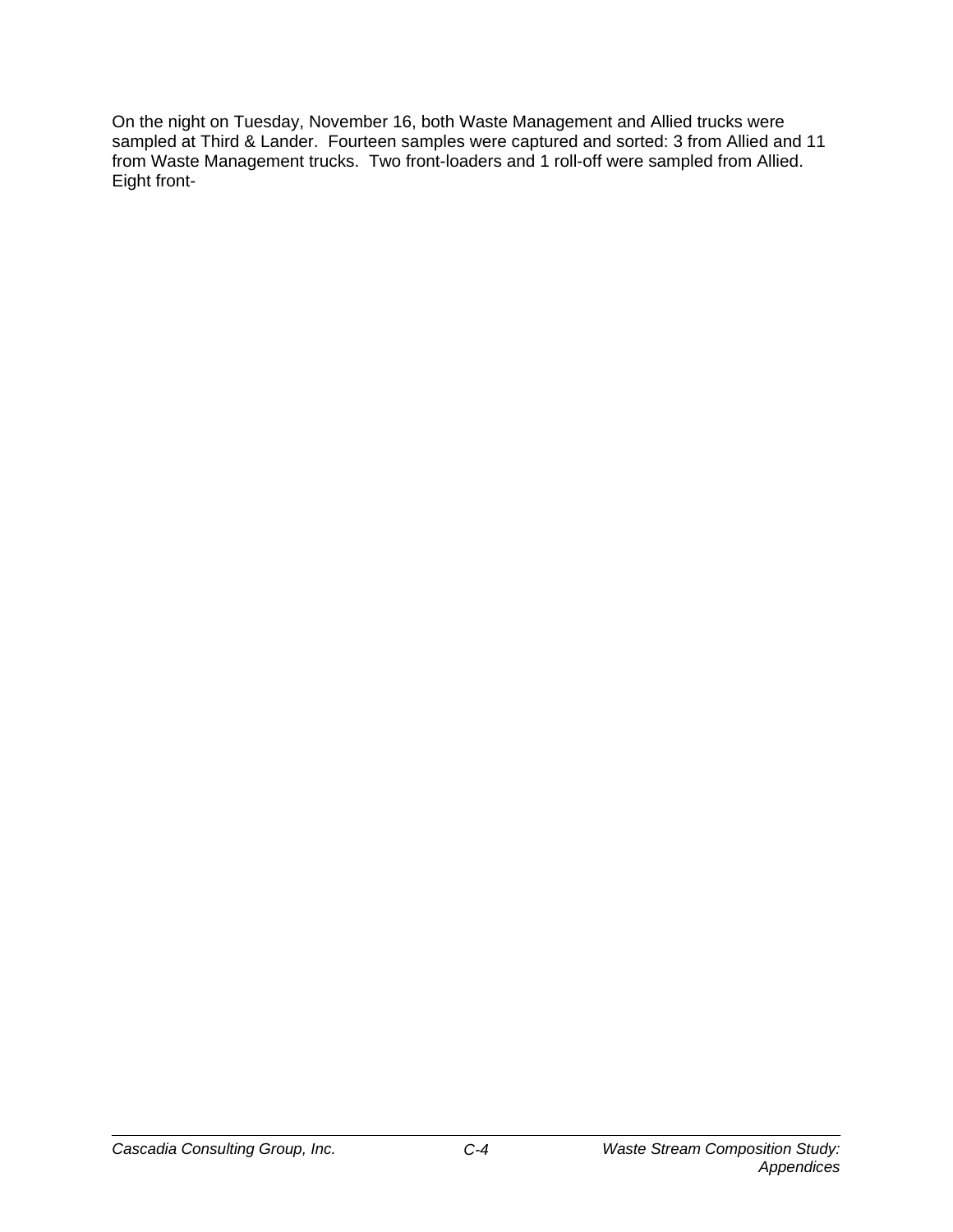On the night on Tuesday, November 16, both Waste Management and Allied trucks were sampled at Third & Lander. Fourteen samples were captured and sorted: 3 from Allied and 11 from Waste Management trucks. Two front-loaders and 1 roll-off were sampled from Allied. Eight front-